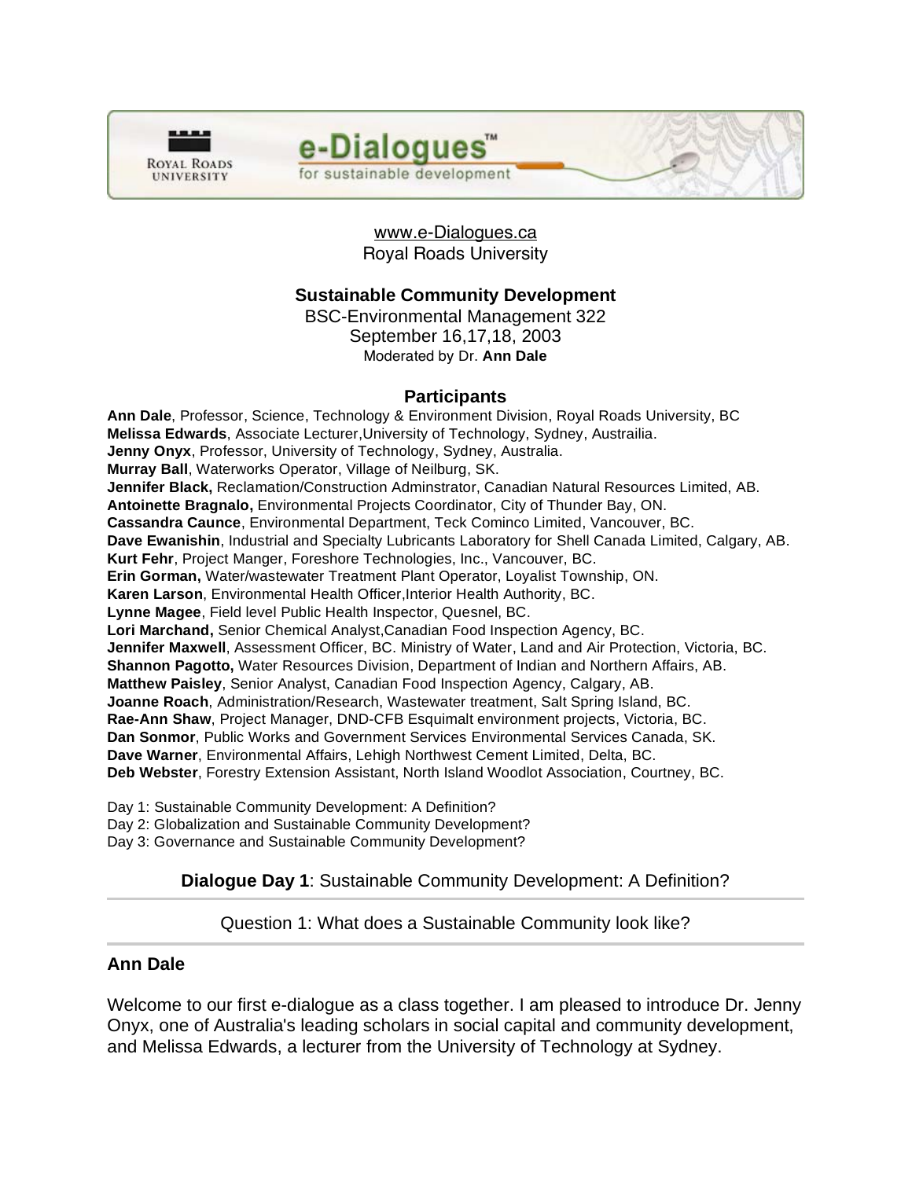www.e-Dialogues.ca
Royal Roads University

## Sustainable Community Development

BSC-Environmental Management 322
September 16,17,18, 2003
Moderated by Dr. **Ann Dale**

### Participants

**Ann Dale**, Professor, Science, Technology & Environment Division, Royal Roads University, BC
**Melissa Edwards**, Associate Lecturer,University of Technology, Sydney, Austrailia.
**Jenny Onyx**, Professor, University of Technology, Sydney, Australia.
**Murray Ball**, Waterworks Operator, Village of Neilburg, SK.
**Jennifer Black,** Reclamation/Construction Adminstrator, Canadian Natural Resources Limited, AB.
**Antoinette Bragnalo,** Environmental Projects Coordinator, City of Thunder Bay, ON.
**Cassandra Caunce**, Environmental Department, Teck Cominco Limited, Vancouver, BC.
**Dave Ewanishin**, Industrial and Specialty Lubricants Laboratory for Shell Canada Limited, Calgary, AB.
**Kurt Fehr**, Project Manger, Foreshore Technologies, Inc., Vancouver, BC.
**Erin Gorman,** Water/wastewater Treatment Plant Operator, Loyalist Township, ON.
**Karen Larson**, Environmental Health Officer,Interior Health Authority, BC.
**Lynne Magee**, Field level Public Health Inspector, Quesnel, BC.
**Lori Marchand,** Senior Chemical Analyst,Canadian Food Inspection Agency, BC.
**Jennifer Maxwell**, Assessment Officer, BC. Ministry of Water, Land and Air Protection, Victoria, BC.
**Shannon Pagotto,** Water Resources Division, Department of Indian and Northern Affairs, AB.
**Matthew Paisley**, Senior Analyst, Canadian Food Inspection Agency, Calgary, AB.
**Joanne Roach**, Administration/Research, Wastewater treatment, Salt Spring Island, BC.
**Rae-Ann Shaw**, Project Manager, DND-CFB Esquimalt environment projects, Victoria, BC.
**Dan Sonmor**, Public Works and Government Services Environmental Services Canada, SK.
**Dave Warner**, Environmental Affairs, Lehigh Northwest Cement Limited, Delta, BC.
**Deb Webster**, Forestry Extension Assistant, North Island Woodlot Association, Courtney, BC.

Day 1: Sustainable Community Development: A Definition?
Day 2: Globalization and Sustainable Community Development?
Day 3: Governance and Sustainable Community Development?

---

**Dialogue Day 1**: Sustainable Community Development: A Definition?

---

Question 1: What does a Sustainable Community look like?

---

### Ann Dale

Welcome to our first e-dialogue as a class together. I am pleased to introduce Dr. Jenny Onyx, one of Australia's leading scholars in social capital and community development, and Melissa Edwards, a lecturer from the University of Technology at Sydney.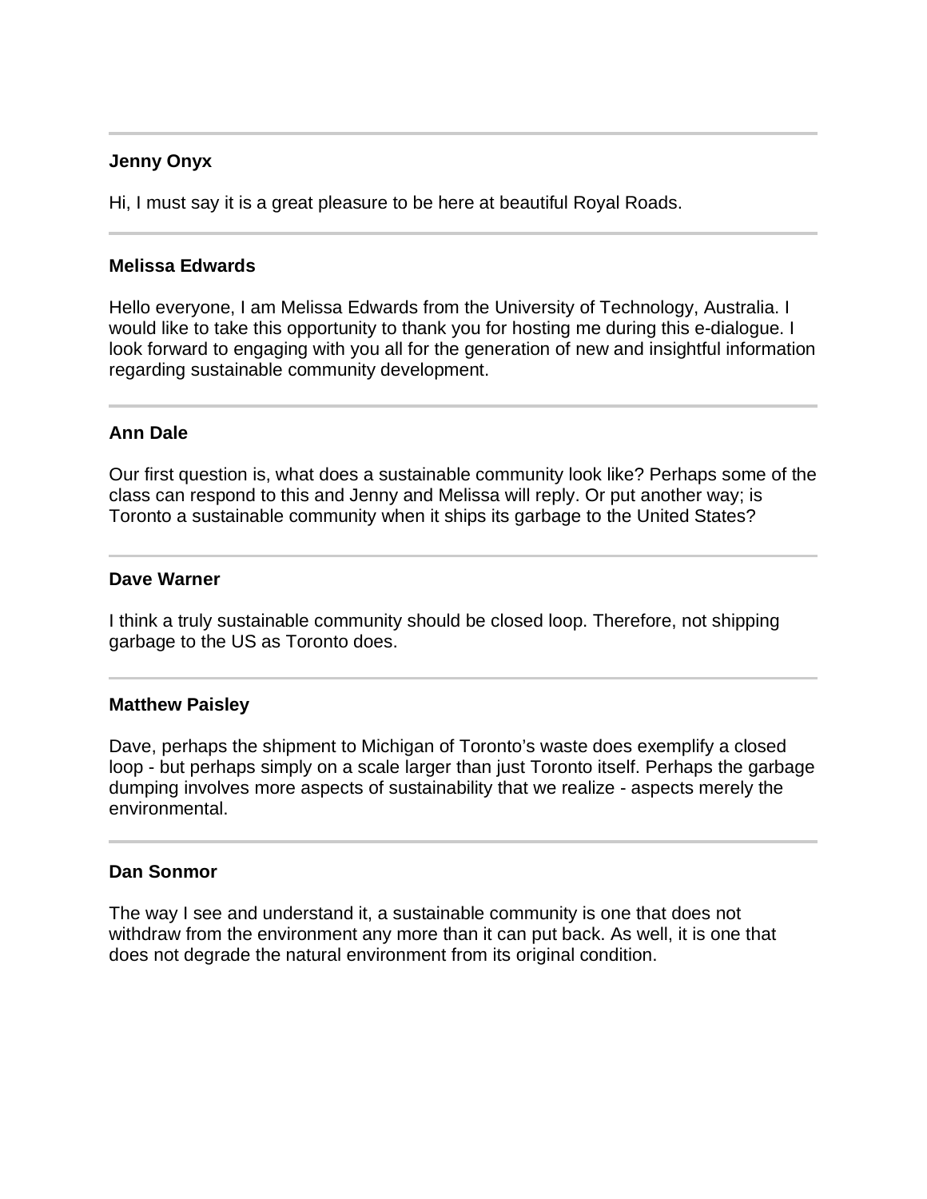---

**Jenny Onyx**

Hi, I must say it is a great pleasure to be here at beautiful Royal Roads.

---

**Melissa Edwards**

Hello everyone, I am Melissa Edwards from the University of Technology, Australia. I would like to take this opportunity to thank you for hosting me during this e-dialogue. I look forward to engaging with you all for the generation of new and insightful information regarding sustainable community development.

---

**Ann Dale**

Our first question is, what does a sustainable community look like? Perhaps some of the class can respond to this and Jenny and Melissa will reply. Or put another way; is Toronto a sustainable community when it ships its garbage to the United States?

---

**Dave Warner**

I think a truly sustainable community should be closed loop. Therefore, not shipping garbage to the US as Toronto does.

---

**Matthew Paisley**

Dave, perhaps the shipment to Michigan of Toronto's waste does exemplify a closed loop - but perhaps simply on a scale larger than just Toronto itself. Perhaps the garbage dumping involves more aspects of sustainability that we realize - aspects merely the environmental.

---

**Dan Sonmor**

The way I see and understand it, a sustainable community is one that does not withdraw from the environment any more than it can put back. As well, it is one that does not degrade the natural environment from its original condition.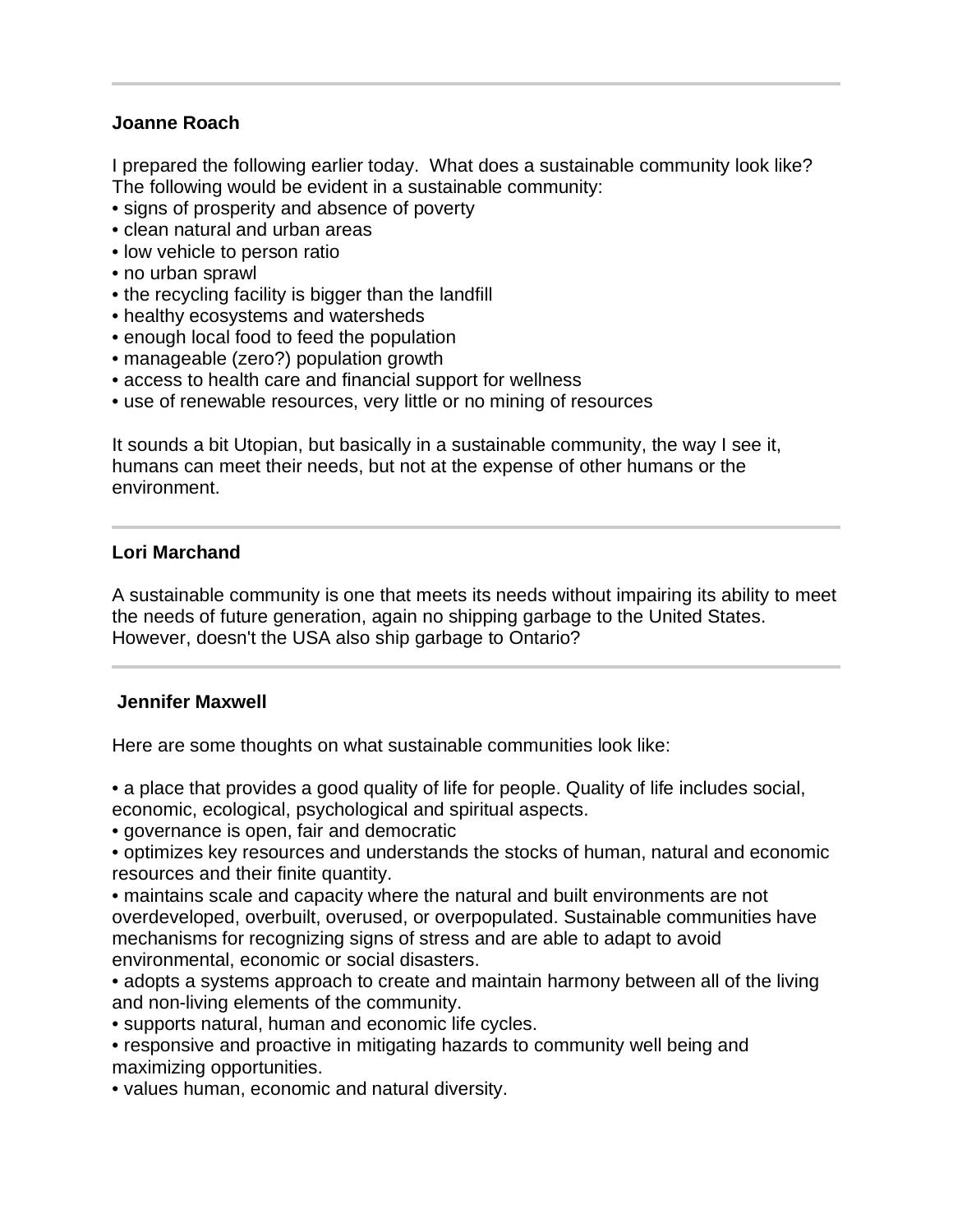---

**Joanne Roach**

I prepared the following earlier today. What does a sustainable community look like? The following would be evident in a sustainable community:

- signs of prosperity and absence of poverty
- clean natural and urban areas
- low vehicle to person ratio
- no urban sprawl
- the recycling facility is bigger than the landfill
- healthy ecosystems and watersheds
- enough local food to feed the population
- manageable (zero?) population growth
- access to health care and financial support for wellness
- use of renewable resources, very little or no mining of resources

It sounds a bit Utopian, but basically in a sustainable community, the way I see it, humans can meet their needs, but not at the expense of other humans or the environment.

---

**Lori Marchand**

A sustainable community is one that meets its needs without impairing its ability to meet the needs of future generation, again no shipping garbage to the United States. However, doesn't the USA also ship garbage to Ontario?

---

**Jennifer Maxwell**

Here are some thoughts on what sustainable communities look like:

- a place that provides a good quality of life for people. Quality of life includes social, economic, ecological, psychological and spiritual aspects.
- governance is open, fair and democratic
- optimizes key resources and understands the stocks of human, natural and economic resources and their finite quantity.
- maintains scale and capacity where the natural and built environments are not overdeveloped, overbuilt, overused, or overpopulated. Sustainable communities have mechanisms for recognizing signs of stress and are able to adapt to avoid environmental, economic or social disasters.
- adopts a systems approach to create and maintain harmony between all of the living and non-living elements of the community.
- supports natural, human and economic life cycles.
- responsive and proactive in mitigating hazards to community well being and maximizing opportunities.
- values human, economic and natural diversity.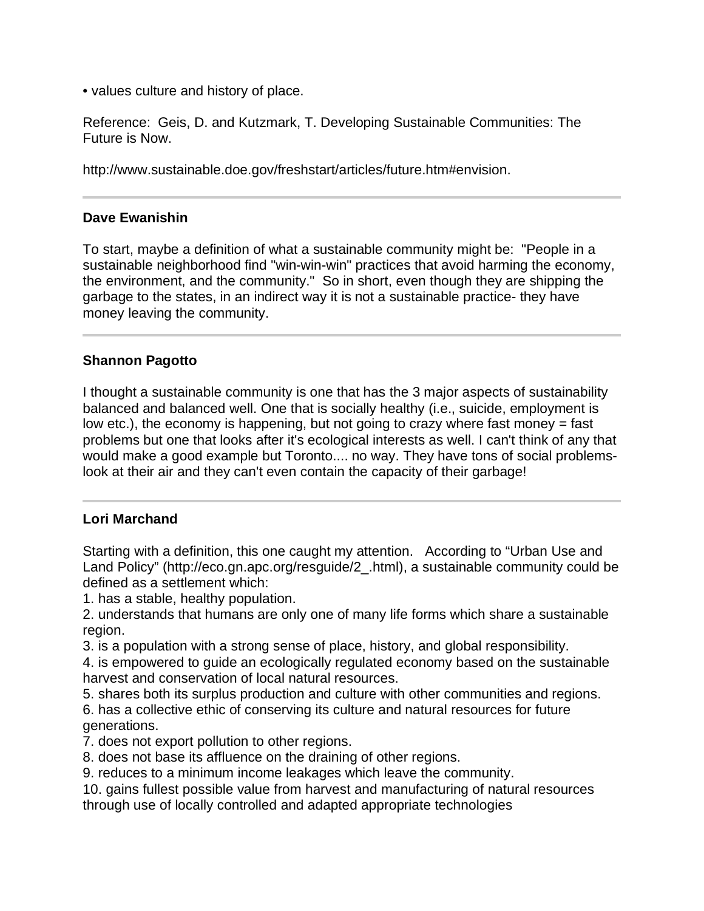• values culture and history of place.

Reference: Geis, D. and Kutzmark, T. Developing Sustainable Communities: The Future is Now.

http://www.sustainable.doe.gov/freshstart/articles/future.htm#envision.

---

**Dave Ewanishin**

To start, maybe a definition of what a sustainable community might be: "People in a sustainable neighborhood find "win-win-win" practices that avoid harming the economy, the environment, and the community." So in short, even though they are shipping the garbage to the states, in an indirect way it is not a sustainable practice- they have money leaving the community.

---

**Shannon Pagotto**

I thought a sustainable community is one that has the 3 major aspects of sustainability balanced and balanced well. One that is socially healthy (i.e., suicide, employment is low etc.), the economy is happening, but not going to crazy where fast money = fast problems but one that looks after it's ecological interests as well. I can't think of any that would make a good example but Toronto.... no way. They have tons of social problems- look at their air and they can't even contain the capacity of their garbage!

---

**Lori Marchand**

Starting with a definition, this one caught my attention. According to "Urban Use and Land Policy" (http://eco.gn.apc.org/resguide/2_.html), a sustainable community could be defined as a settlement which:

1. has a stable, healthy population.
2. understands that humans are only one of many life forms which share a sustainable region.
3. is a population with a strong sense of place, history, and global responsibility.
4. is empowered to guide an ecologically regulated economy based on the sustainable harvest and conservation of local natural resources.
5. shares both its surplus production and culture with other communities and regions.
6. has a collective ethic of conserving its culture and natural resources for future generations.
7. does not export pollution to other regions.
8. does not base its affluence on the draining of other regions.
9. reduces to a minimum income leakages which leave the community.
10. gains fullest possible value from harvest and manufacturing of natural resources through use of locally controlled and adapted appropriate technologies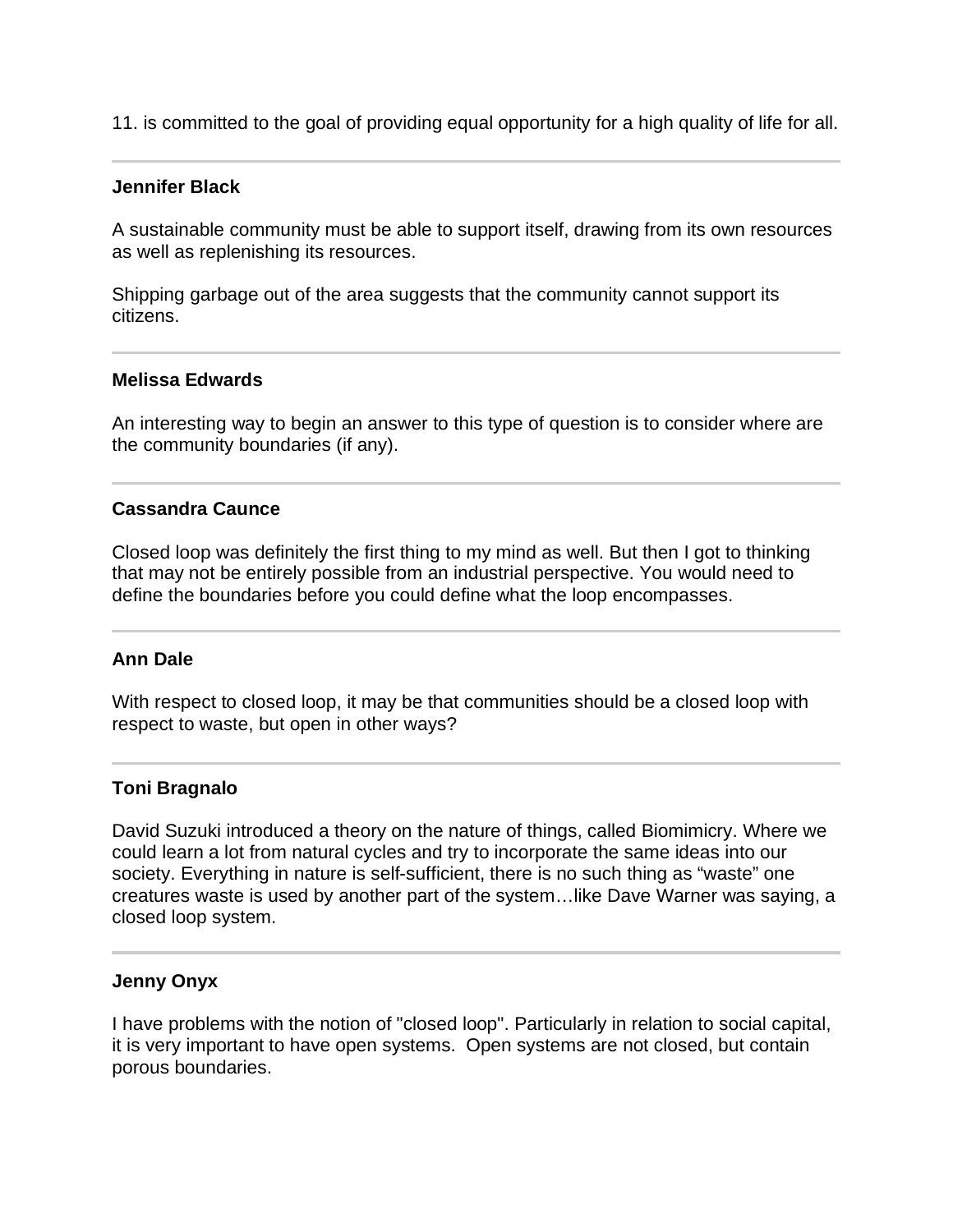11. is committed to the goal of providing equal opportunity for a high quality of life for all.

---

**Jennifer Black**

A sustainable community must be able to support itself, drawing from its own resources as well as replenishing its resources.

Shipping garbage out of the area suggests that the community cannot support its citizens.

---

**Melissa Edwards**

An interesting way to begin an answer to this type of question is to consider where are the community boundaries (if any).

---

**Cassandra Caunce**

Closed loop was definitely the first thing to my mind as well. But then I got to thinking that may not be entirely possible from an industrial perspective. You would need to define the boundaries before you could define what the loop encompasses.

---

**Ann Dale**

With respect to closed loop, it may be that communities should be a closed loop with respect to waste, but open in other ways?

---

**Toni Bragnalo**

David Suzuki introduced a theory on the nature of things, called Biomimicry. Where we could learn a lot from natural cycles and try to incorporate the same ideas into our society. Everything in nature is self-sufficient, there is no such thing as "waste" one creatures waste is used by another part of the system…like Dave Warner was saying, a closed loop system.

---

**Jenny Onyx**

I have problems with the notion of "closed loop". Particularly in relation to social capital, it is very important to have open systems. Open systems are not closed, but contain porous boundaries.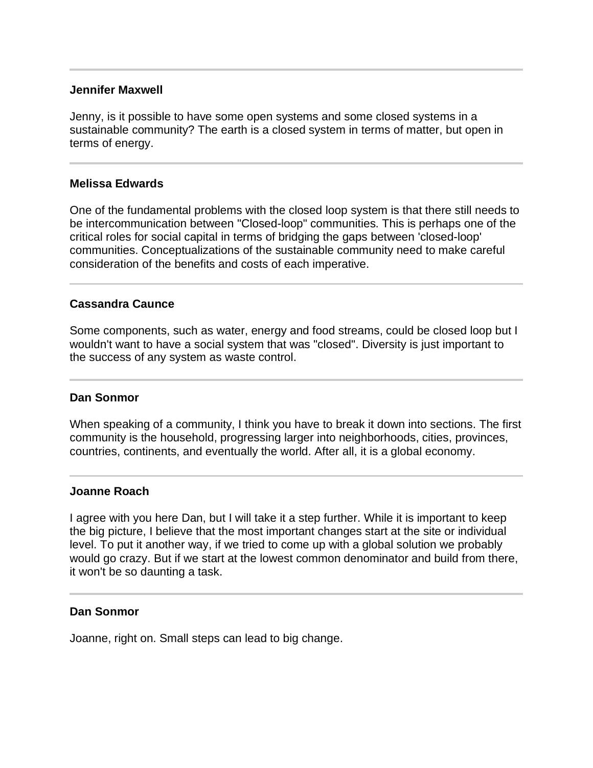---

**Jennifer Maxwell**

Jenny, is it possible to have some open systems and some closed systems in a sustainable community? The earth is a closed system in terms of matter, but open in terms of energy.

---

**Melissa Edwards**

One of the fundamental problems with the closed loop system is that there still needs to be intercommunication between "Closed-loop" communities. This is perhaps one of the critical roles for social capital in terms of bridging the gaps between 'closed-loop' communities. Conceptualizations of the sustainable community need to make careful consideration of the benefits and costs of each imperative.

---

**Cassandra Caunce**

Some components, such as water, energy and food streams, could be closed loop but I wouldn't want to have a social system that was "closed". Diversity is just important to the success of any system as waste control.

---

**Dan Sonmor**

When speaking of a community, I think you have to break it down into sections. The first community is the household, progressing larger into neighborhoods, cities, provinces, countries, continents, and eventually the world. After all, it is a global economy.

---

**Joanne Roach**

I agree with you here Dan, but I will take it a step further. While it is important to keep the big picture, I believe that the most important changes start at the site or individual level. To put it another way, if we tried to come up with a global solution we probably would go crazy. But if we start at the lowest common denominator and build from there, it won't be so daunting a task.

---

**Dan Sonmor**

Joanne, right on. Small steps can lead to big change.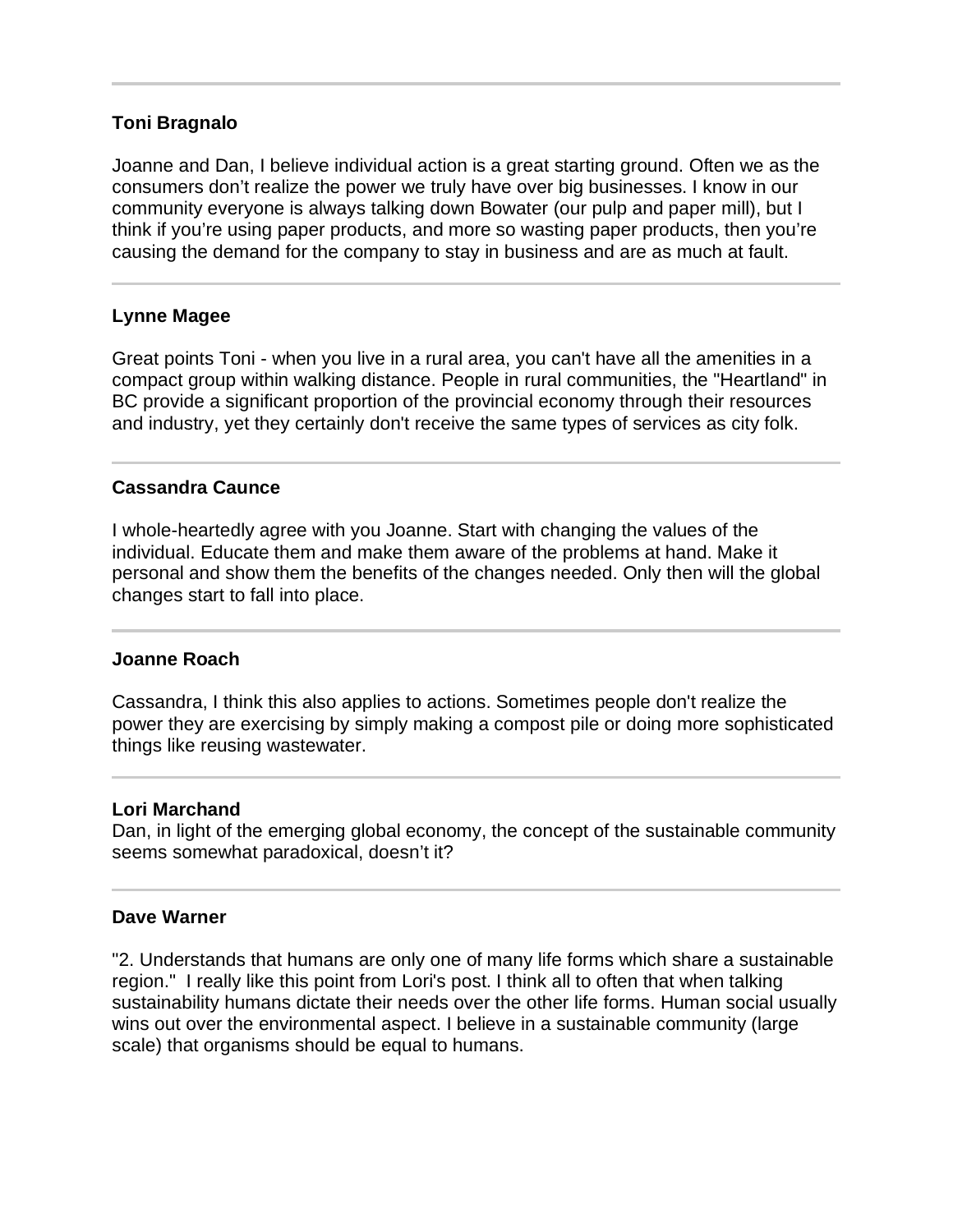---

**Toni Bragnalo**

Joanne and Dan, I believe individual action is a great starting ground. Often we as the consumers don't realize the power we truly have over big businesses. I know in our community everyone is always talking down Bowater (our pulp and paper mill), but I think if you're using paper products, and more so wasting paper products, then you're causing the demand for the company to stay in business and are as much at fault.

---

**Lynne Magee**

Great points Toni - when you live in a rural area, you can't have all the amenities in a compact group within walking distance. People in rural communities, the "Heartland" in BC provide a significant proportion of the provincial economy through their resources and industry, yet they certainly don't receive the same types of services as city folk.

---

**Cassandra Caunce**

I whole-heartedly agree with you Joanne. Start with changing the values of the individual. Educate them and make them aware of the problems at hand. Make it personal and show them the benefits of the changes needed. Only then will the global changes start to fall into place.

---

**Joanne Roach**

Cassandra, I think this also applies to actions. Sometimes people don't realize the power they are exercising by simply making a compost pile or doing more sophisticated things like reusing wastewater.

---

**Lori Marchand**
Dan, in light of the emerging global economy, the concept of the sustainable community seems somewhat paradoxical, doesn't it?

---

**Dave Warner**

"2. Understands that humans are only one of many life forms which share a sustainable region." I really like this point from Lori's post. I think all to often that when talking sustainability humans dictate their needs over the other life forms. Human social usually wins out over the environmental aspect. I believe in a sustainable community (large scale) that organisms should be equal to humans.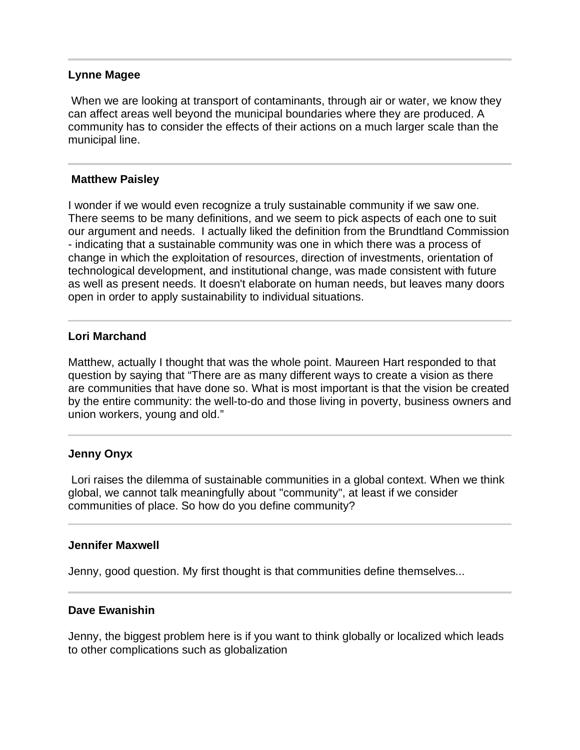---

**Lynne Magee**

When we are looking at transport of contaminants, through air or water, we know they can affect areas well beyond the municipal boundaries where they are produced. A community has to consider the effects of their actions on a much larger scale than the municipal line.

---

**Matthew Paisley**

I wonder if we would even recognize a truly sustainable community if we saw one. There seems to be many definitions, and we seem to pick aspects of each one to suit our argument and needs. I actually liked the definition from the Brundtland Commission - indicating that a sustainable community was one in which there was a process of change in which the exploitation of resources, direction of investments, orientation of technological development, and institutional change, was made consistent with future as well as present needs. It doesn't elaborate on human needs, but leaves many doors open in order to apply sustainability to individual situations.

---

**Lori Marchand**

Matthew, actually I thought that was the whole point. Maureen Hart responded to that question by saying that "There are as many different ways to create a vision as there are communities that have done so. What is most important is that the vision be created by the entire community: the well-to-do and those living in poverty, business owners and union workers, young and old."

---

**Jenny Onyx**

Lori raises the dilemma of sustainable communities in a global context. When we think global, we cannot talk meaningfully about "community", at least if we consider communities of place. So how do you define community?

---

**Jennifer Maxwell**

Jenny, good question. My first thought is that communities define themselves...

---

**Dave Ewanishin**

Jenny, the biggest problem here is if you want to think globally or localized which leads to other complications such as globalization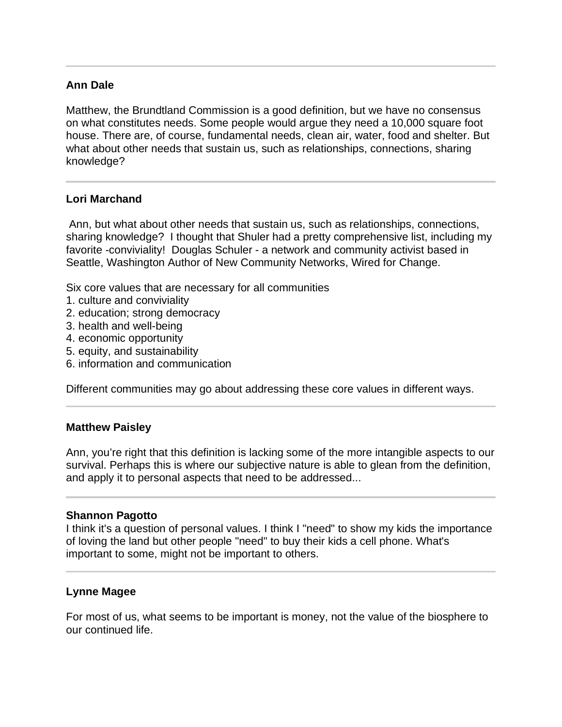---

**Ann Dale**

Matthew, the Brundtland Commission is a good definition, but we have no consensus on what constitutes needs. Some people would argue they need a 10,000 square foot house. There are, of course, fundamental needs, clean air, water, food and shelter. But what about other needs that sustain us, such as relationships, connections, sharing knowledge?

---

**Lori Marchand**

Ann, but what about other needs that sustain us, such as relationships, connections, sharing knowledge? I thought that Shuler had a pretty comprehensive list, including my favorite -conviviality! Douglas Schuler - a network and community activist based in Seattle, Washington Author of New Community Networks, Wired for Change.

Six core values that are necessary for all communities
1. culture and conviviality
2. education; strong democracy
3. health and well-being
4. economic opportunity
5. equity, and sustainability
6. information and communication

Different communities may go about addressing these core values in different ways.

---

**Matthew Paisley**

Ann, you're right that this definition is lacking some of the more intangible aspects to our survival. Perhaps this is where our subjective nature is able to glean from the definition, and apply it to personal aspects that need to be addressed...

---

**Shannon Pagotto**

I think it's a question of personal values. I think I "need" to show my kids the importance of loving the land but other people "need" to buy their kids a cell phone. What's important to some, might not be important to others.

---

**Lynne Magee**

For most of us, what seems to be important is money, not the value of the biosphere to our continued life.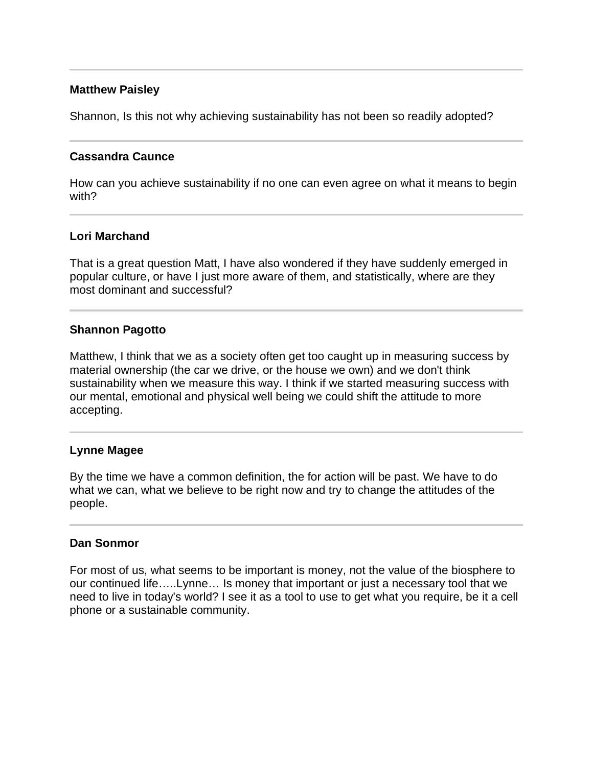---

**Matthew Paisley**

Shannon, Is this not why achieving sustainability has not been so readily adopted?

---

**Cassandra Caunce**

How can you achieve sustainability if no one can even agree on what it means to begin with?

---

**Lori Marchand**

That is a great question Matt, I have also wondered if they have suddenly emerged in popular culture, or have I just more aware of them, and statistically, where are they most dominant and successful?

---

**Shannon Pagotto**

Matthew, I think that we as a society often get too caught up in measuring success by material ownership (the car we drive, or the house we own) and we don't think sustainability when we measure this way. I think if we started measuring success with our mental, emotional and physical well being we could shift the attitude to more accepting.

---

**Lynne Magee**

By the time we have a common definition, the for action will be past. We have to do what we can, what we believe to be right now and try to change the attitudes of the people.

---

**Dan Sonmor**

For most of us, what seems to be important is money, not the value of the biosphere to our continued life…..Lynne… Is money that important or just a necessary tool that we need to live in today's world? I see it as a tool to use to get what you require, be it a cell phone or a sustainable community.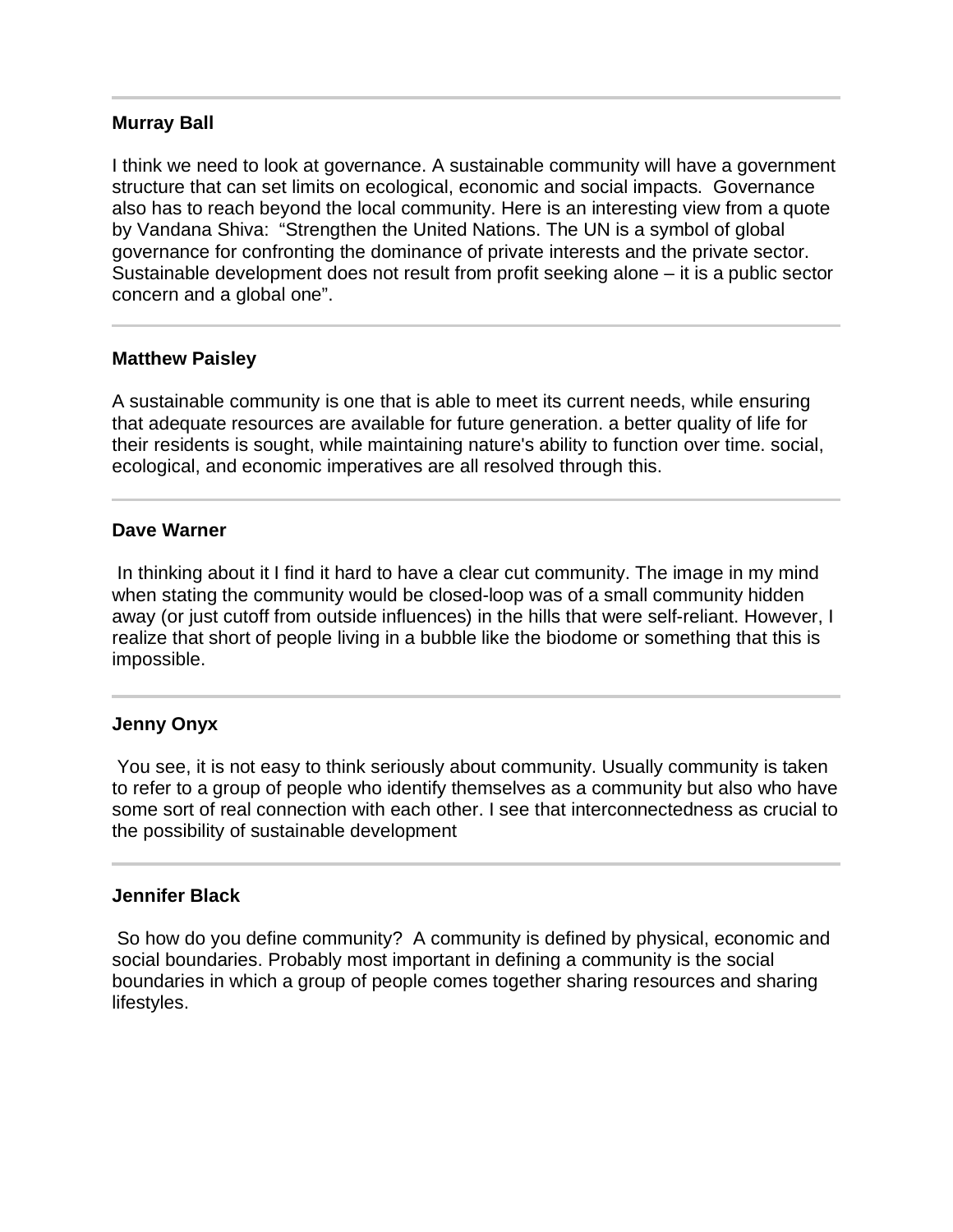---

**Murray Ball**

I think we need to look at governance. A sustainable community will have a government structure that can set limits on ecological, economic and social impacts. Governance also has to reach beyond the local community. Here is an interesting view from a quote by Vandana Shiva: "Strengthen the United Nations. The UN is a symbol of global governance for confronting the dominance of private interests and the private sector. Sustainable development does not result from profit seeking alone – it is a public sector concern and a global one".

---

**Matthew Paisley**

A sustainable community is one that is able to meet its current needs, while ensuring that adequate resources are available for future generation. a better quality of life for their residents is sought, while maintaining nature's ability to function over time. social, ecological, and economic imperatives are all resolved through this.

---

**Dave Warner**

In thinking about it I find it hard to have a clear cut community. The image in my mind when stating the community would be closed-loop was of a small community hidden away (or just cutoff from outside influences) in the hills that were self-reliant. However, I realize that short of people living in a bubble like the biodome or something that this is impossible.

---

**Jenny Onyx**

You see, it is not easy to think seriously about community. Usually community is taken to refer to a group of people who identify themselves as a community but also who have some sort of real connection with each other. I see that interconnectedness as crucial to the possibility of sustainable development

---

**Jennifer Black**

So how do you define community? A community is defined by physical, economic and social boundaries. Probably most important in defining a community is the social boundaries in which a group of people comes together sharing resources and sharing lifestyles.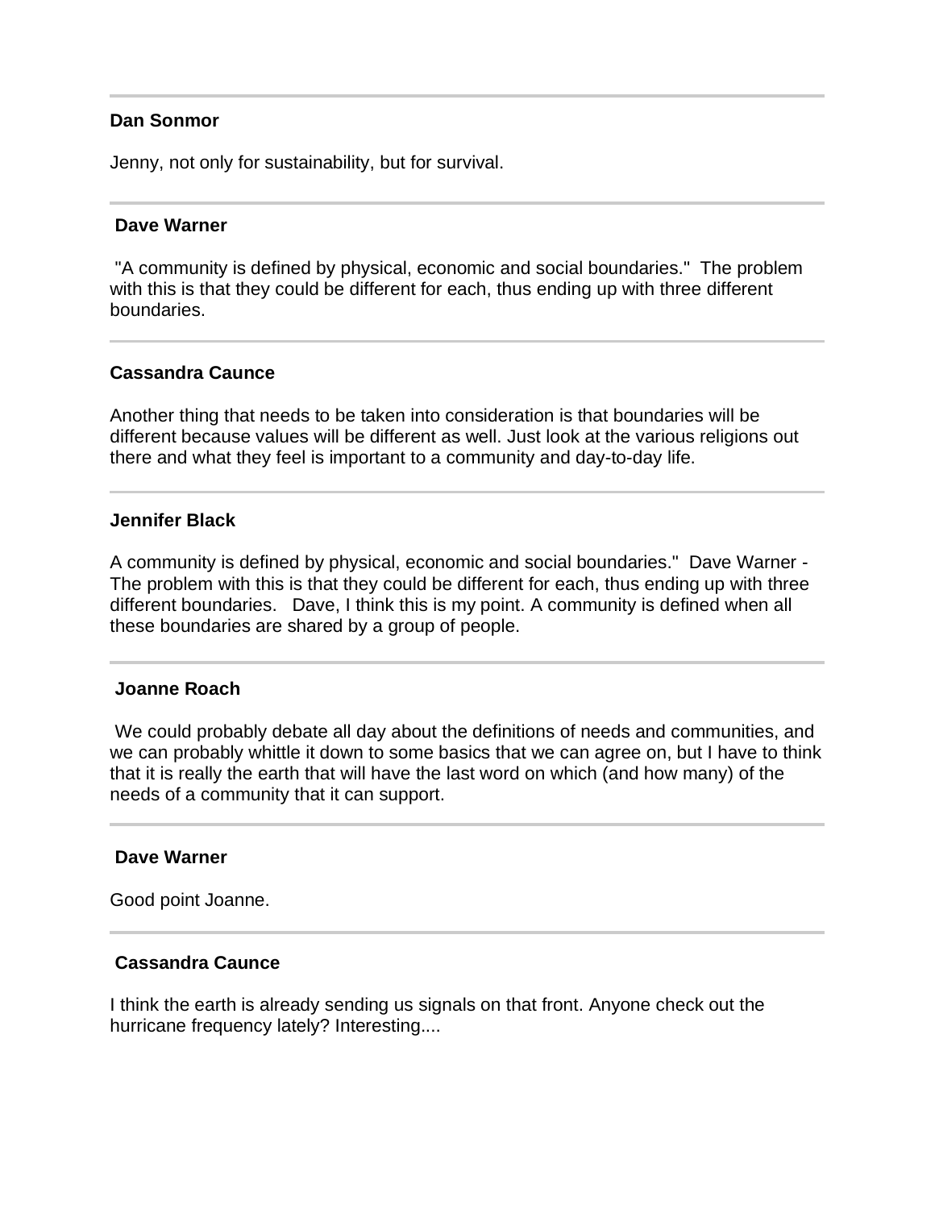---

**Dan Sonmor**

Jenny, not only for sustainability, but for survival.

---

**Dave Warner**

"A community is defined by physical, economic and social boundaries." The problem with this is that they could be different for each, thus ending up with three different boundaries.

---

**Cassandra Caunce**

Another thing that needs to be taken into consideration is that boundaries will be different because values will be different as well. Just look at the various religions out there and what they feel is important to a community and day-to-day life.

---

**Jennifer Black**

A community is defined by physical, economic and social boundaries." Dave Warner - The problem with this is that they could be different for each, thus ending up with three different boundaries. Dave, I think this is my point. A community is defined when all these boundaries are shared by a group of people.

---

**Joanne Roach**

We could probably debate all day about the definitions of needs and communities, and we can probably whittle it down to some basics that we can agree on, but I have to think that it is really the earth that will have the last word on which (and how many) of the needs of a community that it can support.

---

**Dave Warner**

Good point Joanne.

---

**Cassandra Caunce**

I think the earth is already sending us signals on that front. Anyone check out the hurricane frequency lately? Interesting....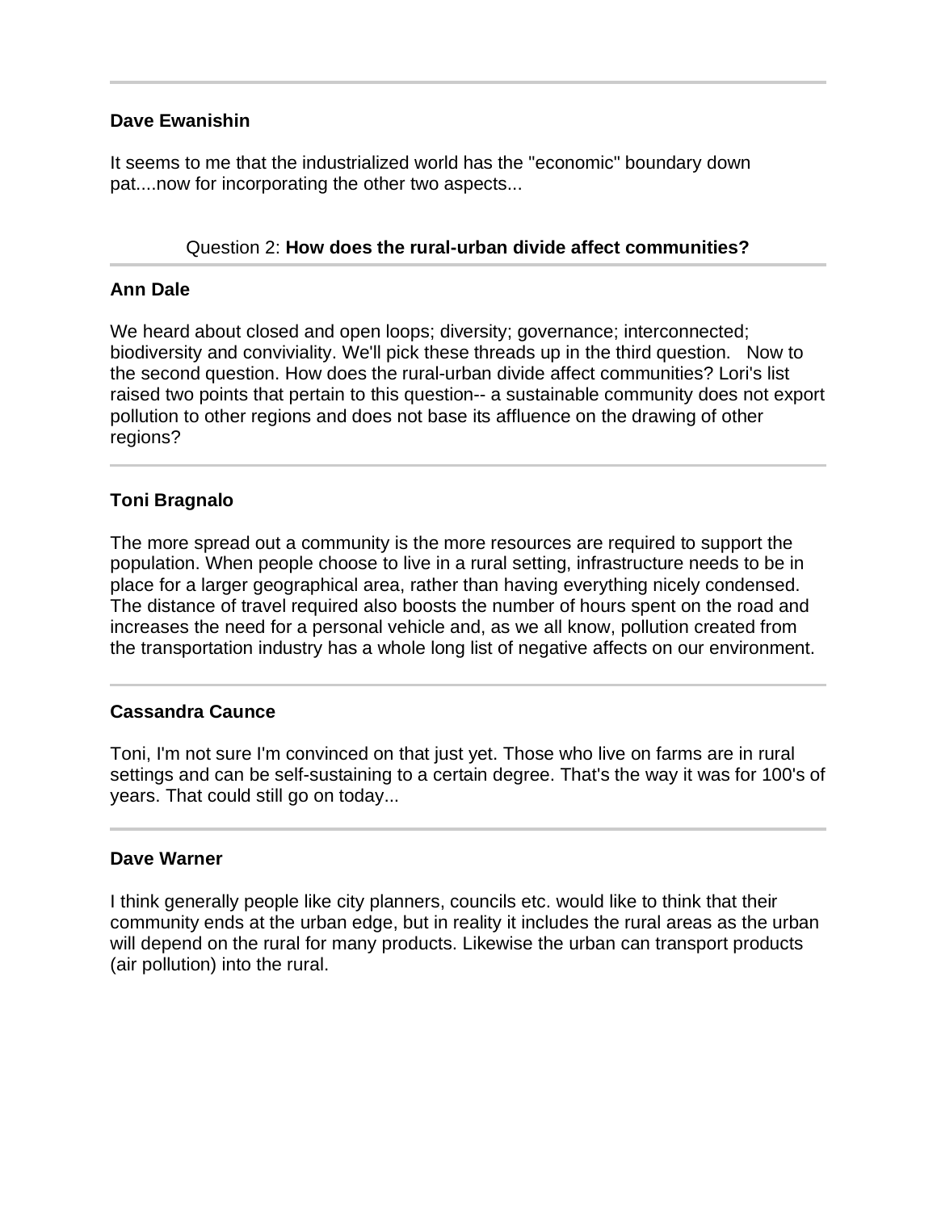---

**Dave Ewanishin**

It seems to me that the industrialized world has the "economic" boundary down pat....now for incorporating the other two aspects...

Question 2: **How does the rural-urban divide affect communities?**

---

**Ann Dale**

We heard about closed and open loops; diversity; governance; interconnected; biodiversity and conviviality. We'll pick these threads up in the third question. Now to the second question. How does the rural-urban divide affect communities? Lori's list raised two points that pertain to this question-- a sustainable community does not export pollution to other regions and does not base its affluence on the drawing of other regions?

---

**Toni Bragnalo**

The more spread out a community is the more resources are required to support the population. When people choose to live in a rural setting, infrastructure needs to be in place for a larger geographical area, rather than having everything nicely condensed. The distance of travel required also boosts the number of hours spent on the road and increases the need for a personal vehicle and, as we all know, pollution created from the transportation industry has a whole long list of negative affects on our environment.

---

**Cassandra Caunce**

Toni, I'm not sure I'm convinced on that just yet. Those who live on farms are in rural settings and can be self-sustaining to a certain degree. That's the way it was for 100's of years. That could still go on today...

---

**Dave Warner**

I think generally people like city planners, councils etc. would like to think that their community ends at the urban edge, but in reality it includes the rural areas as the urban will depend on the rural for many products. Likewise the urban can transport products (air pollution) into the rural.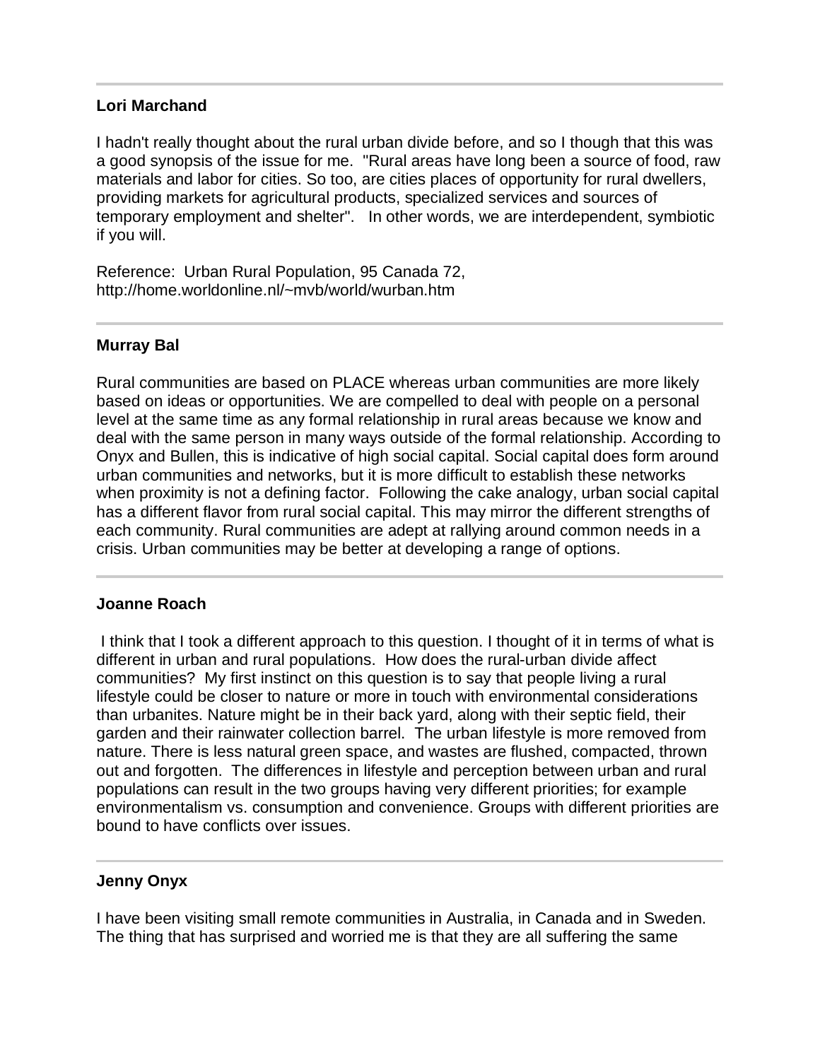---

**Lori Marchand**

I hadn't really thought about the rural urban divide before, and so I though that this was a good synopsis of the issue for me. "Rural areas have long been a source of food, raw materials and labor for cities. So too, are cities places of opportunity for rural dwellers, providing markets for agricultural products, specialized services and sources of temporary employment and shelter". In other words, we are interdependent, symbiotic if you will.

Reference: Urban Rural Population, 95 Canada 72, http://home.worldonline.nl/~mvb/world/wurban.htm

---

**Murray Bal**

Rural communities are based on PLACE whereas urban communities are more likely based on ideas or opportunities. We are compelled to deal with people on a personal level at the same time as any formal relationship in rural areas because we know and deal with the same person in many ways outside of the formal relationship. According to Onyx and Bullen, this is indicative of high social capital. Social capital does form around urban communities and networks, but it is more difficult to establish these networks when proximity is not a defining factor. Following the cake analogy, urban social capital has a different flavor from rural social capital. This may mirror the different strengths of each community. Rural communities are adept at rallying around common needs in a crisis. Urban communities may be better at developing a range of options.

---

**Joanne Roach**

I think that I took a different approach to this question. I thought of it in terms of what is different in urban and rural populations. How does the rural-urban divide affect communities? My first instinct on this question is to say that people living a rural lifestyle could be closer to nature or more in touch with environmental considerations than urbanites. Nature might be in their back yard, along with their septic field, their garden and their rainwater collection barrel. The urban lifestyle is more removed from nature. There is less natural green space, and wastes are flushed, compacted, thrown out and forgotten. The differences in lifestyle and perception between urban and rural populations can result in the two groups having very different priorities; for example environmentalism vs. consumption and convenience. Groups with different priorities are bound to have conflicts over issues.

---

**Jenny Onyx**

I have been visiting small remote communities in Australia, in Canada and in Sweden. The thing that has surprised and worried me is that they are all suffering the same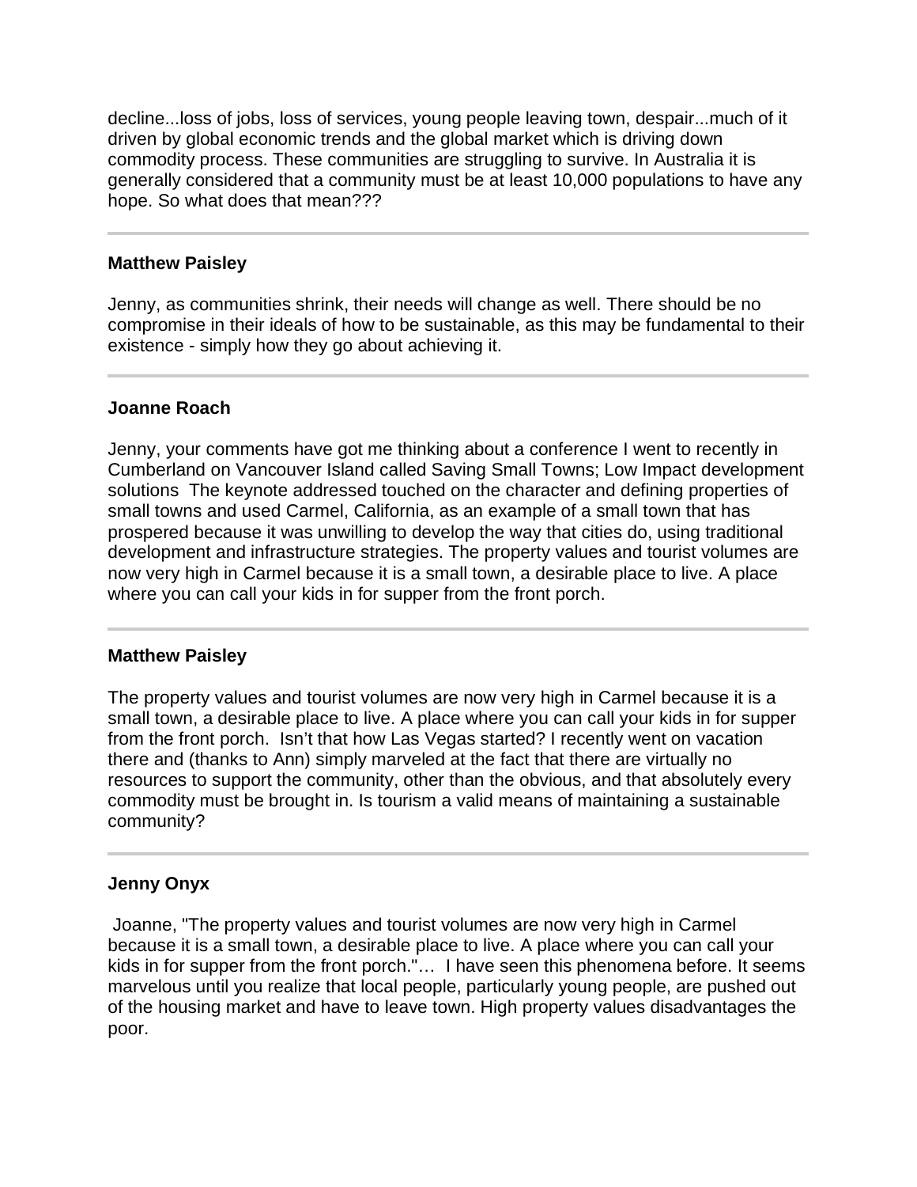decline...loss of jobs, loss of services, young people leaving town, despair...much of it driven by global economic trends and the global market which is driving down commodity process. These communities are struggling to survive. In Australia it is generally considered that a community must be at least 10,000 populations to have any hope. So what does that mean???

---

**Matthew Paisley**

Jenny, as communities shrink, their needs will change as well. There should be no compromise in their ideals of how to be sustainable, as this may be fundamental to their existence - simply how they go about achieving it.

---

**Joanne Roach**

Jenny, your comments have got me thinking about a conference I went to recently in Cumberland on Vancouver Island called Saving Small Towns; Low Impact development solutions The keynote addressed touched on the character and defining properties of small towns and used Carmel, California, as an example of a small town that has prospered because it was unwilling to develop the way that cities do, using traditional development and infrastructure strategies. The property values and tourist volumes are now very high in Carmel because it is a small town, a desirable place to live. A place where you can call your kids in for supper from the front porch.

---

**Matthew Paisley**

The property values and tourist volumes are now very high in Carmel because it is a small town, a desirable place to live. A place where you can call your kids in for supper from the front porch. Isn't that how Las Vegas started? I recently went on vacation there and (thanks to Ann) simply marveled at the fact that there are virtually no resources to support the community, other than the obvious, and that absolutely every commodity must be brought in. Is tourism a valid means of maintaining a sustainable community?

---

**Jenny Onyx**

Joanne, "The property values and tourist volumes are now very high in Carmel because it is a small town, a desirable place to live. A place where you can call your kids in for supper from the front porch."… I have seen this phenomena before. It seems marvelous until you realize that local people, particularly young people, are pushed out of the housing market and have to leave town. High property values disadvantages the poor.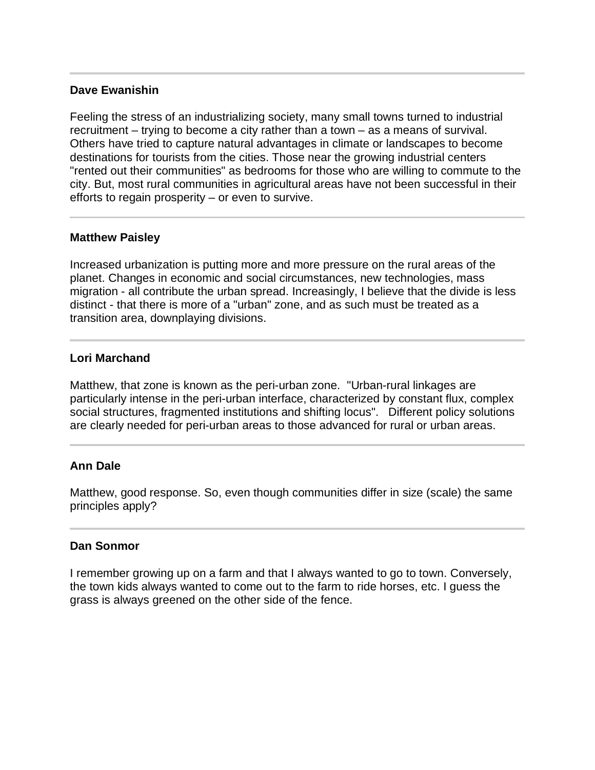---

**Dave Ewanishin**

Feeling the stress of an industrializing society, many small towns turned to industrial recruitment – trying to become a city rather than a town – as a means of survival. Others have tried to capture natural advantages in climate or landscapes to become destinations for tourists from the cities. Those near the growing industrial centers "rented out their communities" as bedrooms for those who are willing to commute to the city. But, most rural communities in agricultural areas have not been successful in their efforts to regain prosperity – or even to survive.

---

**Matthew Paisley**

Increased urbanization is putting more and more pressure on the rural areas of the planet. Changes in economic and social circumstances, new technologies, mass migration - all contribute the urban spread. Increasingly, I believe that the divide is less distinct - that there is more of a "urban" zone, and as such must be treated as a transition area, downplaying divisions.

---

**Lori Marchand**

Matthew, that zone is known as the peri-urban zone.  "Urban-rural linkages are particularly intense in the peri-urban interface, characterized by constant flux, complex social structures, fragmented institutions and shifting locus".   Different policy solutions are clearly needed for peri-urban areas to those advanced for rural or urban areas.

---

**Ann Dale**

Matthew, good response. So, even though communities differ in size (scale) the same principles apply?

---

**Dan Sonmor**

I remember growing up on a farm and that I always wanted to go to town. Conversely, the town kids always wanted to come out to the farm to ride horses, etc. I guess the grass is always greened on the other side of the fence.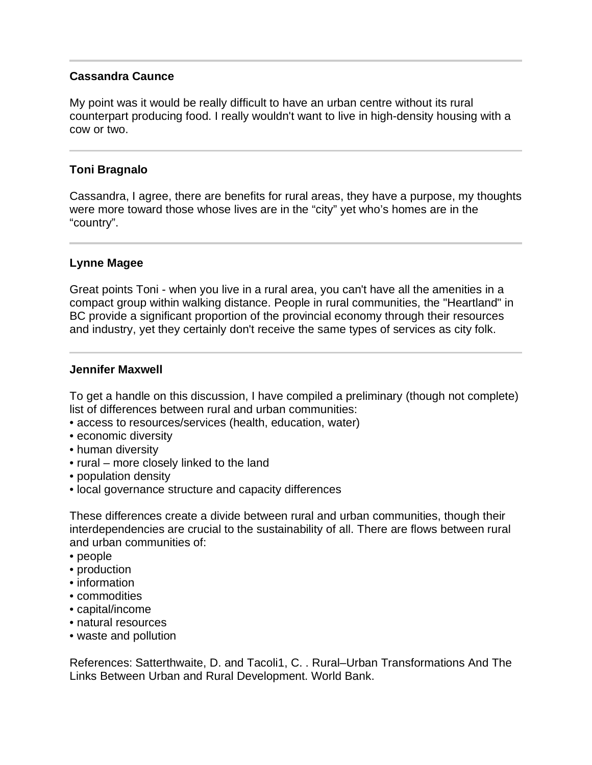---

**Cassandra Caunce**

My point was it would be really difficult to have an urban centre without its rural counterpart producing food. I really wouldn't want to live in high-density housing with a cow or two.

---

**Toni Bragnalo**

Cassandra, I agree, there are benefits for rural areas, they have a purpose, my thoughts were more toward those whose lives are in the "city" yet who's homes are in the "country".

---

**Lynne Magee**

Great points Toni - when you live in a rural area, you can't have all the amenities in a compact group within walking distance. People in rural communities, the "Heartland" in BC provide a significant proportion of the provincial economy through their resources and industry, yet they certainly don't receive the same types of services as city folk.

---

**Jennifer Maxwell**

To get a handle on this discussion, I have compiled a preliminary (though not complete) list of differences between rural and urban communities:

- access to resources/services (health, education, water)
- economic diversity
- human diversity
- rural – more closely linked to the land
- population density
- local governance structure and capacity differences

These differences create a divide between rural and urban communities, though their interdependencies are crucial to the sustainability of all. There are flows between rural and urban communities of:

- people
- production
- information
- commodities
- capital/income
- natural resources
- waste and pollution

References: Satterthwaite, D. and Tacoli1, C. . Rural–Urban Transformations And The Links Between Urban and Rural Development. World Bank.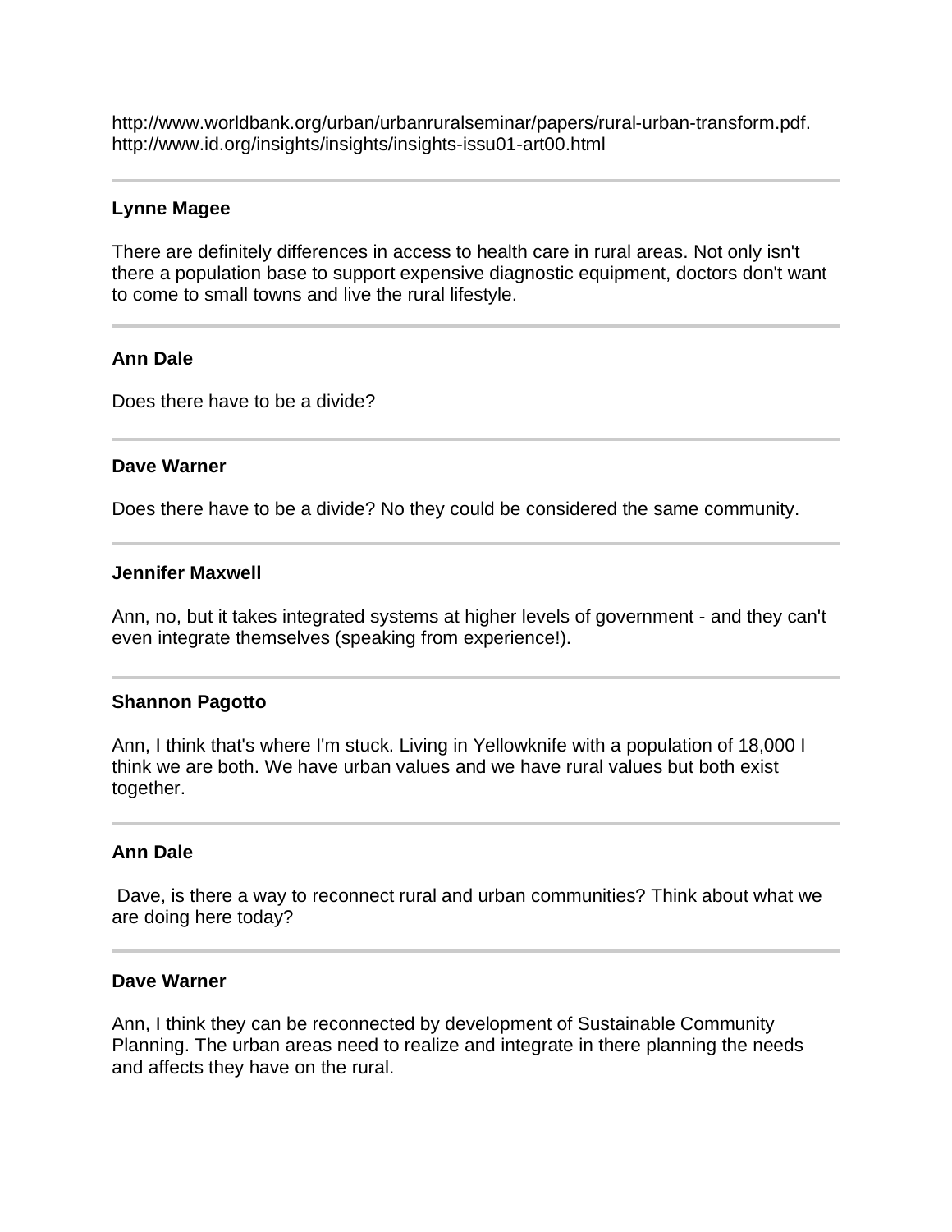http://www.worldbank.org/urban/urbanruralseminar/papers/rural-urban-transform.pdf.
http://www.id.org/insights/insights/insights-issu01-art00.html

---

**Lynne Magee**

There are definitely differences in access to health care in rural areas. Not only isn't there a population base to support expensive diagnostic equipment, doctors don't want to come to small towns and live the rural lifestyle.

---

**Ann Dale**

Does there have to be a divide?

---

**Dave Warner**

Does there have to be a divide? No they could be considered the same community.

---

**Jennifer Maxwell**

Ann, no, but it takes integrated systems at higher levels of government - and they can't even integrate themselves (speaking from experience!).

---

**Shannon Pagotto**

Ann, I think that's where I'm stuck. Living in Yellowknife with a population of 18,000 I think we are both. We have urban values and we have rural values but both exist together.

---

**Ann Dale**

Dave, is there a way to reconnect rural and urban communities? Think about what we are doing here today?

---

**Dave Warner**

Ann, I think they can be reconnected by development of Sustainable Community Planning. The urban areas need to realize and integrate in there planning the needs and affects they have on the rural.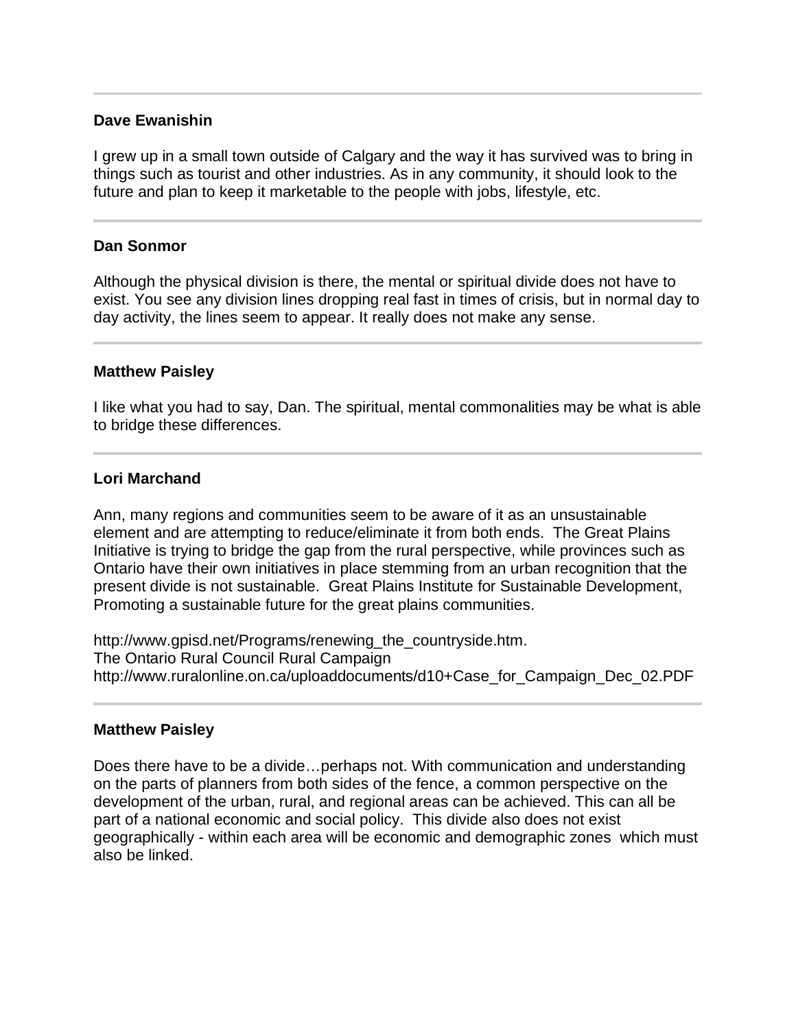---

**Dave Ewanishin**

I grew up in a small town outside of Calgary and the way it has survived was to bring in things such as tourist and other industries. As in any community, it should look to the future and plan to keep it marketable to the people with jobs, lifestyle, etc.

---

**Dan Sonmor**

Although the physical division is there, the mental or spiritual divide does not have to exist. You see any division lines dropping real fast in times of crisis, but in normal day to day activity, the lines seem to appear. It really does not make any sense.

---

**Matthew Paisley**

I like what you had to say, Dan. The spiritual, mental commonalities may be what is able to bridge these differences.

---

**Lori Marchand**

Ann, many regions and communities seem to be aware of it as an unsustainable element and are attempting to reduce/eliminate it from both ends. The Great Plains Initiative is trying to bridge the gap from the rural perspective, while provinces such as Ontario have their own initiatives in place stemming from an urban recognition that the present divide is not sustainable. Great Plains Institute for Sustainable Development, Promoting a sustainable future for the great plains communities.

http://www.gpisd.net/Programs/renewing_the_countryside.htm.
The Ontario Rural Council Rural Campaign
http://www.ruralonline.on.ca/uploaddocuments/d10+Case_for_Campaign_Dec_02.PDF

---

**Matthew Paisley**

Does there have to be a divide…perhaps not. With communication and understanding on the parts of planners from both sides of the fence, a common perspective on the development of the urban, rural, and regional areas can be achieved. This can all be part of a national economic and social policy. This divide also does not exist geographically - within each area will be economic and demographic zones which must also be linked.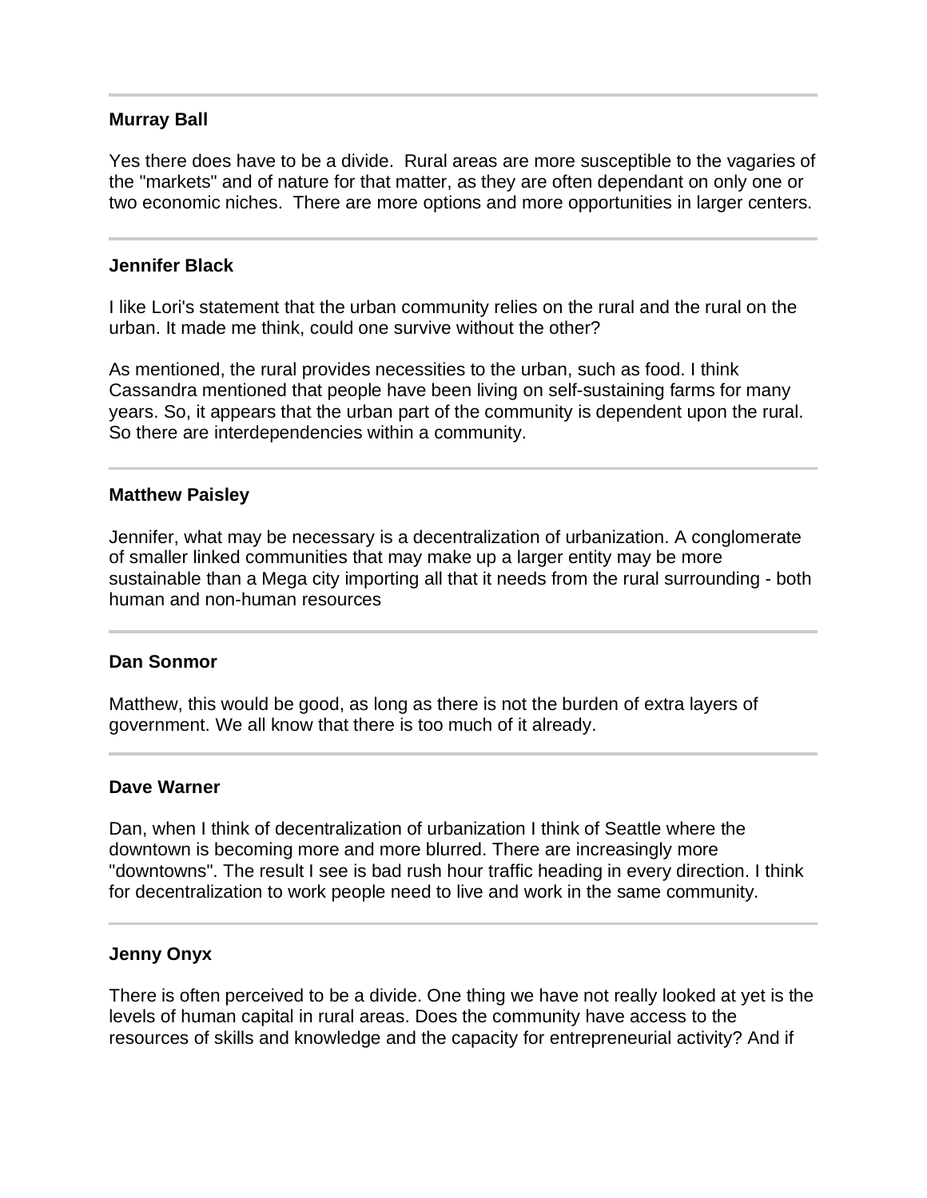---

**Murray Ball**

Yes there does have to be a divide. Rural areas are more susceptible to the vagaries of the "markets" and of nature for that matter, as they are often dependant on only one or two economic niches. There are more options and more opportunities in larger centers.

---

**Jennifer Black**

I like Lori's statement that the urban community relies on the rural and the rural on the urban. It made me think, could one survive without the other?

As mentioned, the rural provides necessities to the urban, such as food. I think Cassandra mentioned that people have been living on self-sustaining farms for many years. So, it appears that the urban part of the community is dependent upon the rural. So there are interdependencies within a community.

---

**Matthew Paisley**

Jennifer, what may be necessary is a decentralization of urbanization. A conglomerate of smaller linked communities that may make up a larger entity may be more sustainable than a Mega city importing all that it needs from the rural surrounding - both human and non-human resources

---

**Dan Sonmor**

Matthew, this would be good, as long as there is not the burden of extra layers of government. We all know that there is too much of it already.

---

**Dave Warner**

Dan, when I think of decentralization of urbanization I think of Seattle where the downtown is becoming more and more blurred. There are increasingly more "downtowns". The result I see is bad rush hour traffic heading in every direction. I think for decentralization to work people need to live and work in the same community.

---

**Jenny Onyx**

There is often perceived to be a divide. One thing we have not really looked at yet is the levels of human capital in rural areas. Does the community have access to the resources of skills and knowledge and the capacity for entrepreneurial activity? And if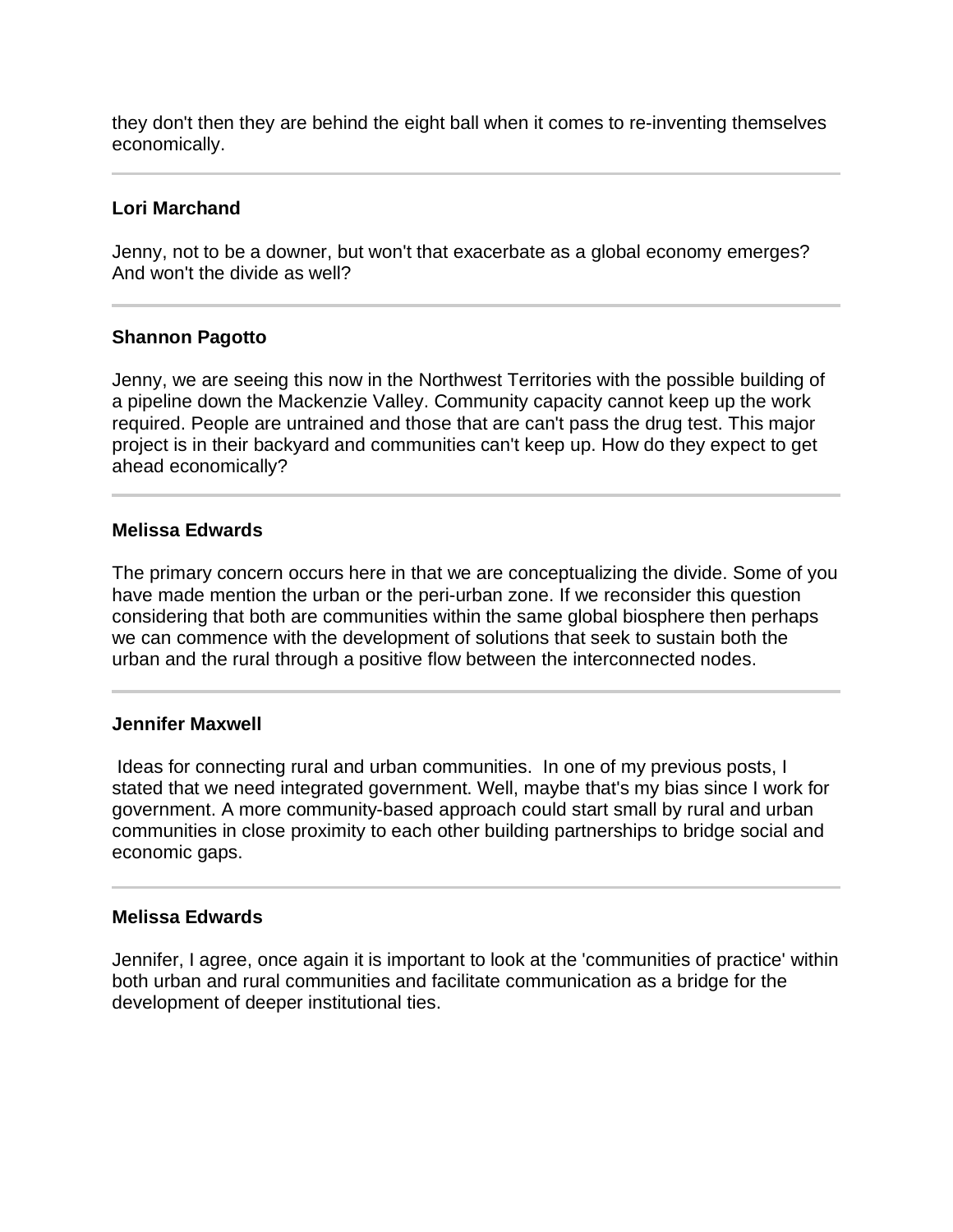they don't then they are behind the eight ball when it comes to re-inventing themselves economically.

---

**Lori Marchand**

Jenny, not to be a downer, but won't that exacerbate as a global economy emerges? And won't the divide as well?

---

**Shannon Pagotto**

Jenny, we are seeing this now in the Northwest Territories with the possible building of a pipeline down the Mackenzie Valley. Community capacity cannot keep up the work required. People are untrained and those that are can't pass the drug test. This major project is in their backyard and communities can't keep up. How do they expect to get ahead economically?

---

**Melissa Edwards**

The primary concern occurs here in that we are conceptualizing the divide. Some of you have made mention the urban or the peri-urban zone. If we reconsider this question considering that both are communities within the same global biosphere then perhaps we can commence with the development of solutions that seek to sustain both the urban and the rural through a positive flow between the interconnected nodes.

---

**Jennifer Maxwell**

Ideas for connecting rural and urban communities. In one of my previous posts, I stated that we need integrated government. Well, maybe that's my bias since I work for government. A more community-based approach could start small by rural and urban communities in close proximity to each other building partnerships to bridge social and economic gaps.

---

**Melissa Edwards**

Jennifer, I agree, once again it is important to look at the 'communities of practice' within both urban and rural communities and facilitate communication as a bridge for the development of deeper institutional ties.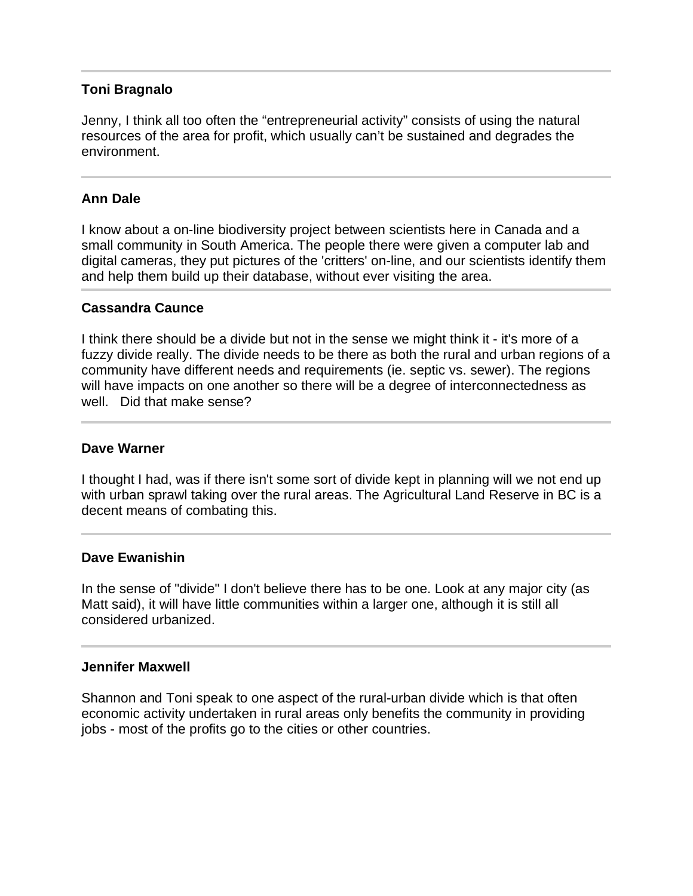---

**Toni Bragnalo**

Jenny, I think all too often the “entrepreneurial activity” consists of using the natural resources of the area for profit, which usually can’t be sustained and degrades the environment.

---

**Ann Dale**

I know about a on-line biodiversity project between scientists here in Canada and a small community in South America. The people there were given a computer lab and digital cameras, they put pictures of the 'critters' on-line, and our scientists identify them and help them build up their database, without ever visiting the area.

---

**Cassandra Caunce**

I think there should be a divide but not in the sense we might think it - it's more of a fuzzy divide really. The divide needs to be there as both the rural and urban regions of a community have different needs and requirements (ie. septic vs. sewer). The regions will have impacts on one another so there will be a degree of interconnectedness as well.   Did that make sense?

---

**Dave Warner**

I thought I had, was if there isn't some sort of divide kept in planning will we not end up with urban sprawl taking over the rural areas. The Agricultural Land Reserve in BC is a decent means of combating this.

---

**Dave Ewanishin**

In the sense of "divide" I don't believe there has to be one. Look at any major city (as Matt said), it will have little communities within a larger one, although it is still all considered urbanized.

---

**Jennifer Maxwell**

Shannon and Toni speak to one aspect of the rural-urban divide which is that often economic activity undertaken in rural areas only benefits the community in providing jobs - most of the profits go to the cities or other countries.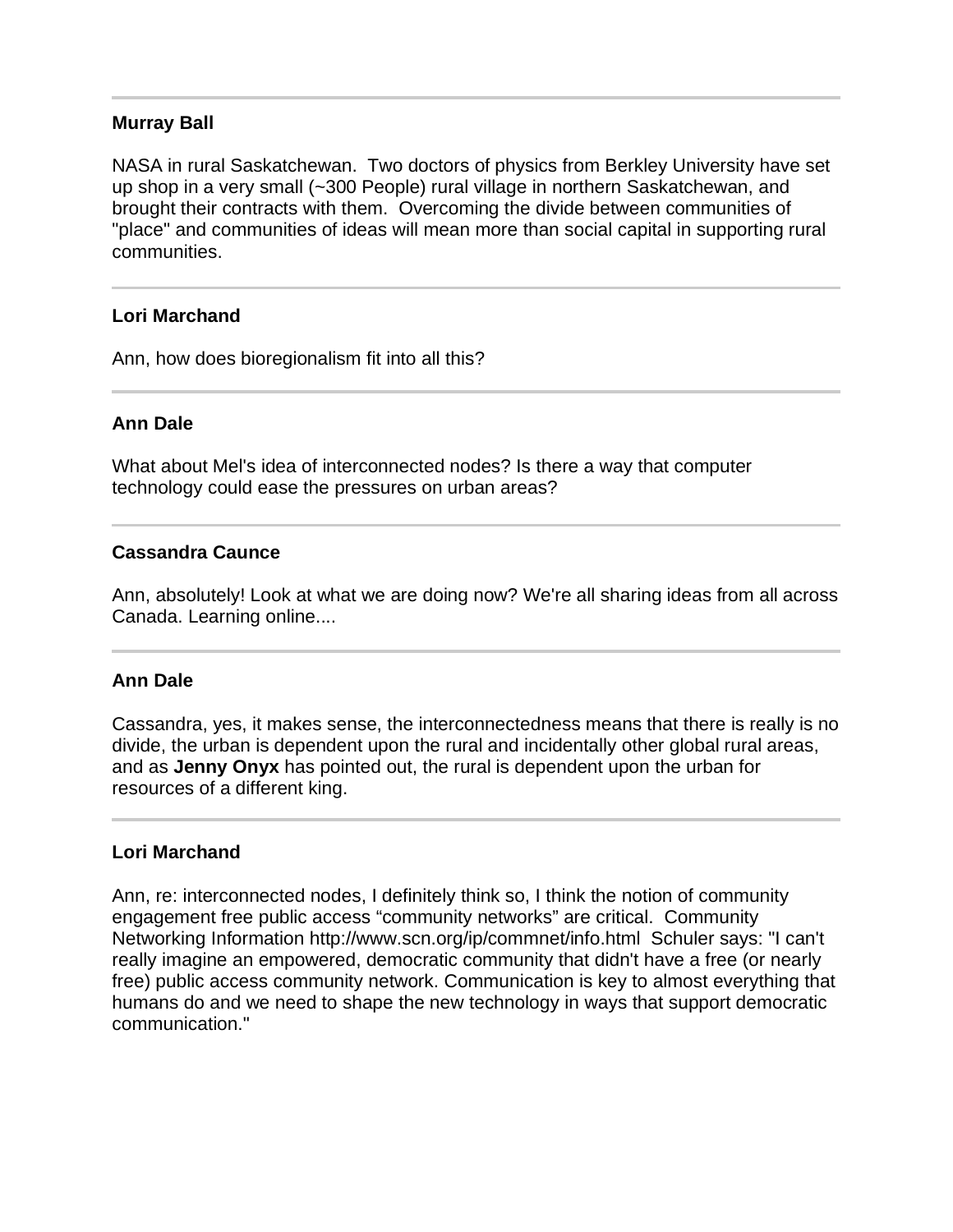---

**Murray Ball**

NASA in rural Saskatchewan. Two doctors of physics from Berkley University have set up shop in a very small (~300 People) rural village in northern Saskatchewan, and brought their contracts with them. Overcoming the divide between communities of "place" and communities of ideas will mean more than social capital in supporting rural communities.

---

**Lori Marchand**

Ann, how does bioregionalism fit into all this?

---

**Ann Dale**

What about Mel's idea of interconnected nodes? Is there a way that computer technology could ease the pressures on urban areas?

---

**Cassandra Caunce**

Ann, absolutely! Look at what we are doing now? We're all sharing ideas from all across Canada. Learning online....

---

**Ann Dale**

Cassandra, yes, it makes sense, the interconnectedness means that there is really is no divide, the urban is dependent upon the rural and incidentally other global rural areas, and as **Jenny Onyx** has pointed out, the rural is dependent upon the urban for resources of a different king.

---

**Lori Marchand**

Ann, re: interconnected nodes, I definitely think so, I think the notion of community engagement free public access "community networks" are critical. Community Networking Information http://www.scn.org/ip/commnet/info.html Schuler says: "I can't really imagine an empowered, democratic community that didn't have a free (or nearly free) public access community network. Communication is key to almost everything that humans do and we need to shape the new technology in ways that support democratic communication."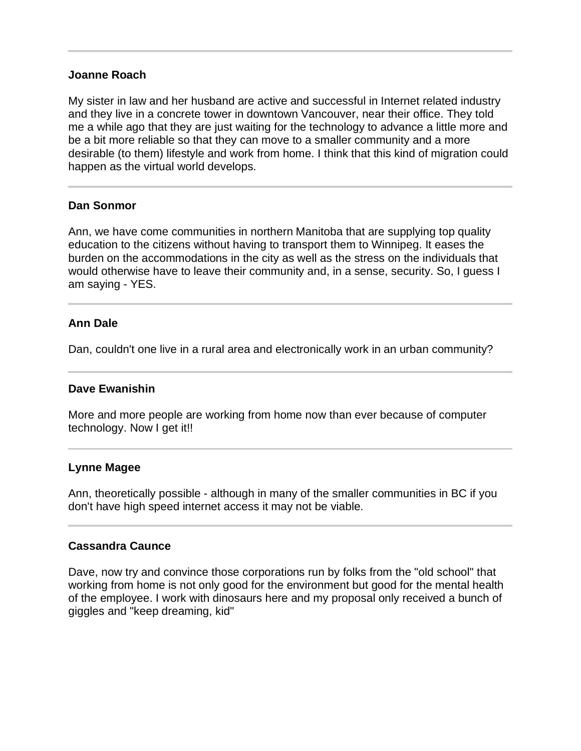---

**Joanne Roach**

My sister in law and her husband are active and successful in Internet related industry and they live in a concrete tower in downtown Vancouver, near their office. They told me a while ago that they are just waiting for the technology to advance a little more and be a bit more reliable so that they can move to a smaller community and a more desirable (to them) lifestyle and work from home. I think that this kind of migration could happen as the virtual world develops.

---

**Dan Sonmor**

Ann, we have come communities in northern Manitoba that are supplying top quality education to the citizens without having to transport them to Winnipeg. It eases the burden on the accommodations in the city as well as the stress on the individuals that would otherwise have to leave their community and, in a sense, security. So, I guess I am saying - YES.

---

**Ann Dale**

Dan, couldn't one live in a rural area and electronically work in an urban community?

---

**Dave Ewanishin**

More and more people are working from home now than ever because of computer technology. Now I get it!!

---

**Lynne Magee**

Ann, theoretically possible - although in many of the smaller communities in BC if you don't have high speed internet access it may not be viable.

---

**Cassandra Caunce**

Dave, now try and convince those corporations run by folks from the "old school" that working from home is not only good for the environment but good for the mental health of the employee. I work with dinosaurs here and my proposal only received a bunch of giggles and "keep dreaming, kid"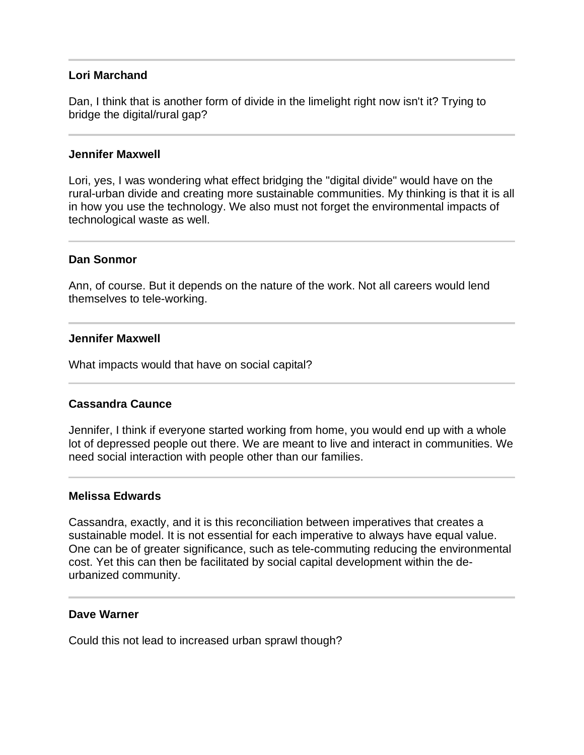---

**Lori Marchand**

Dan, I think that is another form of divide in the limelight right now isn't it? Trying to bridge the digital/rural gap?

---

**Jennifer Maxwell**

Lori, yes, I was wondering what effect bridging the "digital divide" would have on the rural-urban divide and creating more sustainable communities. My thinking is that it is all in how you use the technology. We also must not forget the environmental impacts of technological waste as well.

---

**Dan Sonmor**

Ann, of course. But it depends on the nature of the work. Not all careers would lend themselves to tele-working.

---

**Jennifer Maxwell**

What impacts would that have on social capital?

---

**Cassandra Caunce**

Jennifer, I think if everyone started working from home, you would end up with a whole lot of depressed people out there. We are meant to live and interact in communities. We need social interaction with people other than our families.

---

**Melissa Edwards**

Cassandra, exactly, and it is this reconciliation between imperatives that creates a sustainable model. It is not essential for each imperative to always have equal value. One can be of greater significance, such as tele-commuting reducing the environmental cost. Yet this can then be facilitated by social capital development within the de-urbanized community.

---

**Dave Warner**

Could this not lead to increased urban sprawl though?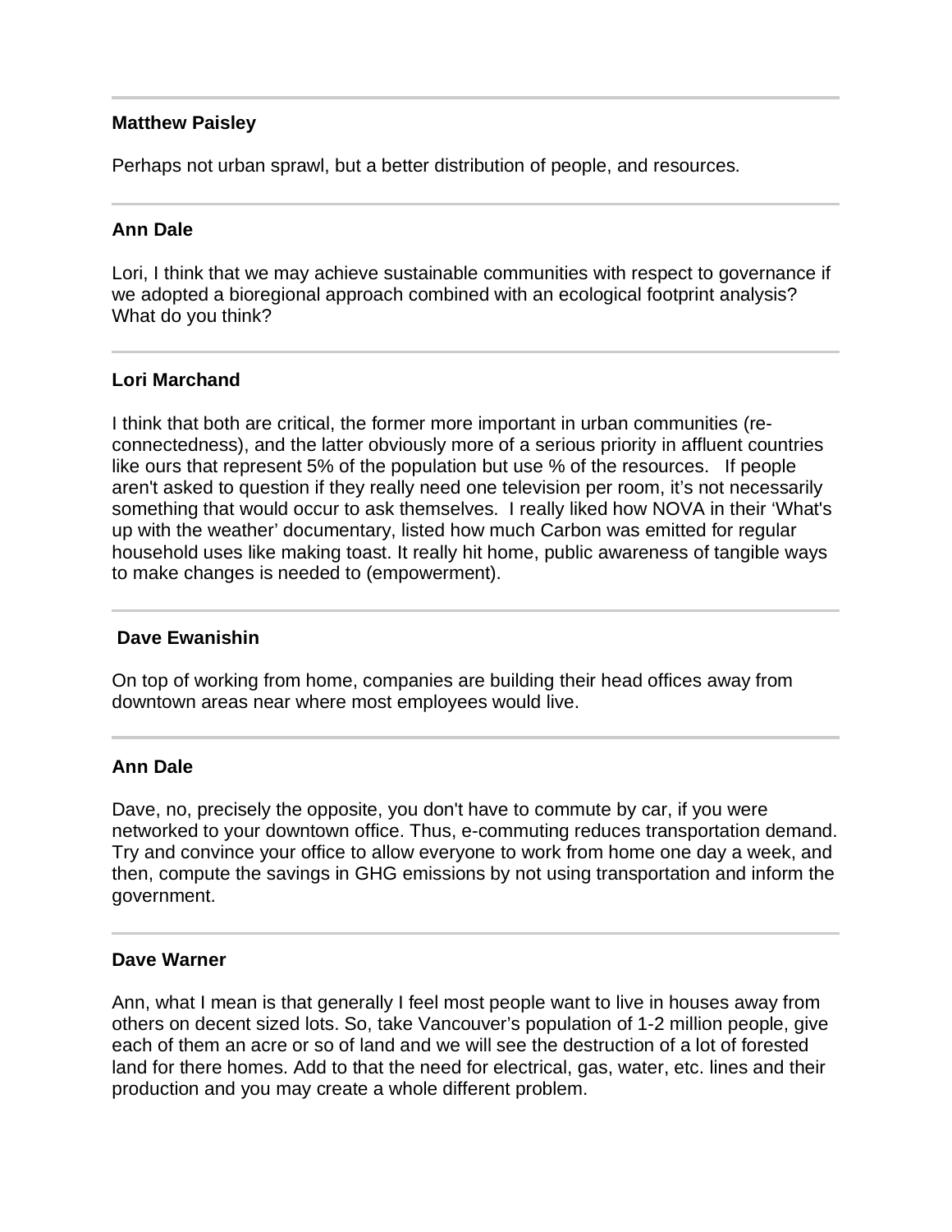---

**Matthew Paisley**

Perhaps not urban sprawl, but a better distribution of people, and resources.

---

**Ann Dale**

Lori, I think that we may achieve sustainable communities with respect to governance if we adopted a bioregional approach combined with an ecological footprint analysis? What do you think?

---

**Lori Marchand**

I think that both are critical, the former more important in urban communities (re-connectedness), and the latter obviously more of a serious priority in affluent countries like ours that represent 5% of the population but use % of the resources.   If people aren't asked to question if they really need one television per room, it's not necessarily something that would occur to ask themselves.  I really liked how NOVA in their 'What's up with the weather' documentary, listed how much Carbon was emitted for regular household uses like making toast. It really hit home, public awareness of tangible ways to make changes is needed to (empowerment).

---

**Dave Ewanishin**

On top of working from home, companies are building their head offices away from downtown areas near where most employees would live.

---

**Ann Dale**

Dave, no, precisely the opposite, you don't have to commute by car, if you were networked to your downtown office. Thus, e-commuting reduces transportation demand. Try and convince your office to allow everyone to work from home one day a week, and then, compute the savings in GHG emissions by not using transportation and inform the government.

---

**Dave Warner**

Ann, what I mean is that generally I feel most people want to live in houses away from others on decent sized lots. So, take Vancouver's population of 1-2 million people, give each of them an acre or so of land and we will see the destruction of a lot of forested land for there homes. Add to that the need for electrical, gas, water, etc. lines and their production and you may create a whole different problem.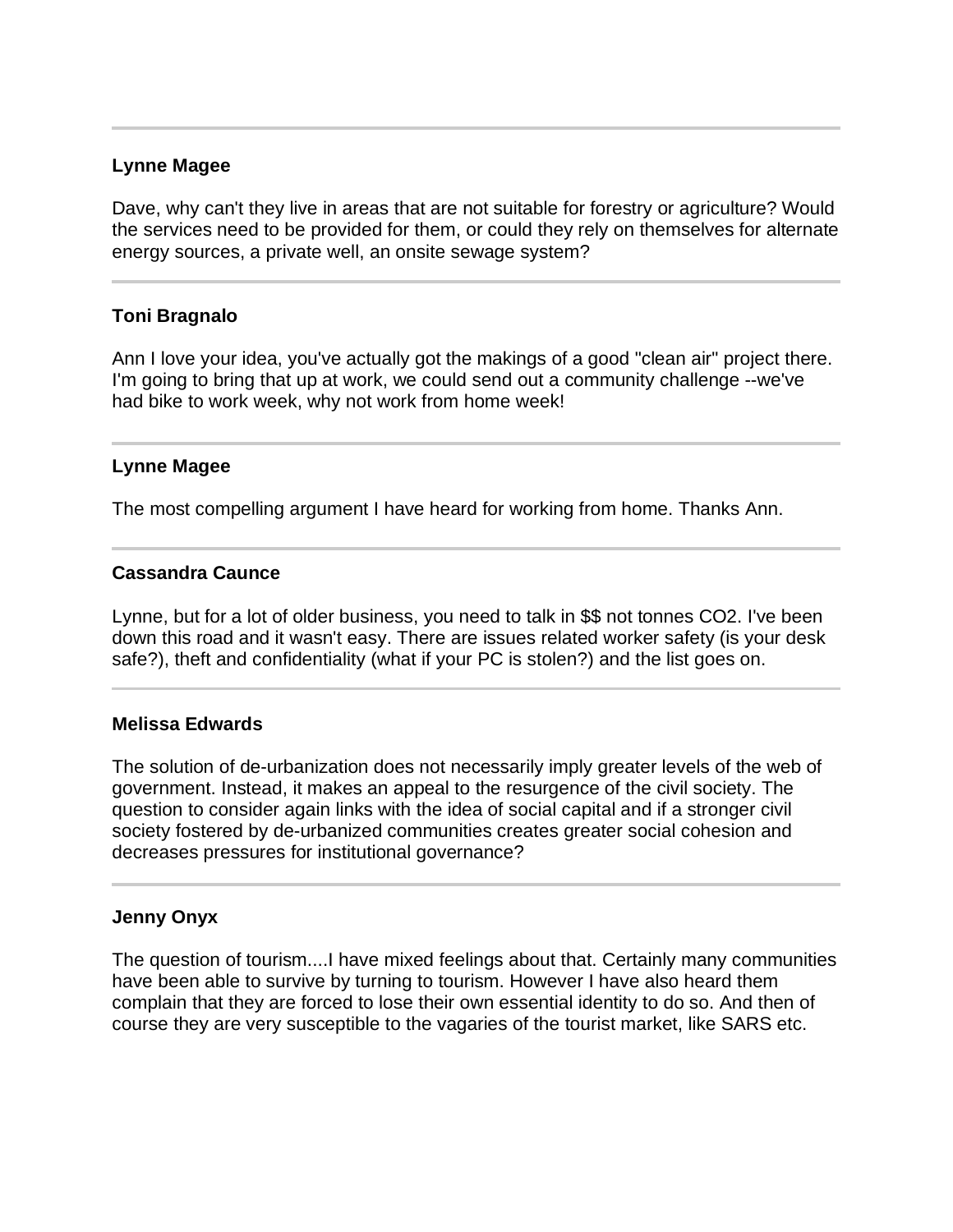---

**Lynne Magee**

Dave, why can't they live in areas that are not suitable for forestry or agriculture? Would the services need to be provided for them, or could they rely on themselves for alternate energy sources, a private well, an onsite sewage system?

---

**Toni Bragnalo**

Ann I love your idea, you've actually got the makings of a good "clean air" project there. I'm going to bring that up at work, we could send out a community challenge --we've had bike to work week, why not work from home week!

---

**Lynne Magee**

The most compelling argument I have heard for working from home. Thanks Ann.

---

**Cassandra Caunce**

Lynne, but for a lot of older business, you need to talk in $$ not tonnes CO2. I've been down this road and it wasn't easy. There are issues related worker safety (is your desk safe?), theft and confidentiality (what if your PC is stolen?) and the list goes on.

---

**Melissa Edwards**

The solution of de-urbanization does not necessarily imply greater levels of the web of government. Instead, it makes an appeal to the resurgence of the civil society. The question to consider again links with the idea of social capital and if a stronger civil society fostered by de-urbanized communities creates greater social cohesion and decreases pressures for institutional governance?

---

**Jenny Onyx**

The question of tourism....I have mixed feelings about that. Certainly many communities have been able to survive by turning to tourism. However I have also heard them complain that they are forced to lose their own essential identity to do so. And then of course they are very susceptible to the vagaries of the tourist market, like SARS etc.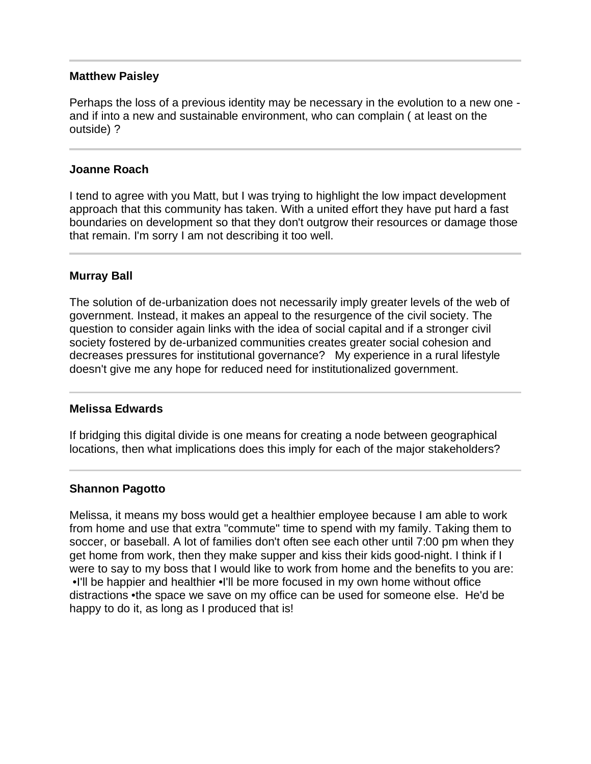---

**Matthew Paisley**

Perhaps the loss of a previous identity may be necessary in the evolution to a new one - and if into a new and sustainable environment, who can complain ( at least on the outside) ?

---

**Joanne Roach**

I tend to agree with you Matt, but I was trying to highlight the low impact development approach that this community has taken. With a united effort they have put hard a fast boundaries on development so that they don't outgrow their resources or damage those that remain. I'm sorry I am not describing it too well.

---

**Murray Ball**

The solution of de-urbanization does not necessarily imply greater levels of the web of government. Instead, it makes an appeal to the resurgence of the civil society. The question to consider again links with the idea of social capital and if a stronger civil society fostered by de-urbanized communities creates greater social cohesion and decreases pressures for institutional governance?   My experience in a rural lifestyle doesn't give me any hope for reduced need for institutionalized government.

---

**Melissa Edwards**

If bridging this digital divide is one means for creating a node between geographical locations, then what implications does this imply for each of the major stakeholders?

---

**Shannon Pagotto**

Melissa, it means my boss would get a healthier employee because I am able to work from home and use that extra "commute" time to spend with my family. Taking them to soccer, or baseball. A lot of families don't often see each other until 7:00 pm when they get home from work, then they make supper and kiss their kids good-night. I think if I were to say to my boss that I would like to work from home and the benefits to you are: •I'll be happier and healthier •I'll be more focused in my own home without office distractions •the space we save on my office can be used for someone else.  He'd be happy to do it, as long as I produced that is!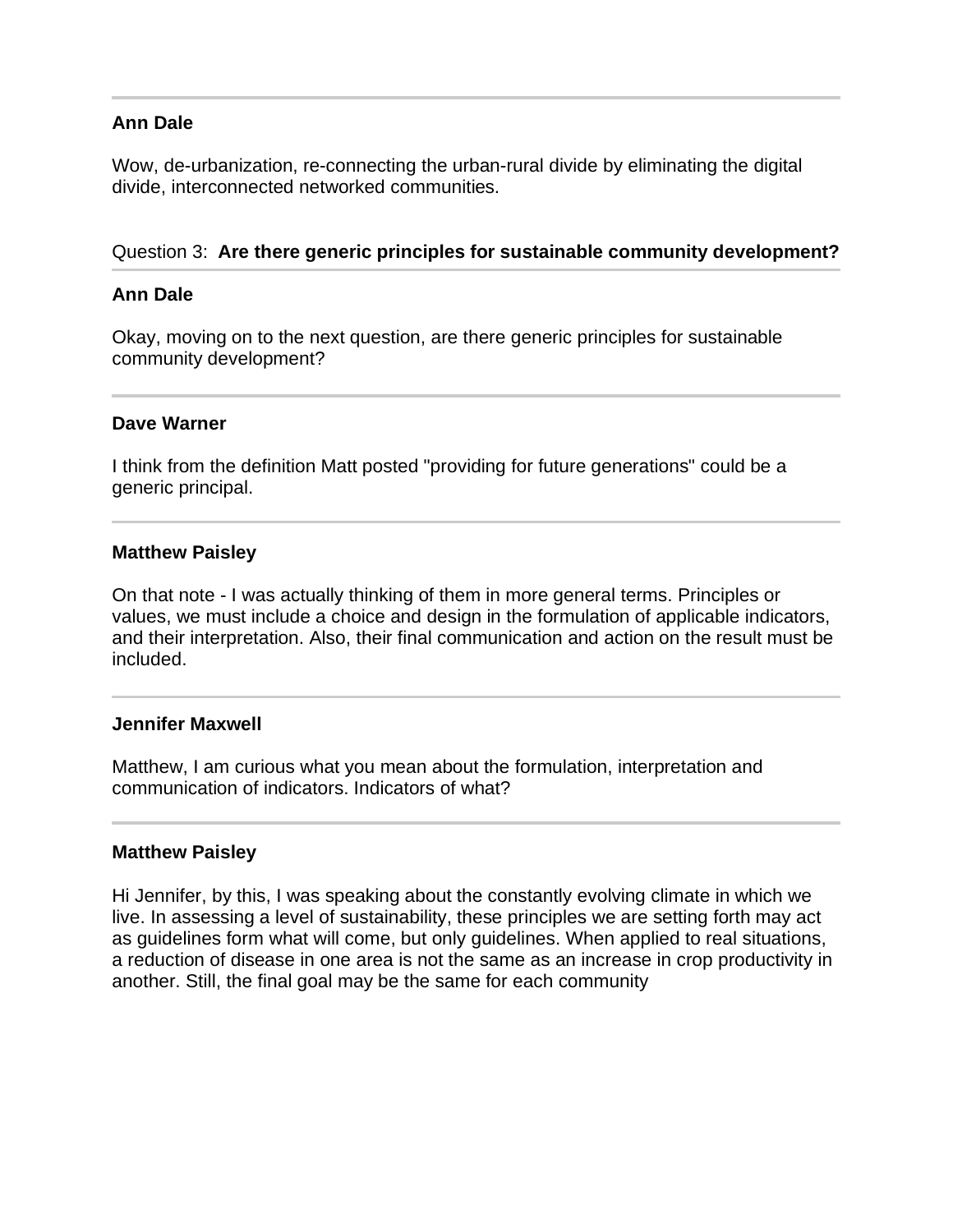---

**Ann Dale**

Wow, de-urbanization, re-connecting the urban-rural divide by eliminating the digital divide, interconnected networked communities.

Question 3: **Are there generic principles for sustainable community development?**

---

**Ann Dale**

Okay, moving on to the next question, are there generic principles for sustainable community development?

---

**Dave Warner**

I think from the definition Matt posted "providing for future generations" could be a generic principal.

---

**Matthew Paisley**

On that note - I was actually thinking of them in more general terms. Principles or values, we must include a choice and design in the formulation of applicable indicators, and their interpretation. Also, their final communication and action on the result must be included.

---

**Jennifer Maxwell**

Matthew, I am curious what you mean about the formulation, interpretation and communication of indicators. Indicators of what?

---

**Matthew Paisley**

Hi Jennifer, by this, I was speaking about the constantly evolving climate in which we live. In assessing a level of sustainability, these principles we are setting forth may act as guidelines form what will come, but only guidelines. When applied to real situations, a reduction of disease in one area is not the same as an increase in crop productivity in another. Still, the final goal may be the same for each community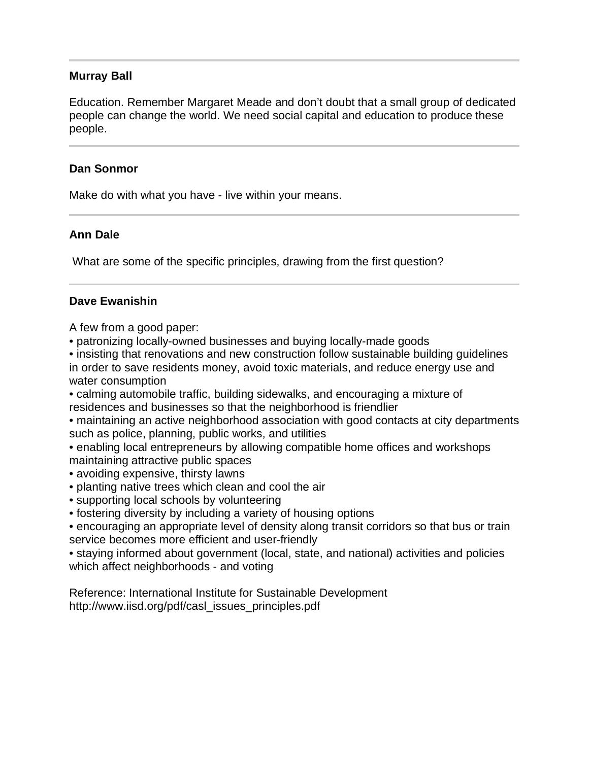---

**Murray Ball**

Education. Remember Margaret Meade and don't doubt that a small group of dedicated people can change the world. We need social capital and education to produce these people.

---

**Dan Sonmor**

Make do with what you have - live within your means.

---

**Ann Dale**

What are some of the specific principles, drawing from the first question?

---

**Dave Ewanishin**

A few from a good paper:

- patronizing locally-owned businesses and buying locally-made goods
- insisting that renovations and new construction follow sustainable building guidelines in order to save residents money, avoid toxic materials, and reduce energy use and water consumption
- calming automobile traffic, building sidewalks, and encouraging a mixture of residences and businesses so that the neighborhood is friendlier
- maintaining an active neighborhood association with good contacts at city departments such as police, planning, public works, and utilities
- enabling local entrepreneurs by allowing compatible home offices and workshops maintaining attractive public spaces
- avoiding expensive, thirsty lawns
- planting native trees which clean and cool the air
- supporting local schools by volunteering
- fostering diversity by including a variety of housing options
- encouraging an appropriate level of density along transit corridors so that bus or train service becomes more efficient and user-friendly
- staying informed about government (local, state, and national) activities and policies which affect neighborhoods - and voting

Reference: International Institute for Sustainable Development
http://www.iisd.org/pdf/casl_issues_principles.pdf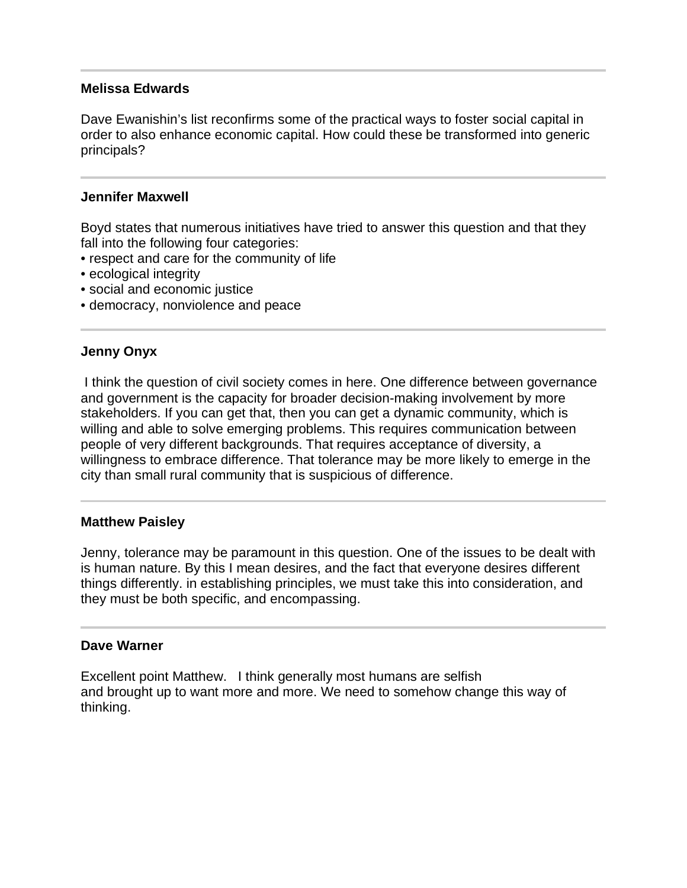---

**Melissa Edwards**

Dave Ewanishin's list reconfirms some of the practical ways to foster social capital in order to also enhance economic capital. How could these be transformed into generic principals?

---

**Jennifer Maxwell**

Boyd states that numerous initiatives have tried to answer this question and that they fall into the following four categories:

- respect and care for the community of life
- ecological integrity
- social and economic justice
- democracy, nonviolence and peace

---

**Jenny Onyx**

I think the question of civil society comes in here. One difference between governance and government is the capacity for broader decision-making involvement by more stakeholders. If you can get that, then you can get a dynamic community, which is willing and able to solve emerging problems. This requires communication between people of very different backgrounds. That requires acceptance of diversity, a willingness to embrace difference. That tolerance may be more likely to emerge in the city than small rural community that is suspicious of difference.

---

**Matthew Paisley**

Jenny, tolerance may be paramount in this question. One of the issues to be dealt with is human nature. By this I mean desires, and the fact that everyone desires different things differently. in establishing principles, we must take this into consideration, and they must be both specific, and encompassing.

---

**Dave Warner**

Excellent point Matthew. I think generally most humans are selfish and brought up to want more and more. We need to somehow change this way of thinking.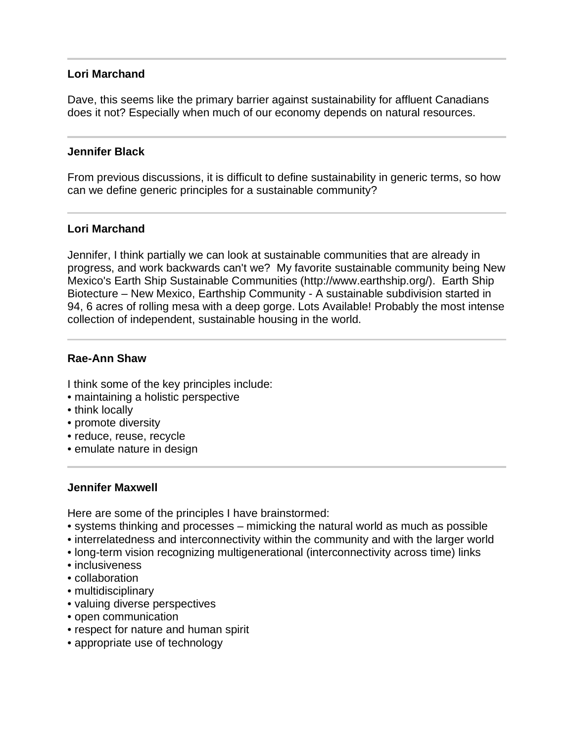---

**Lori Marchand**

Dave, this seems like the primary barrier against sustainability for affluent Canadians does it not? Especially when much of our economy depends on natural resources.

---

**Jennifer Black**

From previous discussions, it is difficult to define sustainability in generic terms, so how can we define generic principles for a sustainable community?

---

**Lori Marchand**

Jennifer, I think partially we can look at sustainable communities that are already in progress, and work backwards can't we? My favorite sustainable community being New Mexico's Earth Ship Sustainable Communities (http://www.earthship.org/). Earth Ship Biotecture – New Mexico, Earthship Community - A sustainable subdivision started in 94, 6 acres of rolling mesa with a deep gorge. Lots Available! Probably the most intense collection of independent, sustainable housing in the world.

---

**Rae-Ann Shaw**

I think some of the key principles include:

- maintaining a holistic perspective
- think locally
- promote diversity
- reduce, reuse, recycle
- emulate nature in design

---

**Jennifer Maxwell**

Here are some of the principles I have brainstormed:

- systems thinking and processes – mimicking the natural world as much as possible
- interrelatedness and interconnectivity within the community and with the larger world
- long-term vision recognizing multigenerational (interconnectivity across time) links
- inclusiveness
- collaboration
- multidisciplinary
- valuing diverse perspectives
- open communication
- respect for nature and human spirit
- appropriate use of technology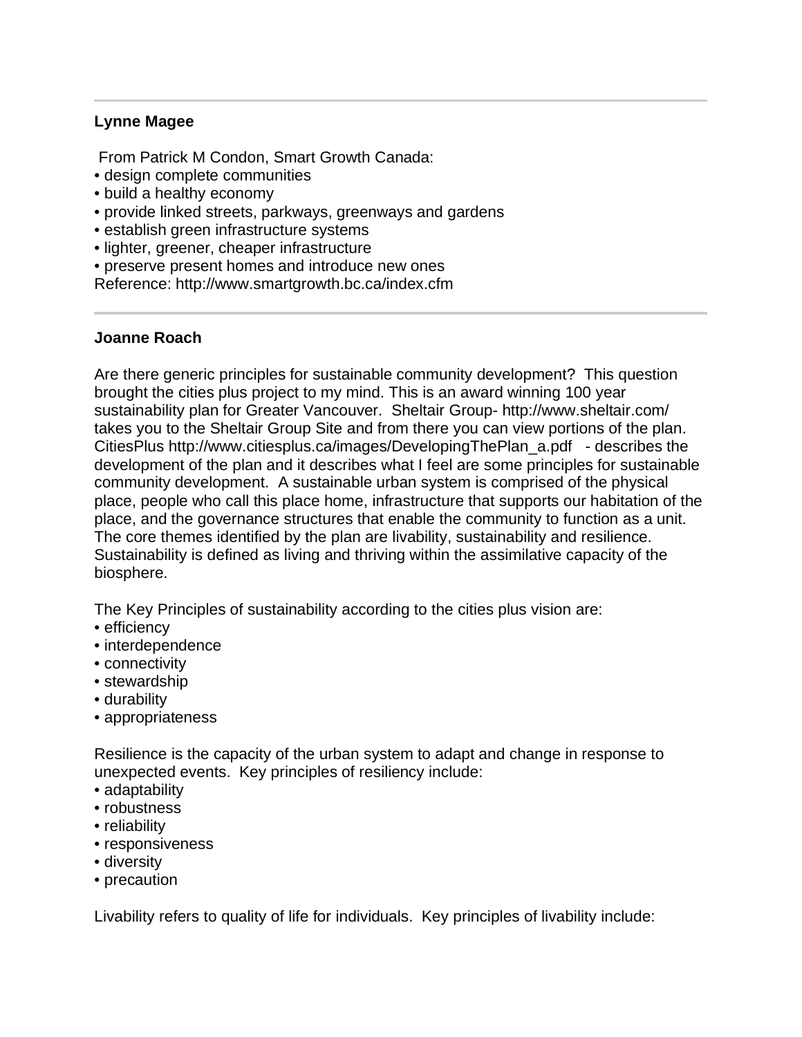---

**Lynne Magee**

From Patrick M Condon, Smart Growth Canada:

- design complete communities
- build a healthy economy
- provide linked streets, parkways, greenways and gardens
- establish green infrastructure systems
- lighter, greener, cheaper infrastructure
- preserve present homes and introduce new ones

Reference: http://www.smartgrowth.bc.ca/index.cfm

---

**Joanne Roach**

Are there generic principles for sustainable community development? This question brought the cities plus project to my mind. This is an award winning 100 year sustainability plan for Greater Vancouver. Sheltair Group- http://www.sheltair.com/ takes you to the Sheltair Group Site and from there you can view portions of the plan. CitiesPlus http://www.citiesplus.ca/images/DevelopingThePlan_a.pdf - describes the development of the plan and it describes what I feel are some principles for sustainable community development. A sustainable urban system is comprised of the physical place, people who call this place home, infrastructure that supports our habitation of the place, and the governance structures that enable the community to function as a unit. The core themes identified by the plan are livability, sustainability and resilience. Sustainability is defined as living and thriving within the assimilative capacity of the biosphere.

The Key Principles of sustainability according to the cities plus vision are:

- efficiency
- interdependence
- connectivity
- stewardship
- durability
- appropriateness

Resilience is the capacity of the urban system to adapt and change in response to unexpected events. Key principles of resiliency include:

- adaptability
- robustness
- reliability
- responsiveness
- diversity
- precaution

Livability refers to quality of life for individuals. Key principles of livability include: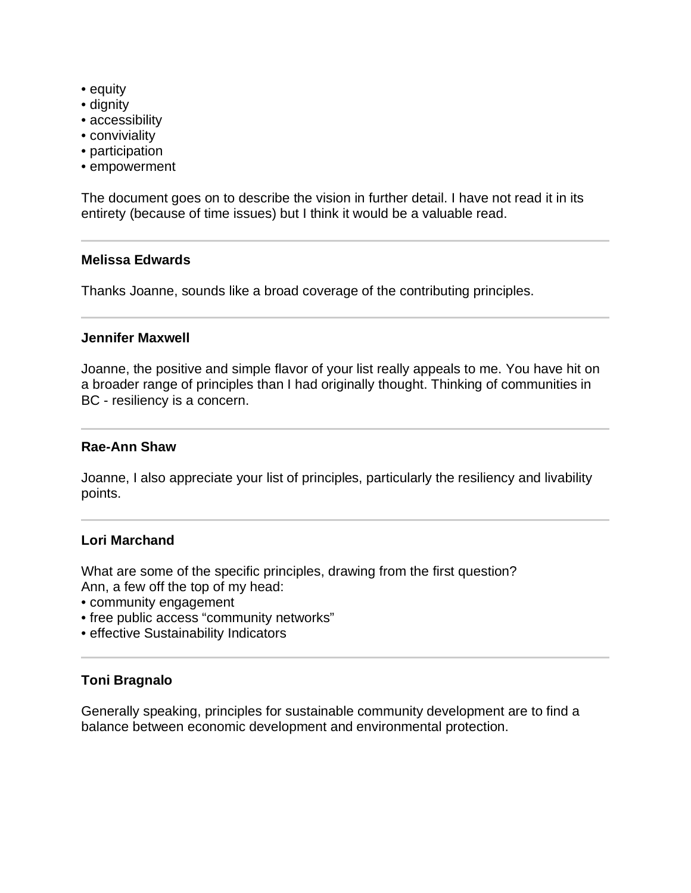- equity
- dignity
- accessibility
- conviviality
- participation
- empowerment

The document goes on to describe the vision in further detail. I have not read it in its entirety (because of time issues) but I think it would be a valuable read.

---

**Melissa Edwards**

Thanks Joanne, sounds like a broad coverage of the contributing principles.

---

**Jennifer Maxwell**

Joanne, the positive and simple flavor of your list really appeals to me. You have hit on a broader range of principles than I had originally thought. Thinking of communities in BC - resiliency is a concern.

---

**Rae-Ann Shaw**

Joanne, I also appreciate your list of principles, particularly the resiliency and livability points.

---

**Lori Marchand**

What are some of the specific principles, drawing from the first question?
Ann, a few off the top of my head:

- community engagement
- free public access “community networks”
- effective Sustainability Indicators

---

**Toni Bragnalo**

Generally speaking, principles for sustainable community development are to find a balance between economic development and environmental protection.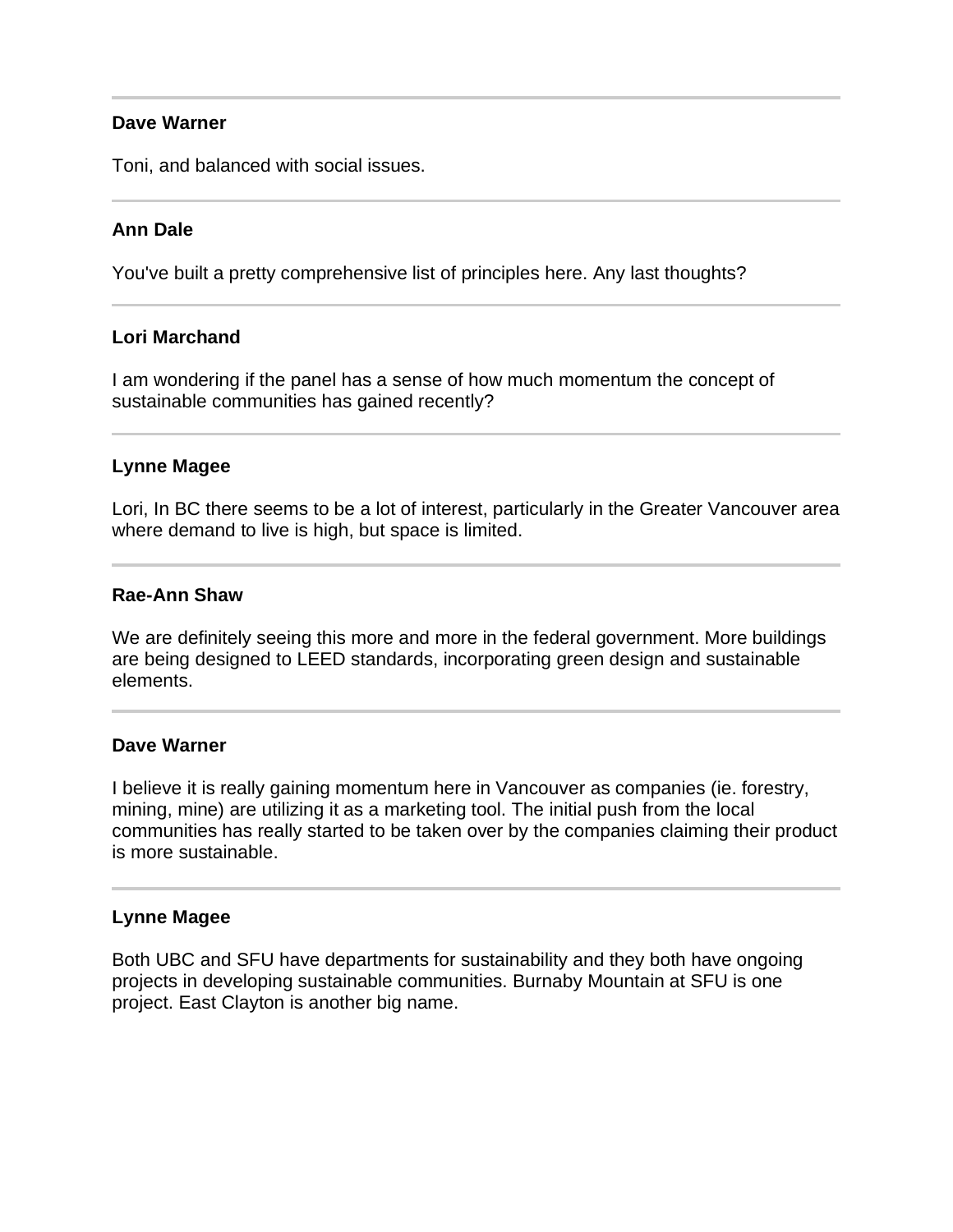---

**Dave Warner**

Toni, and balanced with social issues.

---

**Ann Dale**

You've built a pretty comprehensive list of principles here. Any last thoughts?

---

**Lori Marchand**

I am wondering if the panel has a sense of how much momentum the concept of sustainable communities has gained recently?

---

**Lynne Magee**

Lori, In BC there seems to be a lot of interest, particularly in the Greater Vancouver area where demand to live is high, but space is limited.

---

**Rae-Ann Shaw**

We are definitely seeing this more and more in the federal government. More buildings are being designed to LEED standards, incorporating green design and sustainable elements.

---

**Dave Warner**

I believe it is really gaining momentum here in Vancouver as companies (ie. forestry, mining, mine) are utilizing it as a marketing tool. The initial push from the local communities has really started to be taken over by the companies claiming their product is more sustainable.

---

**Lynne Magee**

Both UBC and SFU have departments for sustainability and they both have ongoing projects in developing sustainable communities. Burnaby Mountain at SFU is one project. East Clayton is another big name.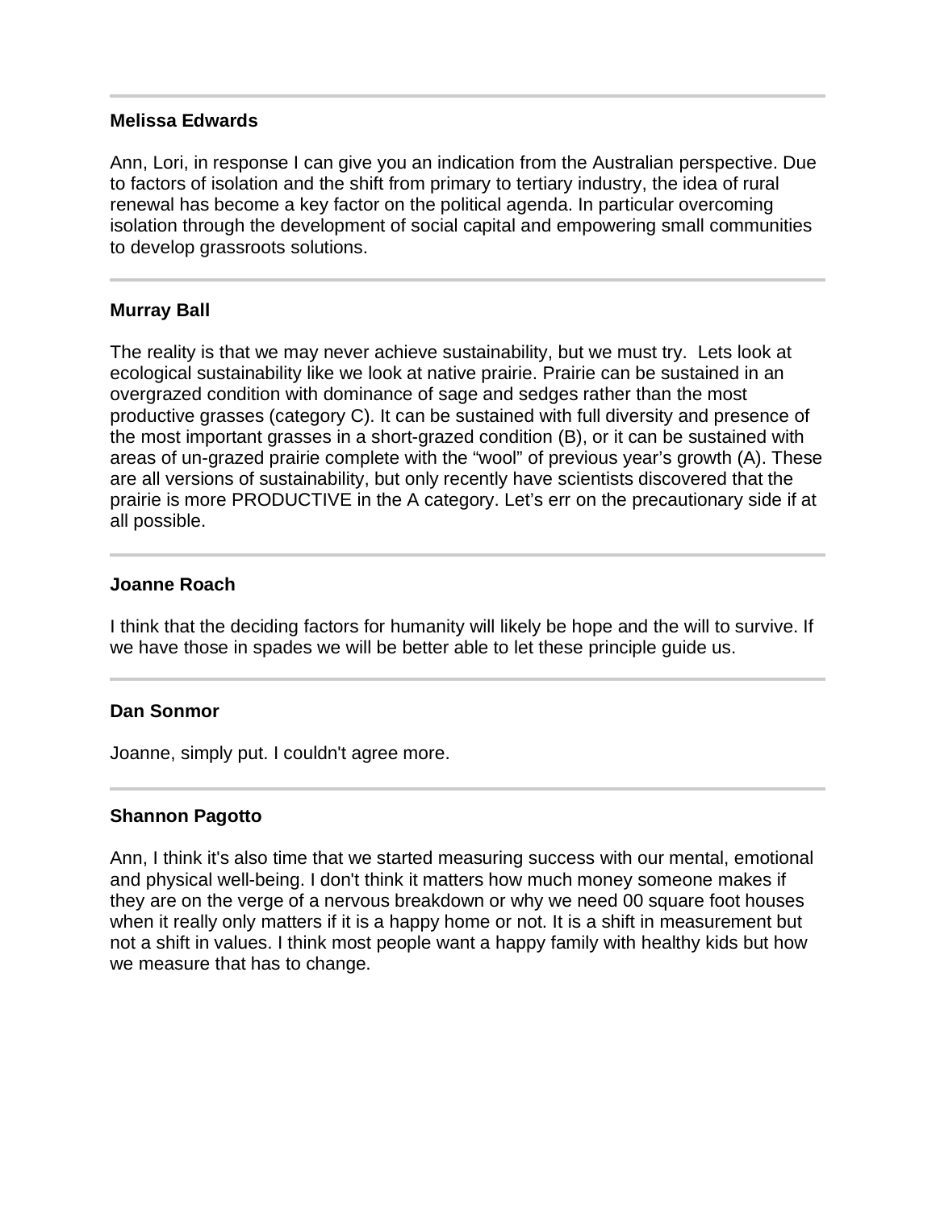---

**Melissa Edwards**

Ann, Lori, in response I can give you an indication from the Australian perspective. Due to factors of isolation and the shift from primary to tertiary industry, the idea of rural renewal has become a key factor on the political agenda. In particular overcoming isolation through the development of social capital and empowering small communities to develop grassroots solutions.

---

**Murray Ball**

The reality is that we may never achieve sustainability, but we must try. Lets look at ecological sustainability like we look at native prairie. Prairie can be sustained in an overgrazed condition with dominance of sage and sedges rather than the most productive grasses (category C). It can be sustained with full diversity and presence of the most important grasses in a short-grazed condition (B), or it can be sustained with areas of un-grazed prairie complete with the "wool" of previous year's growth (A). These are all versions of sustainability, but only recently have scientists discovered that the prairie is more PRODUCTIVE in the A category. Let's err on the precautionary side if at all possible.

---

**Joanne Roach**

I think that the deciding factors for humanity will likely be hope and the will to survive. If we have those in spades we will be better able to let these principle guide us.

---

**Dan Sonmor**

Joanne, simply put. I couldn't agree more.

---

**Shannon Pagotto**

Ann, I think it's also time that we started measuring success with our mental, emotional and physical well-being. I don't think it matters how much money someone makes if they are on the verge of a nervous breakdown or why we need 00 square foot houses when it really only matters if it is a happy home or not. It is a shift in measurement but not a shift in values. I think most people want a happy family with healthy kids but how we measure that has to change.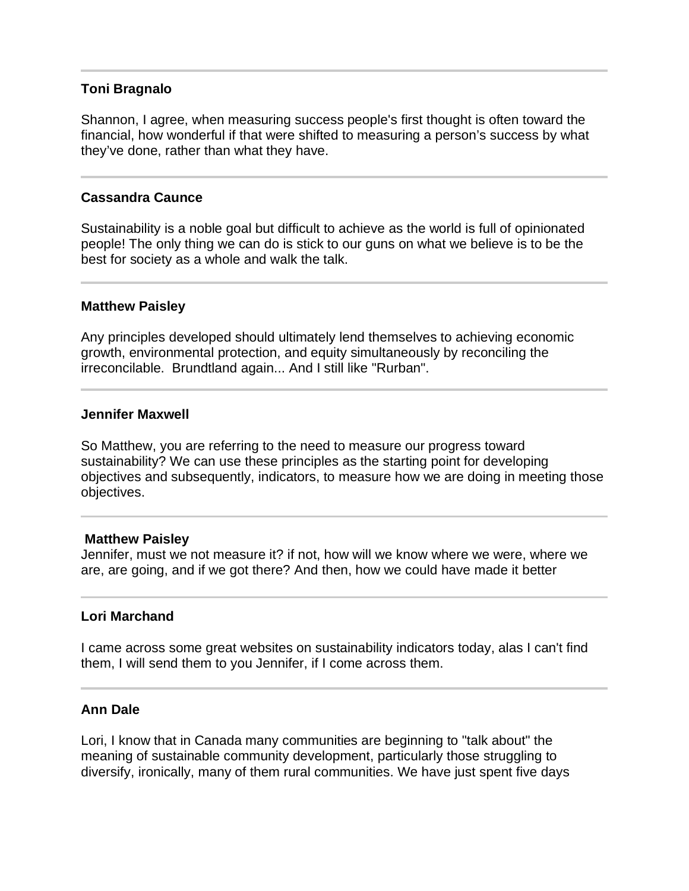---

**Toni Bragnalo**

Shannon, I agree, when measuring success people's first thought is often toward the financial, how wonderful if that were shifted to measuring a person's success by what they've done, rather than what they have.

---

**Cassandra Caunce**

Sustainability is a noble goal but difficult to achieve as the world is full of opinionated people! The only thing we can do is stick to our guns on what we believe is to be the best for society as a whole and walk the talk.

---

**Matthew Paisley**

Any principles developed should ultimately lend themselves to achieving economic growth, environmental protection, and equity simultaneously by reconciling the irreconcilable. Brundtland again... And I still like "Rurban".

---

**Jennifer Maxwell**

So Matthew, you are referring to the need to measure our progress toward sustainability? We can use these principles as the starting point for developing objectives and subsequently, indicators, to measure how we are doing in meeting those objectives.

---

**Matthew Paisley**

Jennifer, must we not measure it? if not, how will we know where we were, where we are, are going, and if we got there? And then, how we could have made it better

---

**Lori Marchand**

I came across some great websites on sustainability indicators today, alas I can't find them, I will send them to you Jennifer, if I come across them.

---

**Ann Dale**

Lori, I know that in Canada many communities are beginning to "talk about" the meaning of sustainable community development, particularly those struggling to diversify, ironically, many of them rural communities. We have just spent five days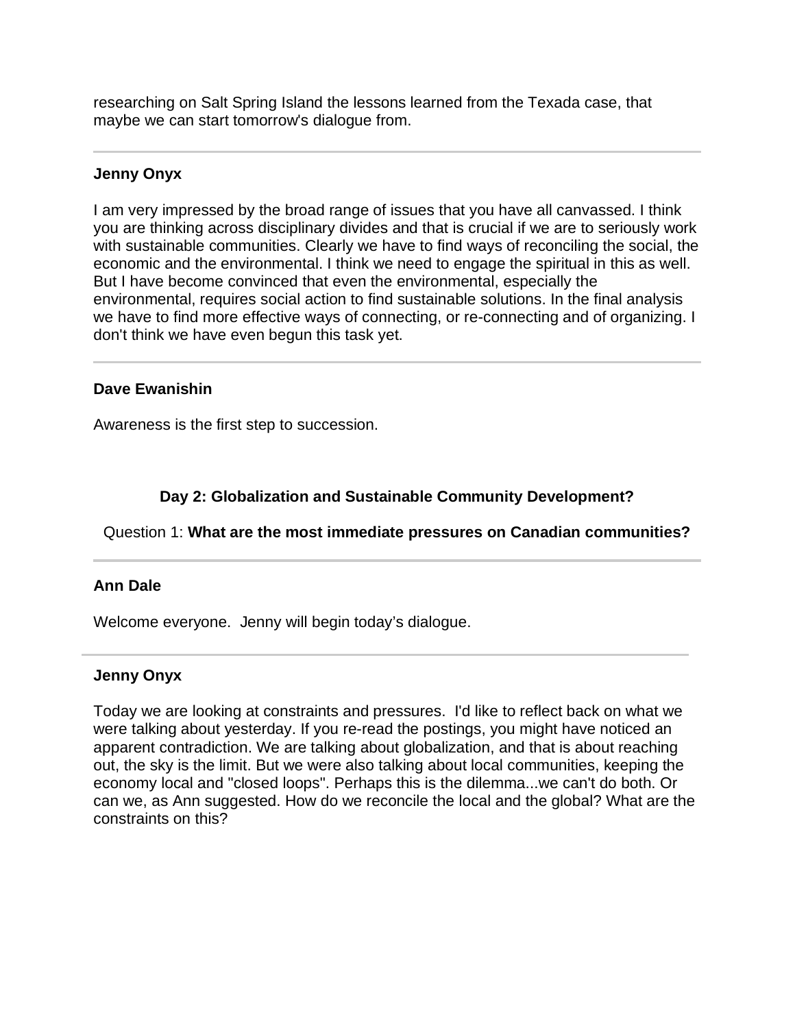researching on Salt Spring Island the lessons learned from the Texada case, that maybe we can start tomorrow's dialogue from.

---

**Jenny Onyx**

I am very impressed by the broad range of issues that you have all canvassed. I think you are thinking across disciplinary divides and that is crucial if we are to seriously work with sustainable communities. Clearly we have to find ways of reconciling the social, the economic and the environmental. I think we need to engage the spiritual in this as well. But I have become convinced that even the environmental, especially the environmental, requires social action to find sustainable solutions. In the final analysis we have to find more effective ways of connecting, or re-connecting and of organizing. I don't think we have even begun this task yet.

---

**Dave Ewanishin**

Awareness is the first step to succession.

## Day 2: Globalization and Sustainable Community Development?

Question 1: **What are the most immediate pressures on Canadian communities?**

---

**Ann Dale**

Welcome everyone. Jenny will begin today's dialogue.

---

**Jenny Onyx**

Today we are looking at constraints and pressures. I'd like to reflect back on what we were talking about yesterday. If you re-read the postings, you might have noticed an apparent contradiction. We are talking about globalization, and that is about reaching out, the sky is the limit. But we were also talking about local communities, keeping the economy local and "closed loops". Perhaps this is the dilemma...we can't do both. Or can we, as Ann suggested. How do we reconcile the local and the global? What are the constraints on this?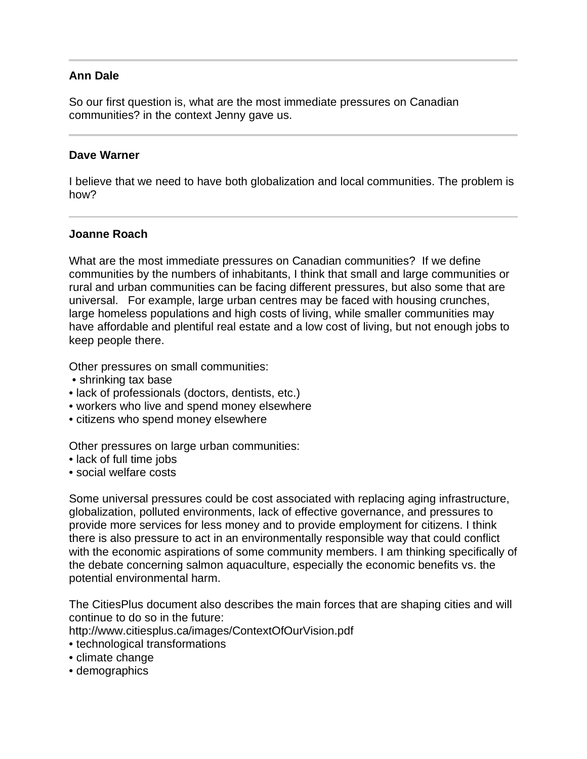---

**Ann Dale**

So our first question is, what are the most immediate pressures on Canadian communities? in the context Jenny gave us.

---

**Dave Warner**

I believe that we need to have both globalization and local communities. The problem is how?

---

**Joanne Roach**

What are the most immediate pressures on Canadian communities? If we define communities by the numbers of inhabitants, I think that small and large communities or rural and urban communities can be facing different pressures, but also some that are universal. For example, large urban centres may be faced with housing crunches, large homeless populations and high costs of living, while smaller communities may have affordable and plentiful real estate and a low cost of living, but not enough jobs to keep people there.

Other pressures on small communities:

- shrinking tax base
- lack of professionals (doctors, dentists, etc.)
- workers who live and spend money elsewhere
- citizens who spend money elsewhere

Other pressures on large urban communities:

- lack of full time jobs
- social welfare costs

Some universal pressures could be cost associated with replacing aging infrastructure, globalization, polluted environments, lack of effective governance, and pressures to provide more services for less money and to provide employment for citizens. I think there is also pressure to act in an environmentally responsible way that could conflict with the economic aspirations of some community members. I am thinking specifically of the debate concerning salmon aquaculture, especially the economic benefits vs. the potential environmental harm.

The CitiesPlus document also describes the main forces that are shaping cities and will continue to do so in the future:
http://www.citiesplus.ca/images/ContextOfOurVision.pdf

- technological transformations
- climate change
- demographics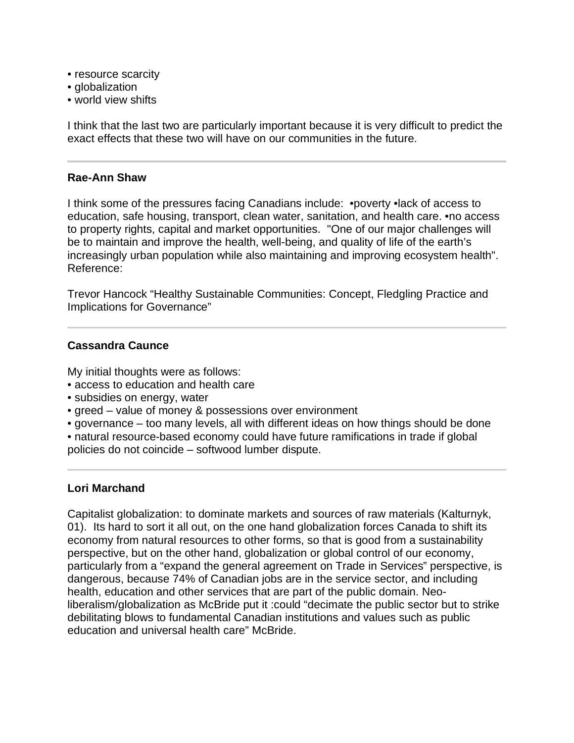- resource scarcity
- globalization
- world view shifts

I think that the last two are particularly important because it is very difficult to predict the exact effects that these two will have on our communities in the future.

---

**Rae-Ann Shaw**

I think some of the pressures facing Canadians include: •poverty •lack of access to education, safe housing, transport, clean water, sanitation, and health care. •no access to property rights, capital and market opportunities. "One of our major challenges will be to maintain and improve the health, well-being, and quality of life of the earth's increasingly urban population while also maintaining and improving ecosystem health". Reference:

Trevor Hancock "Healthy Sustainable Communities: Concept, Fledgling Practice and Implications for Governance"

---

**Cassandra Caunce**

My initial thoughts were as follows:

- access to education and health care
- subsidies on energy, water
- greed – value of money & possessions over environment
- governance – too many levels, all with different ideas on how things should be done
- natural resource-based economy could have future ramifications in trade if global policies do not coincide – softwood lumber dispute.

---

**Lori Marchand**

Capitalist globalization: to dominate markets and sources of raw materials (Kalturnyk, 01). Its hard to sort it all out, on the one hand globalization forces Canada to shift its economy from natural resources to other forms, so that is good from a sustainability perspective, but on the other hand, globalization or global control of our economy, particularly from a "expand the general agreement on Trade in Services" perspective, is dangerous, because 74% of Canadian jobs are in the service sector, and including health, education and other services that are part of the public domain. Neo-liberalism/globalization as McBride put it :could "decimate the public sector but to strike debilitating blows to fundamental Canadian institutions and values such as public education and universal health care" McBride.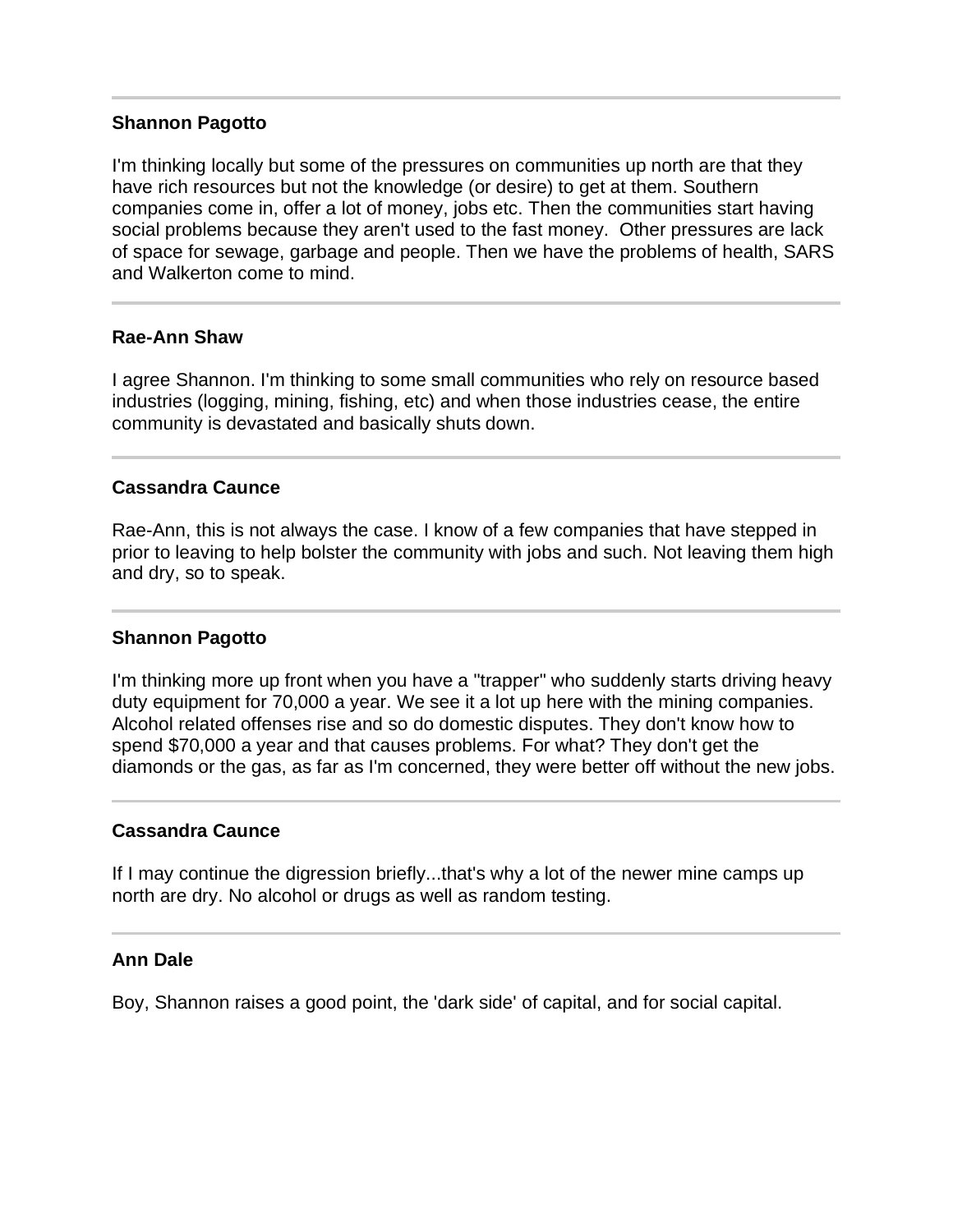---

**Shannon Pagotto**

I'm thinking locally but some of the pressures on communities up north are that they have rich resources but not the knowledge (or desire) to get at them. Southern companies come in, offer a lot of money, jobs etc. Then the communities start having social problems because they aren't used to the fast money. Other pressures are lack of space for sewage, garbage and people. Then we have the problems of health, SARS and Walkerton come to mind.

---

**Rae-Ann Shaw**

I agree Shannon. I'm thinking to some small communities who rely on resource based industries (logging, mining, fishing, etc) and when those industries cease, the entire community is devastated and basically shuts down.

---

**Cassandra Caunce**

Rae-Ann, this is not always the case. I know of a few companies that have stepped in prior to leaving to help bolster the community with jobs and such. Not leaving them high and dry, so to speak.

---

**Shannon Pagotto**

I'm thinking more up front when you have a "trapper" who suddenly starts driving heavy duty equipment for 70,000 a year. We see it a lot up here with the mining companies. Alcohol related offenses rise and so do domestic disputes. They don't know how to spend $70,000 a year and that causes problems. For what? They don't get the diamonds or the gas, as far as I'm concerned, they were better off without the new jobs.

---

**Cassandra Caunce**

If I may continue the digression briefly...that's why a lot of the newer mine camps up north are dry. No alcohol or drugs as well as random testing.

---

**Ann Dale**

Boy, Shannon raises a good point, the 'dark side' of capital, and for social capital.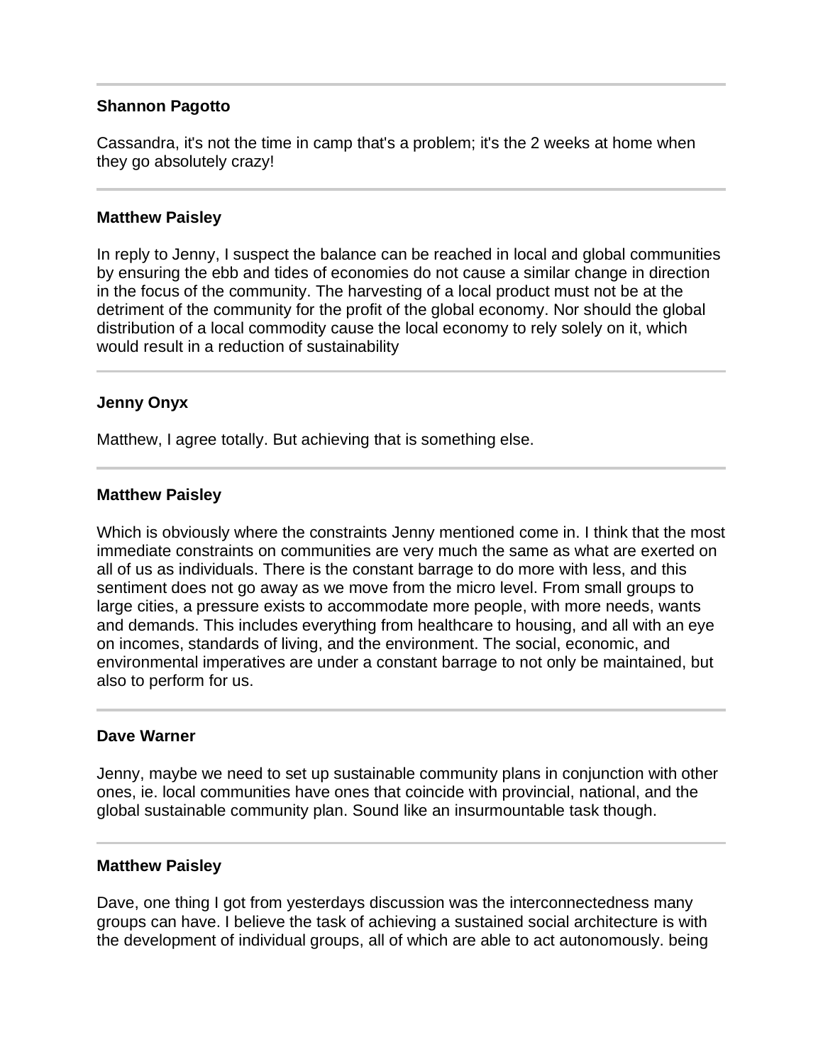---

**Shannon Pagotto**

Cassandra, it's not the time in camp that's a problem; it's the 2 weeks at home when they go absolutely crazy!

---

**Matthew Paisley**

In reply to Jenny, I suspect the balance can be reached in local and global communities by ensuring the ebb and tides of economies do not cause a similar change in direction in the focus of the community. The harvesting of a local product must not be at the detriment of the community for the profit of the global economy. Nor should the global distribution of a local commodity cause the local economy to rely solely on it, which would result in a reduction of sustainability

---

**Jenny Onyx**

Matthew, I agree totally. But achieving that is something else.

---

**Matthew Paisley**

Which is obviously where the constraints Jenny mentioned come in. I think that the most immediate constraints on communities are very much the same as what are exerted on all of us as individuals. There is the constant barrage to do more with less, and this sentiment does not go away as we move from the micro level. From small groups to large cities, a pressure exists to accommodate more people, with more needs, wants and demands. This includes everything from healthcare to housing, and all with an eye on incomes, standards of living, and the environment. The social, economic, and environmental imperatives are under a constant barrage to not only be maintained, but also to perform for us.

---

**Dave Warner**

Jenny, maybe we need to set up sustainable community plans in conjunction with other ones, ie. local communities have ones that coincide with provincial, national, and the global sustainable community plan. Sound like an insurmountable task though.

---

**Matthew Paisley**

Dave, one thing I got from yesterdays discussion was the interconnectedness many groups can have. I believe the task of achieving a sustained social architecture is with the development of individual groups, all of which are able to act autonomously. being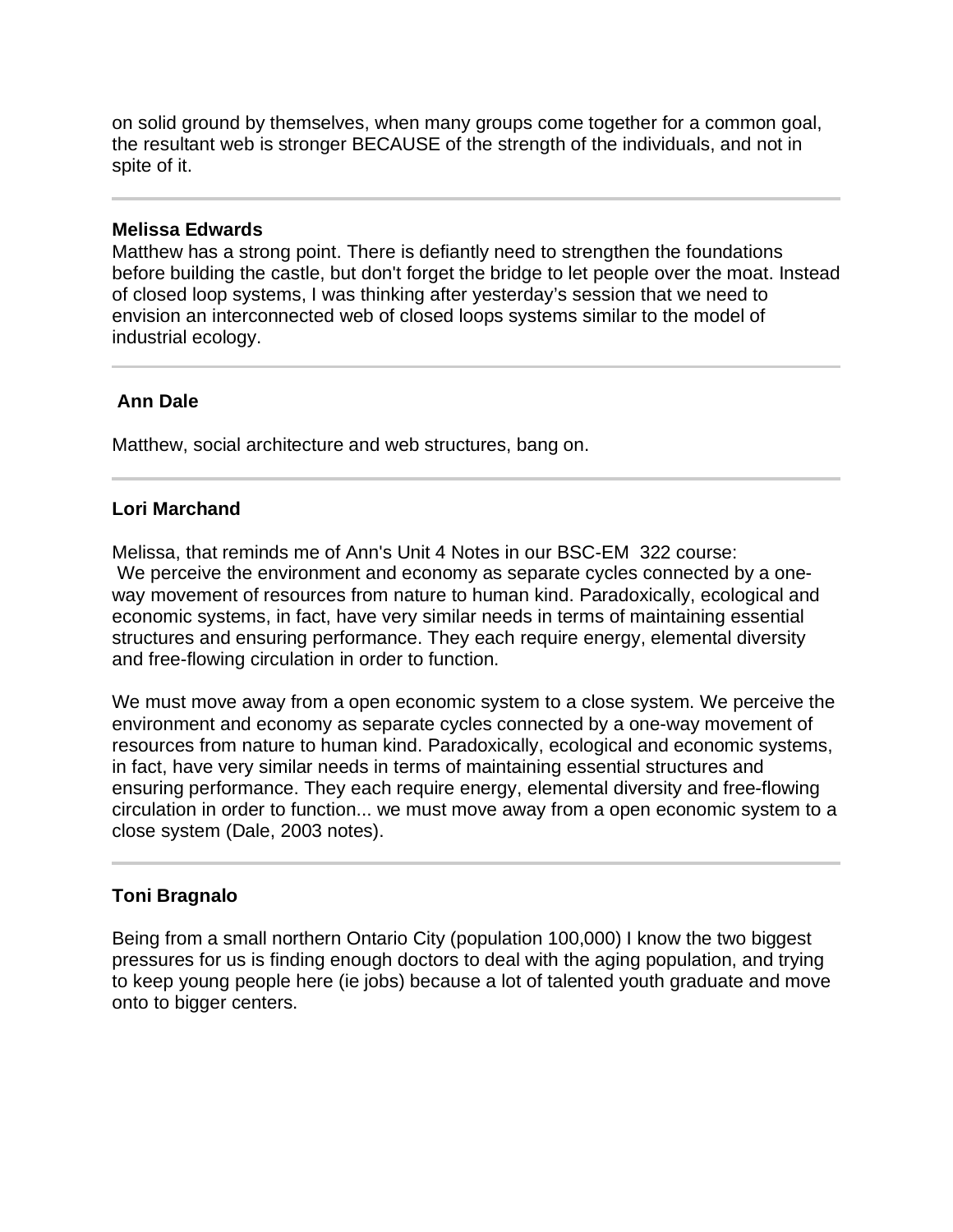on solid ground by themselves, when many groups come together for a common goal, the resultant web is stronger BECAUSE of the strength of the individuals, and not in spite of it.

---

**Melissa Edwards**

Matthew has a strong point. There is defiantly need to strengthen the foundations before building the castle, but don't forget the bridge to let people over the moat. Instead of closed loop systems, I was thinking after yesterday's session that we need to envision an interconnected web of closed loops systems similar to the model of industrial ecology.

---

**Ann Dale**

Matthew, social architecture and web structures, bang on.

---

**Lori Marchand**

Melissa, that reminds me of Ann's Unit 4 Notes in our BSC-EM 322 course:
We perceive the environment and economy as separate cycles connected by a one-way movement of resources from nature to human kind. Paradoxically, ecological and economic systems, in fact, have very similar needs in terms of maintaining essential structures and ensuring performance. They each require energy, elemental diversity and free-flowing circulation in order to function.

We must move away from a open economic system to a close system. We perceive the environment and economy as separate cycles connected by a one-way movement of resources from nature to human kind. Paradoxically, ecological and economic systems, in fact, have very similar needs in terms of maintaining essential structures and ensuring performance. They each require energy, elemental diversity and free-flowing circulation in order to function... we must move away from a open economic system to a close system (Dale, 2003 notes).

---

**Toni Bragnalo**

Being from a small northern Ontario City (population 100,000) I know the two biggest pressures for us is finding enough doctors to deal with the aging population, and trying to keep young people here (ie jobs) because a lot of talented youth graduate and move onto to bigger centers.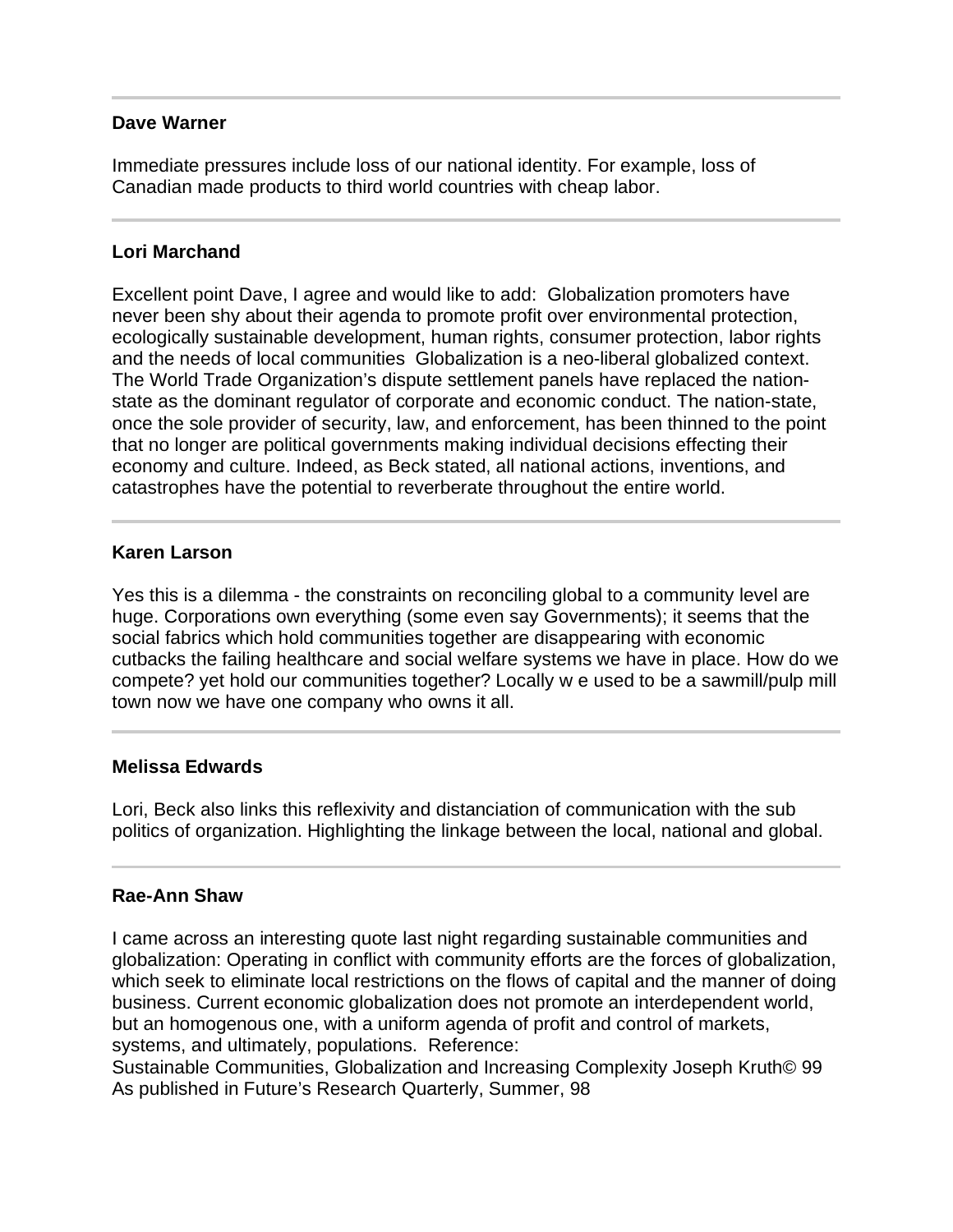---

**Dave Warner**

Immediate pressures include loss of our national identity. For example, loss of Canadian made products to third world countries with cheap labor.

---

**Lori Marchand**

Excellent point Dave, I agree and would like to add: Globalization promoters have never been shy about their agenda to promote profit over environmental protection, ecologically sustainable development, human rights, consumer protection, labor rights and the needs of local communities Globalization is a neo-liberal globalized context. The World Trade Organization's dispute settlement panels have replaced the nation-state as the dominant regulator of corporate and economic conduct. The nation-state, once the sole provider of security, law, and enforcement, has been thinned to the point that no longer are political governments making individual decisions effecting their economy and culture. Indeed, as Beck stated, all national actions, inventions, and catastrophes have the potential to reverberate throughout the entire world.

---

**Karen Larson**

Yes this is a dilemma - the constraints on reconciling global to a community level are huge. Corporations own everything (some even say Governments); it seems that the social fabrics which hold communities together are disappearing with economic cutbacks the failing healthcare and social welfare systems we have in place. How do we compete? yet hold our communities together? Locally w e used to be a sawmill/pulp mill town now we have one company who owns it all.

---

**Melissa Edwards**

Lori, Beck also links this reflexivity and distanciation of communication with the sub politics of organization. Highlighting the linkage between the local, national and global.

---

**Rae-Ann Shaw**

I came across an interesting quote last night regarding sustainable communities and globalization: Operating in conflict with community efforts are the forces of globalization, which seek to eliminate local restrictions on the flows of capital and the manner of doing business. Current economic globalization does not promote an interdependent world, but an homogenous one, with a uniform agenda of profit and control of markets, systems, and ultimately, populations. Reference:
Sustainable Communities, Globalization and Increasing Complexity Joseph Kruth© 99
As published in Future's Research Quarterly, Summer, 98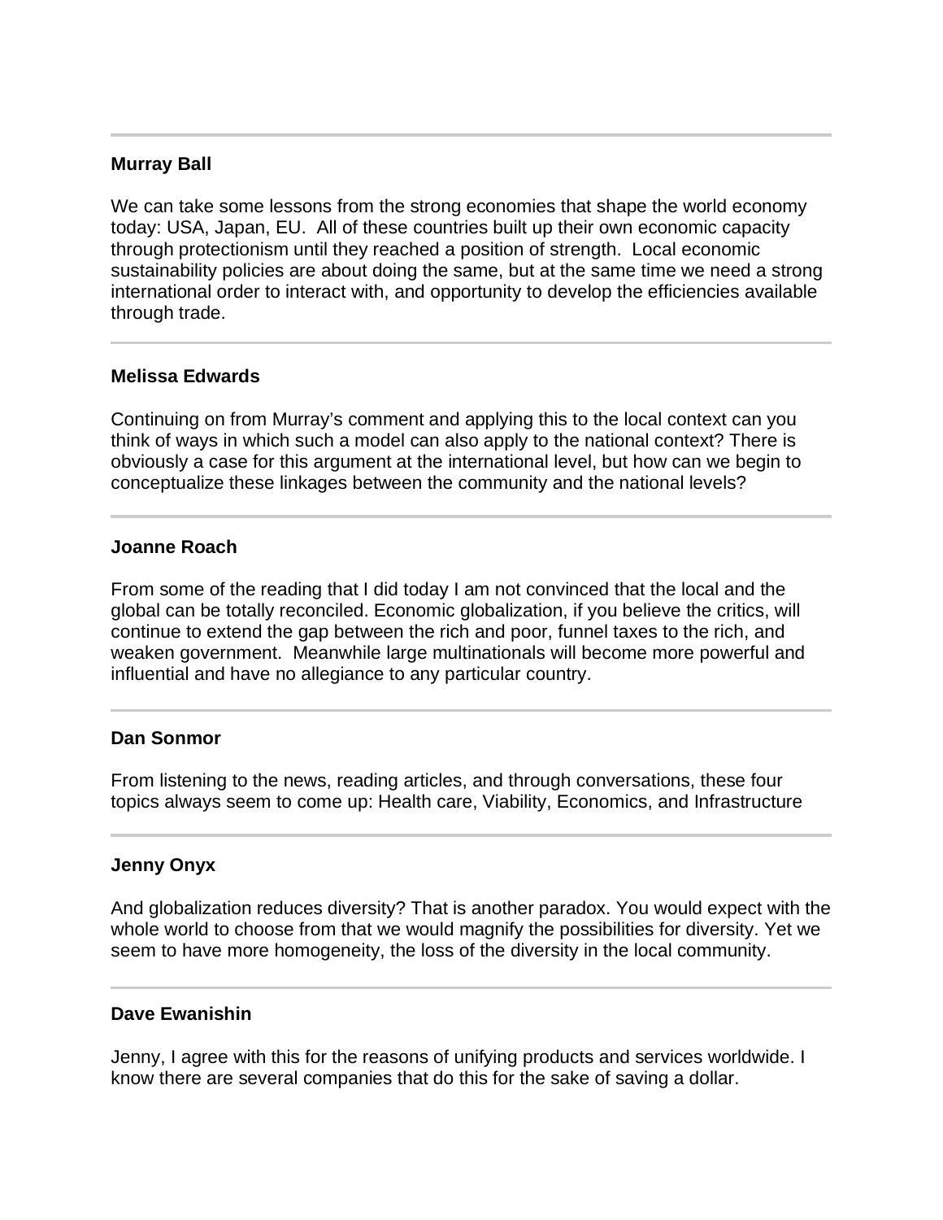---

**Murray Ball**

We can take some lessons from the strong economies that shape the world economy today: USA, Japan, EU.  All of these countries built up their own economic capacity through protectionism until they reached a position of strength.  Local economic sustainability policies are about doing the same, but at the same time we need a strong international order to interact with, and opportunity to develop the efficiencies available through trade.

---

**Melissa Edwards**

Continuing on from Murray's comment and applying this to the local context can you think of ways in which such a model can also apply to the national context? There is obviously a case for this argument at the international level, but how can we begin to conceptualize these linkages between the community and the national levels?

---

**Joanne Roach**

From some of the reading that I did today I am not convinced that the local and the global can be totally reconciled. Economic globalization, if you believe the critics, will continue to extend the gap between the rich and poor, funnel taxes to the rich, and weaken government.  Meanwhile large multinationals will become more powerful and influential and have no allegiance to any particular country.

---

**Dan Sonmor**

From listening to the news, reading articles, and through conversations, these four topics always seem to come up: Health care, Viability, Economics, and Infrastructure

---

**Jenny Onyx**

And globalization reduces diversity? That is another paradox. You would expect with the whole world to choose from that we would magnify the possibilities for diversity. Yet we seem to have more homogeneity, the loss of the diversity in the local community.

---

**Dave Ewanishin**

Jenny, I agree with this for the reasons of unifying products and services worldwide. I know there are several companies that do this for the sake of saving a dollar.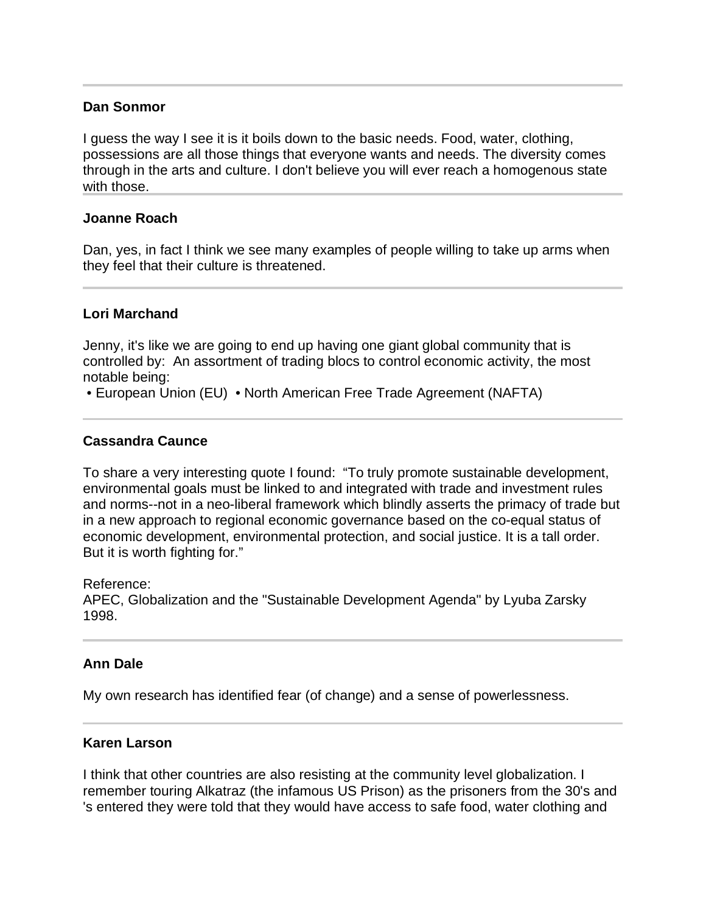---

**Dan Sonmor**

I guess the way I see it is it boils down to the basic needs. Food, water, clothing, possessions are all those things that everyone wants and needs. The diversity comes through in the arts and culture. I don't believe you will ever reach a homogenous state with those.

---

**Joanne Roach**

Dan, yes, in fact I think we see many examples of people willing to take up arms when they feel that their culture is threatened.

---

**Lori Marchand**

Jenny, it's like we are going to end up having one giant global community that is controlled by: An assortment of trading blocs to control economic activity, the most notable being:

- European Union (EU)
- North American Free Trade Agreement (NAFTA)

---

**Cassandra Caunce**

To share a very interesting quote I found: "To truly promote sustainable development, environmental goals must be linked to and integrated with trade and investment rules and norms--not in a neo-liberal framework which blindly asserts the primacy of trade but in a new approach to regional economic governance based on the co-equal status of economic development, environmental protection, and social justice. It is a tall order. But it is worth fighting for."

Reference:
APEC, Globalization and the "Sustainable Development Agenda" by Lyuba Zarsky 1998.

---

**Ann Dale**

My own research has identified fear (of change) and a sense of powerlessness.

---

**Karen Larson**

I think that other countries are also resisting at the community level globalization. I remember touring Alkatraz (the infamous US Prison) as the prisoners from the 30's and 's entered they were told that they would have access to safe food, water clothing and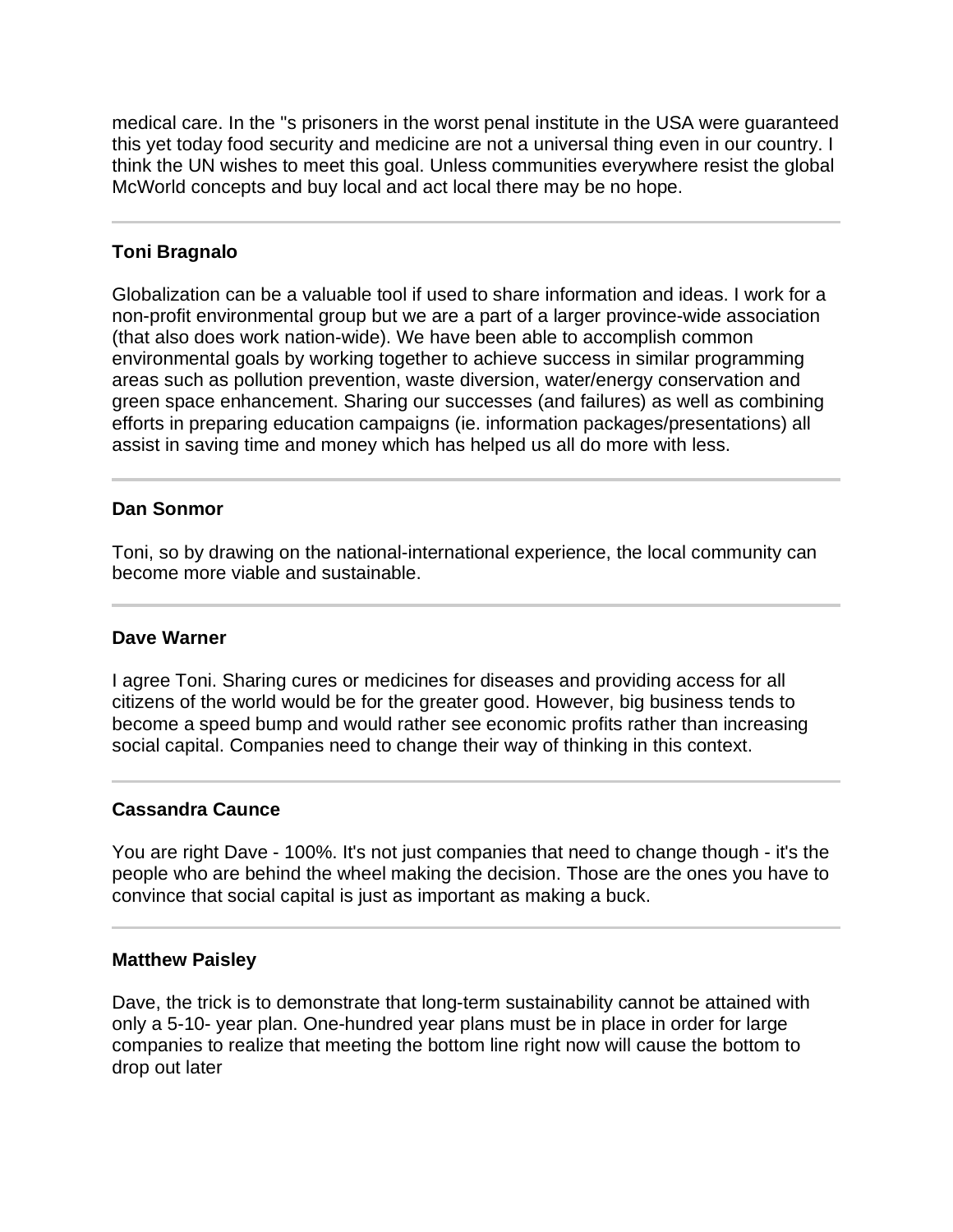medical care. In the "s prisoners in the worst penal institute in the USA were guaranteed this yet today food security and medicine are not a universal thing even in our country. I think the UN wishes to meet this goal. Unless communities everywhere resist the global McWorld concepts and buy local and act local there may be no hope.

---

**Toni Bragnalo**

Globalization can be a valuable tool if used to share information and ideas. I work for a non-profit environmental group but we are a part of a larger province-wide association (that also does work nation-wide). We have been able to accomplish common environmental goals by working together to achieve success in similar programming areas such as pollution prevention, waste diversion, water/energy conservation and green space enhancement. Sharing our successes (and failures) as well as combining efforts in preparing education campaigns (ie. information packages/presentations) all assist in saving time and money which has helped us all do more with less.

---

**Dan Sonmor**

Toni, so by drawing on the national-international experience, the local community can become more viable and sustainable.

---

**Dave Warner**

I agree Toni. Sharing cures or medicines for diseases and providing access for all citizens of the world would be for the greater good. However, big business tends to become a speed bump and would rather see economic profits rather than increasing social capital. Companies need to change their way of thinking in this context.

---

**Cassandra Caunce**

You are right Dave - 100%. It's not just companies that need to change though - it's the people who are behind the wheel making the decision. Those are the ones you have to convince that social capital is just as important as making a buck.

---

**Matthew Paisley**

Dave, the trick is to demonstrate that long-term sustainability cannot be attained with only a 5-10- year plan. One-hundred year plans must be in place in order for large companies to realize that meeting the bottom line right now will cause the bottom to drop out later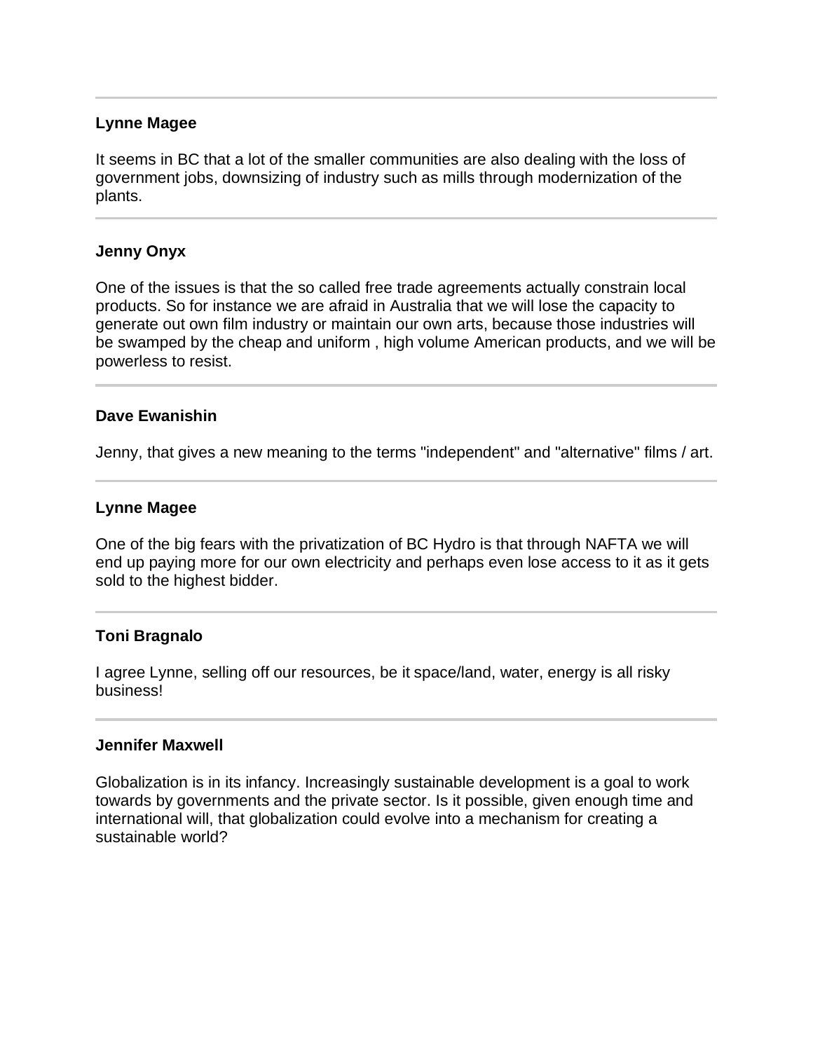---

**Lynne Magee**

It seems in BC that a lot of the smaller communities are also dealing with the loss of government jobs, downsizing of industry such as mills through modernization of the plants.

---

**Jenny Onyx**

One of the issues is that the so called free trade agreements actually constrain local products. So for instance we are afraid in Australia that we will lose the capacity to generate out own film industry or maintain our own arts, because those industries will be swamped by the cheap and uniform , high volume American products, and we will be powerless to resist.

---

**Dave Ewanishin**

Jenny, that gives a new meaning to the terms "independent" and "alternative" films / art.

---

**Lynne Magee**

One of the big fears with the privatization of BC Hydro is that through NAFTA we will end up paying more for our own electricity and perhaps even lose access to it as it gets sold to the highest bidder.

---

**Toni Bragnalo**

I agree Lynne, selling off our resources, be it space/land, water, energy is all risky business!

---

**Jennifer Maxwell**

Globalization is in its infancy. Increasingly sustainable development is a goal to work towards by governments and the private sector. Is it possible, given enough time and international will, that globalization could evolve into a mechanism for creating a sustainable world?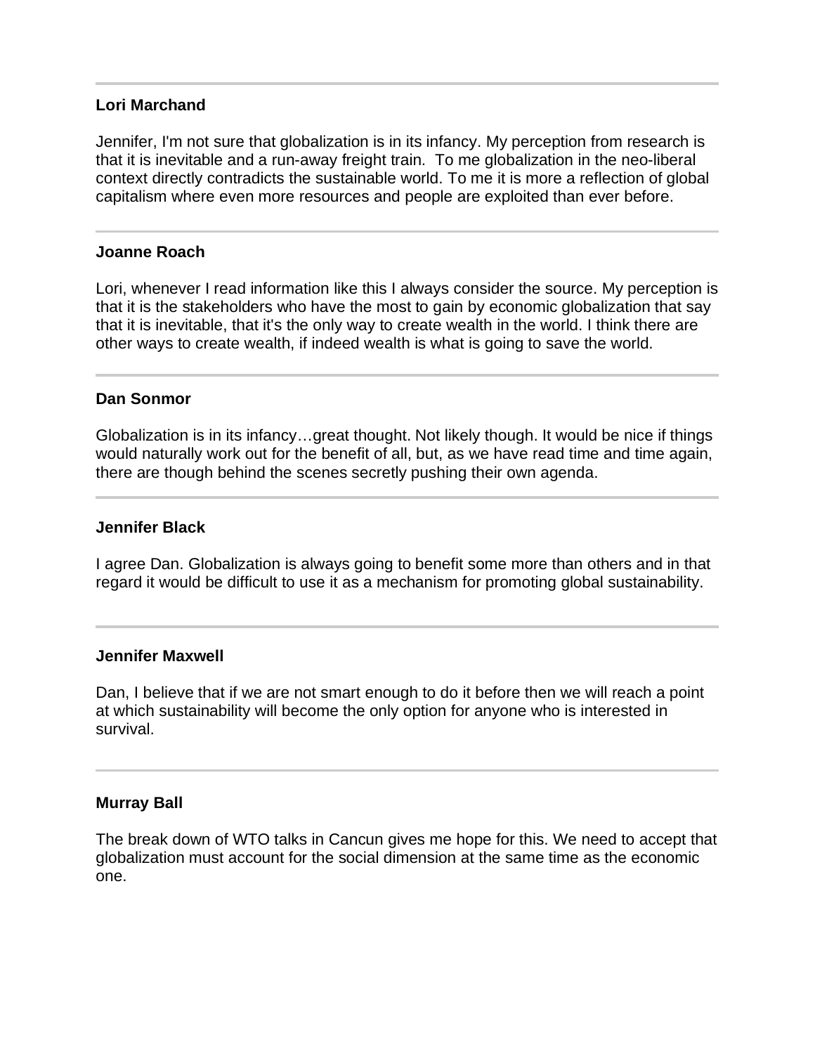---

**Lori Marchand**

Jennifer, I'm not sure that globalization is in its infancy. My perception from research is that it is inevitable and a run-away freight train. To me globalization in the neo-liberal context directly contradicts the sustainable world. To me it is more a reflection of global capitalism where even more resources and people are exploited than ever before.

---

**Joanne Roach**

Lori, whenever I read information like this I always consider the source. My perception is that it is the stakeholders who have the most to gain by economic globalization that say that it is inevitable, that it's the only way to create wealth in the world. I think there are other ways to create wealth, if indeed wealth is what is going to save the world.

---

**Dan Sonmor**

Globalization is in its infancy…great thought. Not likely though. It would be nice if things would naturally work out for the benefit of all, but, as we have read time and time again, there are though behind the scenes secretly pushing their own agenda.

---

**Jennifer Black**

I agree Dan. Globalization is always going to benefit some more than others and in that regard it would be difficult to use it as a mechanism for promoting global sustainability.

---

**Jennifer Maxwell**

Dan, I believe that if we are not smart enough to do it before then we will reach a point at which sustainability will become the only option for anyone who is interested in survival.

---

**Murray Ball**

The break down of WTO talks in Cancun gives me hope for this. We need to accept that globalization must account for the social dimension at the same time as the economic one.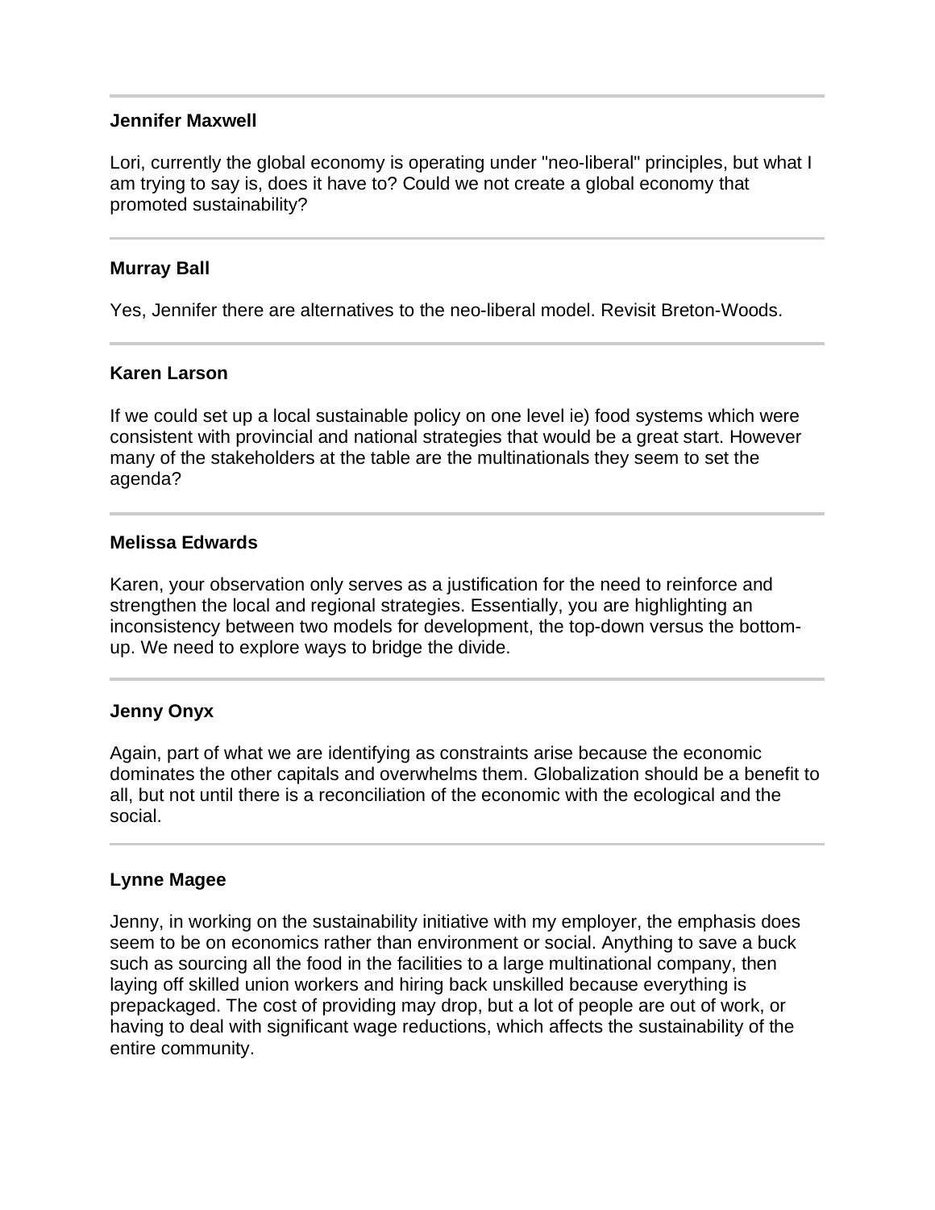---

**Jennifer Maxwell**

Lori, currently the global economy is operating under "neo-liberal" principles, but what I am trying to say is, does it have to? Could we not create a global economy that promoted sustainability?

---

**Murray Ball**

Yes, Jennifer there are alternatives to the neo-liberal model. Revisit Breton-Woods.

---

**Karen Larson**

If we could set up a local sustainable policy on one level ie) food systems which were consistent with provincial and national strategies that would be a great start. However many of the stakeholders at the table are the multinationals they seem to set the agenda?

---

**Melissa Edwards**

Karen, your observation only serves as a justification for the need to reinforce and strengthen the local and regional strategies. Essentially, you are highlighting an inconsistency between two models for development, the top-down versus the bottom-up. We need to explore ways to bridge the divide.

---

**Jenny Onyx**

Again, part of what we are identifying as constraints arise because the economic dominates the other capitals and overwhelms them. Globalization should be a benefit to all, but not until there is a reconciliation of the economic with the ecological and the social.

---

**Lynne Magee**

Jenny, in working on the sustainability initiative with my employer, the emphasis does seem to be on economics rather than environment or social. Anything to save a buck such as sourcing all the food in the facilities to a large multinational company, then laying off skilled union workers and hiring back unskilled because everything is prepackaged. The cost of providing may drop, but a lot of people are out of work, or having to deal with significant wage reductions, which affects the sustainability of the entire community.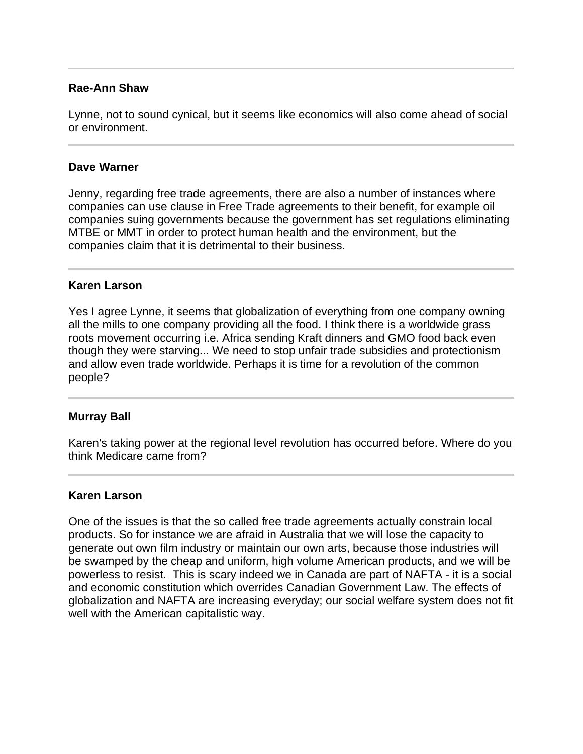---

**Rae-Ann Shaw**

Lynne, not to sound cynical, but it seems like economics will also come ahead of social or environment.

---

**Dave Warner**

Jenny, regarding free trade agreements, there are also a number of instances where companies can use clause in Free Trade agreements to their benefit, for example oil companies suing governments because the government has set regulations eliminating MTBE or MMT in order to protect human health and the environment, but the companies claim that it is detrimental to their business.

---

**Karen Larson**

Yes I agree Lynne, it seems that globalization of everything from one company owning all the mills to one company providing all the food. I think there is a worldwide grass roots movement occurring i.e. Africa sending Kraft dinners and GMO food back even though they were starving... We need to stop unfair trade subsidies and protectionism and allow even trade worldwide. Perhaps it is time for a revolution of the common people?

---

**Murray Ball**

Karen's taking power at the regional level revolution has occurred before. Where do you think Medicare came from?

---

**Karen Larson**

One of the issues is that the so called free trade agreements actually constrain local products. So for instance we are afraid in Australia that we will lose the capacity to generate out own film industry or maintain our own arts, because those industries will be swamped by the cheap and uniform, high volume American products, and we will be powerless to resist. This is scary indeed we in Canada are part of NAFTA - it is a social and economic constitution which overrides Canadian Government Law. The effects of globalization and NAFTA are increasing everyday; our social welfare system does not fit well with the American capitalistic way.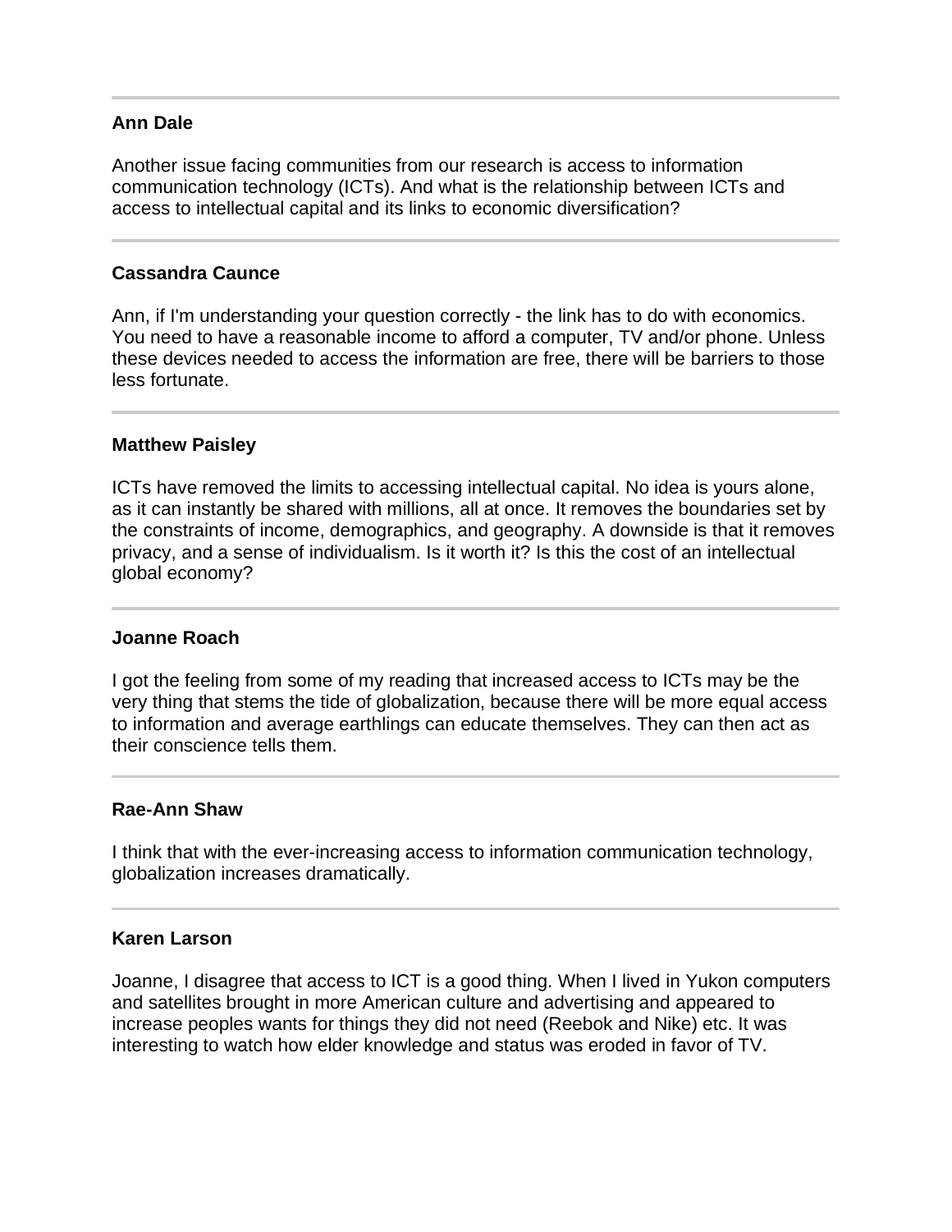---

**Ann Dale**

Another issue facing communities from our research is access to information communication technology (ICTs). And what is the relationship between ICTs and access to intellectual capital and its links to economic diversification?

---

**Cassandra Caunce**

Ann, if I'm understanding your question correctly - the link has to do with economics. You need to have a reasonable income to afford a computer, TV and/or phone. Unless these devices needed to access the information are free, there will be barriers to those less fortunate.

---

**Matthew Paisley**

ICTs have removed the limits to accessing intellectual capital. No idea is yours alone, as it can instantly be shared with millions, all at once. It removes the boundaries set by the constraints of income, demographics, and geography. A downside is that it removes privacy, and a sense of individualism. Is it worth it? Is this the cost of an intellectual global economy?

---

**Joanne Roach**

I got the feeling from some of my reading that increased access to ICTs may be the very thing that stems the tide of globalization, because there will be more equal access to information and average earthlings can educate themselves. They can then act as their conscience tells them.

---

**Rae-Ann Shaw**

I think that with the ever-increasing access to information communication technology, globalization increases dramatically.

---

**Karen Larson**

Joanne, I disagree that access to ICT is a good thing. When I lived in Yukon computers and satellites brought in more American culture and advertising and appeared to increase peoples wants for things they did not need (Reebok and Nike) etc. It was interesting to watch how elder knowledge and status was eroded in favor of TV.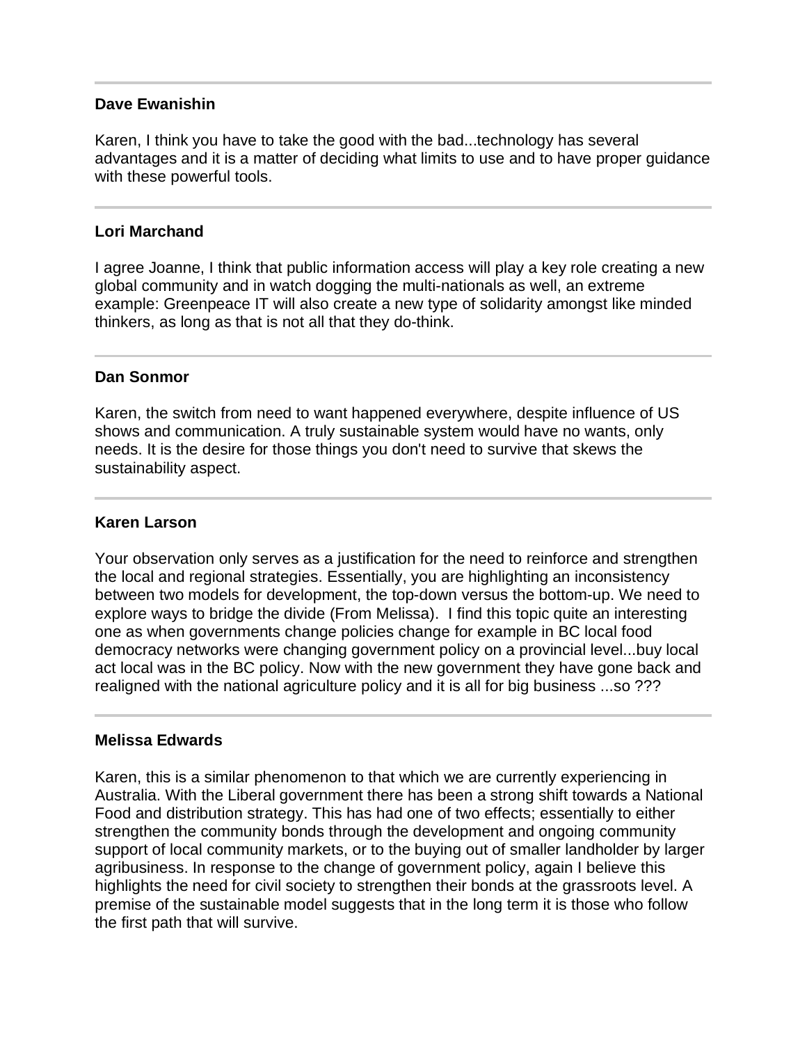---

**Dave Ewanishin**

Karen, I think you have to take the good with the bad...technology has several advantages and it is a matter of deciding what limits to use and to have proper guidance with these powerful tools.

---

**Lori Marchand**

I agree Joanne, I think that public information access will play a key role creating a new global community and in watch dogging the multi-nationals as well, an extreme example: Greenpeace IT will also create a new type of solidarity amongst like minded thinkers, as long as that is not all that they do-think.

---

**Dan Sonmor**

Karen, the switch from need to want happened everywhere, despite influence of US shows and communication. A truly sustainable system would have no wants, only needs. It is the desire for those things you don't need to survive that skews the sustainability aspect.

---

**Karen Larson**

Your observation only serves as a justification for the need to reinforce and strengthen the local and regional strategies. Essentially, you are highlighting an inconsistency between two models for development, the top-down versus the bottom-up. We need to explore ways to bridge the divide (From Melissa). I find this topic quite an interesting one as when governments change policies change for example in BC local food democracy networks were changing government policy on a provincial level...buy local act local was in the BC policy. Now with the new government they have gone back and realigned with the national agriculture policy and it is all for big business ...so ???

---

**Melissa Edwards**

Karen, this is a similar phenomenon to that which we are currently experiencing in Australia. With the Liberal government there has been a strong shift towards a National Food and distribution strategy. This has had one of two effects; essentially to either strengthen the community bonds through the development and ongoing community support of local community markets, or to the buying out of smaller landholder by larger agribusiness. In response to the change of government policy, again I believe this highlights the need for civil society to strengthen their bonds at the grassroots level. A premise of the sustainable model suggests that in the long term it is those who follow the first path that will survive.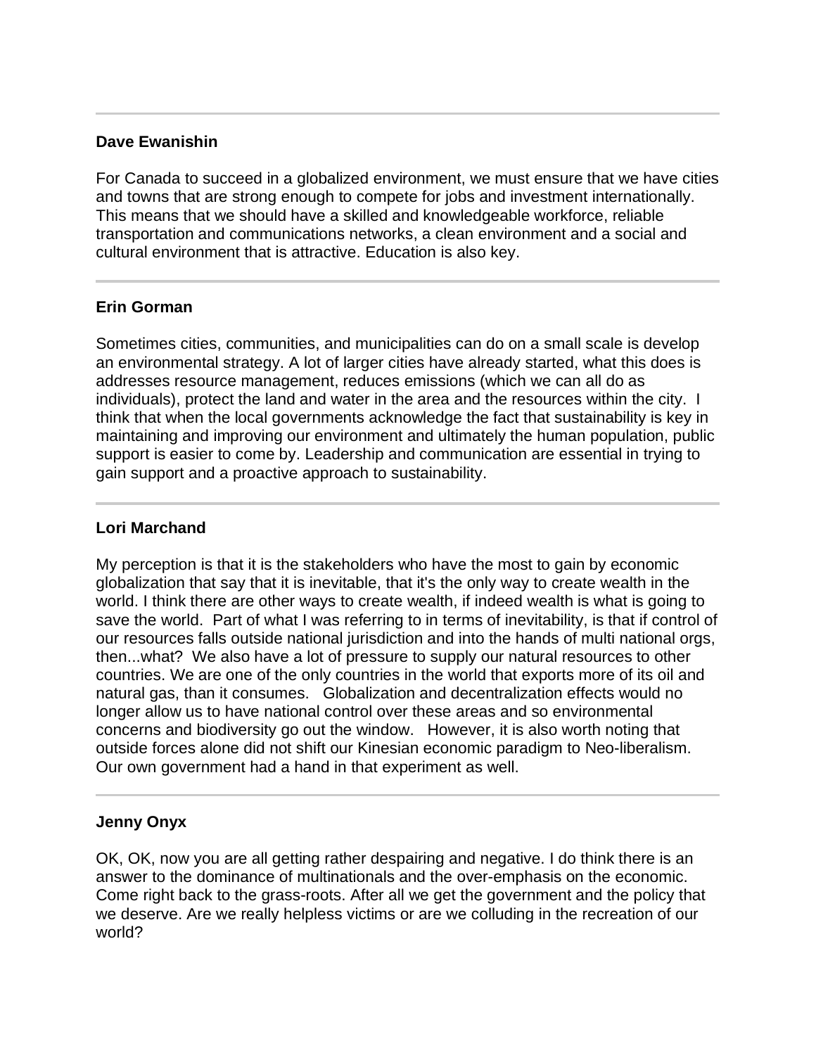---

**Dave Ewanishin**

For Canada to succeed in a globalized environment, we must ensure that we have cities and towns that are strong enough to compete for jobs and investment internationally. This means that we should have a skilled and knowledgeable workforce, reliable transportation and communications networks, a clean environment and a social and cultural environment that is attractive. Education is also key.

---

**Erin Gorman**

Sometimes cities, communities, and municipalities can do on a small scale is develop an environmental strategy. A lot of larger cities have already started, what this does is addresses resource management, reduces emissions (which we can all do as individuals), protect the land and water in the area and the resources within the city. I think that when the local governments acknowledge the fact that sustainability is key in maintaining and improving our environment and ultimately the human population, public support is easier to come by. Leadership and communication are essential in trying to gain support and a proactive approach to sustainability.

---

**Lori Marchand**

My perception is that it is the stakeholders who have the most to gain by economic globalization that say that it is inevitable, that it's the only way to create wealth in the world. I think there are other ways to create wealth, if indeed wealth is what is going to save the world. Part of what I was referring to in terms of inevitability, is that if control of our resources falls outside national jurisdiction and into the hands of multi national orgs, then...what? We also have a lot of pressure to supply our natural resources to other countries. We are one of the only countries in the world that exports more of its oil and natural gas, than it consumes. Globalization and decentralization effects would no longer allow us to have national control over these areas and so environmental concerns and biodiversity go out the window. However, it is also worth noting that outside forces alone did not shift our Kinesian economic paradigm to Neo-liberalism. Our own government had a hand in that experiment as well.

---

**Jenny Onyx**

OK, OK, now you are all getting rather despairing and negative. I do think there is an answer to the dominance of multinationals and the over-emphasis on the economic. Come right back to the grass-roots. After all we get the government and the policy that we deserve. Are we really helpless victims or are we colluding in the recreation of our world?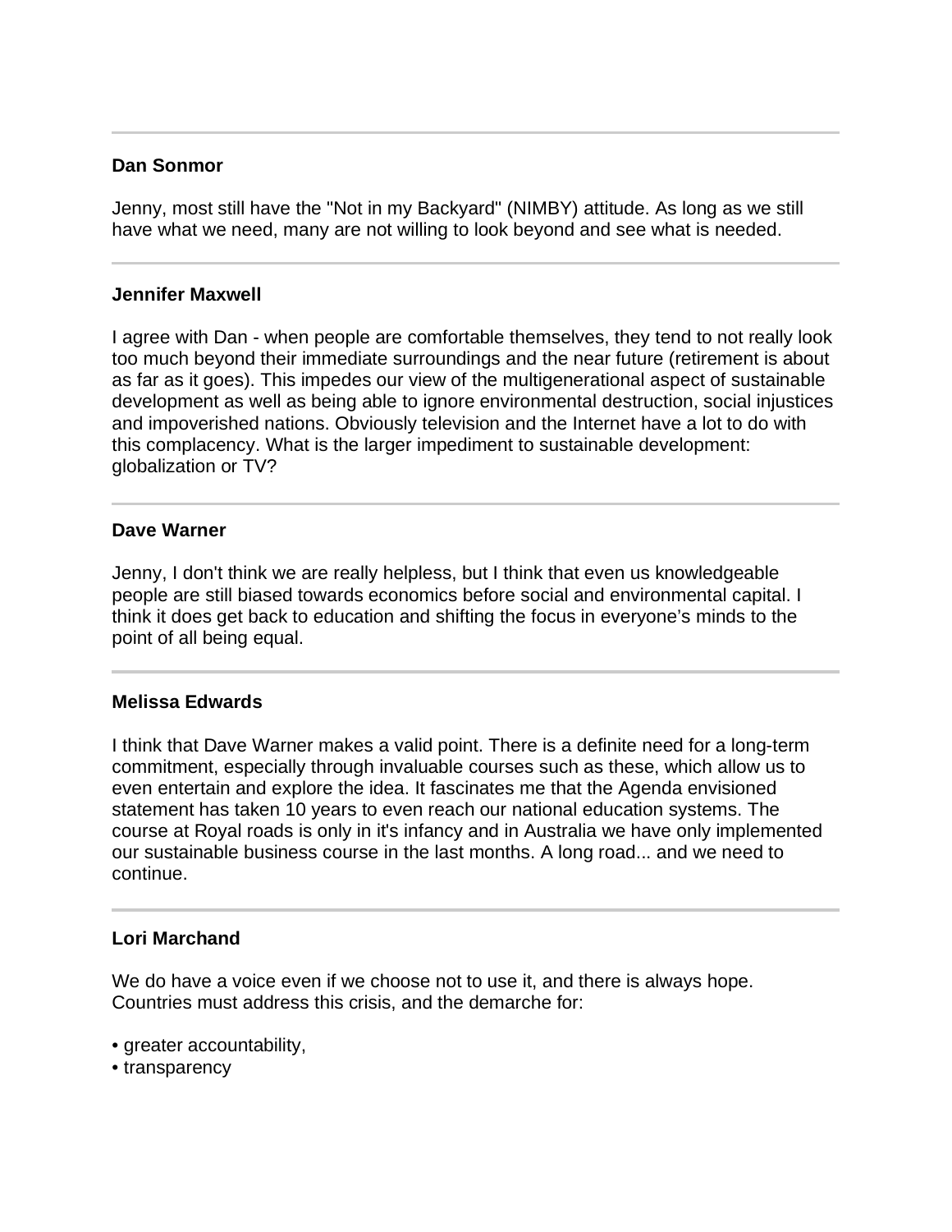---

**Dan Sonmor**

Jenny, most still have the "Not in my Backyard" (NIMBY) attitude. As long as we still have what we need, many are not willing to look beyond and see what is needed.

---

**Jennifer Maxwell**

I agree with Dan - when people are comfortable themselves, they tend to not really look too much beyond their immediate surroundings and the near future (retirement is about as far as it goes). This impedes our view of the multigenerational aspect of sustainable development as well as being able to ignore environmental destruction, social injustices and impoverished nations. Obviously television and the Internet have a lot to do with this complacency. What is the larger impediment to sustainable development: globalization or TV?

---

**Dave Warner**

Jenny, I don't think we are really helpless, but I think that even us knowledgeable people are still biased towards economics before social and environmental capital. I think it does get back to education and shifting the focus in everyone's minds to the point of all being equal.

---

**Melissa Edwards**

I think that Dave Warner makes a valid point. There is a definite need for a long-term commitment, especially through invaluable courses such as these, which allow us to even entertain and explore the idea. It fascinates me that the Agenda envisioned statement has taken 10 years to even reach our national education systems. The course at Royal roads is only in it's infancy and in Australia we have only implemented our sustainable business course in the last months. A long road... and we need to continue.

---

**Lori Marchand**

We do have a voice even if we choose not to use it, and there is always hope. Countries must address this crisis, and the demarche for:

- greater accountability,
- transparency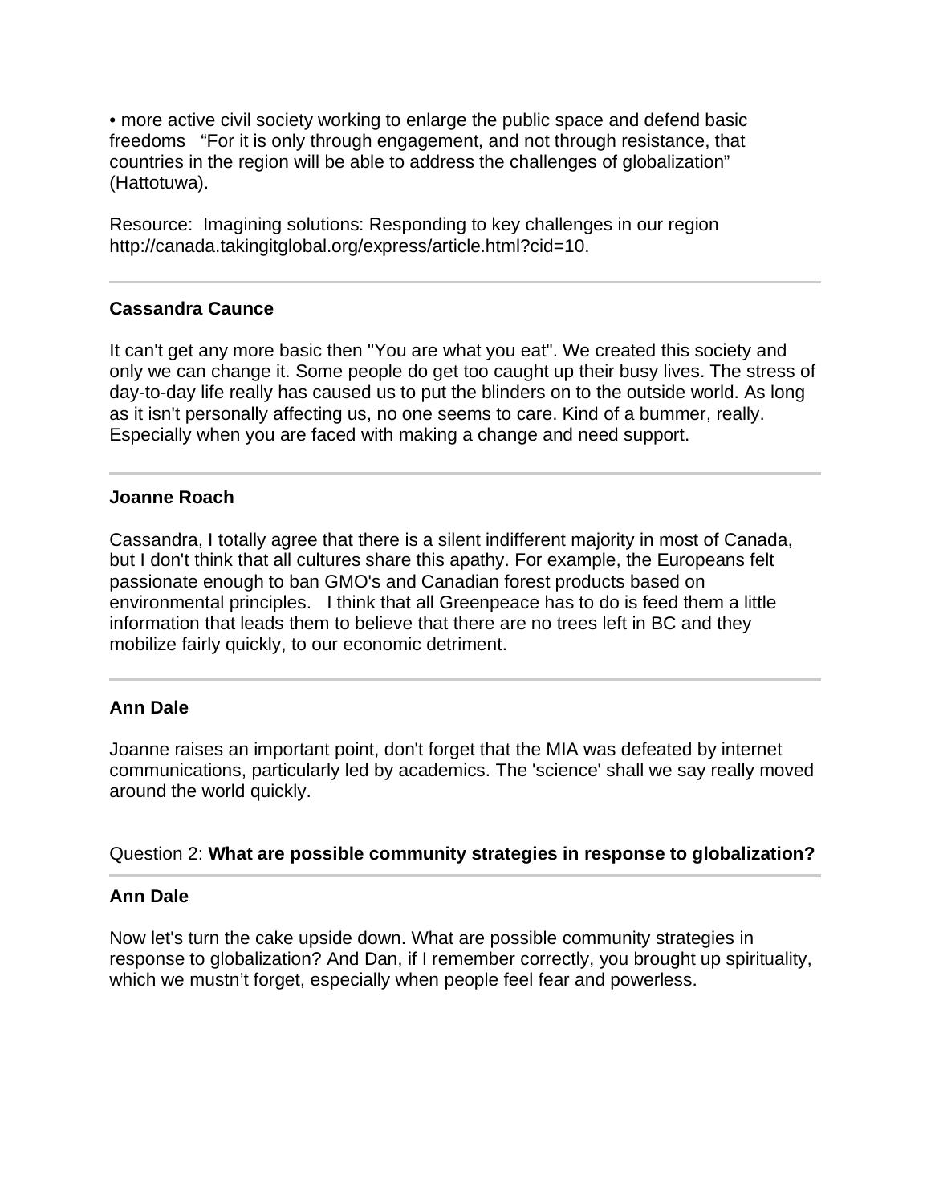• more active civil society working to enlarge the public space and defend basic freedoms "For it is only through engagement, and not through resistance, that countries in the region will be able to address the challenges of globalization" (Hattotuwa).

Resource: Imagining solutions: Responding to key challenges in our region http://canada.takingitglobal.org/express/article.html?cid=10.

---

**Cassandra Caunce**

It can't get any more basic then "You are what you eat". We created this society and only we can change it. Some people do get too caught up their busy lives. The stress of day-to-day life really has caused us to put the blinders on to the outside world. As long as it isn't personally affecting us, no one seems to care. Kind of a bummer, really. Especially when you are faced with making a change and need support.

---

**Joanne Roach**

Cassandra, I totally agree that there is a silent indifferent majority in most of Canada, but I don't think that all cultures share this apathy. For example, the Europeans felt passionate enough to ban GMO's and Canadian forest products based on environmental principles. I think that all Greenpeace has to do is feed them a little information that leads them to believe that there are no trees left in BC and they mobilize fairly quickly, to our economic detriment.

---

**Ann Dale**

Joanne raises an important point, don't forget that the MIA was defeated by internet communications, particularly led by academics. The 'science' shall we say really moved around the world quickly.

Question 2: **What are possible community strategies in response to globalization?**

---

**Ann Dale**

Now let's turn the cake upside down. What are possible community strategies in response to globalization? And Dan, if I remember correctly, you brought up spirituality, which we mustn't forget, especially when people feel fear and powerless.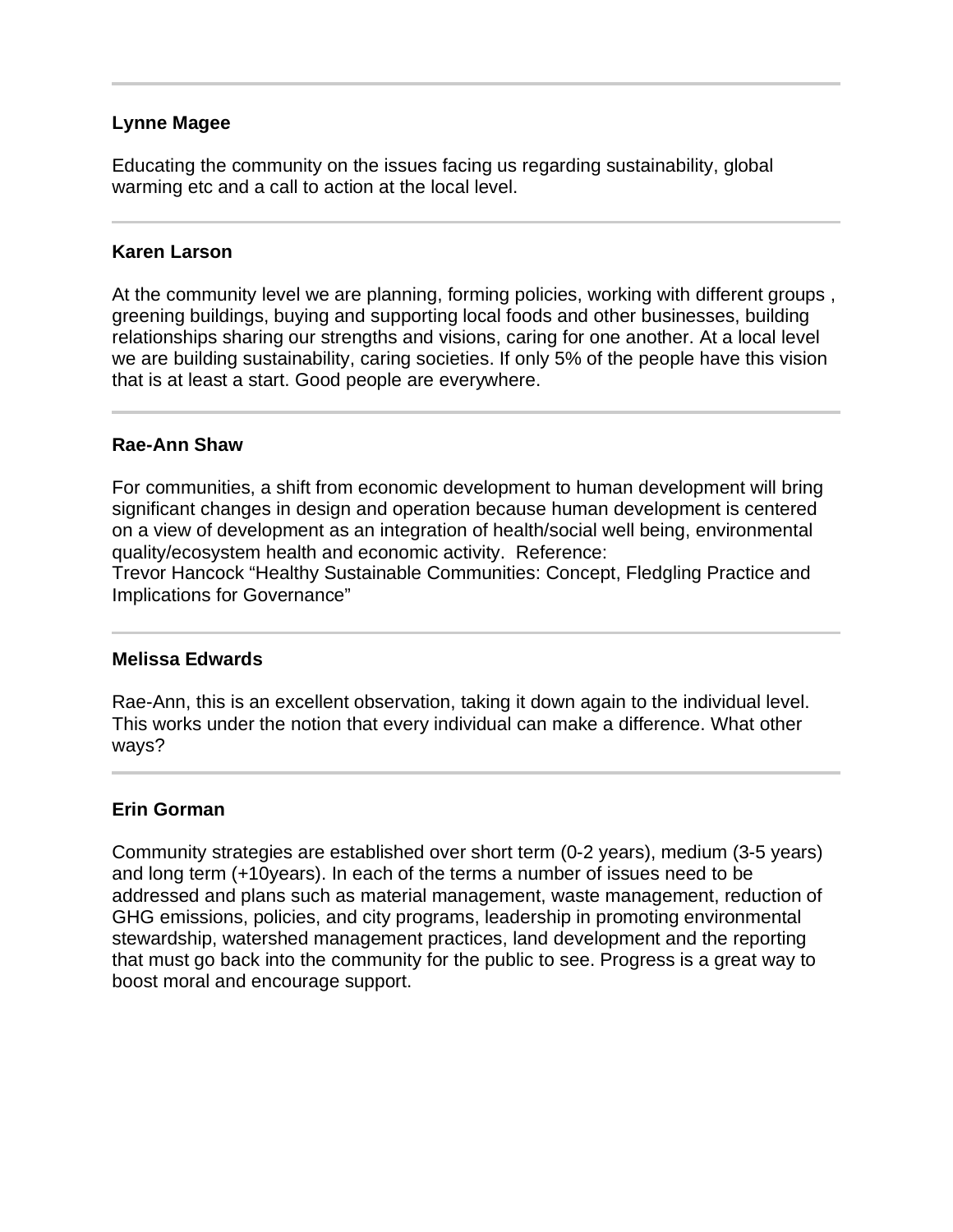---

**Lynne Magee**

Educating the community on the issues facing us regarding sustainability, global warming etc and a call to action at the local level.

---

**Karen Larson**

At the community level we are planning, forming policies, working with different groups , greening buildings, buying and supporting local foods and other businesses, building relationships sharing our strengths and visions, caring for one another. At a local level we are building sustainability, caring societies. If only 5% of the people have this vision that is at least a start. Good people are everywhere.

---

**Rae-Ann Shaw**

For communities, a shift from economic development to human development will bring significant changes in design and operation because human development is centered on a view of development as an integration of health/social well being, environmental quality/ecosystem health and economic activity. Reference:
Trevor Hancock "Healthy Sustainable Communities: Concept, Fledgling Practice and Implications for Governance"

---

**Melissa Edwards**

Rae-Ann, this is an excellent observation, taking it down again to the individual level. This works under the notion that every individual can make a difference. What other ways?

---

**Erin Gorman**

Community strategies are established over short term (0-2 years), medium (3-5 years) and long term (+10years). In each of the terms a number of issues need to be addressed and plans such as material management, waste management, reduction of GHG emissions, policies, and city programs, leadership in promoting environmental stewardship, watershed management practices, land development and the reporting that must go back into the community for the public to see. Progress is a great way to boost moral and encourage support.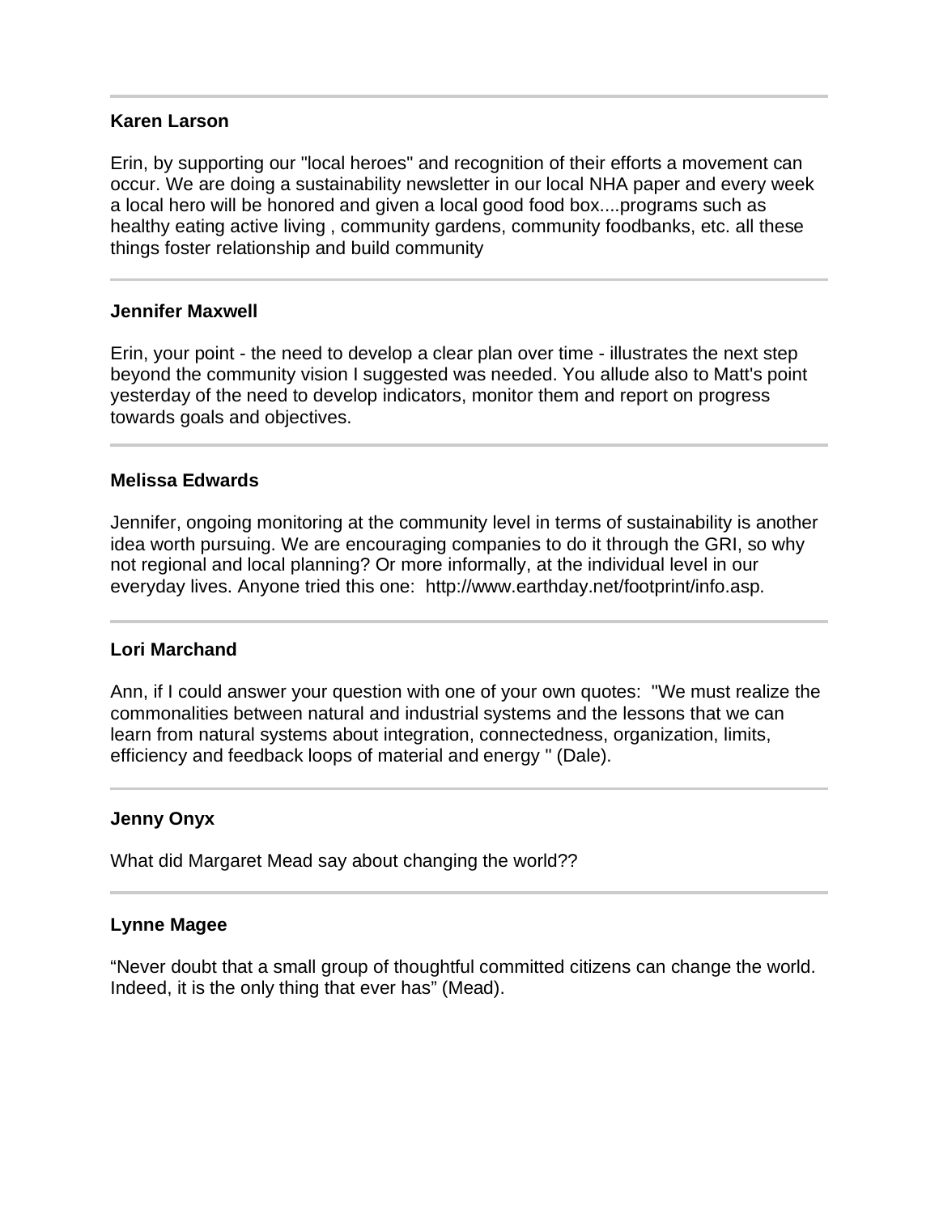---

**Karen Larson**

Erin, by supporting our "local heroes" and recognition of their efforts a movement can occur. We are doing a sustainability newsletter in our local NHA paper and every week a local hero will be honored and given a local good food box....programs such as healthy eating active living , community gardens, community foodbanks, etc. all these things foster relationship and build community

---

**Jennifer Maxwell**

Erin, your point - the need to develop a clear plan over time - illustrates the next step beyond the community vision I suggested was needed. You allude also to Matt's point yesterday of the need to develop indicators, monitor them and report on progress towards goals and objectives.

---

**Melissa Edwards**

Jennifer, ongoing monitoring at the community level in terms of sustainability is another idea worth pursuing. We are encouraging companies to do it through the GRI, so why not regional and local planning? Or more informally, at the individual level in our everyday lives. Anyone tried this one: http://www.earthday.net/footprint/info.asp.

---

**Lori Marchand**

Ann, if I could answer your question with one of your own quotes: "We must realize the commonalities between natural and industrial systems and the lessons that we can learn from natural systems about integration, connectedness, organization, limits, efficiency and feedback loops of material and energy " (Dale).

---

**Jenny Onyx**

What did Margaret Mead say about changing the world??

---

**Lynne Magee**

“Never doubt that a small group of thoughtful committed citizens can change the world. Indeed, it is the only thing that ever has” (Mead).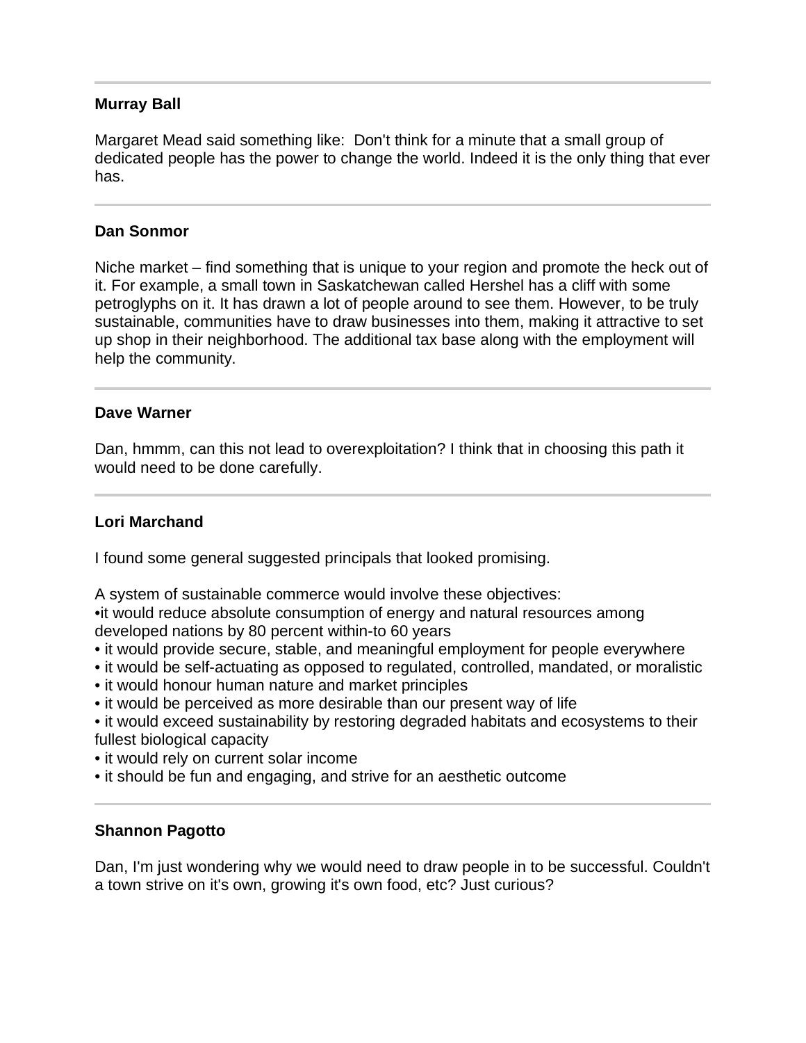---

**Murray Ball**

Margaret Mead said something like: Don't think for a minute that a small group of dedicated people has the power to change the world. Indeed it is the only thing that ever has.

---

**Dan Sonmor**

Niche market – find something that is unique to your region and promote the heck out of it. For example, a small town in Saskatchewan called Hershel has a cliff with some petroglyphs on it. It has drawn a lot of people around to see them. However, to be truly sustainable, communities have to draw businesses into them, making it attractive to set up shop in their neighborhood. The additional tax base along with the employment will help the community.

---

**Dave Warner**

Dan, hmmm, can this not lead to overexploitation? I think that in choosing this path it would need to be done carefully.

---

**Lori Marchand**

I found some general suggested principals that looked promising.

A system of sustainable commerce would involve these objectives:

- it would reduce absolute consumption of energy and natural resources among developed nations by 80 percent within-to 60 years
- it would provide secure, stable, and meaningful employment for people everywhere
- it would be self-actuating as opposed to regulated, controlled, mandated, or moralistic
- it would honour human nature and market principles
- it would be perceived as more desirable than our present way of life
- it would exceed sustainability by restoring degraded habitats and ecosystems to their fullest biological capacity
- it would rely on current solar income
- it should be fun and engaging, and strive for an aesthetic outcome

---

**Shannon Pagotto**

Dan, I'm just wondering why we would need to draw people in to be successful. Couldn't a town strive on it's own, growing it's own food, etc? Just curious?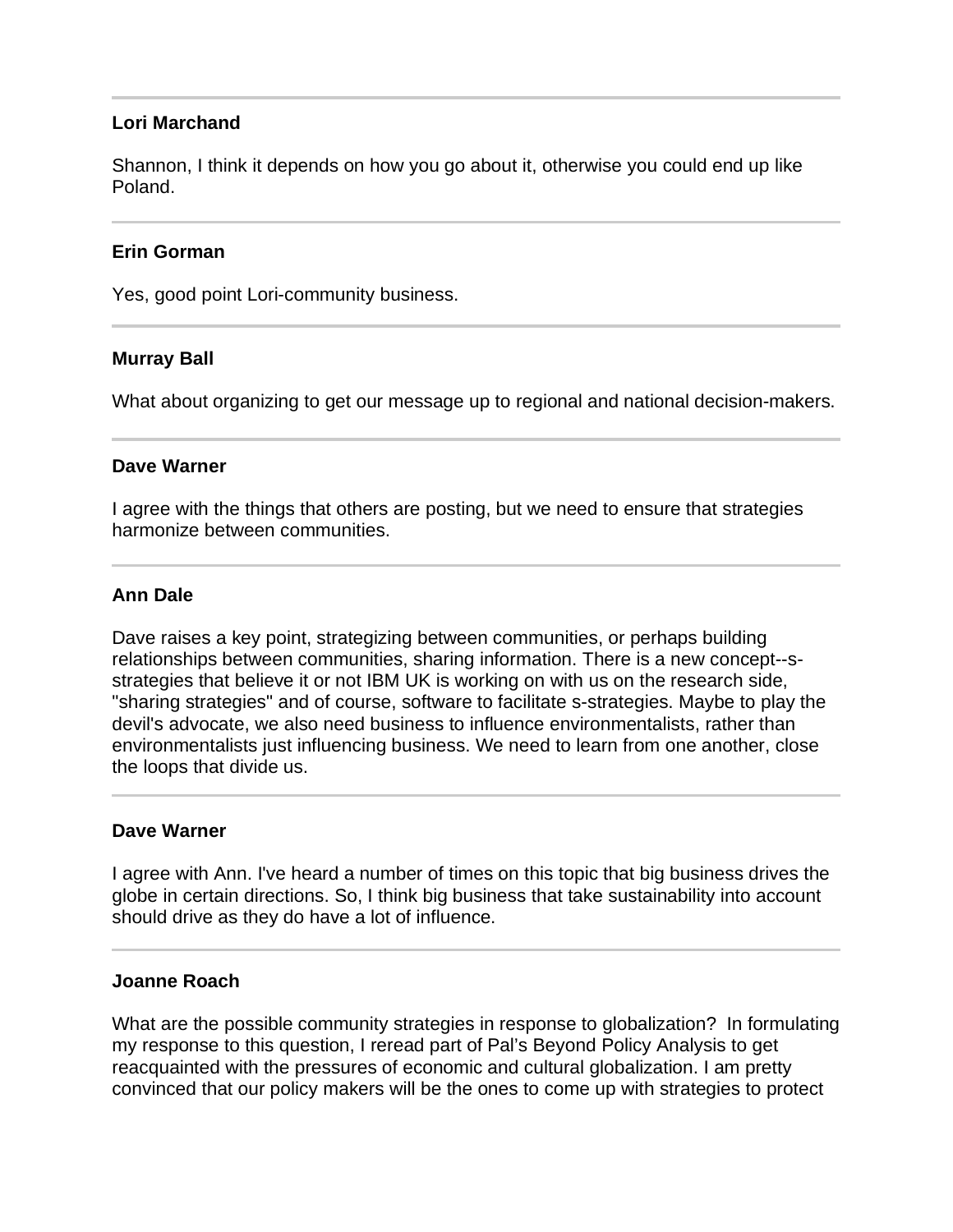---

**Lori Marchand**

Shannon, I think it depends on how you go about it, otherwise you could end up like Poland.

---

**Erin Gorman**

Yes, good point Lori-community business.

---

**Murray Ball**

What about organizing to get our message up to regional and national decision-makers.

---

**Dave Warner**

I agree with the things that others are posting, but we need to ensure that strategies harmonize between communities.

---

**Ann Dale**

Dave raises a key point, strategizing between communities, or perhaps building relationships between communities, sharing information. There is a new concept--s-strategies that believe it or not IBM UK is working on with us on the research side, "sharing strategies" and of course, software to facilitate s-strategies. Maybe to play the devil's advocate, we also need business to influence environmentalists, rather than environmentalists just influencing business. We need to learn from one another, close the loops that divide us.

---

**Dave Warner**

I agree with Ann. I've heard a number of times on this topic that big business drives the globe in certain directions. So, I think big business that take sustainability into account should drive as they do have a lot of influence.

---

**Joanne Roach**

What are the possible community strategies in response to globalization? In formulating my response to this question, I reread part of Pal's Beyond Policy Analysis to get reacquainted with the pressures of economic and cultural globalization. I am pretty convinced that our policy makers will be the ones to come up with strategies to protect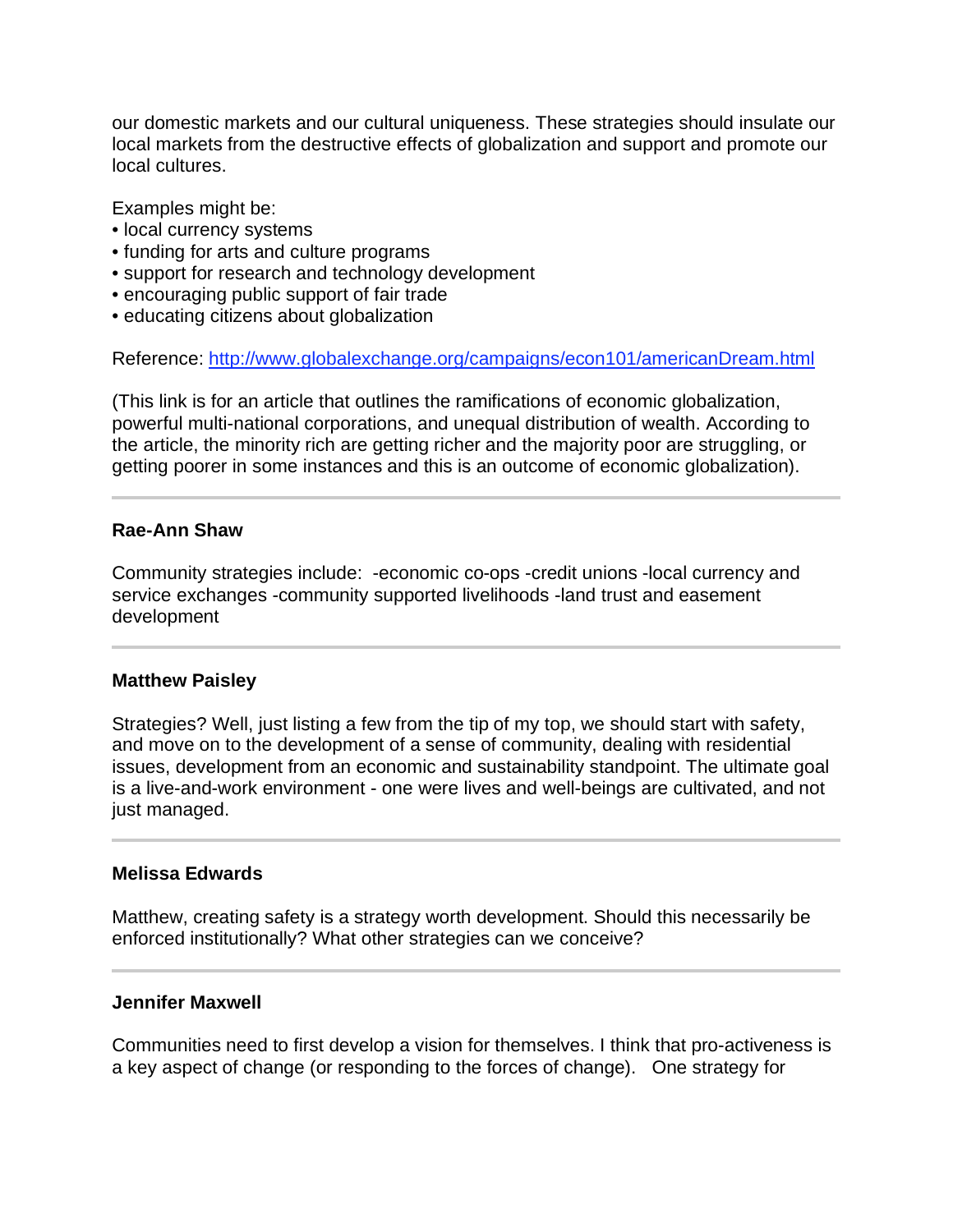our domestic markets and our cultural uniqueness. These strategies should insulate our local markets from the destructive effects of globalization and support and promote our local cultures.

Examples might be:
• local currency systems
• funding for arts and culture programs
• support for research and technology development
• encouraging public support of fair trade
• educating citizens about globalization

Reference: [http://www.globalexchange.org/campaigns/econ101/americanDream.html](http://www.globalexchange.org/campaigns/econ101/americanDream.html)

(This link is for an article that outlines the ramifications of economic globalization, powerful multi-national corporations, and unequal distribution of wealth. According to the article, the minority rich are getting richer and the majority poor are struggling, or getting poorer in some instances and this is an outcome of economic globalization).

---

**Rae-Ann Shaw**

Community strategies include: -economic co-ops -credit unions -local currency and service exchanges -community supported livelihoods -land trust and easement development

---

**Matthew Paisley**

Strategies? Well, just listing a few from the tip of my top, we should start with safety, and move on to the development of a sense of community, dealing with residential issues, development from an economic and sustainability standpoint. The ultimate goal is a live-and-work environment - one were lives and well-beings are cultivated, and not just managed.

---

**Melissa Edwards**

Matthew, creating safety is a strategy worth development. Should this necessarily be enforced institutionally? What other strategies can we conceive?

---

**Jennifer Maxwell**

Communities need to first develop a vision for themselves. I think that pro-activeness is a key aspect of change (or responding to the forces of change). One strategy for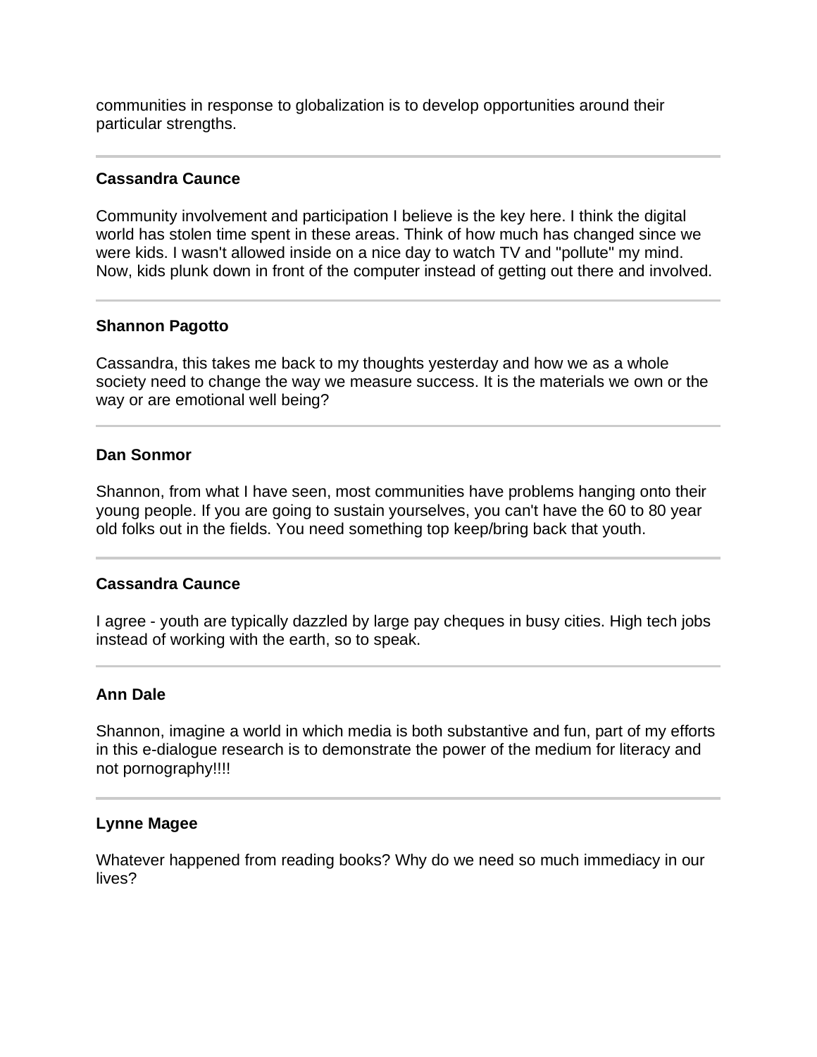communities in response to globalization is to develop opportunities around their particular strengths.

---

**Cassandra Caunce**

Community involvement and participation I believe is the key here. I think the digital world has stolen time spent in these areas. Think of how much has changed since we were kids. I wasn't allowed inside on a nice day to watch TV and "pollute" my mind. Now, kids plunk down in front of the computer instead of getting out there and involved.

---

**Shannon Pagotto**

Cassandra, this takes me back to my thoughts yesterday and how we as a whole society need to change the way we measure success. It is the materials we own or the way or are emotional well being?

---

**Dan Sonmor**

Shannon, from what I have seen, most communities have problems hanging onto their young people. If you are going to sustain yourselves, you can't have the 60 to 80 year old folks out in the fields. You need something top keep/bring back that youth.

---

**Cassandra Caunce**

I agree - youth are typically dazzled by large pay cheques in busy cities. High tech jobs instead of working with the earth, so to speak.

---

**Ann Dale**

Shannon, imagine a world in which media is both substantive and fun, part of my efforts in this e-dialogue research is to demonstrate the power of the medium for literacy and not pornography!!!!

---

**Lynne Magee**

Whatever happened from reading books? Why do we need so much immediacy in our lives?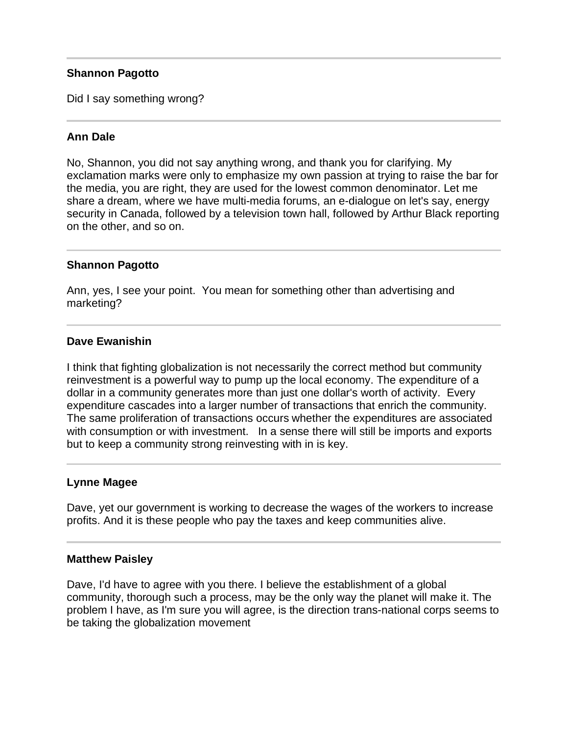---

**Shannon Pagotto**

Did I say something wrong?

---

**Ann Dale**

No, Shannon, you did not say anything wrong, and thank you for clarifying. My exclamation marks were only to emphasize my own passion at trying to raise the bar for the media, you are right, they are used for the lowest common denominator. Let me share a dream, where we have multi-media forums, an e-dialogue on let's say, energy security in Canada, followed by a television town hall, followed by Arthur Black reporting on the other, and so on.

---

**Shannon Pagotto**

Ann, yes, I see your point. You mean for something other than advertising and marketing?

---

**Dave Ewanishin**

I think that fighting globalization is not necessarily the correct method but community reinvestment is a powerful way to pump up the local economy. The expenditure of a dollar in a community generates more than just one dollar's worth of activity. Every expenditure cascades into a larger number of transactions that enrich the community. The same proliferation of transactions occurs whether the expenditures are associated with consumption or with investment. In a sense there will still be imports and exports but to keep a community strong reinvesting with in is key.

---

**Lynne Magee**

Dave, yet our government is working to decrease the wages of the workers to increase profits. And it is these people who pay the taxes and keep communities alive.

---

**Matthew Paisley**

Dave, I'd have to agree with you there. I believe the establishment of a global community, thorough such a process, may be the only way the planet will make it. The problem I have, as I'm sure you will agree, is the direction trans-national corps seems to be taking the globalization movement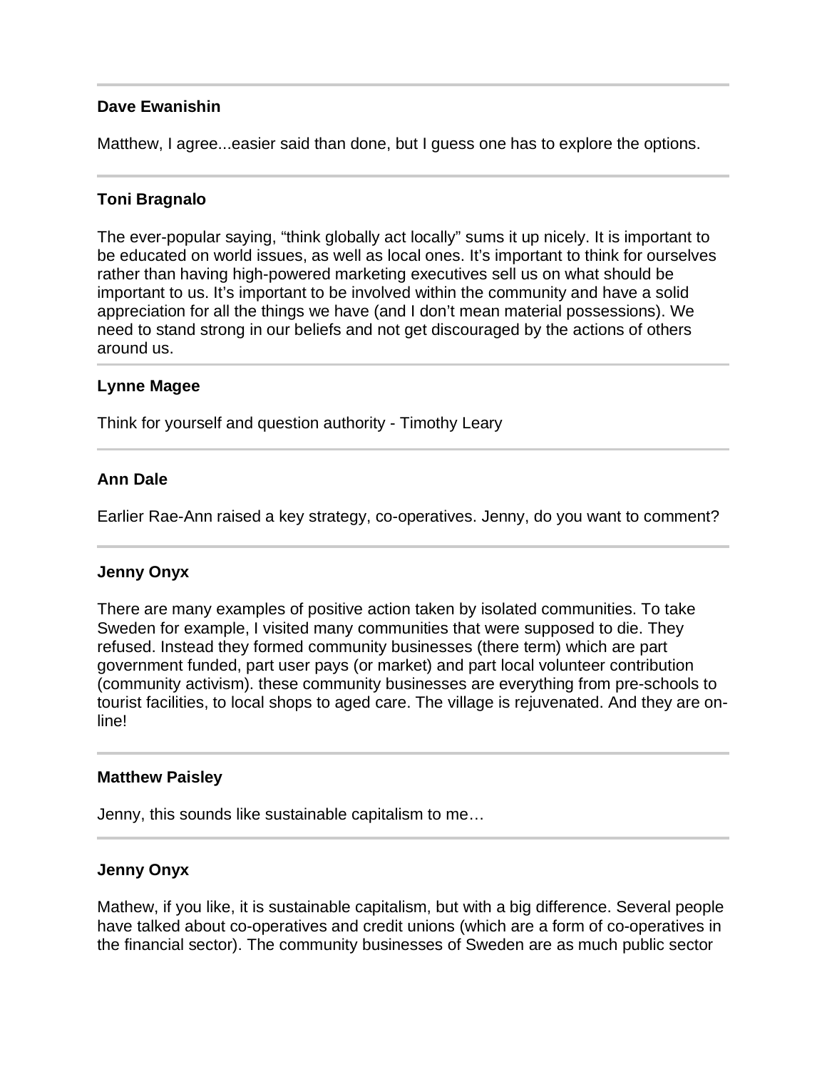---

**Dave Ewanishin**

Matthew, I agree...easier said than done, but I guess one has to explore the options.

---

**Toni Bragnalo**

The ever-popular saying, “think globally act locally” sums it up nicely. It is important to be educated on world issues, as well as local ones. It’s important to think for ourselves rather than having high-powered marketing executives sell us on what should be important to us. It’s important to be involved within the community and have a solid appreciation for all the things we have (and I don’t mean material possessions). We need to stand strong in our beliefs and not get discouraged by the actions of others around us.

---

**Lynne Magee**

Think for yourself and question authority - Timothy Leary

---

**Ann Dale**

Earlier Rae-Ann raised a key strategy, co-operatives. Jenny, do you want to comment?

---

**Jenny Onyx**

There are many examples of positive action taken by isolated communities. To take Sweden for example, I visited many communities that were supposed to die. They refused. Instead they formed community businesses (there term) which are part government funded, part user pays (or market) and part local volunteer contribution (community activism). these community businesses are everything from pre-schools to tourist facilities, to local shops to aged care. The village is rejuvenated. And they are on-line!

---

**Matthew Paisley**

Jenny, this sounds like sustainable capitalism to me…

---

**Jenny Onyx**

Mathew, if you like, it is sustainable capitalism, but with a big difference. Several people have talked about co-operatives and credit unions (which are a form of co-operatives in the financial sector). The community businesses of Sweden are as much public sector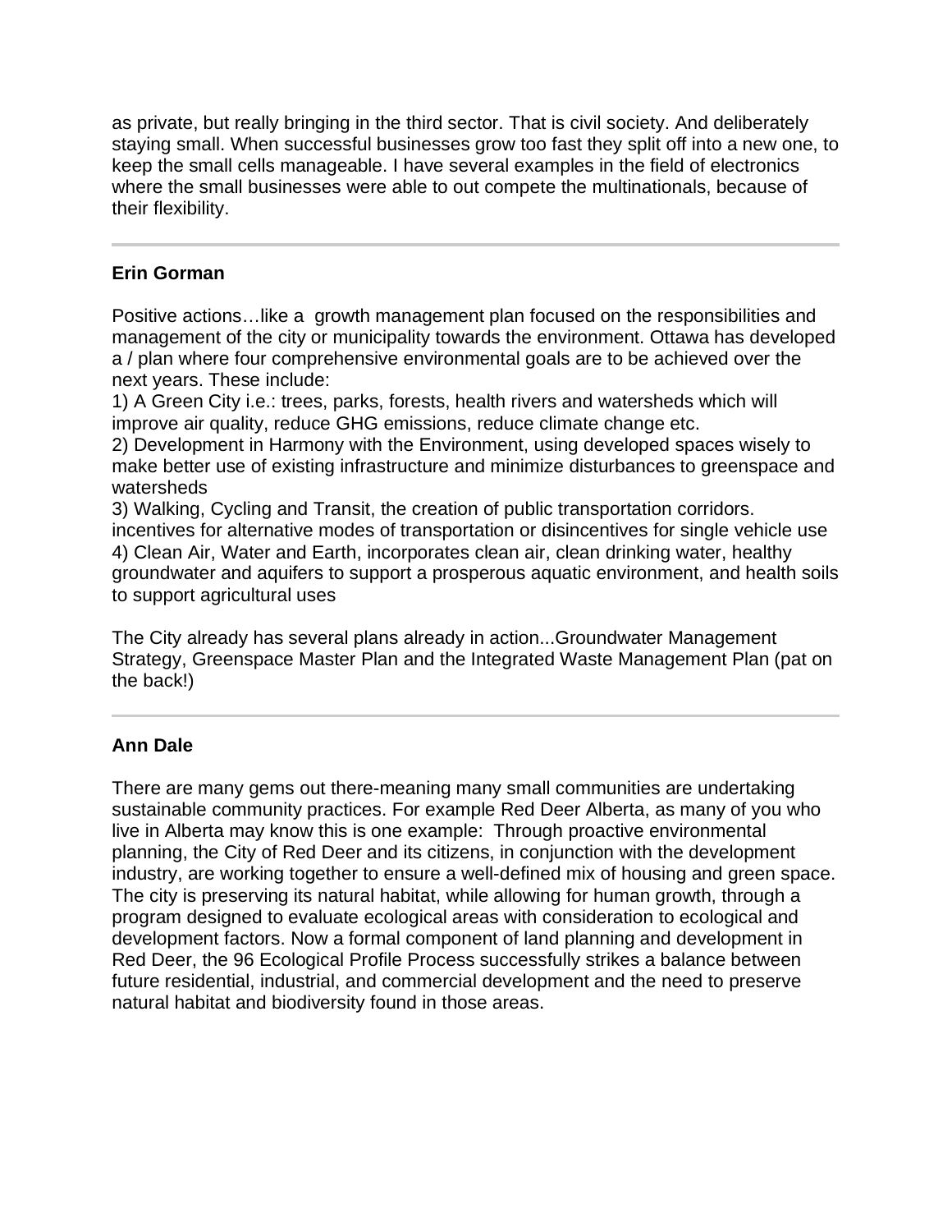as private, but really bringing in the third sector. That is civil society. And deliberately staying small. When successful businesses grow too fast they split off into a new one, to keep the small cells manageable. I have several examples in the field of electronics where the small businesses were able to out compete the multinationals, because of their flexibility.

---

**Erin Gorman**

Positive actions…like a growth management plan focused on the responsibilities and management of the city or municipality towards the environment. Ottawa has developed a / plan where four comprehensive environmental goals are to be achieved over the next years. These include:

1) A Green City i.e.: trees, parks, forests, health rivers and watersheds which will improve air quality, reduce GHG emissions, reduce climate change etc.

2) Development in Harmony with the Environment, using developed spaces wisely to make better use of existing infrastructure and minimize disturbances to greenspace and watersheds

3) Walking, Cycling and Transit, the creation of public transportation corridors. incentives for alternative modes of transportation or disincentives for single vehicle use

4) Clean Air, Water and Earth, incorporates clean air, clean drinking water, healthy groundwater and aquifers to support a prosperous aquatic environment, and health soils to support agricultural uses

The City already has several plans already in action...Groundwater Management Strategy, Greenspace Master Plan and the Integrated Waste Management Plan (pat on the back!)

---

**Ann Dale**

There are many gems out there-meaning many small communities are undertaking sustainable community practices. For example Red Deer Alberta, as many of you who live in Alberta may know this is one example: Through proactive environmental planning, the City of Red Deer and its citizens, in conjunction with the development industry, are working together to ensure a well-defined mix of housing and green space. The city is preserving its natural habitat, while allowing for human growth, through a program designed to evaluate ecological areas with consideration to ecological and development factors. Now a formal component of land planning and development in Red Deer, the 96 Ecological Profile Process successfully strikes a balance between future residential, industrial, and commercial development and the need to preserve natural habitat and biodiversity found in those areas.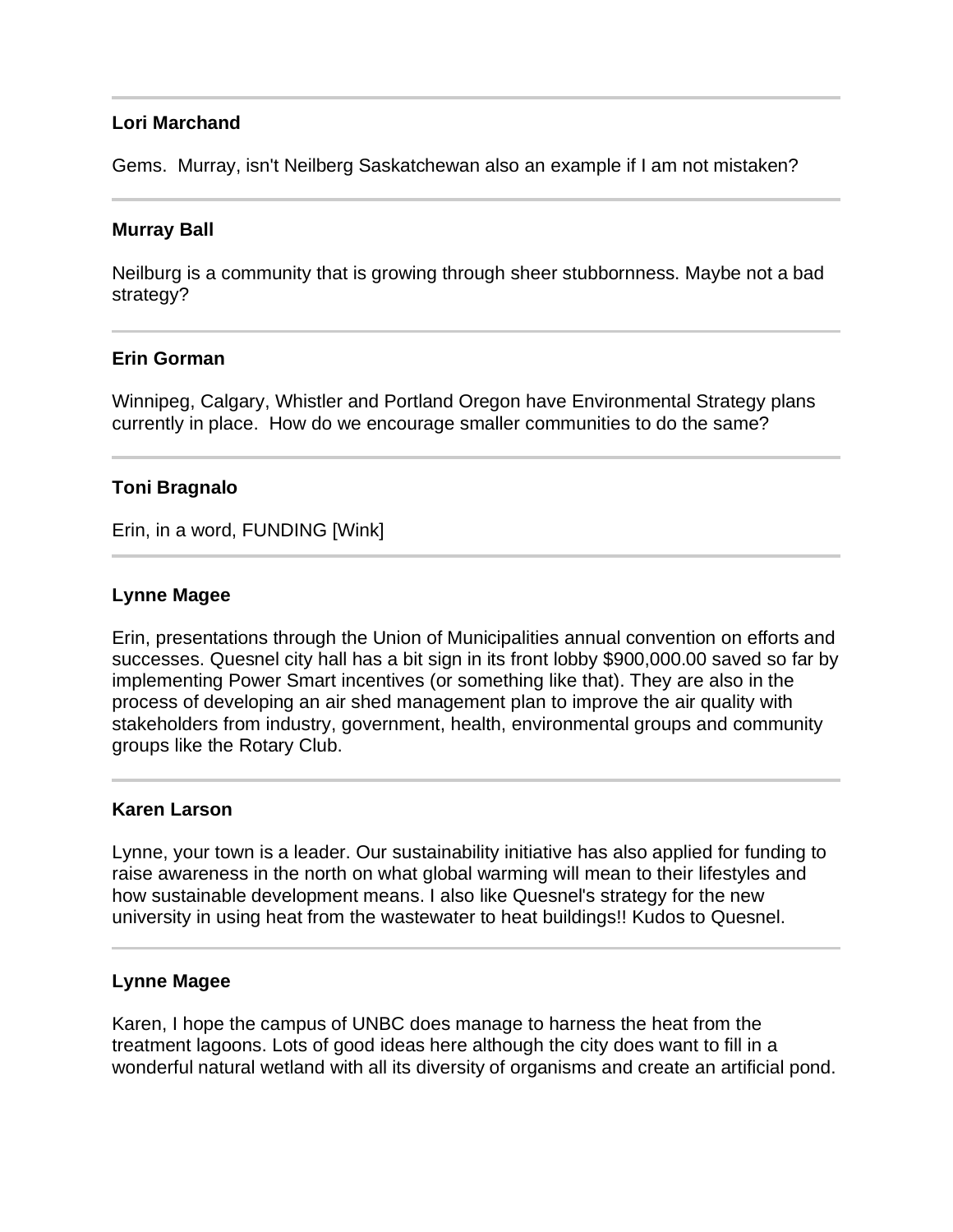---

**Lori Marchand**

Gems.  Murray, isn't Neilberg Saskatchewan also an example if I am not mistaken?

---

**Murray Ball**

Neilburg is a community that is growing through sheer stubbornness. Maybe not a bad strategy?

---

**Erin Gorman**

Winnipeg, Calgary, Whistler and Portland Oregon have Environmental Strategy plans currently in place.  How do we encourage smaller communities to do the same?

---

**Toni Bragnalo**

Erin, in a word, FUNDING [Wink]

---

**Lynne Magee**

Erin, presentations through the Union of Municipalities annual convention on efforts and successes. Quesnel city hall has a bit sign in its front lobby $900,000.00 saved so far by implementing Power Smart incentives (or something like that). They are also in the process of developing an air shed management plan to improve the air quality with stakeholders from industry, government, health, environmental groups and community groups like the Rotary Club.

---

**Karen Larson**

Lynne, your town is a leader. Our sustainability initiative has also applied for funding to raise awareness in the north on what global warming will mean to their lifestyles and how sustainable development means. I also like Quesnel's strategy for the new university in using heat from the wastewater to heat buildings!! Kudos to Quesnel.

---

**Lynne Magee**

Karen, I hope the campus of UNBC does manage to harness the heat from the treatment lagoons. Lots of good ideas here although the city does want to fill in a wonderful natural wetland with all its diversity of organisms and create an artificial pond.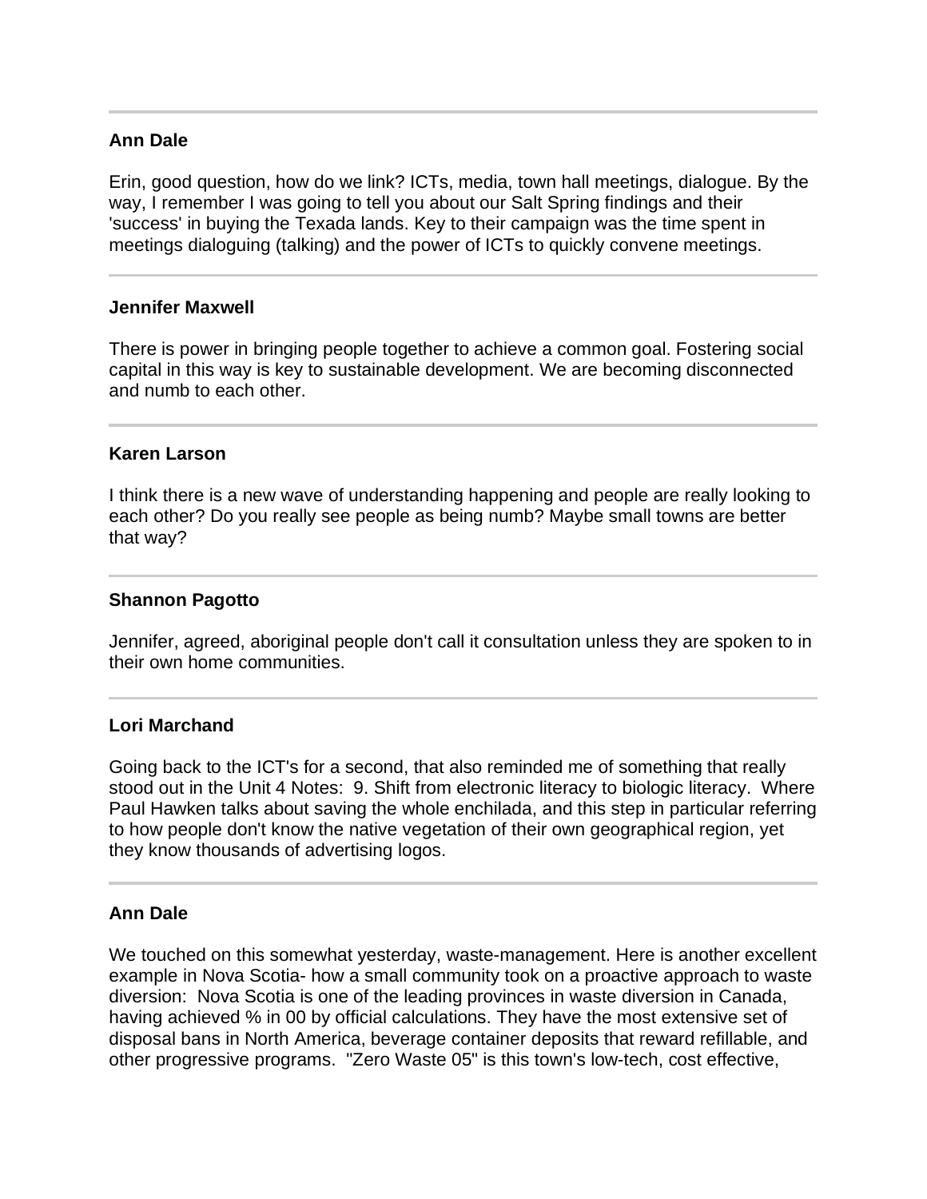---

**Ann Dale**

Erin, good question, how do we link? ICTs, media, town hall meetings, dialogue. By the way, I remember I was going to tell you about our Salt Spring findings and their 'success' in buying the Texada lands. Key to their campaign was the time spent in meetings dialoguing (talking) and the power of ICTs to quickly convene meetings.

---

**Jennifer Maxwell**

There is power in bringing people together to achieve a common goal. Fostering social capital in this way is key to sustainable development. We are becoming disconnected and numb to each other.

---

**Karen Larson**

I think there is a new wave of understanding happening and people are really looking to each other? Do you really see people as being numb? Maybe small towns are better that way?

---

**Shannon Pagotto**

Jennifer, agreed, aboriginal people don't call it consultation unless they are spoken to in their own home communities.

---

**Lori Marchand**

Going back to the ICT's for a second, that also reminded me of something that really stood out in the Unit 4 Notes: 9. Shift from electronic literacy to biologic literacy. Where Paul Hawken talks about saving the whole enchilada, and this step in particular referring to how people don't know the native vegetation of their own geographical region, yet they know thousands of advertising logos.

---

**Ann Dale**

We touched on this somewhat yesterday, waste-management. Here is another excellent example in Nova Scotia- how a small community took on a proactive approach to waste diversion: Nova Scotia is one of the leading provinces in waste diversion in Canada, having achieved % in 00 by official calculations. They have the most extensive set of disposal bans in North America, beverage container deposits that reward refillable, and other progressive programs. "Zero Waste 05" is this town's low-tech, cost effective,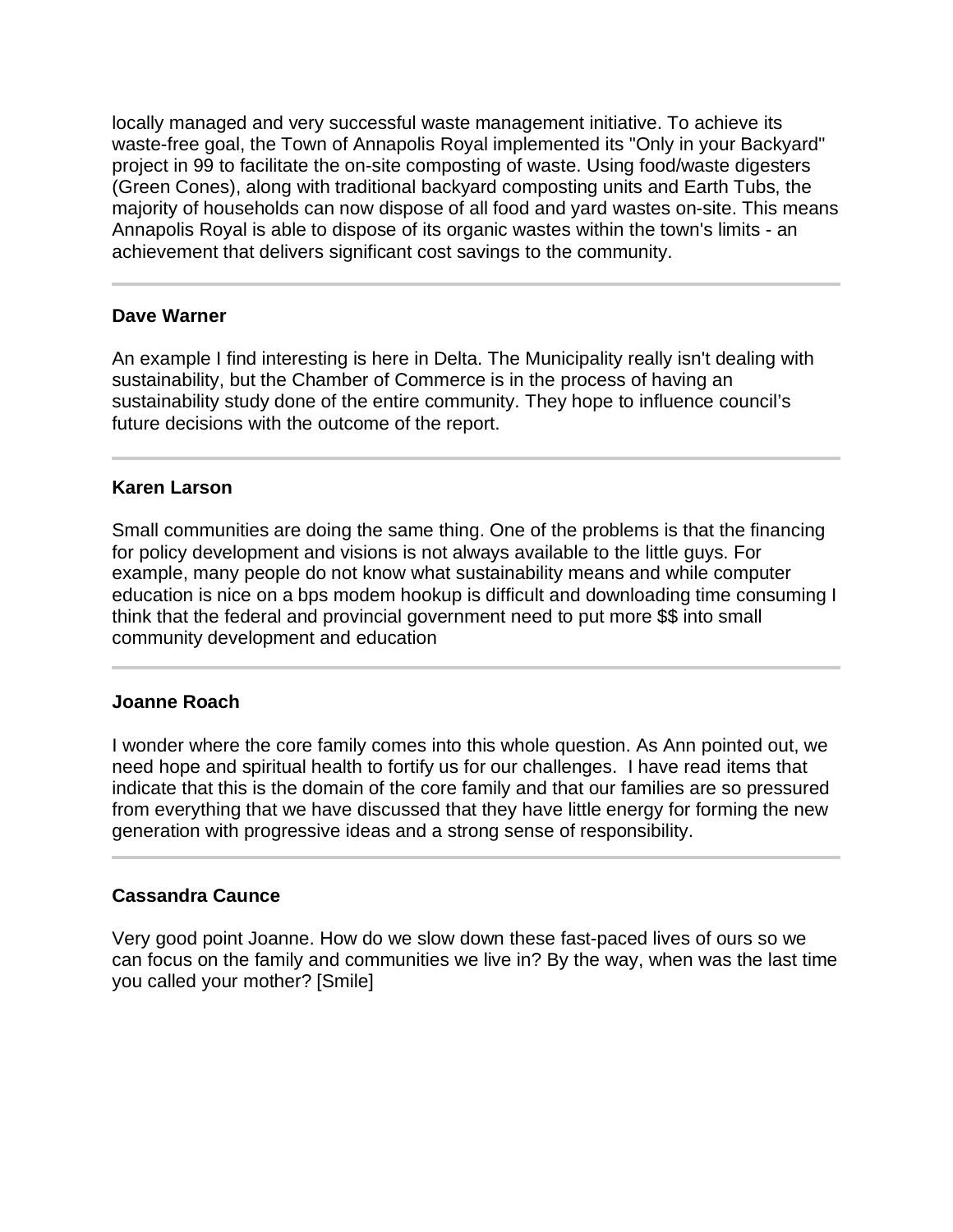locally managed and very successful waste management initiative. To achieve its waste-free goal, the Town of Annapolis Royal implemented its "Only in your Backyard" project in 99 to facilitate the on-site composting of waste. Using food/waste digesters (Green Cones), along with traditional backyard composting units and Earth Tubs, the majority of households can now dispose of all food and yard wastes on-site. This means Annapolis Royal is able to dispose of its organic wastes within the town's limits - an achievement that delivers significant cost savings to the community.

---

**Dave Warner**

An example I find interesting is here in Delta. The Municipality really isn't dealing with sustainability, but the Chamber of Commerce is in the process of having an sustainability study done of the entire community. They hope to influence council's future decisions with the outcome of the report.

---

**Karen Larson**

Small communities are doing the same thing. One of the problems is that the financing for policy development and visions is not always available to the little guys. For example, many people do not know what sustainability means and while computer education is nice on a bps modem hookup is difficult and downloading time consuming I think that the federal and provincial government need to put more $$ into small community development and education

---

**Joanne Roach**

I wonder where the core family comes into this whole question. As Ann pointed out, we need hope and spiritual health to fortify us for our challenges. I have read items that indicate that this is the domain of the core family and that our families are so pressured from everything that we have discussed that they have little energy for forming the new generation with progressive ideas and a strong sense of responsibility.

---

**Cassandra Caunce**

Very good point Joanne. How do we slow down these fast-paced lives of ours so we can focus on the family and communities we live in? By the way, when was the last time you called your mother? [Smile]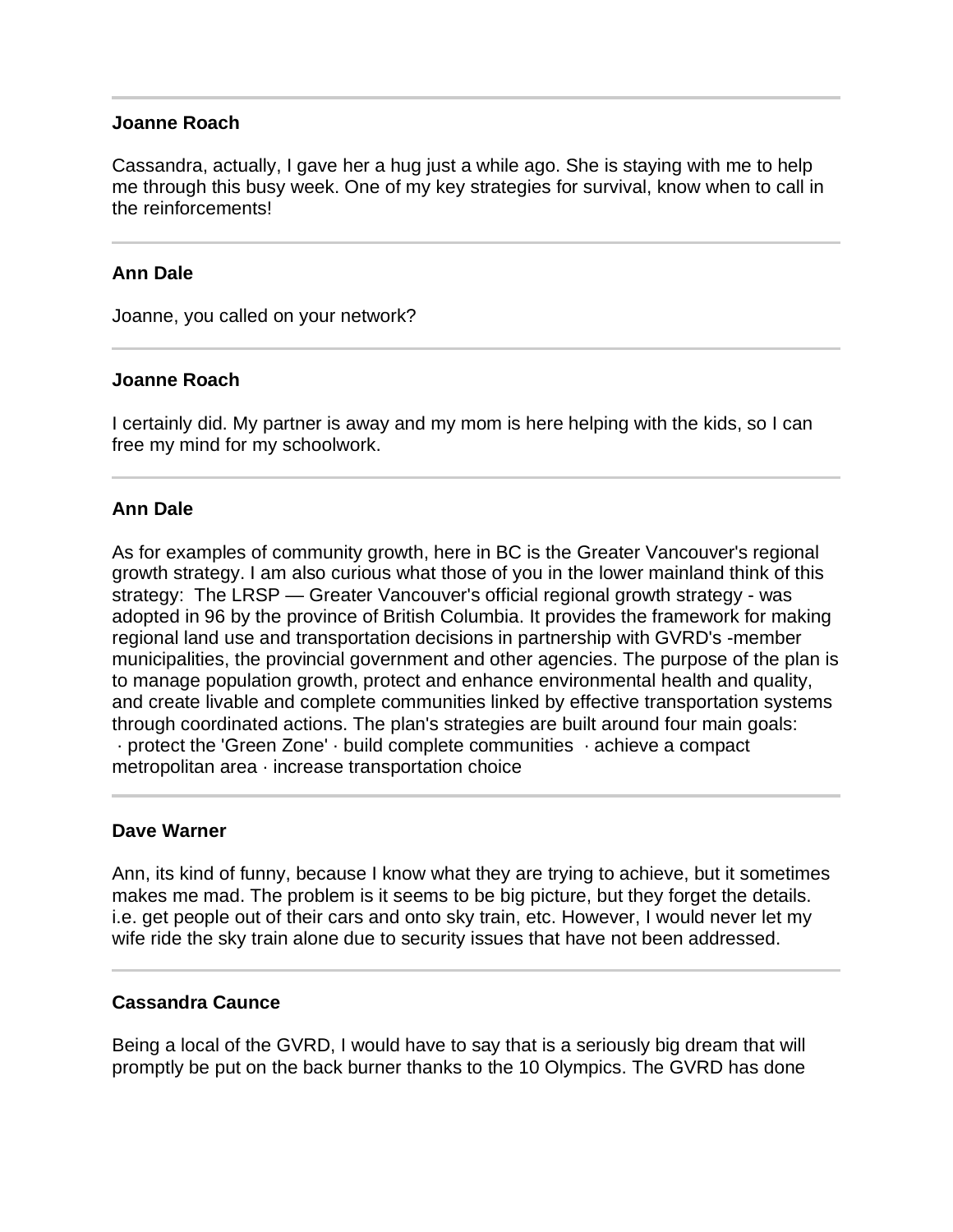---

**Joanne Roach**

Cassandra, actually, I gave her a hug just a while ago. She is staying with me to help me through this busy week. One of my key strategies for survival, know when to call in the reinforcements!

---

**Ann Dale**

Joanne, you called on your network?

---

**Joanne Roach**

I certainly did. My partner is away and my mom is here helping with the kids, so I can free my mind for my schoolwork.

---

**Ann Dale**

As for examples of community growth, here in BC is the Greater Vancouver's regional growth strategy. I am also curious what those of you in the lower mainland think of this strategy: The LRSP — Greater Vancouver's official regional growth strategy - was adopted in 96 by the province of British Columbia. It provides the framework for making regional land use and transportation decisions in partnership with GVRD's -member municipalities, the provincial government and other agencies. The purpose of the plan is to manage population growth, protect and enhance environmental health and quality, and create livable and complete communities linked by effective transportation systems through coordinated actions. The plan's strategies are built around four main goals: · protect the 'Green Zone' · build complete communities · achieve a compact metropolitan area · increase transportation choice

---

**Dave Warner**

Ann, its kind of funny, because I know what they are trying to achieve, but it sometimes makes me mad. The problem is it seems to be big picture, but they forget the details. i.e. get people out of their cars and onto sky train, etc. However, I would never let my wife ride the sky train alone due to security issues that have not been addressed.

---

**Cassandra Caunce**

Being a local of the GVRD, I would have to say that is a seriously big dream that will promptly be put on the back burner thanks to the 10 Olympics. The GVRD has done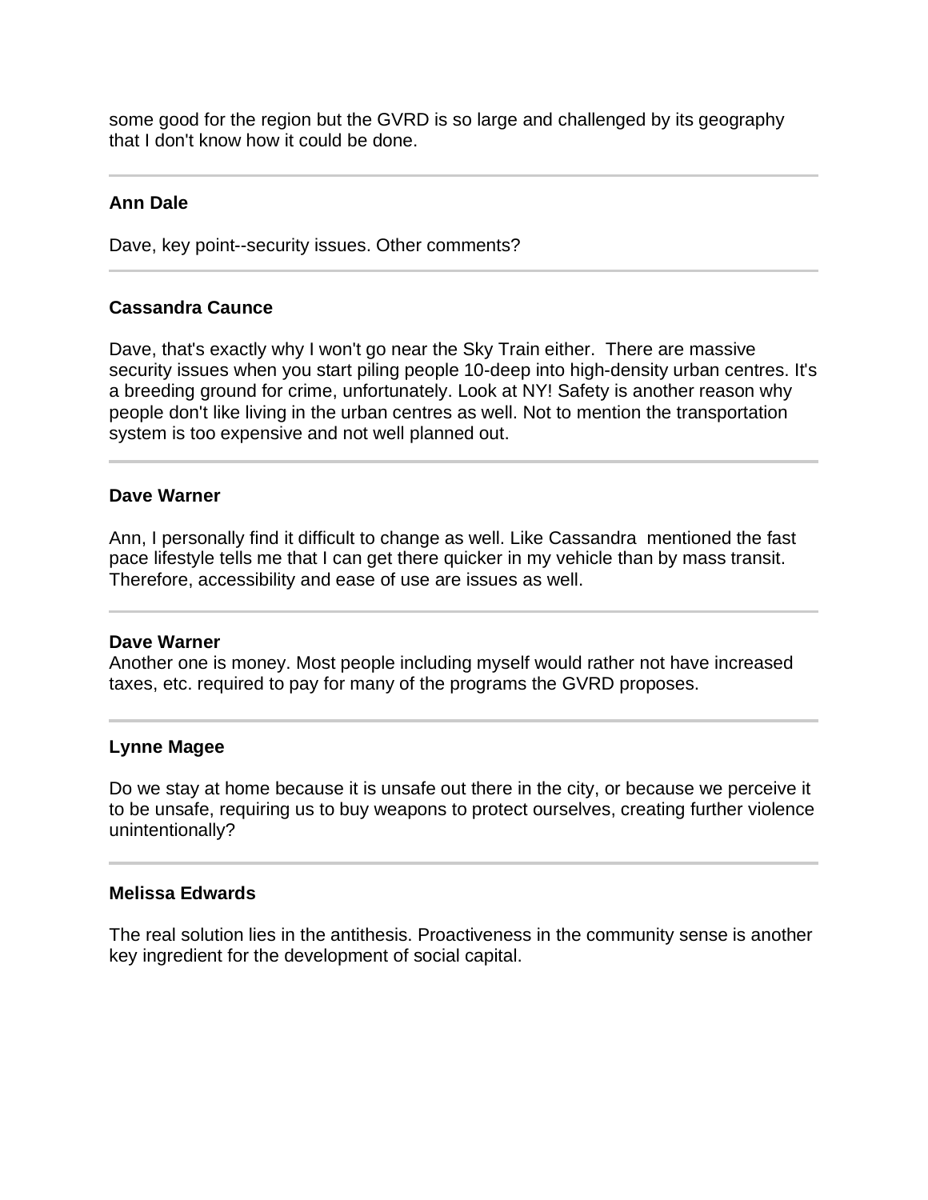some good for the region but the GVRD is so large and challenged by its geography that I don't know how it could be done.

---

**Ann Dale**

Dave, key point--security issues. Other comments?

---

**Cassandra Caunce**

Dave, that's exactly why I won't go near the Sky Train either. There are massive security issues when you start piling people 10-deep into high-density urban centres. It's a breeding ground for crime, unfortunately. Look at NY! Safety is another reason why people don't like living in the urban centres as well. Not to mention the transportation system is too expensive and not well planned out.

---

**Dave Warner**

Ann, I personally find it difficult to change as well. Like Cassandra mentioned the fast pace lifestyle tells me that I can get there quicker in my vehicle than by mass transit. Therefore, accessibility and ease of use are issues as well.

---

**Dave Warner**

Another one is money. Most people including myself would rather not have increased taxes, etc. required to pay for many of the programs the GVRD proposes.

---

**Lynne Magee**

Do we stay at home because it is unsafe out there in the city, or because we perceive it to be unsafe, requiring us to buy weapons to protect ourselves, creating further violence unintentionally?

---

**Melissa Edwards**

The real solution lies in the antithesis. Proactiveness in the community sense is another key ingredient for the development of social capital.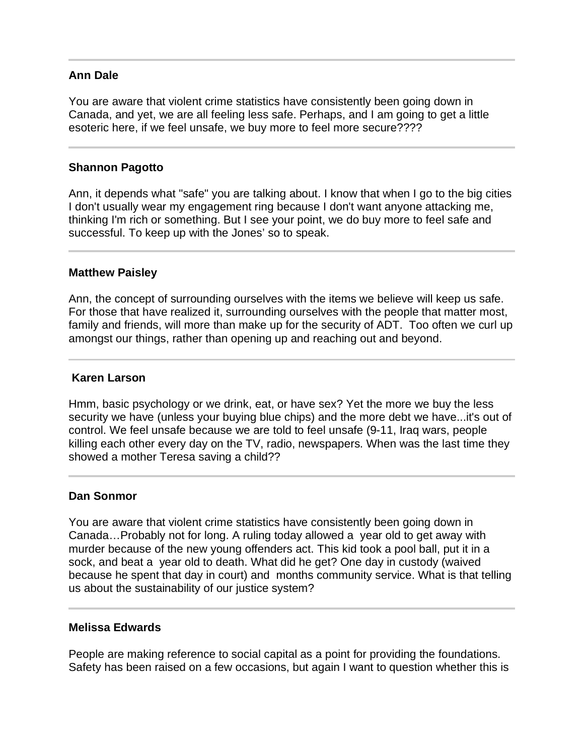**Ann Dale**

You are aware that violent crime statistics have consistently been going down in Canada, and yet, we are all feeling less safe. Perhaps, and I am going to get a little esoteric here, if we feel unsafe, we buy more to feel more secure????

---

**Shannon Pagotto**

Ann, it depends what "safe" you are talking about. I know that when I go to the big cities I don't usually wear my engagement ring because I don't want anyone attacking me, thinking I'm rich or something. But I see your point, we do buy more to feel safe and successful. To keep up with the Jones' so to speak.

---

**Matthew Paisley**

Ann, the concept of surrounding ourselves with the items we believe will keep us safe. For those that have realized it, surrounding ourselves with the people that matter most, family and friends, will more than make up for the security of ADT. Too often we curl up amongst our things, rather than opening up and reaching out and beyond.

---

**Karen Larson**

Hmm, basic psychology or we drink, eat, or have sex? Yet the more we buy the less security we have (unless your buying blue chips) and the more debt we have...it's out of control. We feel unsafe because we are told to feel unsafe (9-11, Iraq wars, people killing each other every day on the TV, radio, newspapers. When was the last time they showed a mother Teresa saving a child??

---

**Dan Sonmor**

You are aware that violent crime statistics have consistently been going down in Canada…Probably not for long. A ruling today allowed a year old to get away with murder because of the new young offenders act. This kid took a pool ball, put it in a sock, and beat a year old to death. What did he get? One day in custody (waived because he spent that day in court) and months community service. What is that telling us about the sustainability of our justice system?

---

**Melissa Edwards**

People are making reference to social capital as a point for providing the foundations. Safety has been raised on a few occasions, but again I want to question whether this is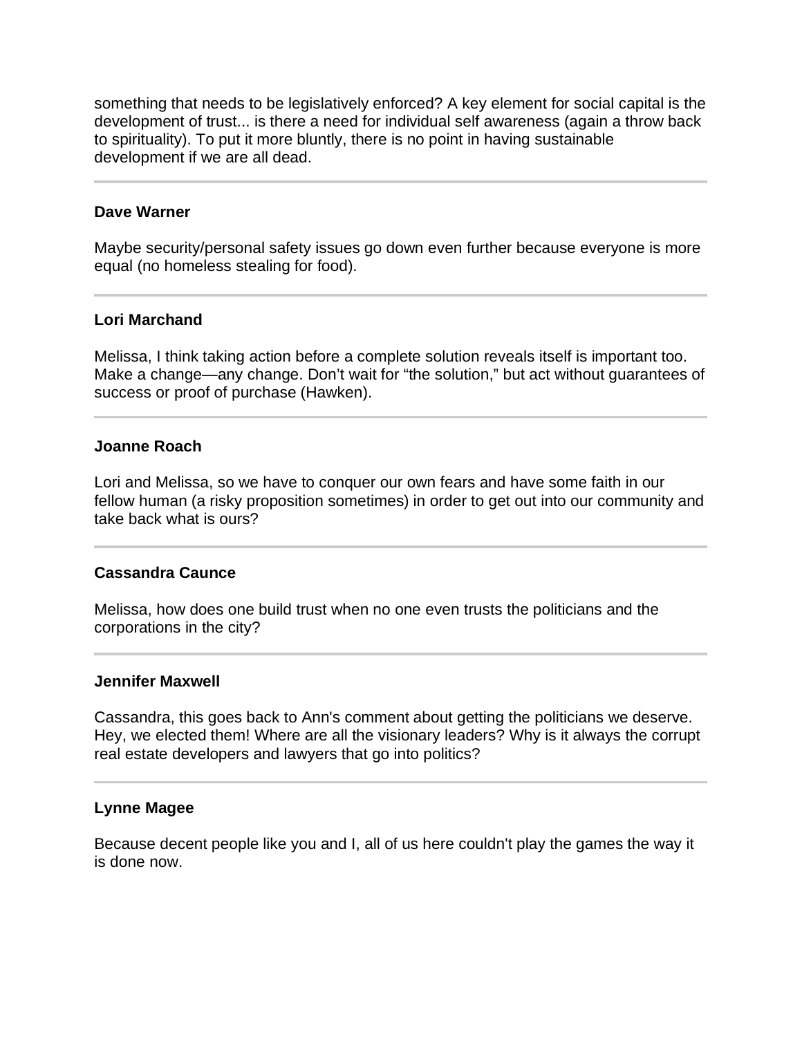something that needs to be legislatively enforced? A key element for social capital is the development of trust... is there a need for individual self awareness (again a throw back to spirituality). To put it more bluntly, there is no point in having sustainable development if we are all dead.

---

**Dave Warner**

Maybe security/personal safety issues go down even further because everyone is more equal (no homeless stealing for food).

---

**Lori Marchand**

Melissa, I think taking action before a complete solution reveals itself is important too. Make a change—any change. Don't wait for "the solution," but act without guarantees of success or proof of purchase (Hawken).

---

**Joanne Roach**

Lori and Melissa, so we have to conquer our own fears and have some faith in our fellow human (a risky proposition sometimes) in order to get out into our community and take back what is ours?

---

**Cassandra Caunce**

Melissa, how does one build trust when no one even trusts the politicians and the corporations in the city?

---

**Jennifer Maxwell**

Cassandra, this goes back to Ann's comment about getting the politicians we deserve. Hey, we elected them! Where are all the visionary leaders? Why is it always the corrupt real estate developers and lawyers that go into politics?

---

**Lynne Magee**

Because decent people like you and I, all of us here couldn't play the games the way it is done now.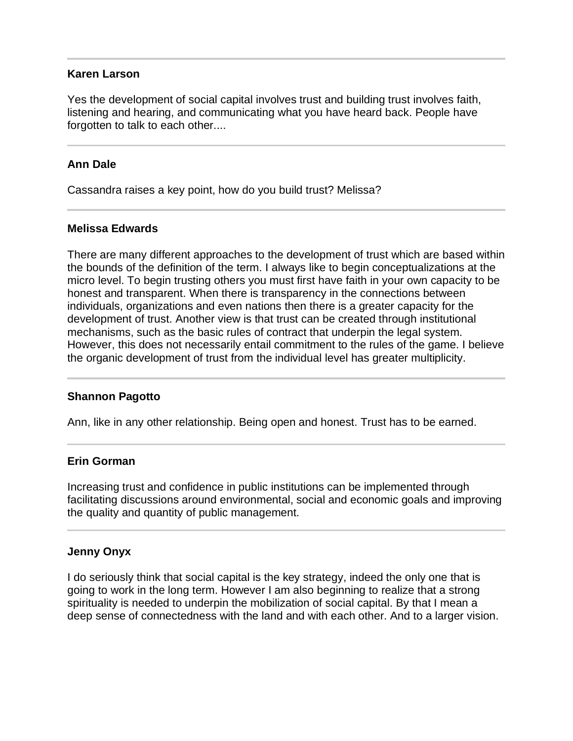---

**Karen Larson**

Yes the development of social capital involves trust and building trust involves faith, listening and hearing, and communicating what you have heard back. People have forgotten to talk to each other....

---

**Ann Dale**

Cassandra raises a key point, how do you build trust? Melissa?

---

**Melissa Edwards**

There are many different approaches to the development of trust which are based within the bounds of the definition of the term. I always like to begin conceptualizations at the micro level. To begin trusting others you must first have faith in your own capacity to be honest and transparent. When there is transparency in the connections between individuals, organizations and even nations then there is a greater capacity for the development of trust. Another view is that trust can be created through institutional mechanisms, such as the basic rules of contract that underpin the legal system. However, this does not necessarily entail commitment to the rules of the game. I believe the organic development of trust from the individual level has greater multiplicity.

---

**Shannon Pagotto**

Ann, like in any other relationship. Being open and honest. Trust has to be earned.

---

**Erin Gorman**

Increasing trust and confidence in public institutions can be implemented through facilitating discussions around environmental, social and economic goals and improving the quality and quantity of public management.

---

**Jenny Onyx**

I do seriously think that social capital is the key strategy, indeed the only one that is going to work in the long term. However I am also beginning to realize that a strong spirituality is needed to underpin the mobilization of social capital. By that I mean a deep sense of connectedness with the land and with each other. And to a larger vision.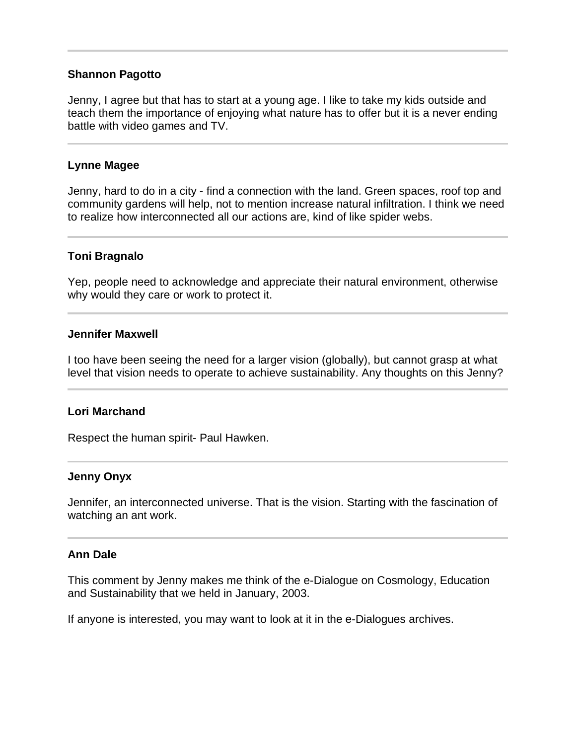---

**Shannon Pagotto**

Jenny, I agree but that has to start at a young age. I like to take my kids outside and teach them the importance of enjoying what nature has to offer but it is a never ending battle with video games and TV.

---

**Lynne Magee**

Jenny, hard to do in a city - find a connection with the land. Green spaces, roof top and community gardens will help, not to mention increase natural infiltration. I think we need to realize how interconnected all our actions are, kind of like spider webs.

---

**Toni Bragnalo**

Yep, people need to acknowledge and appreciate their natural environment, otherwise why would they care or work to protect it.

---

**Jennifer Maxwell**

I too have been seeing the need for a larger vision (globally), but cannot grasp at what level that vision needs to operate to achieve sustainability. Any thoughts on this Jenny?

---

**Lori Marchand**

Respect the human spirit- Paul Hawken.

---

**Jenny Onyx**

Jennifer, an interconnected universe. That is the vision. Starting with the fascination of watching an ant work.

---

**Ann Dale**

This comment by Jenny makes me think of the e-Dialogue on Cosmology, Education and Sustainability that we held in January, 2003.

If anyone is interested, you may want to look at it in the e-Dialogues archives.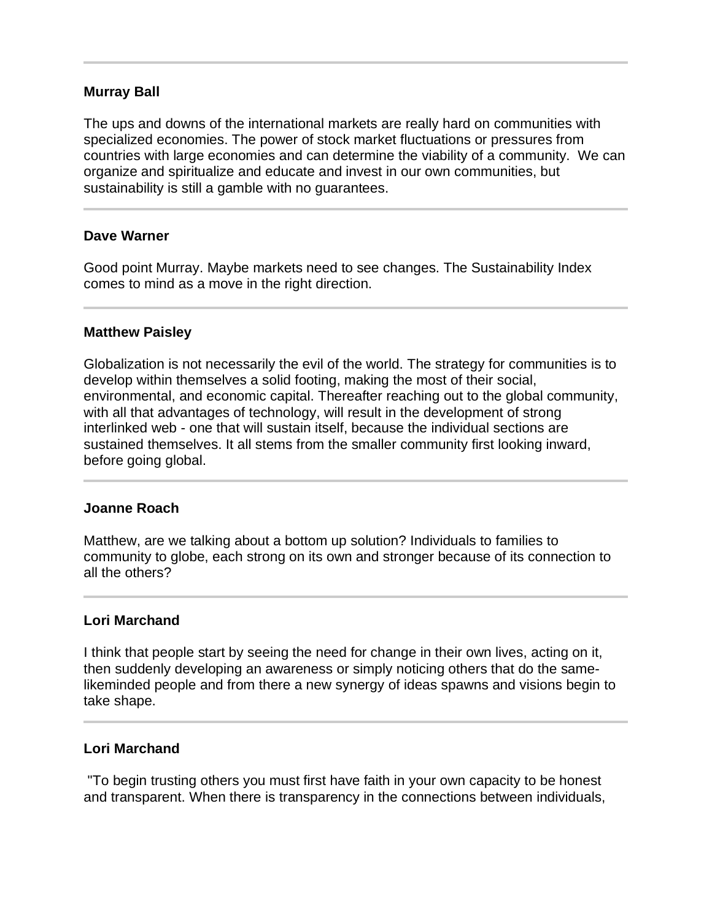---

**Murray Ball**

The ups and downs of the international markets are really hard on communities with specialized economies. The power of stock market fluctuations or pressures from countries with large economies and can determine the viability of a community. We can organize and spiritualize and educate and invest in our own communities, but sustainability is still a gamble with no guarantees.

---

**Dave Warner**

Good point Murray. Maybe markets need to see changes. The Sustainability Index comes to mind as a move in the right direction.

---

**Matthew Paisley**

Globalization is not necessarily the evil of the world. The strategy for communities is to develop within themselves a solid footing, making the most of their social, environmental, and economic capital. Thereafter reaching out to the global community, with all that advantages of technology, will result in the development of strong interlinked web - one that will sustain itself, because the individual sections are sustained themselves. It all stems from the smaller community first looking inward, before going global.

---

**Joanne Roach**

Matthew, are we talking about a bottom up solution? Individuals to families to community to globe, each strong on its own and stronger because of its connection to all the others?

---

**Lori Marchand**

I think that people start by seeing the need for change in their own lives, acting on it, then suddenly developing an awareness or simply noticing others that do the same- likeminded people and from there a new synergy of ideas spawns and visions begin to take shape.

---

**Lori Marchand**

"To begin trusting others you must first have faith in your own capacity to be honest and transparent. When there is transparency in the connections between individuals,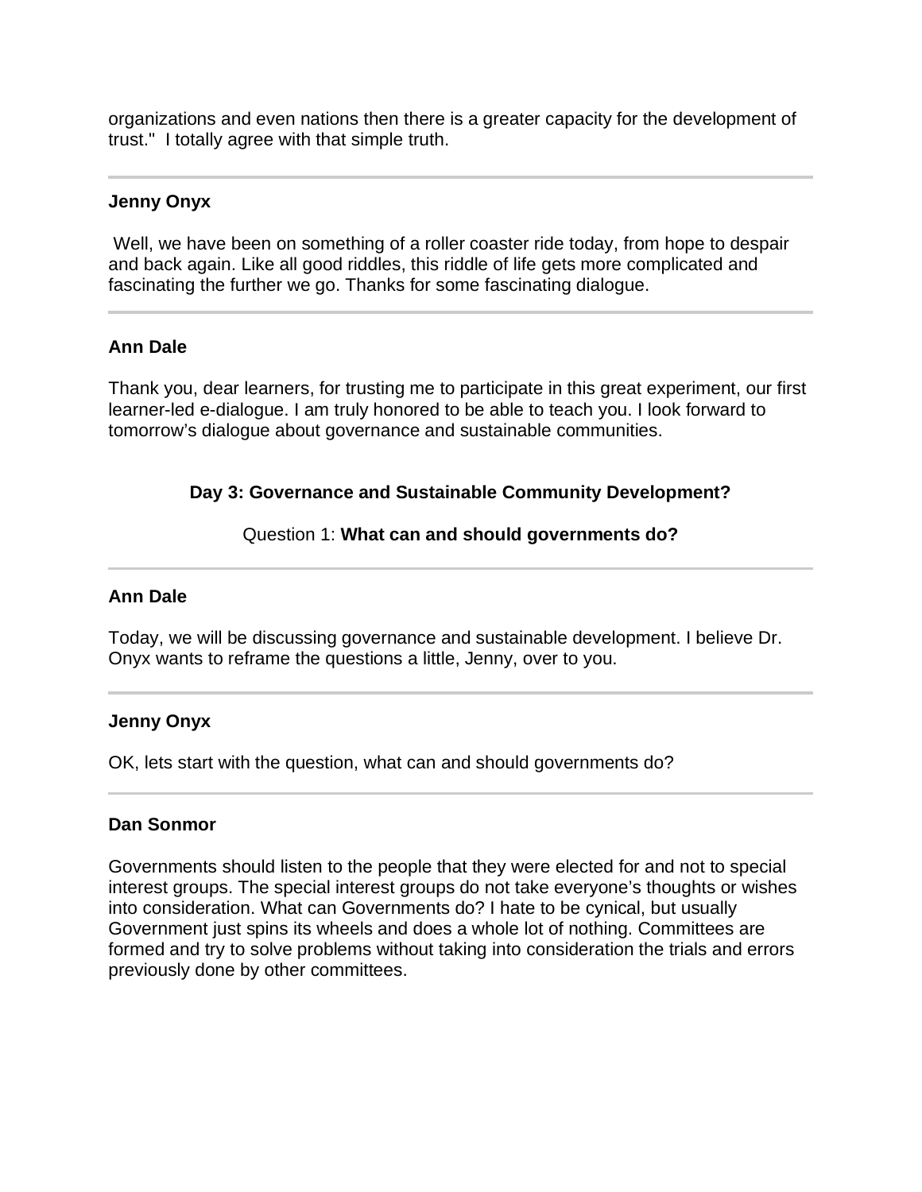organizations and even nations then there is a greater capacity for the development of trust." I totally agree with that simple truth.

---

**Jenny Onyx**

Well, we have been on something of a roller coaster ride today, from hope to despair and back again. Like all good riddles, this riddle of life gets more complicated and fascinating the further we go. Thanks for some fascinating dialogue.

---

**Ann Dale**

Thank you, dear learners, for trusting me to participate in this great experiment, our first learner-led e-dialogue. I am truly honored to be able to teach you. I look forward to tomorrow's dialogue about governance and sustainable communities.

## Day 3: Governance and Sustainable Community Development?

Question 1: **What can and should governments do?**

---

**Ann Dale**

Today, we will be discussing governance and sustainable development. I believe Dr. Onyx wants to reframe the questions a little, Jenny, over to you.

---

**Jenny Onyx**

OK, lets start with the question, what can and should governments do?

---

**Dan Sonmor**

Governments should listen to the people that they were elected for and not to special interest groups. The special interest groups do not take everyone's thoughts or wishes into consideration. What can Governments do? I hate to be cynical, but usually Government just spins its wheels and does a whole lot of nothing. Committees are formed and try to solve problems without taking into consideration the trials and errors previously done by other committees.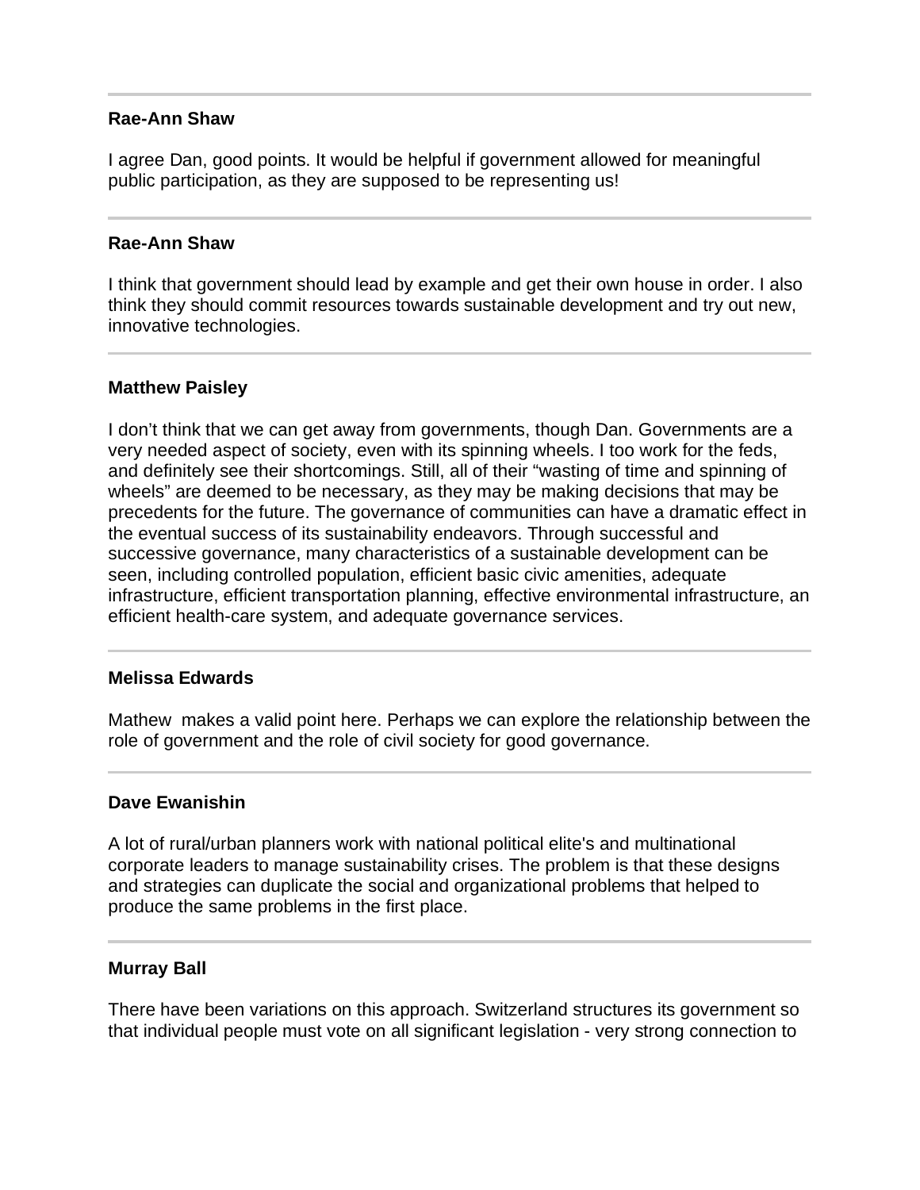---

**Rae-Ann Shaw**

I agree Dan, good points. It would be helpful if government allowed for meaningful public participation, as they are supposed to be representing us!

---

**Rae-Ann Shaw**

I think that government should lead by example and get their own house in order. I also think they should commit resources towards sustainable development and try out new, innovative technologies.

---

**Matthew Paisley**

I don't think that we can get away from governments, though Dan. Governments are a very needed aspect of society, even with its spinning wheels. I too work for the feds, and definitely see their shortcomings. Still, all of their "wasting of time and spinning of wheels" are deemed to be necessary, as they may be making decisions that may be precedents for the future. The governance of communities can have a dramatic effect in the eventual success of its sustainability endeavors. Through successful and successive governance, many characteristics of a sustainable development can be seen, including controlled population, efficient basic civic amenities, adequate infrastructure, efficient transportation planning, effective environmental infrastructure, an efficient health-care system, and adequate governance services.

---

**Melissa Edwards**

Mathew makes a valid point here. Perhaps we can explore the relationship between the role of government and the role of civil society for good governance.

---

**Dave Ewanishin**

A lot of rural/urban planners work with national political elite's and multinational corporate leaders to manage sustainability crises. The problem is that these designs and strategies can duplicate the social and organizational problems that helped to produce the same problems in the first place.

---

**Murray Ball**

There have been variations on this approach. Switzerland structures its government so that individual people must vote on all significant legislation - very strong connection to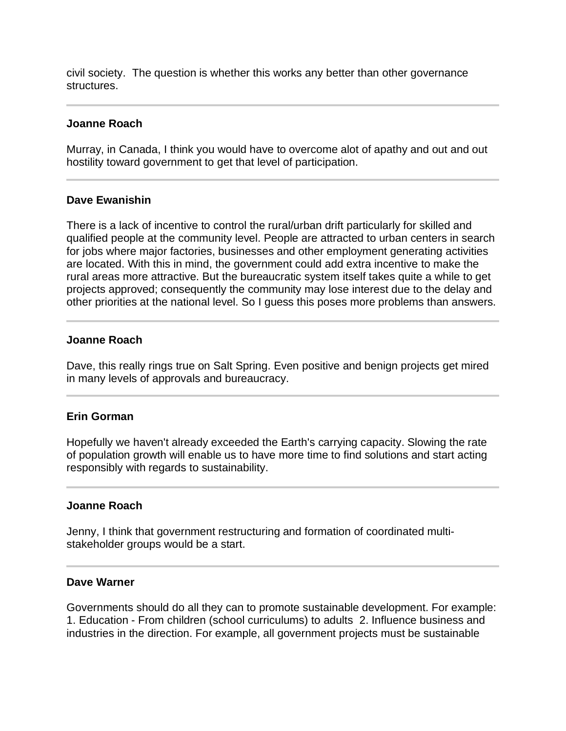civil society. The question is whether this works any better than other governance structures.

---

**Joanne Roach**

Murray, in Canada, I think you would have to overcome alot of apathy and out and out hostility toward government to get that level of participation.

---

**Dave Ewanishin**

There is a lack of incentive to control the rural/urban drift particularly for skilled and qualified people at the community level. People are attracted to urban centers in search for jobs where major factories, businesses and other employment generating activities are located. With this in mind, the government could add extra incentive to make the rural areas more attractive. But the bureaucratic system itself takes quite a while to get projects approved; consequently the community may lose interest due to the delay and other priorities at the national level. So I guess this poses more problems than answers.

---

**Joanne Roach**

Dave, this really rings true on Salt Spring. Even positive and benign projects get mired in many levels of approvals and bureaucracy.

---

**Erin Gorman**

Hopefully we haven't already exceeded the Earth's carrying capacity. Slowing the rate of population growth will enable us to have more time to find solutions and start acting responsibly with regards to sustainability.

---

**Joanne Roach**

Jenny, I think that government restructuring and formation of coordinated multi-stakeholder groups would be a start.

---

**Dave Warner**

Governments should do all they can to promote sustainable development. For example: 1. Education - From children (school curriculums) to adults 2. Influence business and industries in the direction. For example, all government projects must be sustainable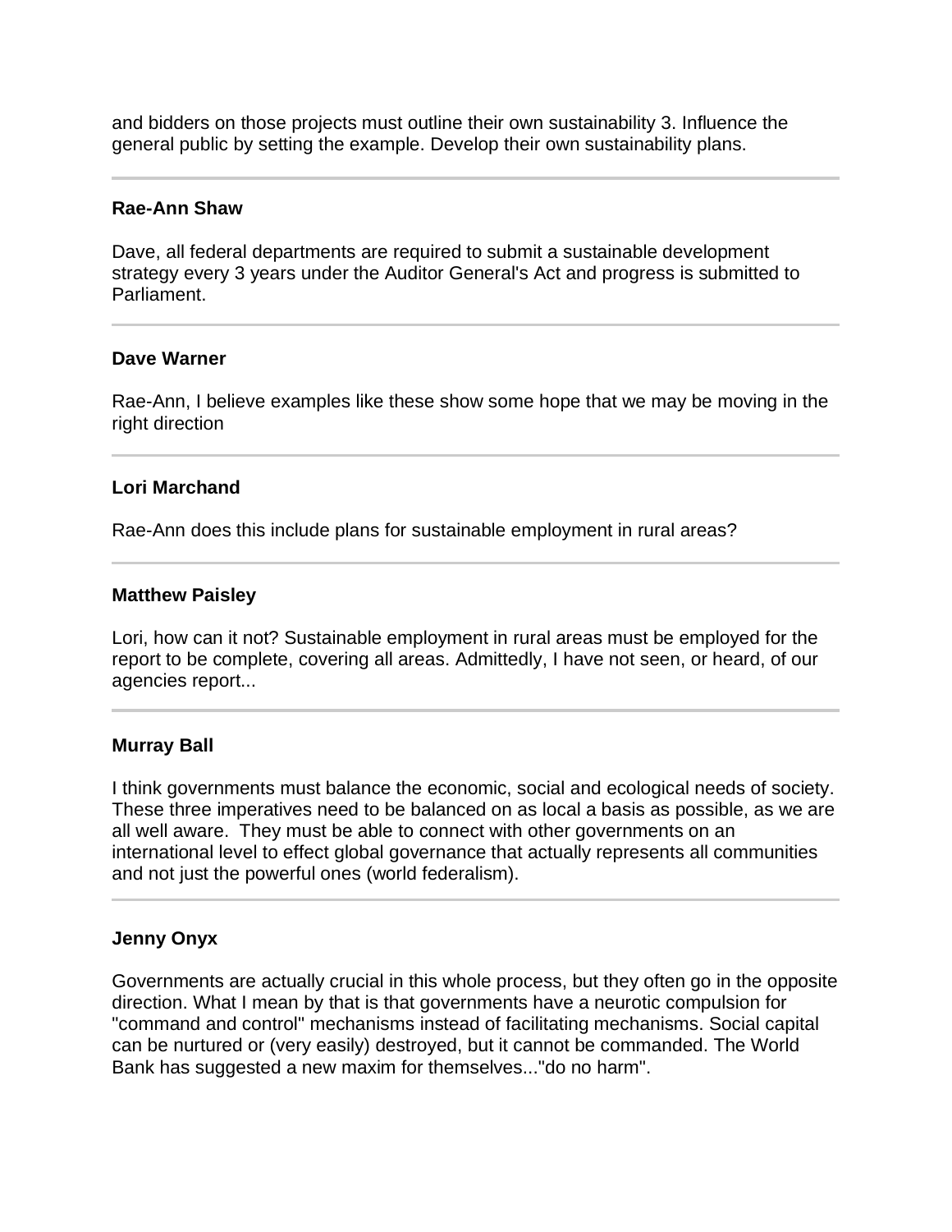and bidders on those projects must outline their own sustainability 3. Influence the general public by setting the example. Develop their own sustainability plans.

---

**Rae-Ann Shaw**

Dave, all federal departments are required to submit a sustainable development strategy every 3 years under the Auditor General's Act and progress is submitted to Parliament.

---

**Dave Warner**

Rae-Ann, I believe examples like these show some hope that we may be moving in the right direction

---

**Lori Marchand**

Rae-Ann does this include plans for sustainable employment in rural areas?

---

**Matthew Paisley**

Lori, how can it not? Sustainable employment in rural areas must be employed for the report to be complete, covering all areas. Admittedly, I have not seen, or heard, of our agencies report...

---

**Murray Ball**

I think governments must balance the economic, social and ecological needs of society. These three imperatives need to be balanced on as local a basis as possible, as we are all well aware. They must be able to connect with other governments on an international level to effect global governance that actually represents all communities and not just the powerful ones (world federalism).

---

**Jenny Onyx**

Governments are actually crucial in this whole process, but they often go in the opposite direction. What I mean by that is that governments have a neurotic compulsion for "command and control" mechanisms instead of facilitating mechanisms. Social capital can be nurtured or (very easily) destroyed, but it cannot be commanded. The World Bank has suggested a new maxim for themselves..."do no harm".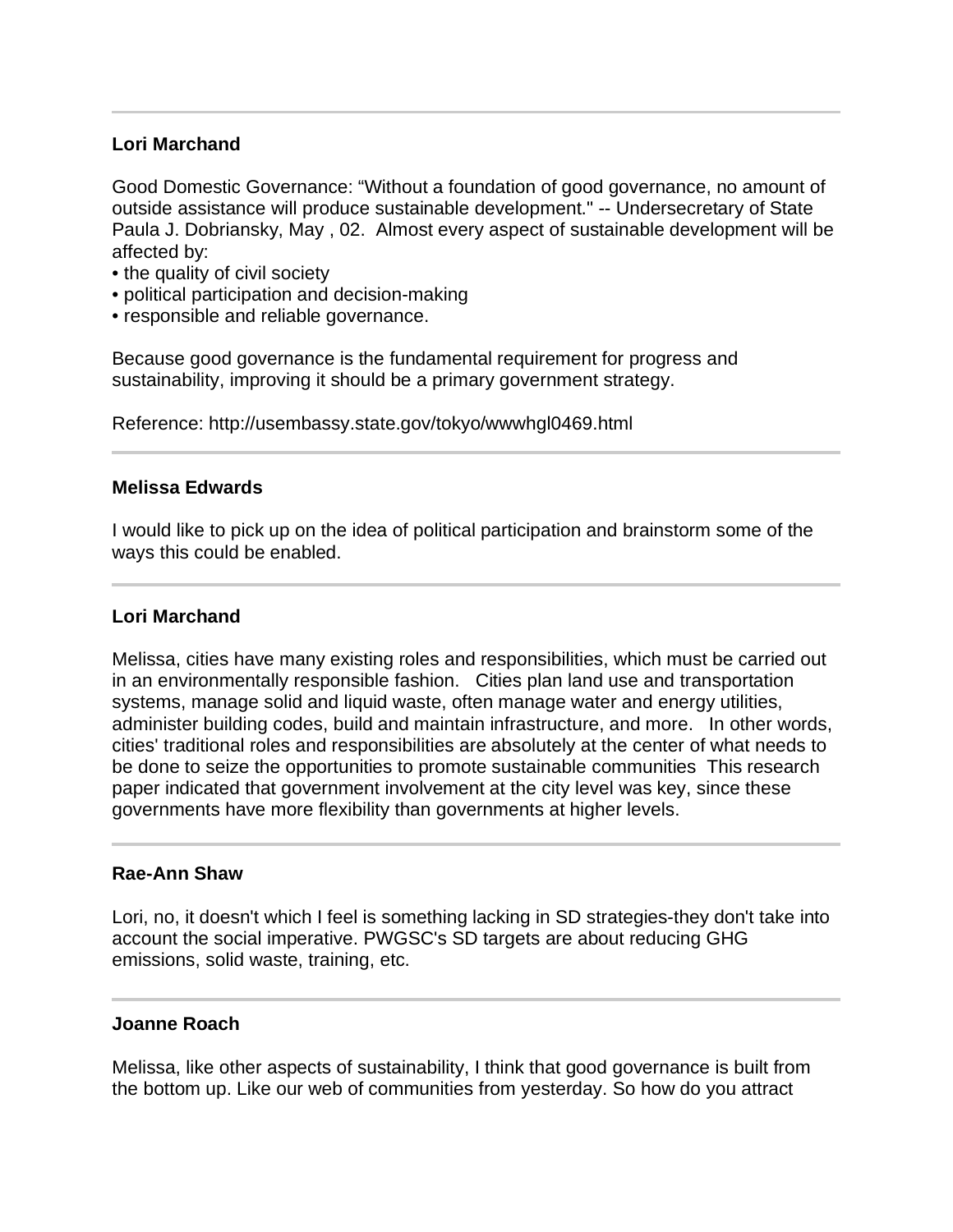---

**Lori Marchand**

Good Domestic Governance: “Without a foundation of good governance, no amount of outside assistance will produce sustainable development." -- Undersecretary of State Paula J. Dobriansky, May , 02. Almost every aspect of sustainable development will be affected by:

- the quality of civil society
- political participation and decision-making
- responsible and reliable governance.

Because good governance is the fundamental requirement for progress and sustainability, improving it should be a primary government strategy.

Reference: http://usembassy.state.gov/tokyo/wwwhgl0469.html

---

**Melissa Edwards**

I would like to pick up on the idea of political participation and brainstorm some of the ways this could be enabled.

---

**Lori Marchand**

Melissa, cities have many existing roles and responsibilities, which must be carried out in an environmentally responsible fashion. Cities plan land use and transportation systems, manage solid and liquid waste, often manage water and energy utilities, administer building codes, build and maintain infrastructure, and more. In other words, cities' traditional roles and responsibilities are absolutely at the center of what needs to be done to seize the opportunities to promote sustainable communities This research paper indicated that government involvement at the city level was key, since these governments have more flexibility than governments at higher levels.

---

**Rae-Ann Shaw**

Lori, no, it doesn't which I feel is something lacking in SD strategies-they don't take into account the social imperative. PWGSC's SD targets are about reducing GHG emissions, solid waste, training, etc.

---

**Joanne Roach**

Melissa, like other aspects of sustainability, I think that good governance is built from the bottom up. Like our web of communities from yesterday. So how do you attract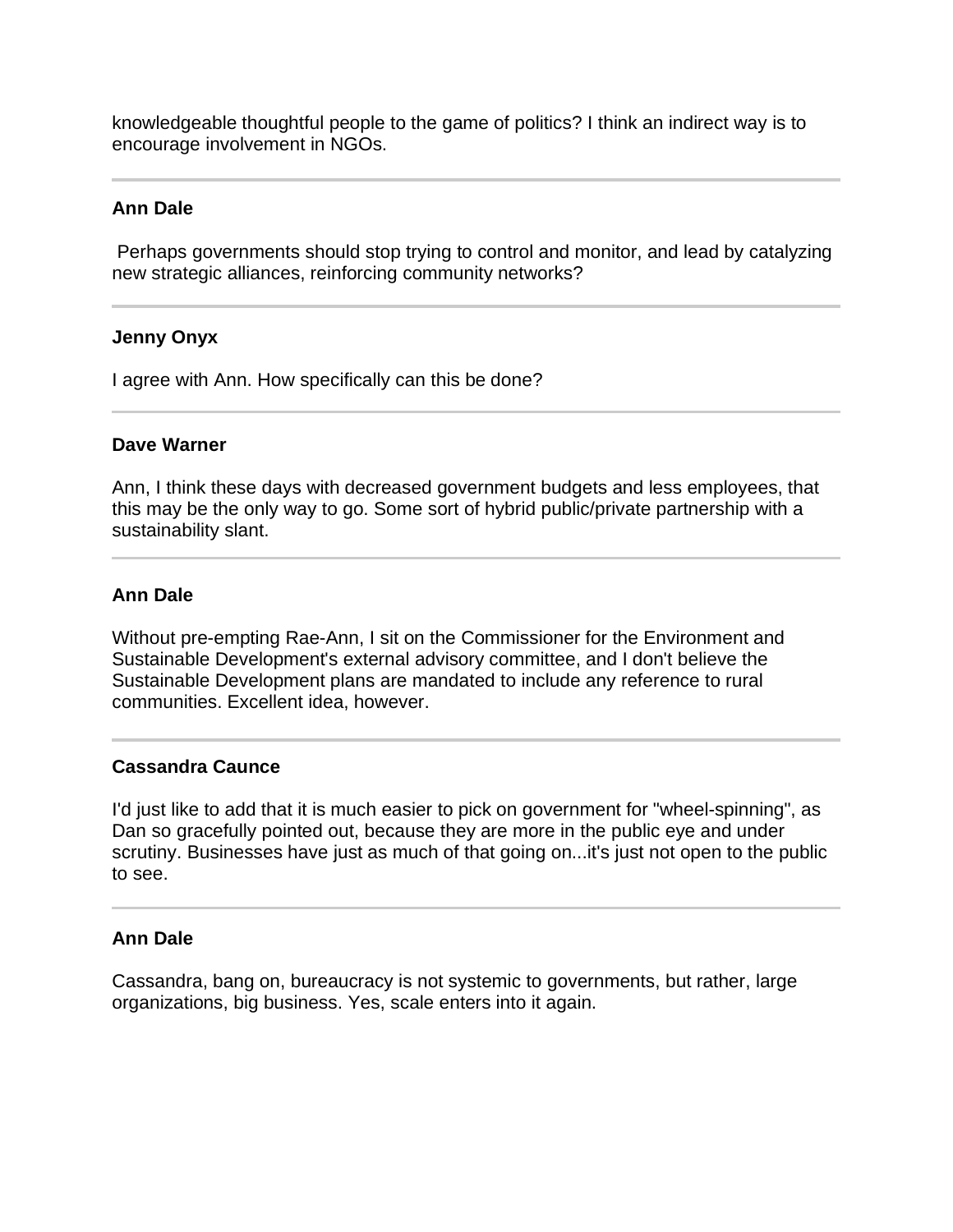knowledgeable thoughtful people to the game of politics? I think an indirect way is to encourage involvement in NGOs.

---

**Ann Dale**

Perhaps governments should stop trying to control and monitor, and lead by catalyzing new strategic alliances, reinforcing community networks?

---

**Jenny Onyx**

I agree with Ann. How specifically can this be done?

---

**Dave Warner**

Ann, I think these days with decreased government budgets and less employees, that this may be the only way to go. Some sort of hybrid public/private partnership with a sustainability slant.

---

**Ann Dale**

Without pre-empting Rae-Ann, I sit on the Commissioner for the Environment and Sustainable Development's external advisory committee, and I don't believe the Sustainable Development plans are mandated to include any reference to rural communities. Excellent idea, however.

---

**Cassandra Caunce**

I'd just like to add that it is much easier to pick on government for "wheel-spinning", as Dan so gracefully pointed out, because they are more in the public eye and under scrutiny. Businesses have just as much of that going on...it's just not open to the public to see.

---

**Ann Dale**

Cassandra, bang on, bureaucracy is not systemic to governments, but rather, large organizations, big business. Yes, scale enters into it again.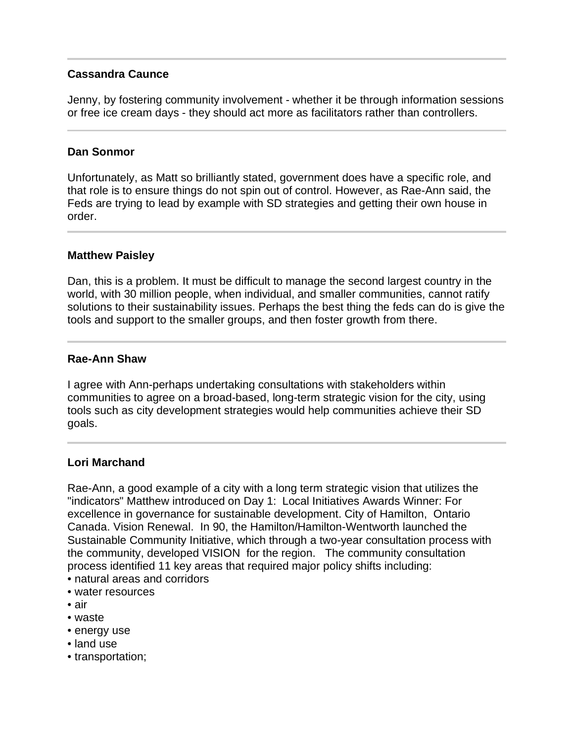---

**Cassandra Caunce**

Jenny, by fostering community involvement - whether it be through information sessions or free ice cream days - they should act more as facilitators rather than controllers.

---

**Dan Sonmor**

Unfortunately, as Matt so brilliantly stated, government does have a specific role, and that role is to ensure things do not spin out of control. However, as Rae-Ann said, the Feds are trying to lead by example with SD strategies and getting their own house in order.

---

**Matthew Paisley**

Dan, this is a problem. It must be difficult to manage the second largest country in the world, with 30 million people, when individual, and smaller communities, cannot ratify solutions to their sustainability issues. Perhaps the best thing the feds can do is give the tools and support to the smaller groups, and then foster growth from there.

---

**Rae-Ann Shaw**

I agree with Ann-perhaps undertaking consultations with stakeholders within communities to agree on a broad-based, long-term strategic vision for the city, using tools such as city development strategies would help communities achieve their SD goals.

---

**Lori Marchand**

Rae-Ann, a good example of a city with a long term strategic vision that utilizes the "indicators" Matthew introduced on Day 1: Local Initiatives Awards Winner: For excellence in governance for sustainable development. City of Hamilton, Ontario Canada. Vision Renewal. In 90, the Hamilton/Hamilton-Wentworth launched the Sustainable Community Initiative, which through a two-year consultation process with the community, developed VISION for the region. The community consultation process identified 11 key areas that required major policy shifts including:

- natural areas and corridors
- water resources
- air
- waste
- energy use
- land use
- transportation;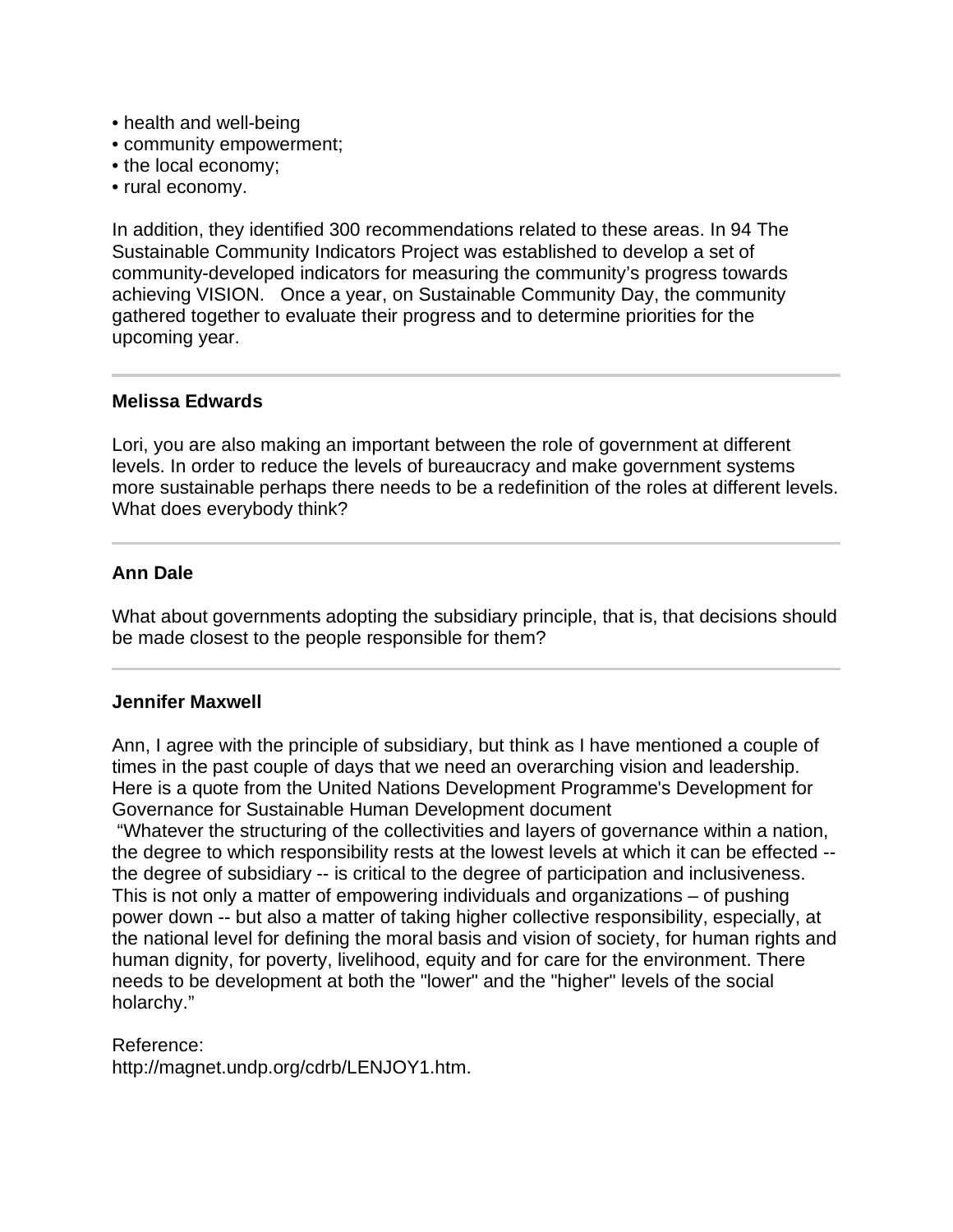- health and well-being
- community empowerment;
- the local economy;
- rural economy.

In addition, they identified 300 recommendations related to these areas. In 94 The Sustainable Community Indicators Project was established to develop a set of community-developed indicators for measuring the community's progress towards achieving VISION.   Once a year, on Sustainable Community Day, the community gathered together to evaluate their progress and to determine priorities for the upcoming year.

---

**Melissa Edwards**

Lori, you are also making an important between the role of government at different levels. In order to reduce the levels of bureaucracy and make government systems more sustainable perhaps there needs to be a redefinition of the roles at different levels. What does everybody think?

---

**Ann Dale**

What about governments adopting the subsidiary principle, that is, that decisions should be made closest to the people responsible for them?

---

**Jennifer Maxwell**

Ann, I agree with the principle of subsidiary, but think as I have mentioned a couple of times in the past couple of days that we need an overarching vision and leadership. Here is a quote from the United Nations Development Programme's Development for Governance for Sustainable Human Development document

"Whatever the structuring of the collectivities and layers of governance within a nation, the degree to which responsibility rests at the lowest levels at which it can be effected -- the degree of subsidiary -- is critical to the degree of participation and inclusiveness. This is not only a matter of empowering individuals and organizations – of pushing power down -- but also a matter of taking higher collective responsibility, especially, at the national level for defining the moral basis and vision of society, for human rights and human dignity, for poverty, livelihood, equity and for care for the environment. There needs to be development at both the "lower" and the "higher" levels of the social holarchy."

Reference:
http://magnet.undp.org/cdrb/LENJOY1.htm.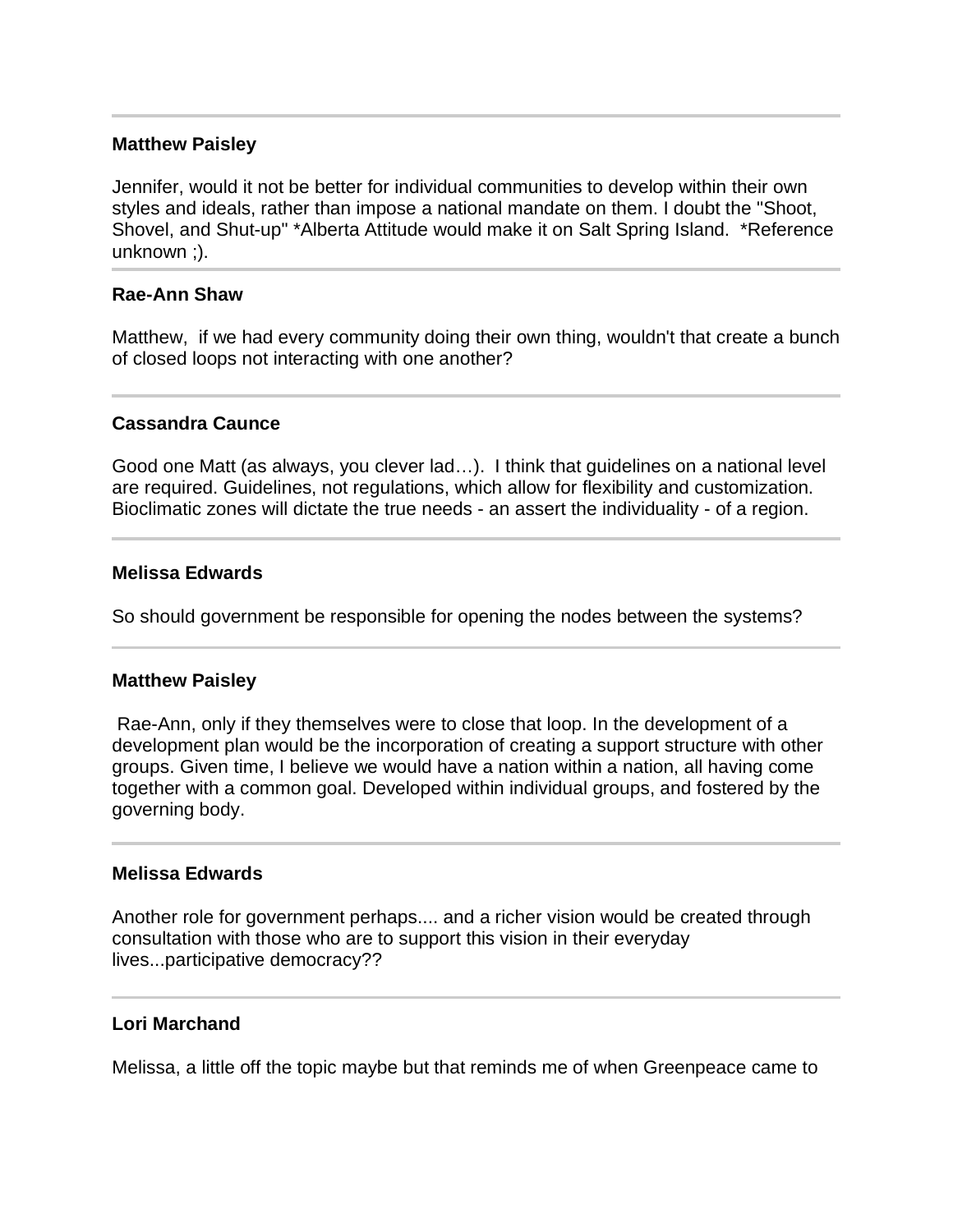---

**Matthew Paisley**

Jennifer, would it not be better for individual communities to develop within their own styles and ideals, rather than impose a national mandate on them. I doubt the "Shoot, Shovel, and Shut-up" *Alberta Attitude would make it on Salt Spring Island. *Reference unknown ;).

---

**Rae-Ann Shaw**

Matthew, if we had every community doing their own thing, wouldn't that create a bunch of closed loops not interacting with one another?

---

**Cassandra Caunce**

Good one Matt (as always, you clever lad…). I think that guidelines on a national level are required. Guidelines, not regulations, which allow for flexibility and customization. Bioclimatic zones will dictate the true needs - an assert the individuality - of a region.

---

**Melissa Edwards**

So should government be responsible for opening the nodes between the systems?

---

**Matthew Paisley**

Rae-Ann, only if they themselves were to close that loop. In the development of a development plan would be the incorporation of creating a support structure with other groups. Given time, I believe we would have a nation within a nation, all having come together with a common goal. Developed within individual groups, and fostered by the governing body.

---

**Melissa Edwards**

Another role for government perhaps.... and a richer vision would be created through consultation with those who are to support this vision in their everyday lives...participative democracy??

---

**Lori Marchand**

Melissa, a little off the topic maybe but that reminds me of when Greenpeace came to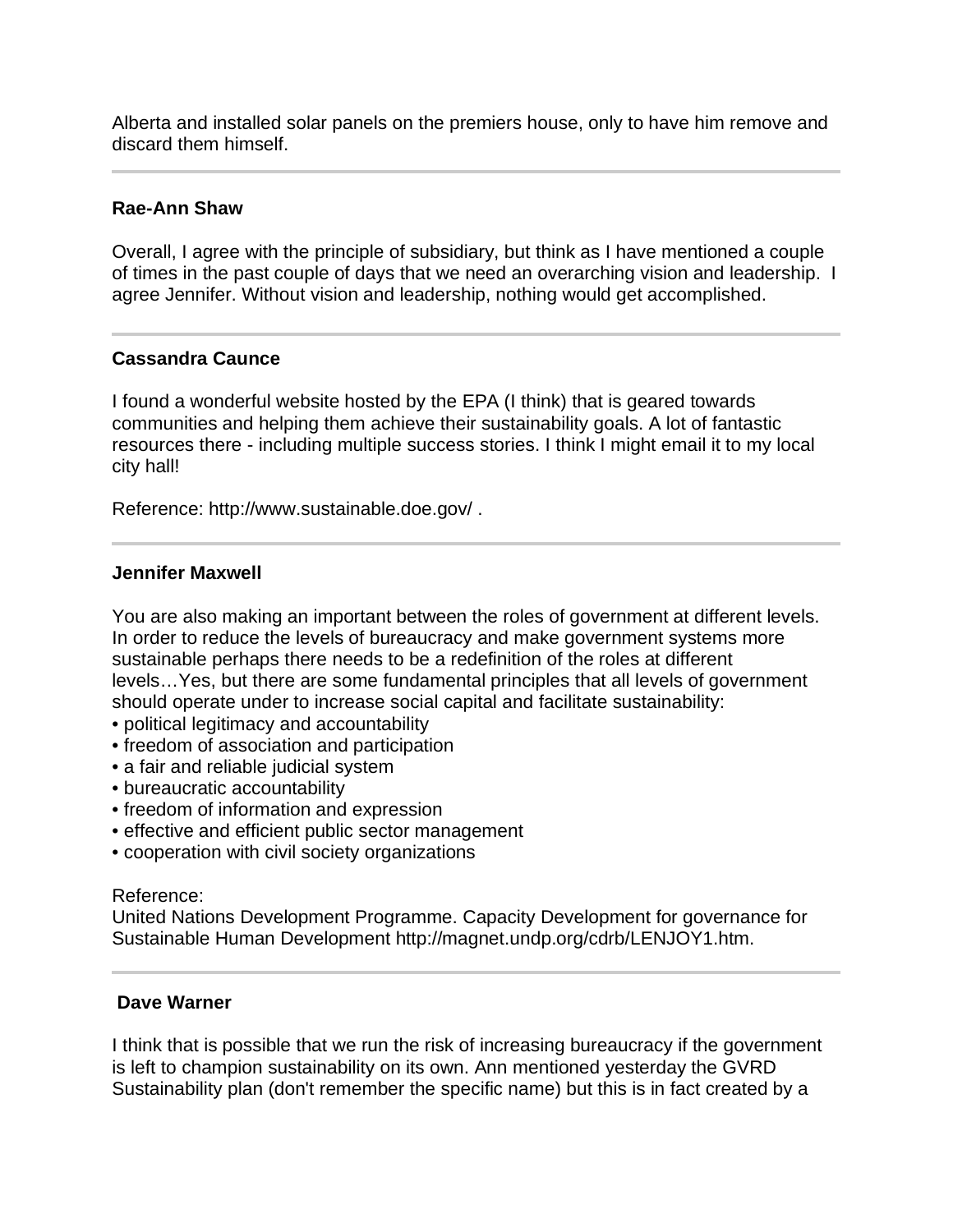Alberta and installed solar panels on the premiers house, only to have him remove and discard them himself.

---

**Rae-Ann Shaw**

Overall, I agree with the principle of subsidiary, but think as I have mentioned a couple of times in the past couple of days that we need an overarching vision and leadership. I agree Jennifer. Without vision and leadership, nothing would get accomplished.

---

**Cassandra Caunce**

I found a wonderful website hosted by the EPA (I think) that is geared towards communities and helping them achieve their sustainability goals. A lot of fantastic resources there - including multiple success stories. I think I might email it to my local city hall!

Reference: http://www.sustainable.doe.gov/ .

---

**Jennifer Maxwell**

You are also making an important between the roles of government at different levels. In order to reduce the levels of bureaucracy and make government systems more sustainable perhaps there needs to be a redefinition of the roles at different levels…Yes, but there are some fundamental principles that all levels of government should operate under to increase social capital and facilitate sustainability:

- political legitimacy and accountability
- freedom of association and participation
- a fair and reliable judicial system
- bureaucratic accountability
- freedom of information and expression
- effective and efficient public sector management
- cooperation with civil society organizations

Reference:
United Nations Development Programme. Capacity Development for governance for Sustainable Human Development http://magnet.undp.org/cdrb/LENJOY1.htm.

---

**Dave Warner**

I think that is possible that we run the risk of increasing bureaucracy if the government is left to champion sustainability on its own. Ann mentioned yesterday the GVRD Sustainability plan (don't remember the specific name) but this is in fact created by a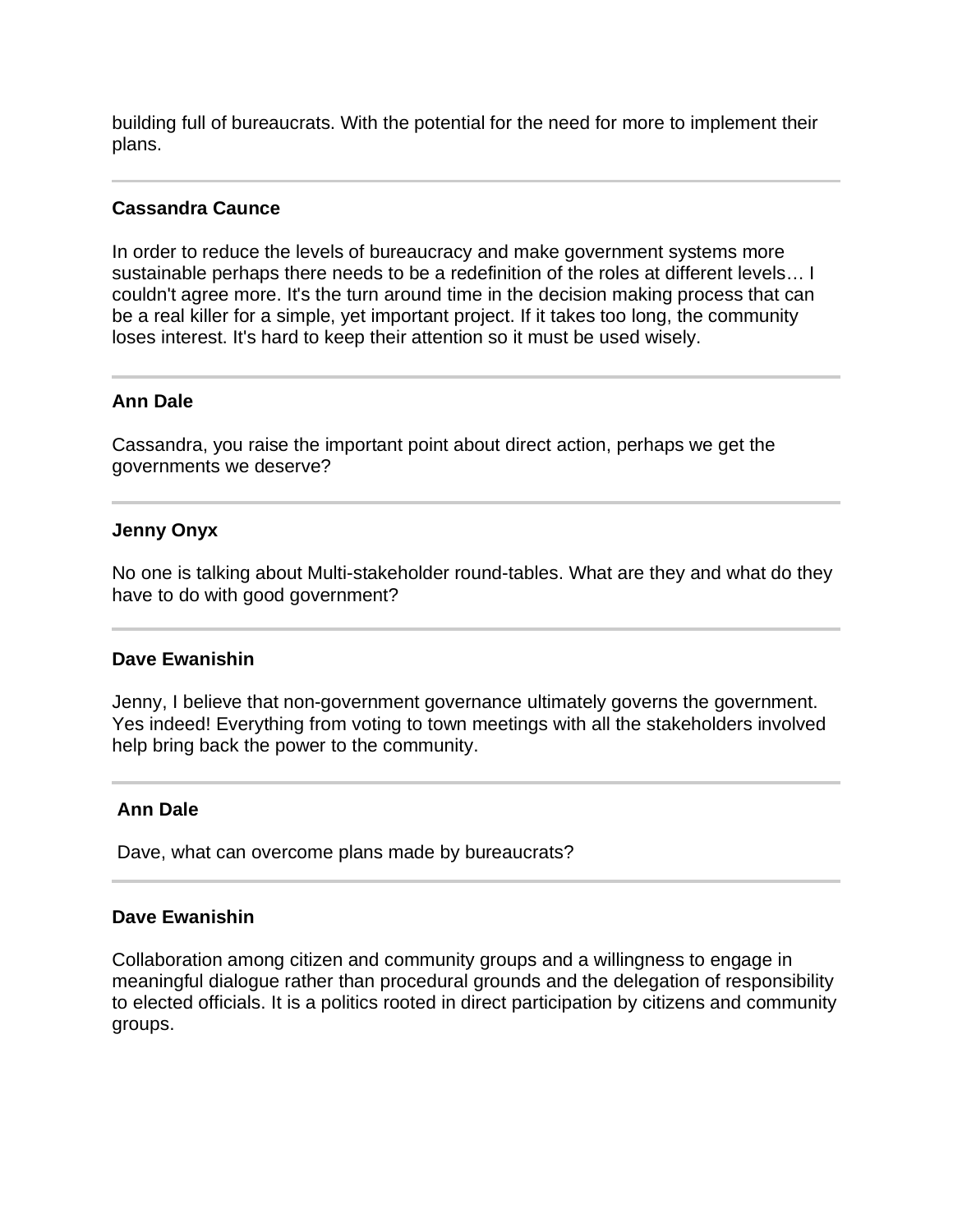building full of bureaucrats. With the potential for the need for more to implement their plans.

---

**Cassandra Caunce**

In order to reduce the levels of bureaucracy and make government systems more sustainable perhaps there needs to be a redefinition of the roles at different levels… I couldn't agree more. It's the turn around time in the decision making process that can be a real killer for a simple, yet important project. If it takes too long, the community loses interest. It's hard to keep their attention so it must be used wisely.

---

**Ann Dale**

Cassandra, you raise the important point about direct action, perhaps we get the governments we deserve?

---

**Jenny Onyx**

No one is talking about Multi-stakeholder round-tables. What are they and what do they have to do with good government?

---

**Dave Ewanishin**

Jenny, I believe that non-government governance ultimately governs the government. Yes indeed! Everything from voting to town meetings with all the stakeholders involved help bring back the power to the community.

---

**Ann Dale**

Dave, what can overcome plans made by bureaucrats?

---

**Dave Ewanishin**

Collaboration among citizen and community groups and a willingness to engage in meaningful dialogue rather than procedural grounds and the delegation of responsibility to elected officials. It is a politics rooted in direct participation by citizens and community groups.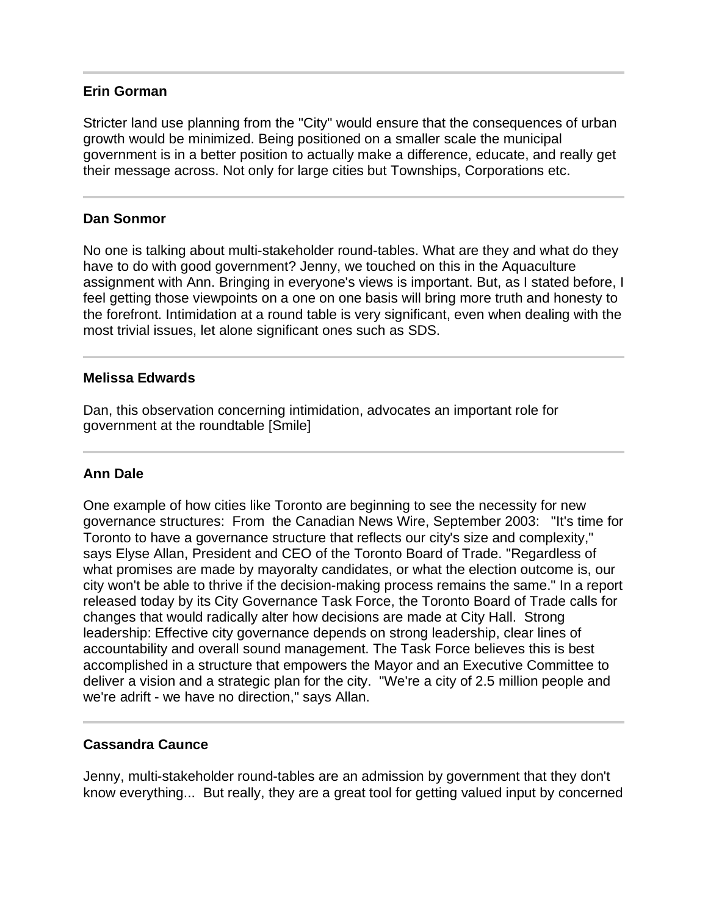---

**Erin Gorman**

Stricter land use planning from the "City" would ensure that the consequences of urban growth would be minimized. Being positioned on a smaller scale the municipal government is in a better position to actually make a difference, educate, and really get their message across. Not only for large cities but Townships, Corporations etc.

---

**Dan Sonmor**

No one is talking about multi-stakeholder round-tables. What are they and what do they have to do with good government? Jenny, we touched on this in the Aquaculture assignment with Ann. Bringing in everyone's views is important. But, as I stated before, I feel getting those viewpoints on a one on one basis will bring more truth and honesty to the forefront. Intimidation at a round table is very significant, even when dealing with the most trivial issues, let alone significant ones such as SDS.

---

**Melissa Edwards**

Dan, this observation concerning intimidation, advocates an important role for government at the roundtable [Smile]

---

**Ann Dale**

One example of how cities like Toronto are beginning to see the necessity for new governance structures: From the Canadian News Wire, September 2003: "It's time for Toronto to have a governance structure that reflects our city's size and complexity," says Elyse Allan, President and CEO of the Toronto Board of Trade. "Regardless of what promises are made by mayoralty candidates, or what the election outcome is, our city won't be able to thrive if the decision-making process remains the same." In a report released today by its City Governance Task Force, the Toronto Board of Trade calls for changes that would radically alter how decisions are made at City Hall. Strong leadership: Effective city governance depends on strong leadership, clear lines of accountability and overall sound management. The Task Force believes this is best accomplished in a structure that empowers the Mayor and an Executive Committee to deliver a vision and a strategic plan for the city. "We're a city of 2.5 million people and we're adrift - we have no direction," says Allan.

---

**Cassandra Caunce**

Jenny, multi-stakeholder round-tables are an admission by government that they don't know everything... But really, they are a great tool for getting valued input by concerned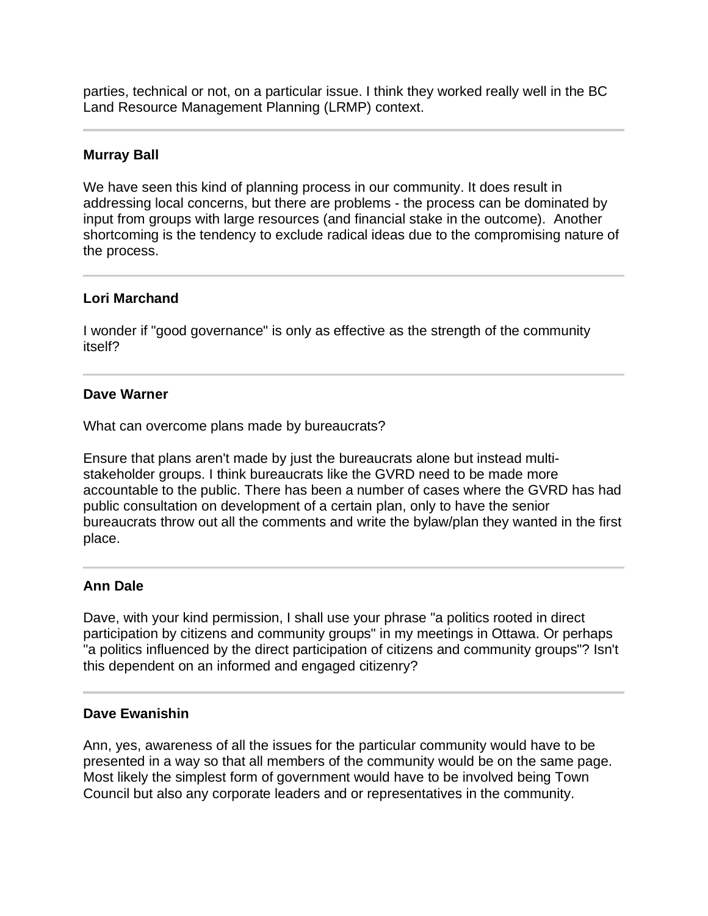parties, technical or not, on a particular issue. I think they worked really well in the BC Land Resource Management Planning (LRMP) context.

---

**Murray Ball**

We have seen this kind of planning process in our community. It does result in addressing local concerns, but there are problems - the process can be dominated by input from groups with large resources (and financial stake in the outcome). Another shortcoming is the tendency to exclude radical ideas due to the compromising nature of the process.

---

**Lori Marchand**

I wonder if "good governance" is only as effective as the strength of the community itself?

---

**Dave Warner**

What can overcome plans made by bureaucrats?

Ensure that plans aren't made by just the bureaucrats alone but instead multi-stakeholder groups. I think bureaucrats like the GVRD need to be made more accountable to the public. There has been a number of cases where the GVRD has had public consultation on development of a certain plan, only to have the senior bureaucrats throw out all the comments and write the bylaw/plan they wanted in the first place.

---

**Ann Dale**

Dave, with your kind permission, I shall use your phrase "a politics rooted in direct participation by citizens and community groups" in my meetings in Ottawa. Or perhaps "a politics influenced by the direct participation of citizens and community groups"? Isn't this dependent on an informed and engaged citizenry?

---

**Dave Ewanishin**

Ann, yes, awareness of all the issues for the particular community would have to be presented in a way so that all members of the community would be on the same page. Most likely the simplest form of government would have to be involved being Town Council but also any corporate leaders and or representatives in the community.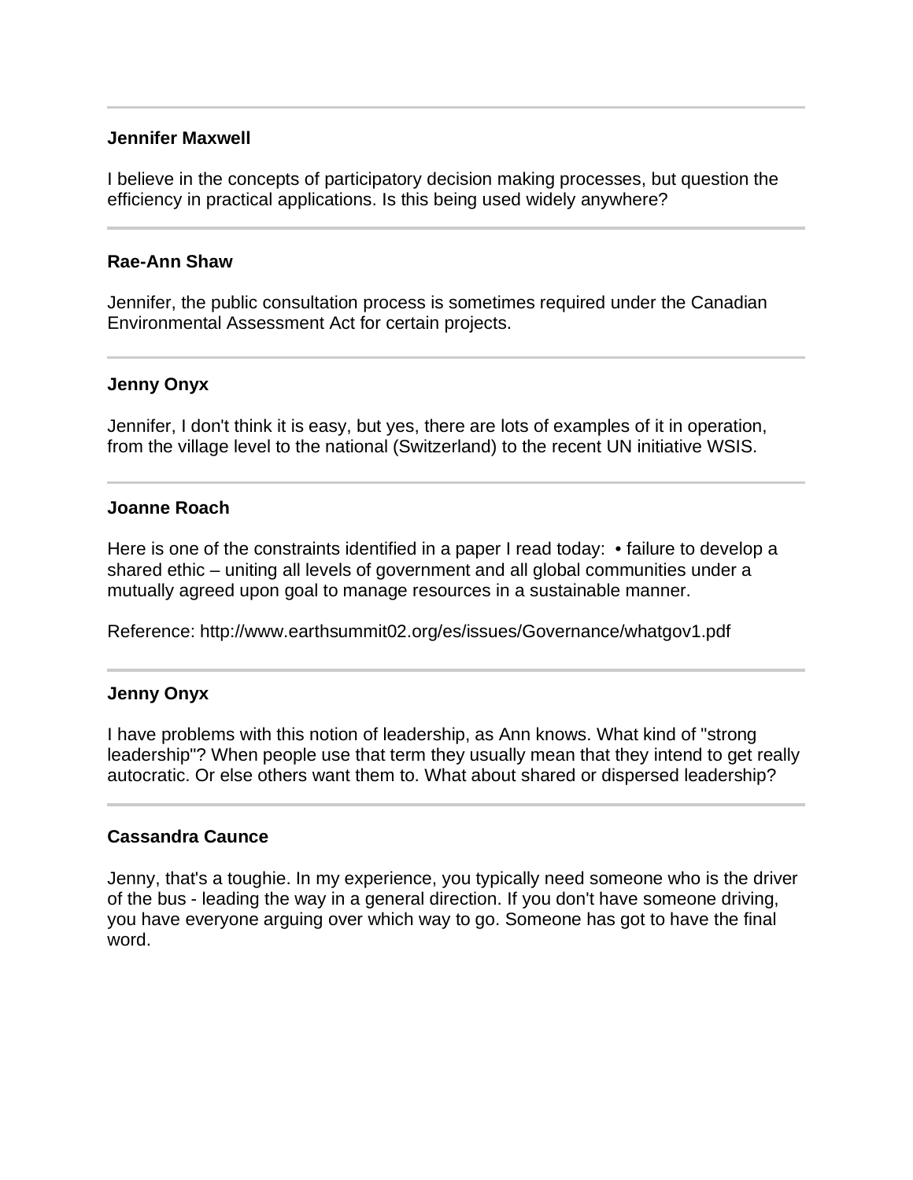---

**Jennifer Maxwell**

I believe in the concepts of participatory decision making processes, but question the efficiency in practical applications. Is this being used widely anywhere?

---

**Rae-Ann Shaw**

Jennifer, the public consultation process is sometimes required under the Canadian Environmental Assessment Act for certain projects.

---

**Jenny Onyx**

Jennifer, I don't think it is easy, but yes, there are lots of examples of it in operation, from the village level to the national (Switzerland) to the recent UN initiative WSIS.

---

**Joanne Roach**

Here is one of the constraints identified in a paper I read today: • failure to develop a shared ethic – uniting all levels of government and all global communities under a mutually agreed upon goal to manage resources in a sustainable manner.

Reference: http://www.earthsummit02.org/es/issues/Governance/whatgov1.pdf

---

**Jenny Onyx**

I have problems with this notion of leadership, as Ann knows. What kind of "strong leadership"? When people use that term they usually mean that they intend to get really autocratic. Or else others want them to. What about shared or dispersed leadership?

---

**Cassandra Caunce**

Jenny, that's a toughie. In my experience, you typically need someone who is the driver of the bus - leading the way in a general direction. If you don't have someone driving, you have everyone arguing over which way to go. Someone has got to have the final word.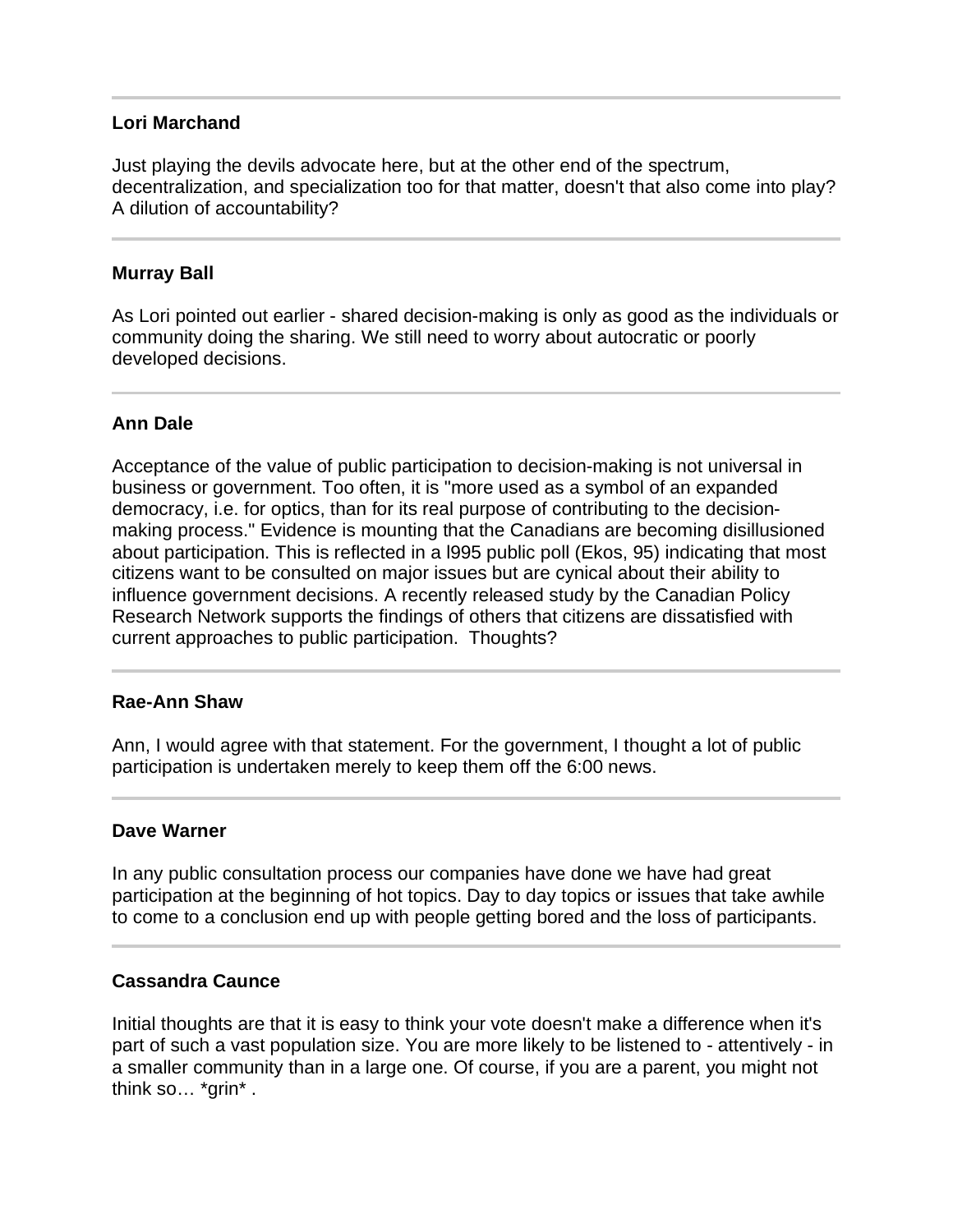---

**Lori Marchand**

Just playing the devils advocate here, but at the other end of the spectrum, decentralization, and specialization too for that matter, doesn't that also come into play? A dilution of accountability?

---

**Murray Ball**

As Lori pointed out earlier - shared decision-making is only as good as the individuals or community doing the sharing. We still need to worry about autocratic or poorly developed decisions.

---

**Ann Dale**

Acceptance of the value of public participation to decision-making is not universal in business or government. Too often, it is "more used as a symbol of an expanded democracy, i.e. for optics, than for its real purpose of contributing to the decision-making process." Evidence is mounting that the Canadians are becoming disillusioned about participation. This is reflected in a l995 public poll (Ekos, 95) indicating that most citizens want to be consulted on major issues but are cynical about their ability to influence government decisions. A recently released study by the Canadian Policy Research Network supports the findings of others that citizens are dissatisfied with current approaches to public participation. Thoughts?

---

**Rae-Ann Shaw**

Ann, I would agree with that statement. For the government, I thought a lot of public participation is undertaken merely to keep them off the 6:00 news.

---

**Dave Warner**

In any public consultation process our companies have done we have had great participation at the beginning of hot topics. Day to day topics or issues that take awhile to come to a conclusion end up with people getting bored and the loss of participants.

---

**Cassandra Caunce**

Initial thoughts are that it is easy to think your vote doesn't make a difference when it's part of such a vast population size. You are more likely to be listened to - attentively - in a smaller community than in a large one. Of course, if you are a parent, you might not think so… *grin* .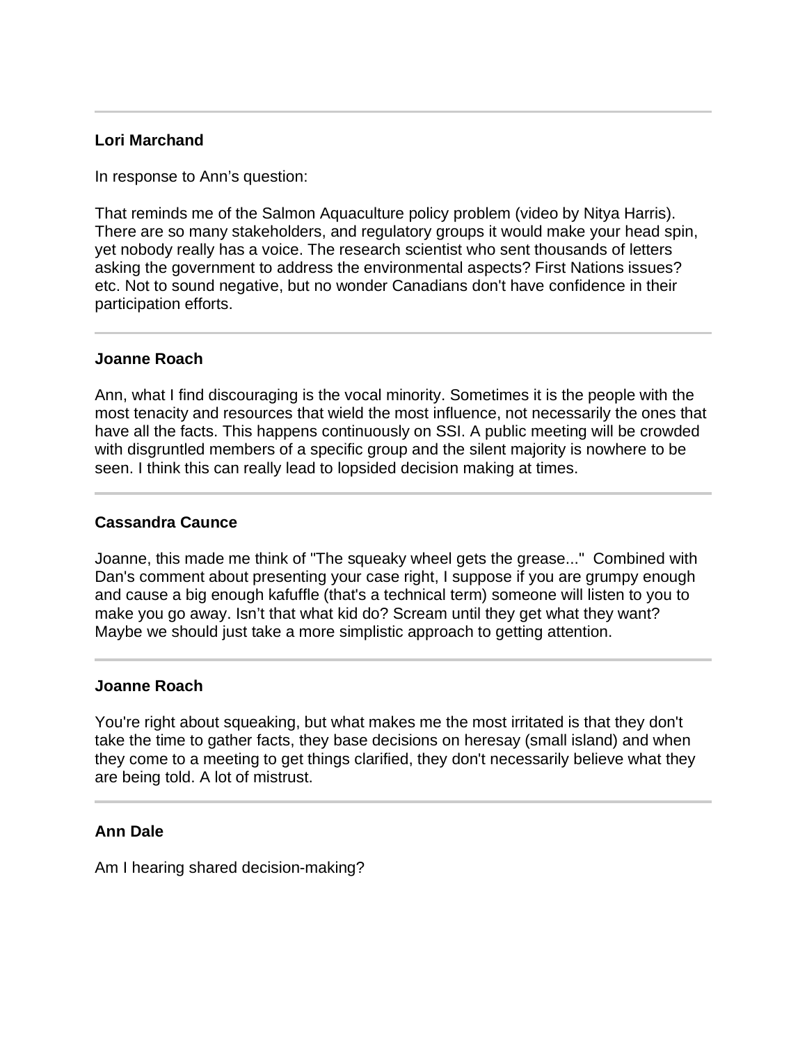---

**Lori Marchand**

In response to Ann's question:

That reminds me of the Salmon Aquaculture policy problem (video by Nitya Harris). There are so many stakeholders, and regulatory groups it would make your head spin, yet nobody really has a voice. The research scientist who sent thousands of letters asking the government to address the environmental aspects? First Nations issues? etc. Not to sound negative, but no wonder Canadians don't have confidence in their participation efforts.

---

**Joanne Roach**

Ann, what I find discouraging is the vocal minority. Sometimes it is the people with the most tenacity and resources that wield the most influence, not necessarily the ones that have all the facts. This happens continuously on SSI. A public meeting will be crowded with disgruntled members of a specific group and the silent majority is nowhere to be seen. I think this can really lead to lopsided decision making at times.

---

**Cassandra Caunce**

Joanne, this made me think of "The squeaky wheel gets the grease..." Combined with Dan's comment about presenting your case right, I suppose if you are grumpy enough and cause a big enough kafuffle (that's a technical term) someone will listen to you to make you go away. Isn't that what kid do? Scream until they get what they want? Maybe we should just take a more simplistic approach to getting attention.

---

**Joanne Roach**

You're right about squeaking, but what makes me the most irritated is that they don't take the time to gather facts, they base decisions on heresay (small island) and when they come to a meeting to get things clarified, they don't necessarily believe what they are being told. A lot of mistrust.

---

**Ann Dale**

Am I hearing shared decision-making?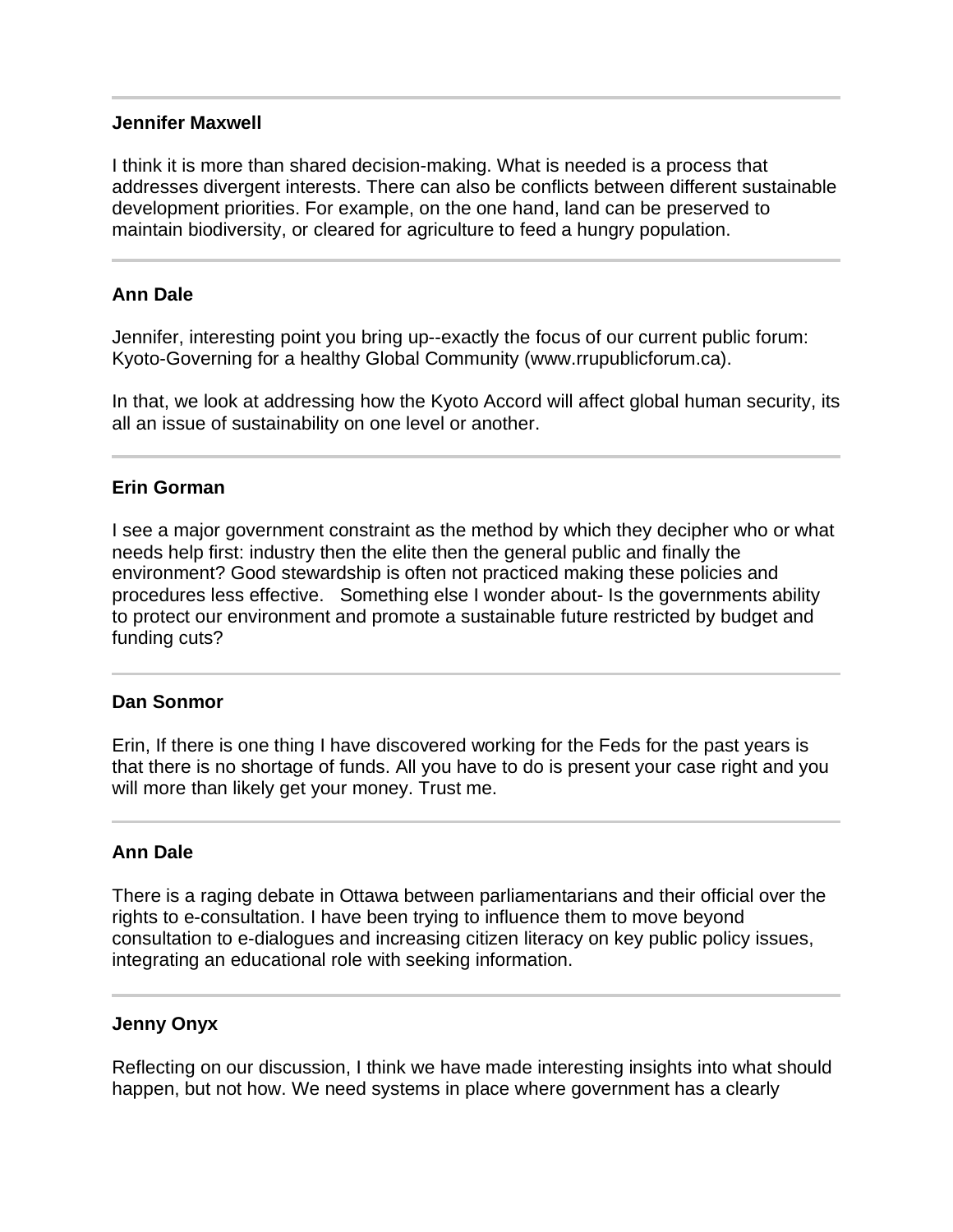---

**Jennifer Maxwell**

I think it is more than shared decision-making. What is needed is a process that addresses divergent interests. There can also be conflicts between different sustainable development priorities. For example, on the one hand, land can be preserved to maintain biodiversity, or cleared for agriculture to feed a hungry population.

---

**Ann Dale**

Jennifer, interesting point you bring up--exactly the focus of our current public forum: Kyoto-Governing for a healthy Global Community (www.rrupublicforum.ca).

In that, we look at addressing how the Kyoto Accord will affect global human security, its all an issue of sustainability on one level or another.

---

**Erin Gorman**

I see a major government constraint as the method by which they decipher who or what needs help first: industry then the elite then the general public and finally the environment? Good stewardship is often not practiced making these policies and procedures less effective. Something else I wonder about- Is the governments ability to protect our environment and promote a sustainable future restricted by budget and funding cuts?

---

**Dan Sonmor**

Erin, If there is one thing I have discovered working for the Feds for the past years is that there is no shortage of funds. All you have to do is present your case right and you will more than likely get your money. Trust me.

---

**Ann Dale**

There is a raging debate in Ottawa between parliamentarians and their official over the rights to e-consultation. I have been trying to influence them to move beyond consultation to e-dialogues and increasing citizen literacy on key public policy issues, integrating an educational role with seeking information.

---

**Jenny Onyx**

Reflecting on our discussion, I think we have made interesting insights into what should happen, but not how. We need systems in place where government has a clearly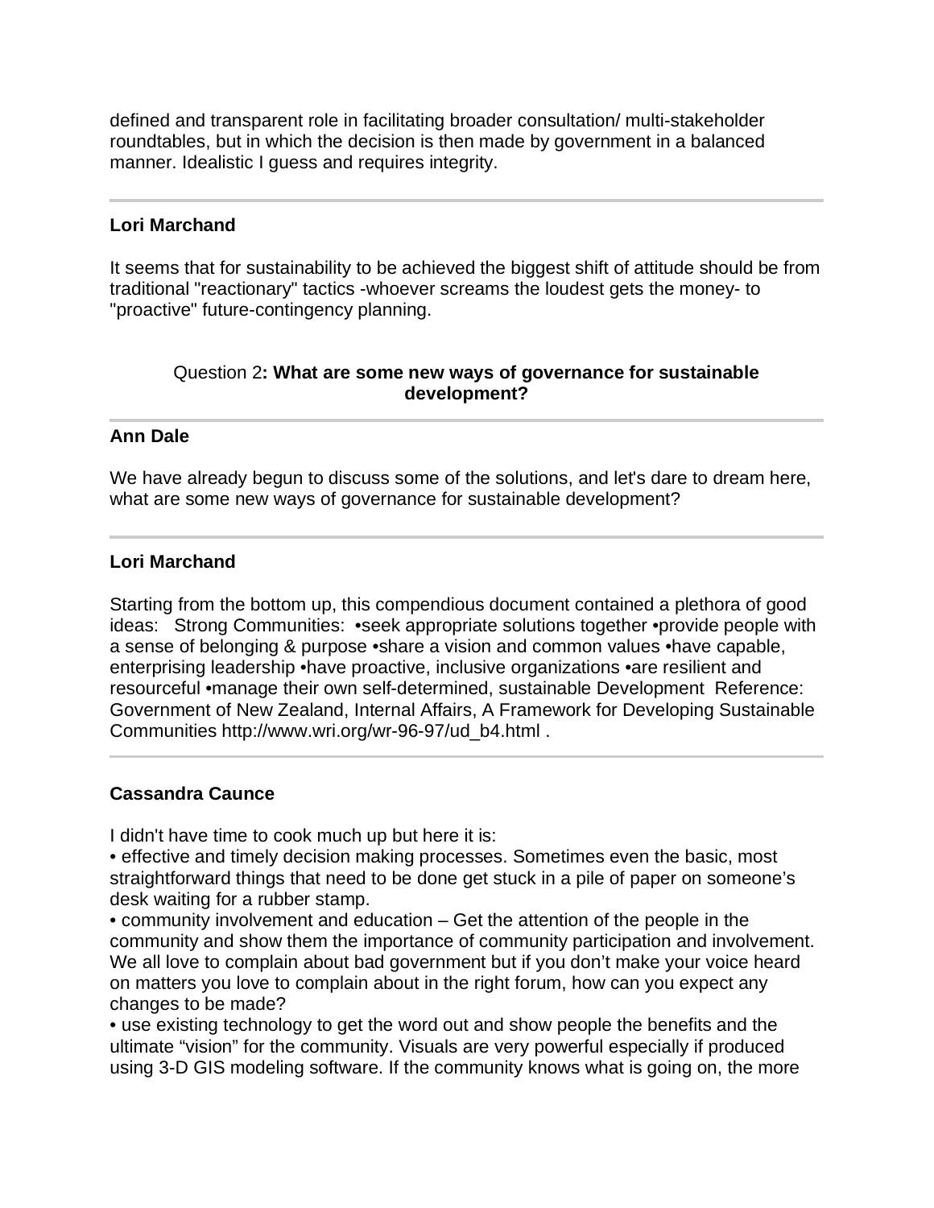defined and transparent role in facilitating broader consultation/ multi-stakeholder roundtables, but in which the decision is then made by government in a balanced manner. Idealistic I guess and requires integrity.

---

**Lori Marchand**

It seems that for sustainability to be achieved the biggest shift of attitude should be from traditional "reactionary" tactics -whoever screams the loudest gets the money- to "proactive" future-contingency planning.

Question 2**: What are some new ways of governance for sustainable development?**

---

**Ann Dale**

We have already begun to discuss some of the solutions, and let's dare to dream here, what are some new ways of governance for sustainable development?

---

**Lori Marchand**

Starting from the bottom up, this compendious document contained a plethora of good ideas:   Strong Communities:  •seek appropriate solutions together •provide people with a sense of belonging & purpose •share a vision and common values •have capable, enterprising leadership •have proactive, inclusive organizations •are resilient and resourceful •manage their own self-determined, sustainable Development  Reference: Government of New Zealand, Internal Affairs, A Framework for Developing Sustainable Communities http://www.wri.org/wr-96-97/ud_b4.html .

---

**Cassandra Caunce**

I didn't have time to cook much up but here it is:

• effective and timely decision making processes. Sometimes even the basic, most straightforward things that need to be done get stuck in a pile of paper on someone’s desk waiting for a rubber stamp.

• community involvement and education – Get the attention of the people in the community and show them the importance of community participation and involvement. We all love to complain about bad government but if you don’t make your voice heard on matters you love to complain about in the right forum, how can you expect any changes to be made?

• use existing technology to get the word out and show people the benefits and the ultimate “vision” for the community. Visuals are very powerful especially if produced using 3-D GIS modeling software. If the community knows what is going on, the more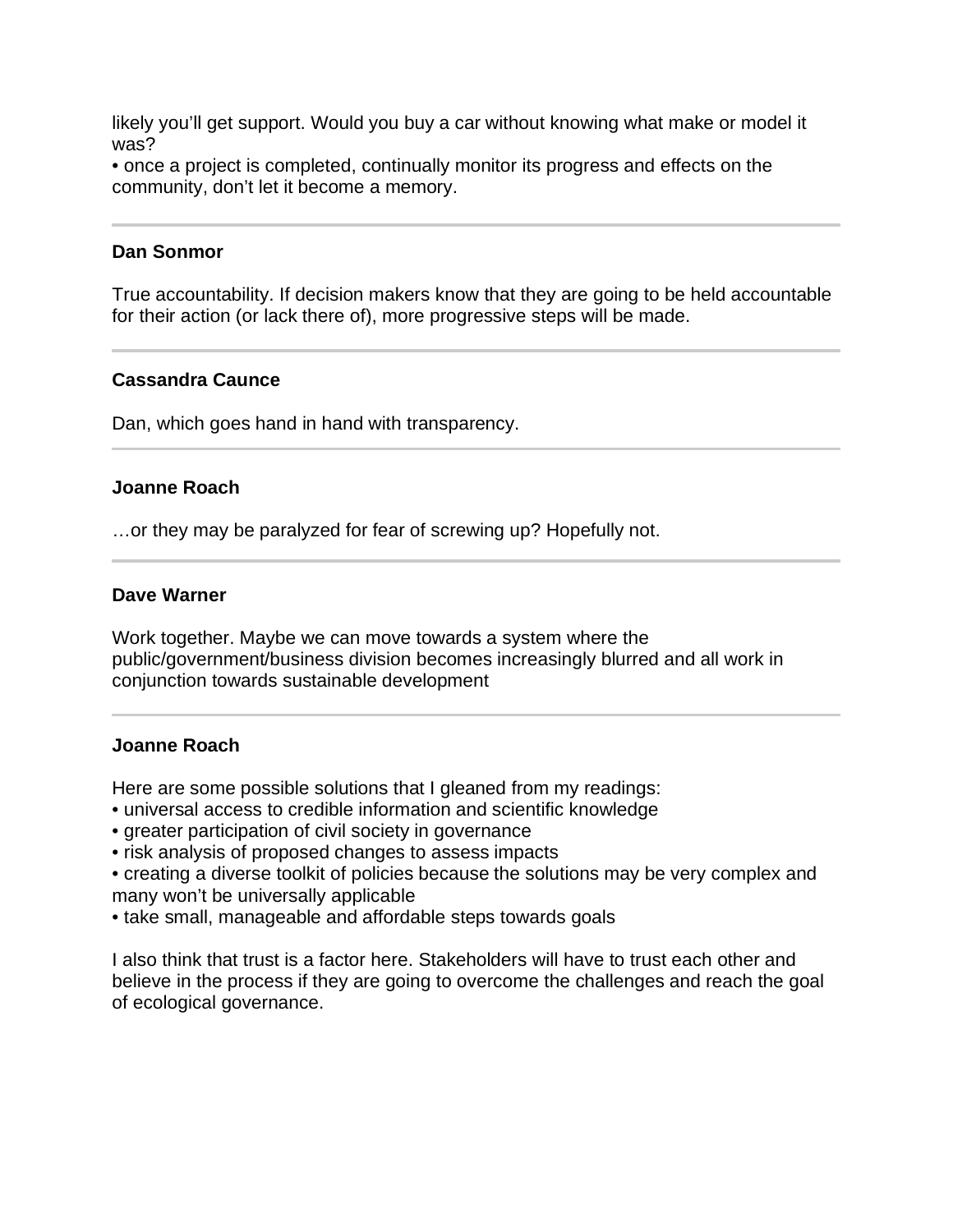likely you'll get support. Would you buy a car without knowing what make or model it was?

- once a project is completed, continually monitor its progress and effects on the community, don't let it become a memory.

---

**Dan Sonmor**

True accountability. If decision makers know that they are going to be held accountable for their action (or lack there of), more progressive steps will be made.

---

**Cassandra Caunce**

Dan, which goes hand in hand with transparency.

---

**Joanne Roach**

…or they may be paralyzed for fear of screwing up? Hopefully not.

---

**Dave Warner**

Work together. Maybe we can move towards a system where the public/government/business division becomes increasingly blurred and all work in conjunction towards sustainable development

---

**Joanne Roach**

Here are some possible solutions that I gleaned from my readings:

- universal access to credible information and scientific knowledge
- greater participation of civil society in governance
- risk analysis of proposed changes to assess impacts
- creating a diverse toolkit of policies because the solutions may be very complex and many won't be universally applicable
- take small, manageable and affordable steps towards goals

I also think that trust is a factor here. Stakeholders will have to trust each other and believe in the process if they are going to overcome the challenges and reach the goal of ecological governance.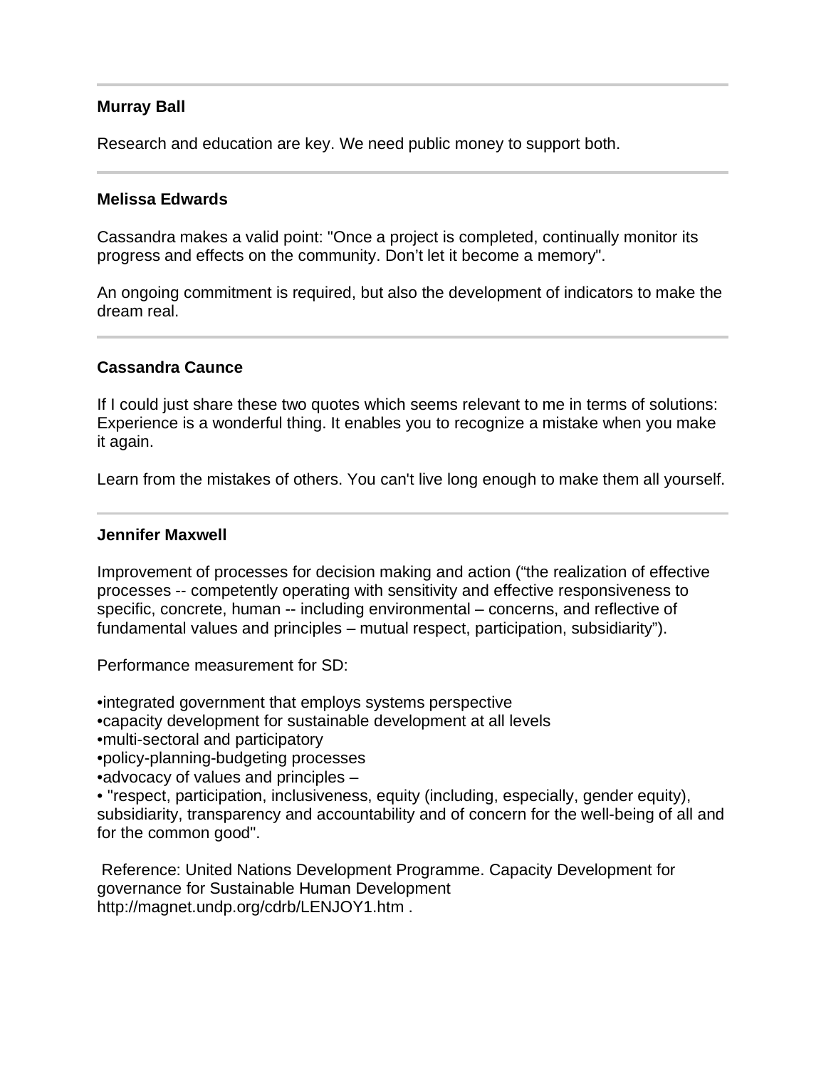---

**Murray Ball**

Research and education are key. We need public money to support both.

---

**Melissa Edwards**

Cassandra makes a valid point: "Once a project is completed, continually monitor its progress and effects on the community. Don't let it become a memory".

An ongoing commitment is required, but also the development of indicators to make the dream real.

---

**Cassandra Caunce**

If I could just share these two quotes which seems relevant to me in terms of solutions: Experience is a wonderful thing. It enables you to recognize a mistake when you make it again.

Learn from the mistakes of others. You can't live long enough to make them all yourself.

---

**Jennifer Maxwell**

Improvement of processes for decision making and action ("the realization of effective processes -- competently operating with sensitivity and effective responsiveness to specific, concrete, human -- including environmental – concerns, and reflective of fundamental values and principles – mutual respect, participation, subsidiarity").

Performance measurement for SD:

- integrated government that employs systems perspective
- capacity development for sustainable development at all levels
- multi-sectoral and participatory
- policy-planning-budgeting processes
- advocacy of values and principles –
- "respect, participation, inclusiveness, equity (including, especially, gender equity), subsidiarity, transparency and accountability and of concern for the well-being of all and for the common good".

Reference: United Nations Development Programme. Capacity Development for governance for Sustainable Human Development http://magnet.undp.org/cdrb/LENJOY1.htm .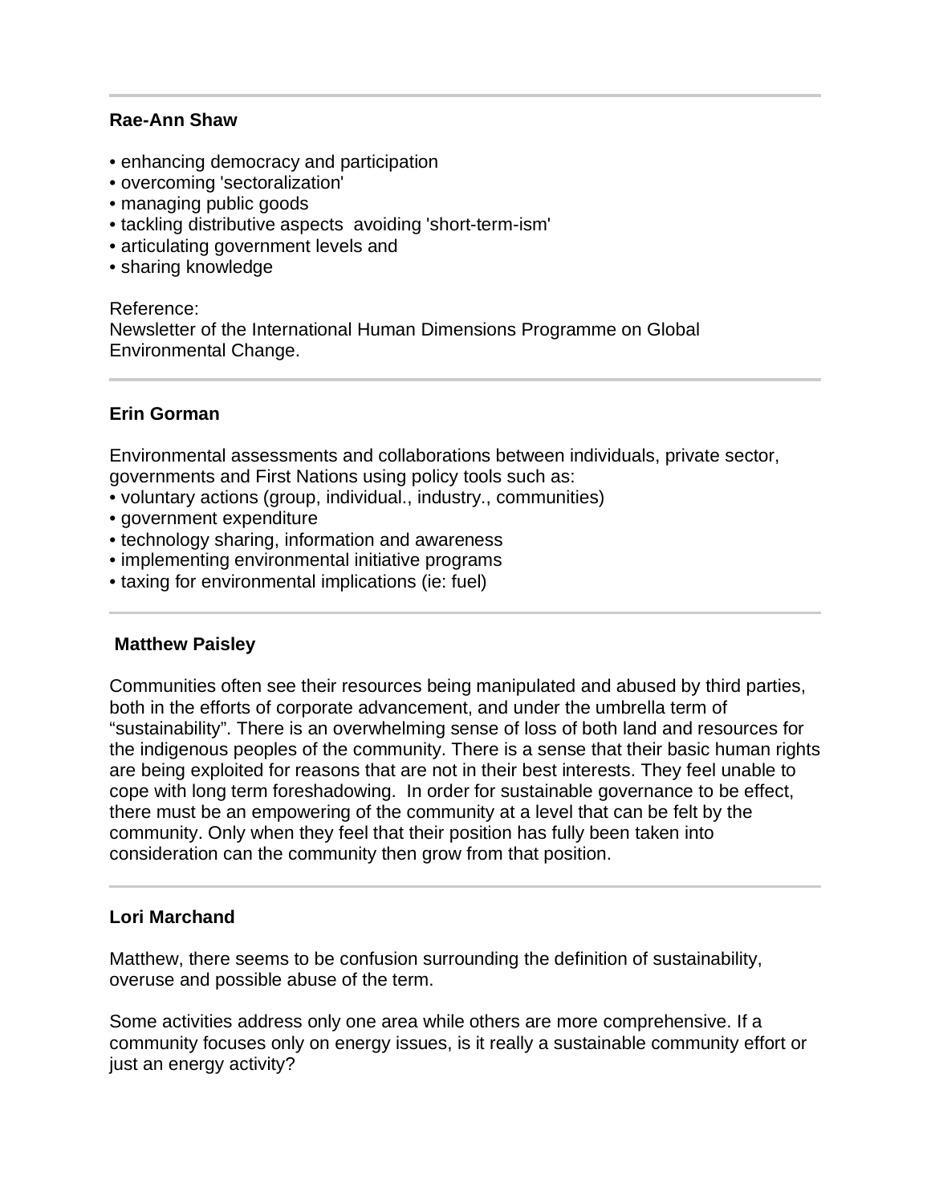---

**Rae-Ann Shaw**

- enhancing democracy and participation
- overcoming 'sectoralization'
- managing public goods
- tackling distributive aspects  avoiding 'short-term-ism'
- articulating government levels and
- sharing knowledge

Reference:
Newsletter of the International Human Dimensions Programme on Global Environmental Change.

---

**Erin Gorman**

Environmental assessments and collaborations between individuals, private sector, governments and First Nations using policy tools such as:

- voluntary actions (group, individual., industry., communities)
- government expenditure
- technology sharing, information and awareness
- implementing environmental initiative programs
- taxing for environmental implications (ie: fuel)

---

**Matthew Paisley**

Communities often see their resources being manipulated and abused by third parties, both in the efforts of corporate advancement, and under the umbrella term of “sustainability”. There is an overwhelming sense of loss of both land and resources for the indigenous peoples of the community. There is a sense that their basic human rights are being exploited for reasons that are not in their best interests. They feel unable to cope with long term foreshadowing.  In order for sustainable governance to be effect, there must be an empowering of the community at a level that can be felt by the community. Only when they feel that their position has fully been taken into consideration can the community then grow from that position.

---

**Lori Marchand**

Matthew, there seems to be confusion surrounding the definition of sustainability, overuse and possible abuse of the term.

Some activities address only one area while others are more comprehensive. If a community focuses only on energy issues, is it really a sustainable community effort or just an energy activity?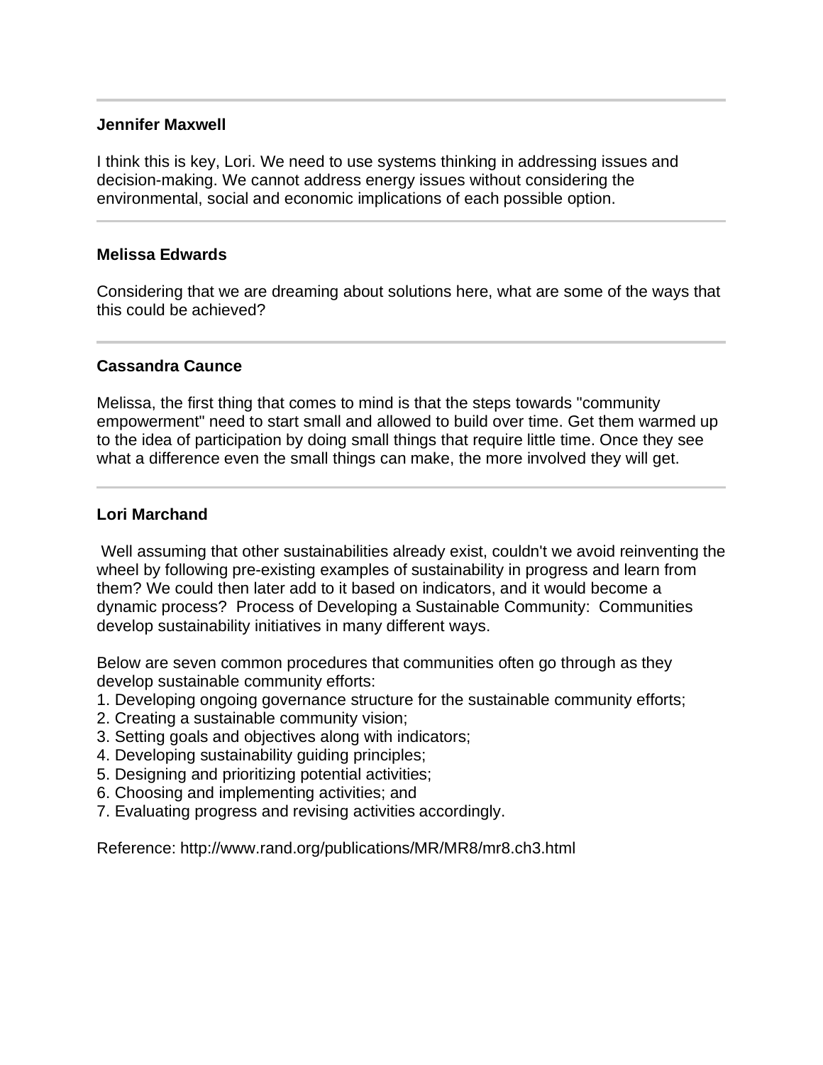---

**Jennifer Maxwell**

I think this is key, Lori. We need to use systems thinking in addressing issues and decision-making. We cannot address energy issues without considering the environmental, social and economic implications of each possible option.

---

**Melissa Edwards**

Considering that we are dreaming about solutions here, what are some of the ways that this could be achieved?

---

**Cassandra Caunce**

Melissa, the first thing that comes to mind is that the steps towards "community empowerment" need to start small and allowed to build over time. Get them warmed up to the idea of participation by doing small things that require little time. Once they see what a difference even the small things can make, the more involved they will get.

---

**Lori Marchand**

Well assuming that other sustainabilities already exist, couldn't we avoid reinventing the wheel by following pre-existing examples of sustainability in progress and learn from them? We could then later add to it based on indicators, and it would become a dynamic process? Process of Developing a Sustainable Community: Communities develop sustainability initiatives in many different ways.

Below are seven common procedures that communities often go through as they develop sustainable community efforts:
1. Developing ongoing governance structure for the sustainable community efforts;
2. Creating a sustainable community vision;
3. Setting goals and objectives along with indicators;
4. Developing sustainability guiding principles;
5. Designing and prioritizing potential activities;
6. Choosing and implementing activities; and
7. Evaluating progress and revising activities accordingly.

Reference: http://www.rand.org/publications/MR/MR8/mr8.ch3.html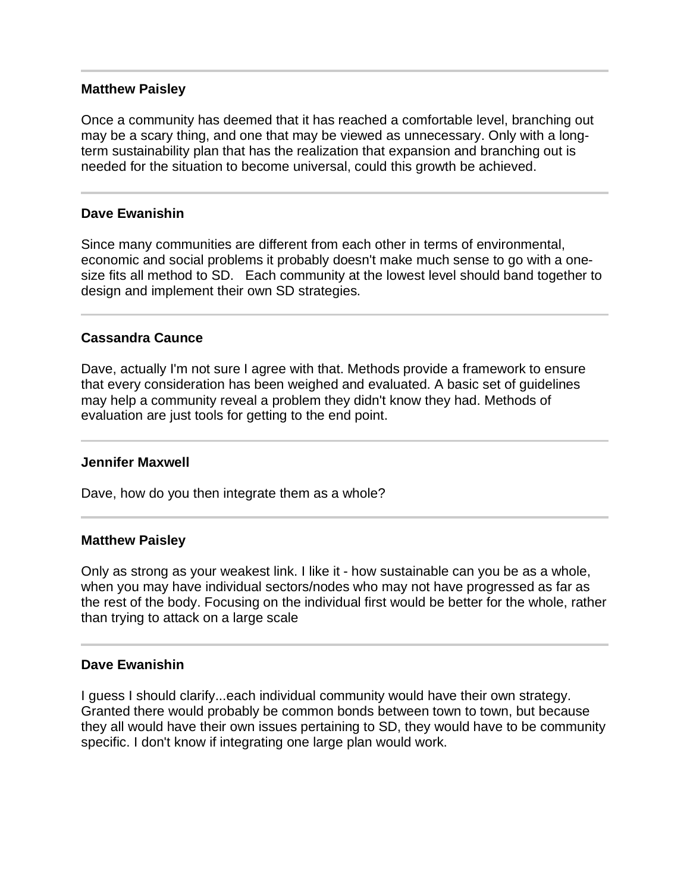---

**Matthew Paisley**

Once a community has deemed that it has reached a comfortable level, branching out may be a scary thing, and one that may be viewed as unnecessary. Only with a long-term sustainability plan that has the realization that expansion and branching out is needed for the situation to become universal, could this growth be achieved.

---

**Dave Ewanishin**

Since many communities are different from each other in terms of environmental, economic and social problems it probably doesn't make much sense to go with a one-size fits all method to SD. Each community at the lowest level should band together to design and implement their own SD strategies.

---

**Cassandra Caunce**

Dave, actually I'm not sure I agree with that. Methods provide a framework to ensure that every consideration has been weighed and evaluated. A basic set of guidelines may help a community reveal a problem they didn't know they had. Methods of evaluation are just tools for getting to the end point.

---

**Jennifer Maxwell**

Dave, how do you then integrate them as a whole?

---

**Matthew Paisley**

Only as strong as your weakest link. I like it - how sustainable can you be as a whole, when you may have individual sectors/nodes who may not have progressed as far as the rest of the body. Focusing on the individual first would be better for the whole, rather than trying to attack on a large scale

---

**Dave Ewanishin**

I guess I should clarify...each individual community would have their own strategy. Granted there would probably be common bonds between town to town, but because they all would have their own issues pertaining to SD, they would have to be community specific. I don't know if integrating one large plan would work.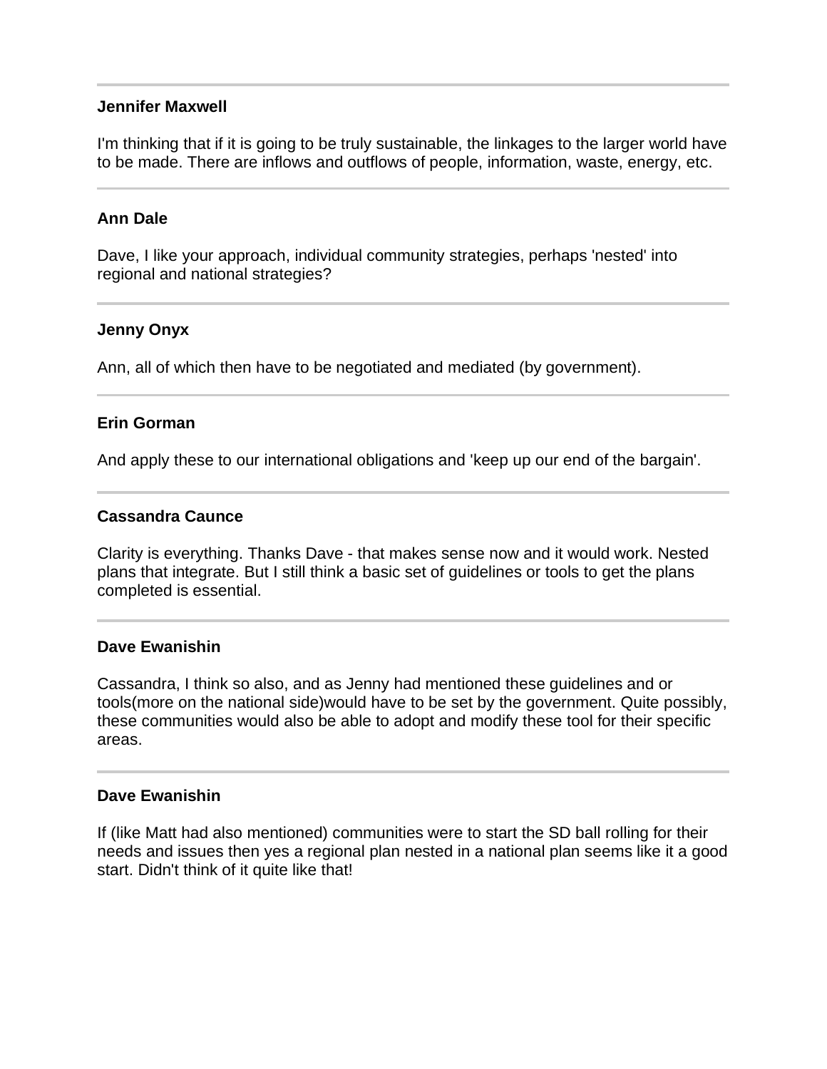---

**Jennifer Maxwell**

I'm thinking that if it is going to be truly sustainable, the linkages to the larger world have to be made. There are inflows and outflows of people, information, waste, energy, etc.

---

**Ann Dale**

Dave, I like your approach, individual community strategies, perhaps 'nested' into regional and national strategies?

---

**Jenny Onyx**

Ann, all of which then have to be negotiated and mediated (by government).

---

**Erin Gorman**

And apply these to our international obligations and 'keep up our end of the bargain'.

---

**Cassandra Caunce**

Clarity is everything. Thanks Dave - that makes sense now and it would work. Nested plans that integrate. But I still think a basic set of guidelines or tools to get the plans completed is essential.

---

**Dave Ewanishin**

Cassandra, I think so also, and as Jenny had mentioned these guidelines and or tools(more on the national side)would have to be set by the government. Quite possibly, these communities would also be able to adopt and modify these tool for their specific areas.

---

**Dave Ewanishin**

If (like Matt had also mentioned) communities were to start the SD ball rolling for their needs and issues then yes a regional plan nested in a national plan seems like it a good start. Didn't think of it quite like that!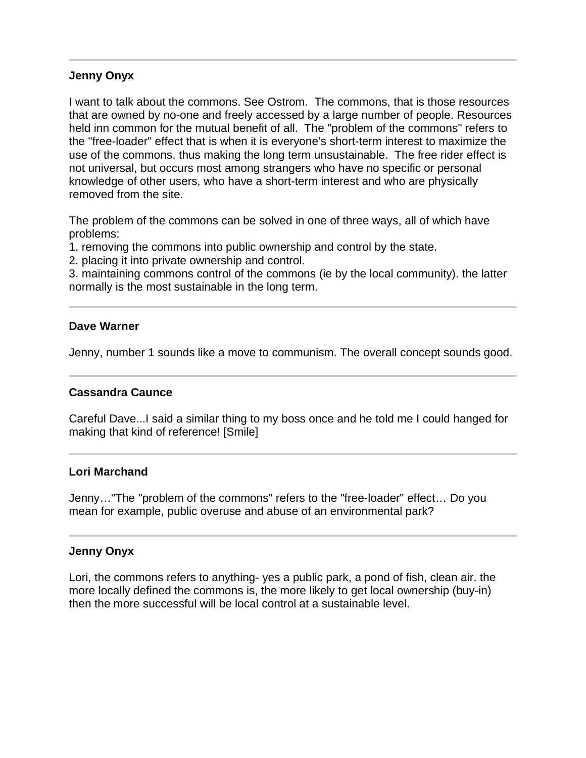---

**Jenny Onyx**

I want to talk about the commons. See Ostrom. The commons, that is those resources that are owned by no-one and freely accessed by a large number of people. Resources held inn common for the mutual benefit of all. The "problem of the commons" refers to the "free-loader" effect that is when it is everyone's short-term interest to maximize the use of the commons, thus making the long term unsustainable. The free rider effect is not universal, but occurs most among strangers who have no specific or personal knowledge of other users, who have a short-term interest and who are physically removed from the site.

The problem of the commons can be solved in one of three ways, all of which have problems:

1. removing the commons into public ownership and control by the state.
2. placing it into private ownership and control.
3. maintaining commons control of the commons (ie by the local community). the latter normally is the most sustainable in the long term.

---

**Dave Warner**

Jenny, number 1 sounds like a move to communism. The overall concept sounds good.

---

**Cassandra Caunce**

Careful Dave...I said a similar thing to my boss once and he told me I could hanged for making that kind of reference! [Smile]

---

**Lori Marchand**

Jenny…"The "problem of the commons" refers to the "free-loader" effect… Do you mean for example, public overuse and abuse of an environmental park?

---

**Jenny Onyx**

Lori, the commons refers to anything- yes a public park, a pond of fish, clean air. the more locally defined the commons is, the more likely to get local ownership (buy-in) then the more successful will be local control at a sustainable level.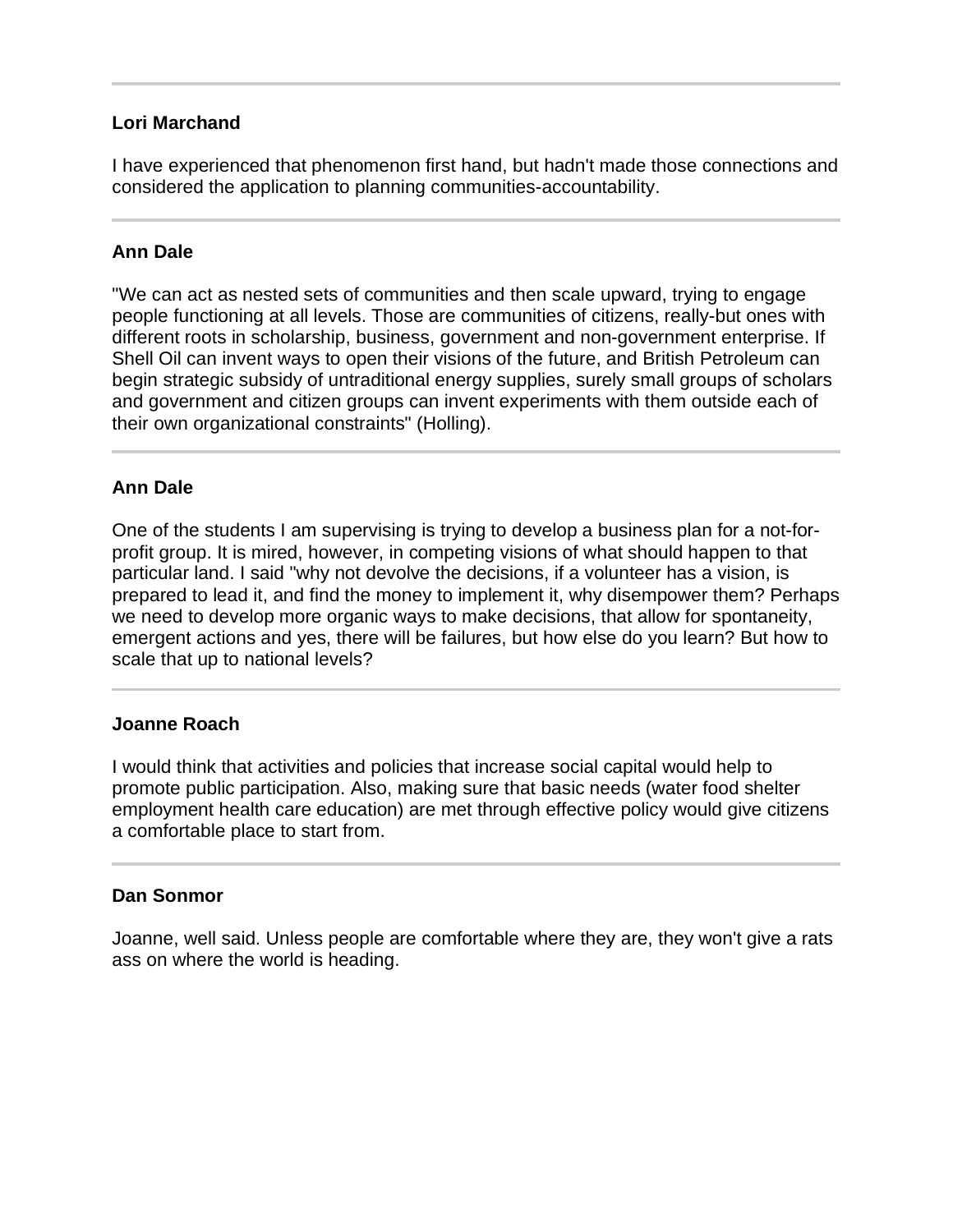---

**Lori Marchand**

I have experienced that phenomenon first hand, but hadn't made those connections and considered the application to planning communities-accountability.

---

**Ann Dale**

"We can act as nested sets of communities and then scale upward, trying to engage people functioning at all levels. Those are communities of citizens, really-but ones with different roots in scholarship, business, government and non-government enterprise. If Shell Oil can invent ways to open their visions of the future, and British Petroleum can begin strategic subsidy of untraditional energy supplies, surely small groups of scholars and government and citizen groups can invent experiments with them outside each of their own organizational constraints" (Holling).

---

**Ann Dale**

One of the students I am supervising is trying to develop a business plan for a not-for-profit group. It is mired, however, in competing visions of what should happen to that particular land. I said "why not devolve the decisions, if a volunteer has a vision, is prepared to lead it, and find the money to implement it, why disempower them? Perhaps we need to develop more organic ways to make decisions, that allow for spontaneity, emergent actions and yes, there will be failures, but how else do you learn? But how to scale that up to national levels?

---

**Joanne Roach**

I would think that activities and policies that increase social capital would help to promote public participation. Also, making sure that basic needs (water food shelter employment health care education) are met through effective policy would give citizens a comfortable place to start from.

---

**Dan Sonmor**

Joanne, well said. Unless people are comfortable where they are, they won't give a rats ass on where the world is heading.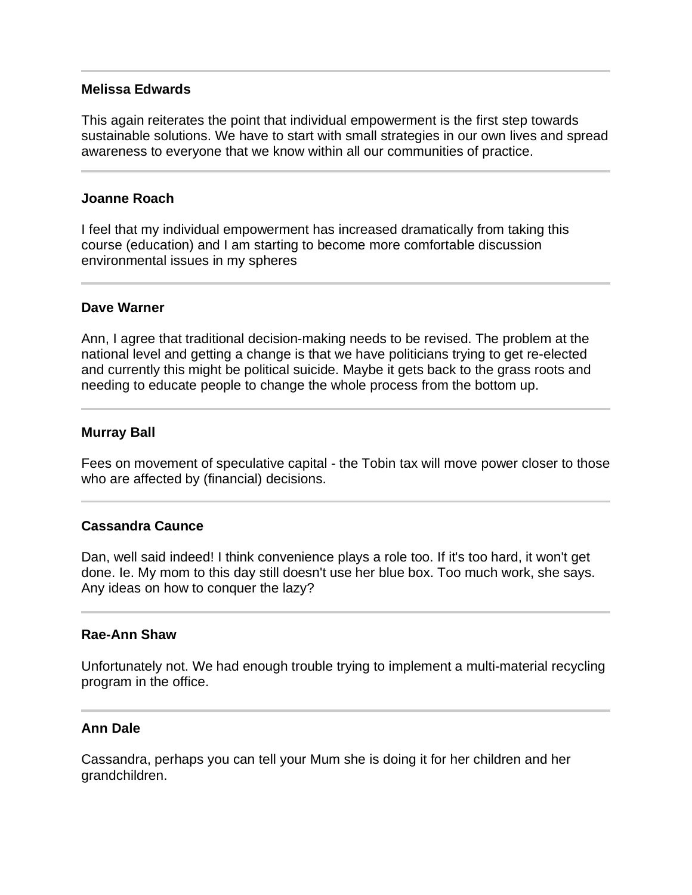---

**Melissa Edwards**

This again reiterates the point that individual empowerment is the first step towards sustainable solutions. We have to start with small strategies in our own lives and spread awareness to everyone that we know within all our communities of practice.

---

**Joanne Roach**

I feel that my individual empowerment has increased dramatically from taking this course (education) and I am starting to become more comfortable discussion environmental issues in my spheres

---

**Dave Warner**

Ann, I agree that traditional decision-making needs to be revised. The problem at the national level and getting a change is that we have politicians trying to get re-elected and currently this might be political suicide. Maybe it gets back to the grass roots and needing to educate people to change the whole process from the bottom up.

---

**Murray Ball**

Fees on movement of speculative capital - the Tobin tax will move power closer to those who are affected by (financial) decisions.

---

**Cassandra Caunce**

Dan, well said indeed! I think convenience plays a role too. If it's too hard, it won't get done. Ie. My mom to this day still doesn't use her blue box. Too much work, she says. Any ideas on how to conquer the lazy?

---

**Rae-Ann Shaw**

Unfortunately not. We had enough trouble trying to implement a multi-material recycling program in the office.

---

**Ann Dale**

Cassandra, perhaps you can tell your Mum she is doing it for her children and her grandchildren.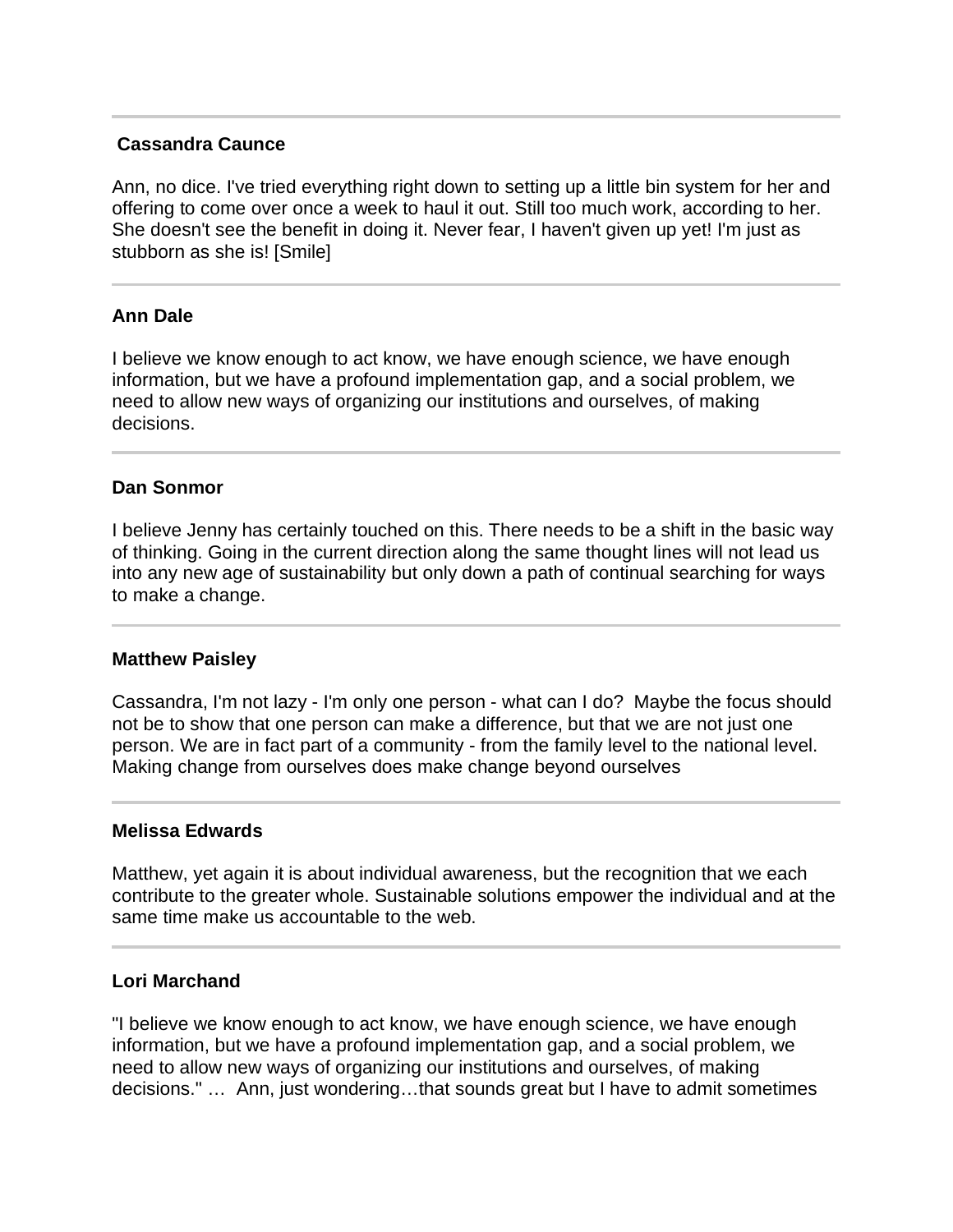---

**Cassandra Caunce**

Ann, no dice. I've tried everything right down to setting up a little bin system for her and offering to come over once a week to haul it out. Still too much work, according to her. She doesn't see the benefit in doing it. Never fear, I haven't given up yet! I'm just as stubborn as she is! [Smile]

---

**Ann Dale**

I believe we know enough to act know, we have enough science, we have enough information, but we have a profound implementation gap, and a social problem, we need to allow new ways of organizing our institutions and ourselves, of making decisions.

---

**Dan Sonmor**

I believe Jenny has certainly touched on this. There needs to be a shift in the basic way of thinking. Going in the current direction along the same thought lines will not lead us into any new age of sustainability but only down a path of continual searching for ways to make a change.

---

**Matthew Paisley**

Cassandra, I'm not lazy - I'm only one person - what can I do? Maybe the focus should not be to show that one person can make a difference, but that we are not just one person. We are in fact part of a community - from the family level to the national level. Making change from ourselves does make change beyond ourselves

---

**Melissa Edwards**

Matthew, yet again it is about individual awareness, but the recognition that we each contribute to the greater whole. Sustainable solutions empower the individual and at the same time make us accountable to the web.

---

**Lori Marchand**

"I believe we know enough to act know, we have enough science, we have enough information, but we have a profound implementation gap, and a social problem, we need to allow new ways of organizing our institutions and ourselves, of making decisions." … Ann, just wondering…that sounds great but I have to admit sometimes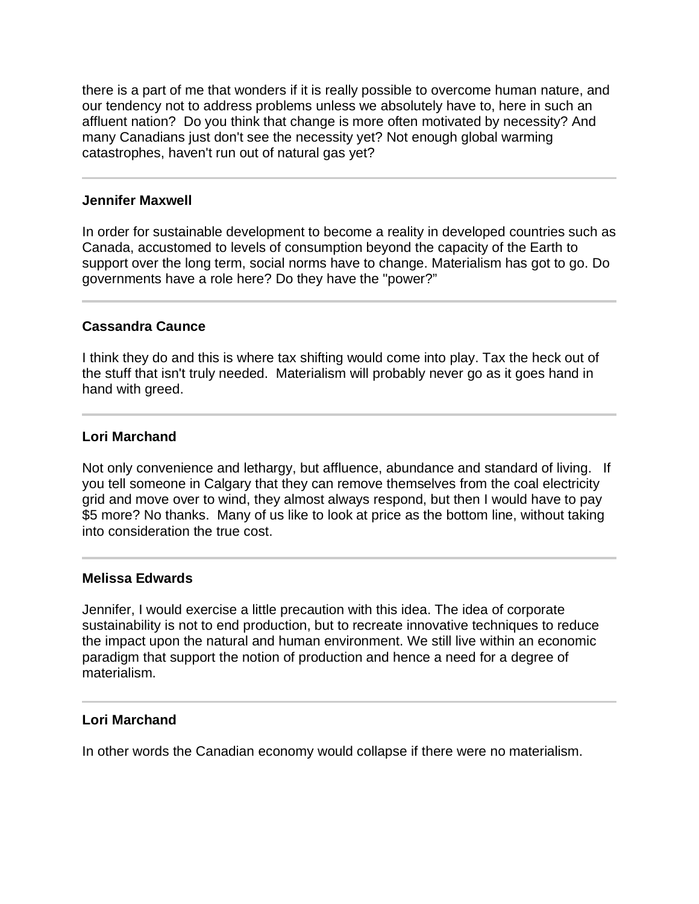there is a part of me that wonders if it is really possible to overcome human nature, and our tendency not to address problems unless we absolutely have to, here in such an affluent nation? Do you think that change is more often motivated by necessity? And many Canadians just don't see the necessity yet? Not enough global warming catastrophes, haven't run out of natural gas yet?

---

**Jennifer Maxwell**

In order for sustainable development to become a reality in developed countries such as Canada, accustomed to levels of consumption beyond the capacity of the Earth to support over the long term, social norms have to change. Materialism has got to go. Do governments have a role here? Do they have the "power?"

---

**Cassandra Caunce**

I think they do and this is where tax shifting would come into play. Tax the heck out of the stuff that isn't truly needed. Materialism will probably never go as it goes hand in hand with greed.

---

**Lori Marchand**

Not only convenience and lethargy, but affluence, abundance and standard of living. If you tell someone in Calgary that they can remove themselves from the coal electricity grid and move over to wind, they almost always respond, but then I would have to pay $5 more? No thanks. Many of us like to look at price as the bottom line, without taking into consideration the true cost.

---

**Melissa Edwards**

Jennifer, I would exercise a little precaution with this idea. The idea of corporate sustainability is not to end production, but to recreate innovative techniques to reduce the impact upon the natural and human environment. We still live within an economic paradigm that support the notion of production and hence a need for a degree of materialism.

---

**Lori Marchand**

In other words the Canadian economy would collapse if there were no materialism.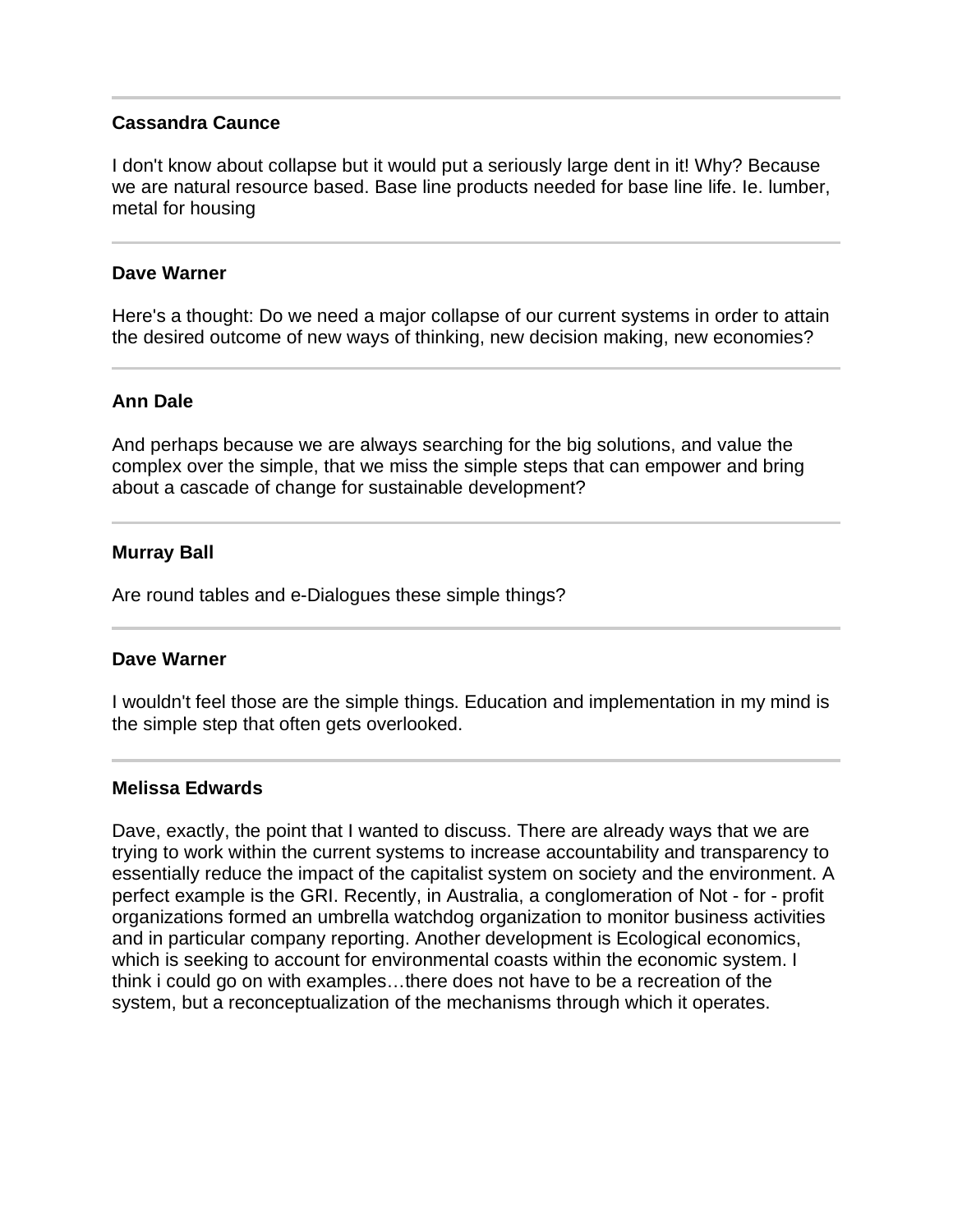---

**Cassandra Caunce**

I don't know about collapse but it would put a seriously large dent in it! Why? Because we are natural resource based. Base line products needed for base line life. Ie. lumber, metal for housing

---

**Dave Warner**

Here's a thought: Do we need a major collapse of our current systems in order to attain the desired outcome of new ways of thinking, new decision making, new economies?

---

**Ann Dale**

And perhaps because we are always searching for the big solutions, and value the complex over the simple, that we miss the simple steps that can empower and bring about a cascade of change for sustainable development?

---

**Murray Ball**

Are round tables and e-Dialogues these simple things?

---

**Dave Warner**

I wouldn't feel those are the simple things. Education and implementation in my mind is the simple step that often gets overlooked.

---

**Melissa Edwards**

Dave, exactly, the point that I wanted to discuss. There are already ways that we are trying to work within the current systems to increase accountability and transparency to essentially reduce the impact of the capitalist system on society and the environment. A perfect example is the GRI. Recently, in Australia, a conglomeration of Not - for - profit organizations formed an umbrella watchdog organization to monitor business activities and in particular company reporting. Another development is Ecological economics, which is seeking to account for environmental coasts within the economic system. I think i could go on with examples…there does not have to be a recreation of the system, but a reconceptualization of the mechanisms through which it operates.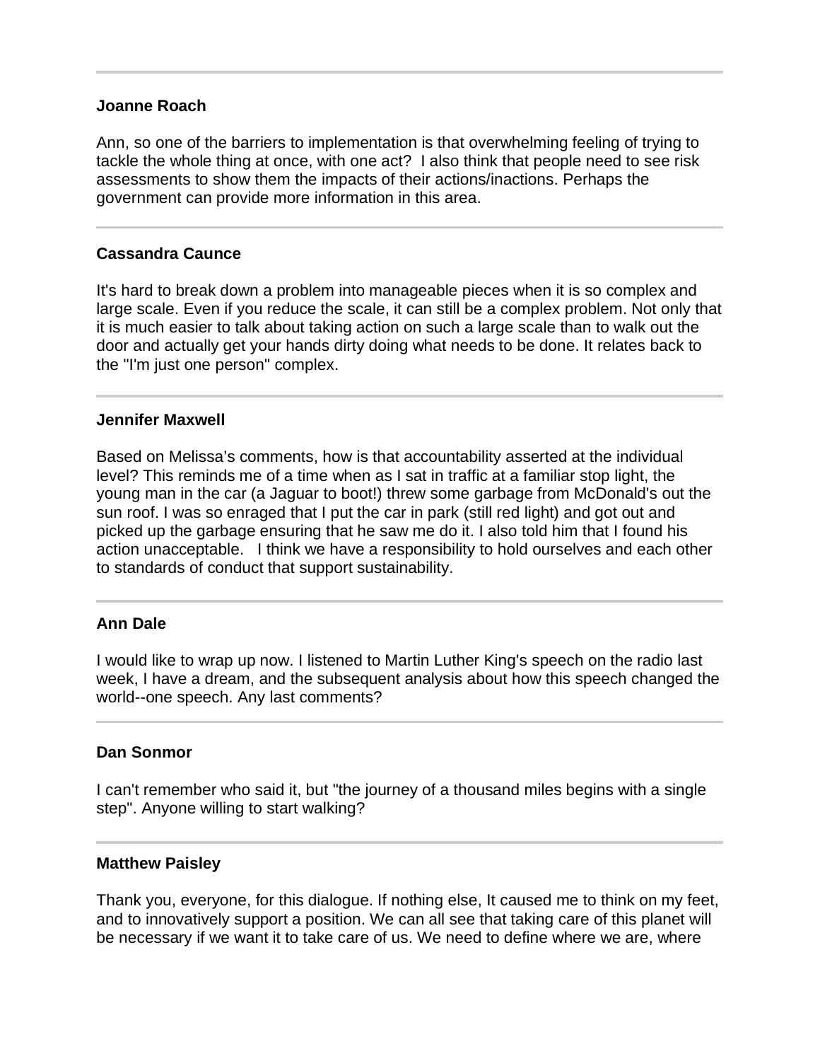---

**Joanne Roach**

Ann, so one of the barriers to implementation is that overwhelming feeling of trying to tackle the whole thing at once, with one act? I also think that people need to see risk assessments to show them the impacts of their actions/inactions. Perhaps the government can provide more information in this area.

---

**Cassandra Caunce**

It's hard to break down a problem into manageable pieces when it is so complex and large scale. Even if you reduce the scale, it can still be a complex problem. Not only that it is much easier to talk about taking action on such a large scale than to walk out the door and actually get your hands dirty doing what needs to be done. It relates back to the "I'm just one person" complex.

---

**Jennifer Maxwell**

Based on Melissa's comments, how is that accountability asserted at the individual level? This reminds me of a time when as I sat in traffic at a familiar stop light, the young man in the car (a Jaguar to boot!) threw some garbage from McDonald's out the sun roof. I was so enraged that I put the car in park (still red light) and got out and picked up the garbage ensuring that he saw me do it. I also told him that I found his action unacceptable. I think we have a responsibility to hold ourselves and each other to standards of conduct that support sustainability.

---

**Ann Dale**

I would like to wrap up now. I listened to Martin Luther King's speech on the radio last week, I have a dream, and the subsequent analysis about how this speech changed the world--one speech. Any last comments?

---

**Dan Sonmor**

I can't remember who said it, but "the journey of a thousand miles begins with a single step". Anyone willing to start walking?

---

**Matthew Paisley**

Thank you, everyone, for this dialogue. If nothing else, It caused me to think on my feet, and to innovatively support a position. We can all see that taking care of this planet will be necessary if we want it to take care of us. We need to define where we are, where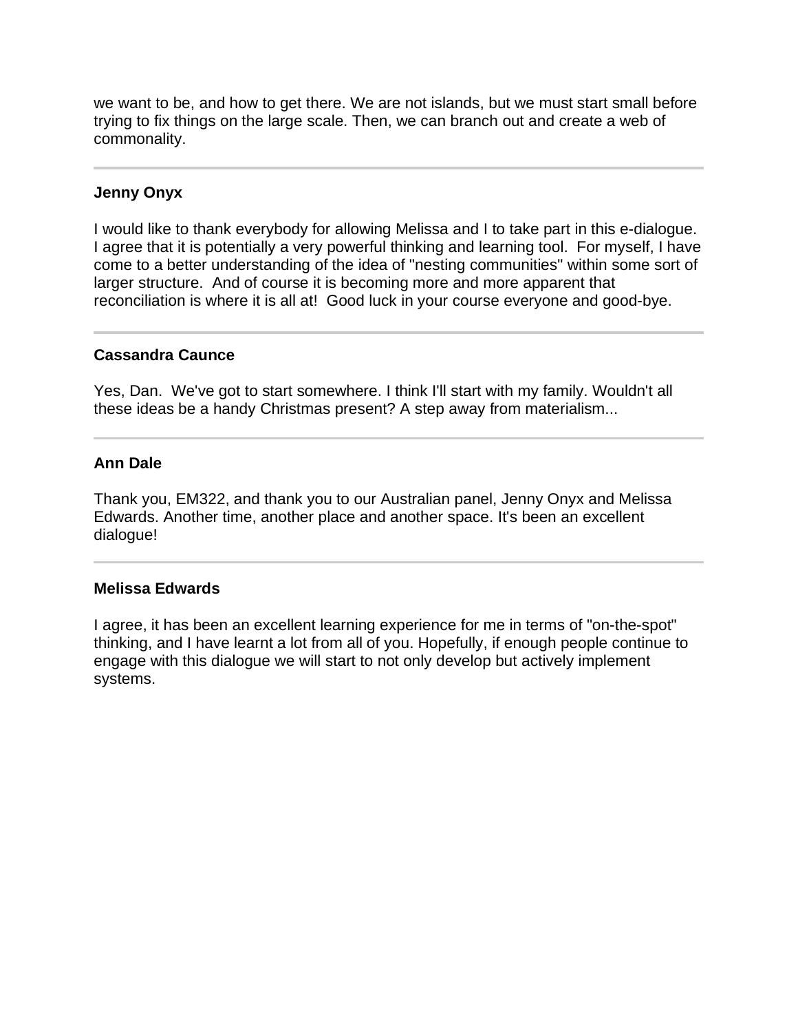we want to be, and how to get there. We are not islands, but we must start small before trying to fix things on the large scale. Then, we can branch out and create a web of commonality.

---

**Jenny Onyx**

I would like to thank everybody for allowing Melissa and I to take part in this e-dialogue. I agree that it is potentially a very powerful thinking and learning tool. For myself, I have come to a better understanding of the idea of "nesting communities" within some sort of larger structure. And of course it is becoming more and more apparent that reconciliation is where it is all at! Good luck in your course everyone and good-bye.

---

**Cassandra Caunce**

Yes, Dan. We've got to start somewhere. I think I'll start with my family. Wouldn't all these ideas be a handy Christmas present? A step away from materialism...

---

**Ann Dale**

Thank you, EM322, and thank you to our Australian panel, Jenny Onyx and Melissa Edwards. Another time, another place and another space. It's been an excellent dialogue!

---

**Melissa Edwards**

I agree, it has been an excellent learning experience for me in terms of "on-the-spot" thinking, and I have learnt a lot from all of you. Hopefully, if enough people continue to engage with this dialogue we will start to not only develop but actively implement systems.